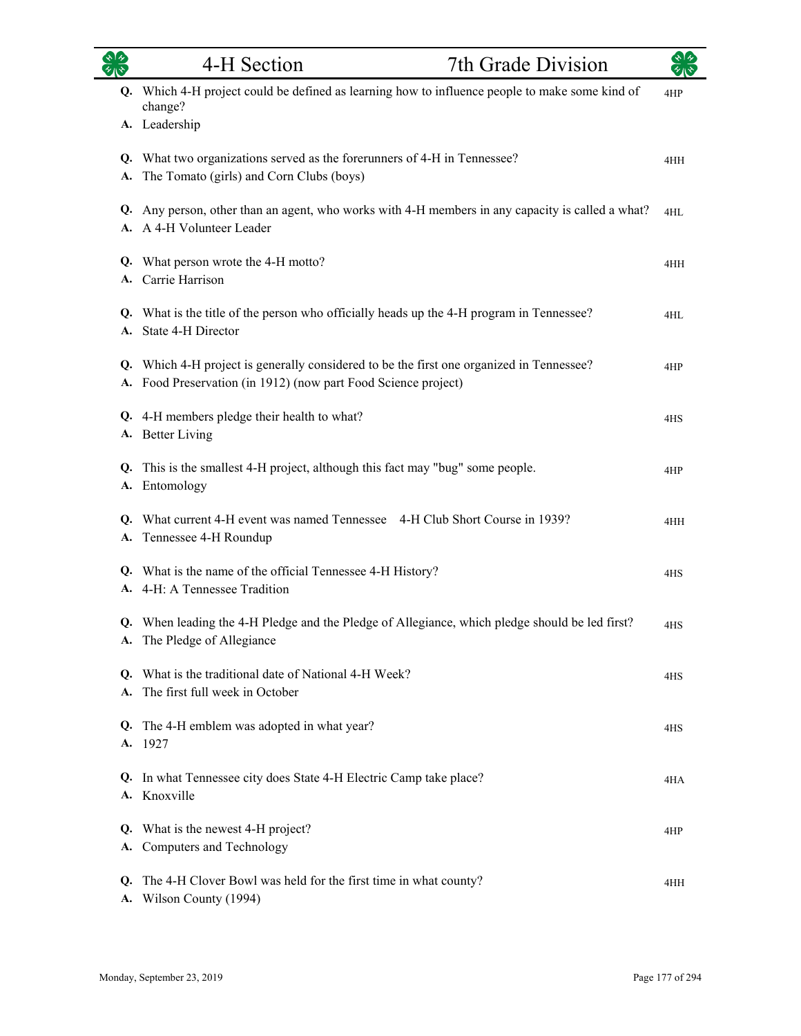# 4-H Section — 7th Grade Division

**Q.** Which 4-H project could be defined as learning how to influence people to make some kind of change? — 4HP
**A.** Leadership

**Q.** What two organizations served as the forerunners of 4-H in Tennessee? — 4HH
**A.** The Tomato (girls) and Corn Clubs (boys)

**Q.** Any person, other than an agent, who works with 4-H members in any capacity is called a what? — 4HL
**A.** A 4-H Volunteer Leader

**Q.** What person wrote the 4-H motto? — 4HH
**A.** Carrie Harrison

**Q.** What is the title of the person who officially heads up the 4-H program in Tennessee? — 4HL
**A.** State 4-H Director

**Q.** Which 4-H project is generally considered to be the first one organized in Tennessee? — 4HP
**A.** Food Preservation (in 1912) (now part Food Science project)

**Q.** 4-H members pledge their health to what? — 4HS
**A.** Better Living

**Q.** This is the smallest 4-H project, although this fact may "bug" some people. — 4HP
**A.** Entomology

**Q.** What current 4-H event was named Tennessee 4-H Club Short Course in 1939? — 4HH
**A.** Tennessee 4-H Roundup

**Q.** What is the name of the official Tennessee 4-H History? — 4HS
**A.** 4-H: A Tennessee Tradition

**Q.** When leading the 4-H Pledge and the Pledge of Allegiance, which pledge should be led first? — 4HS
**A.** The Pledge of Allegiance

**Q.** What is the traditional date of National 4-H Week? — 4HS
**A.** The first full week in October

**Q.** The 4-H emblem was adopted in what year? — 4HS
**A.** 1927

**Q.** In what Tennessee city does State 4-H Electric Camp take place? — 4HA
**A.** Knoxville

**Q.** What is the newest 4-H project? — 4HP
**A.** Computers and Technology

**Q.** The 4-H Clover Bowl was held for the first time in what county? — 4HH
**A.** Wilson County (1994)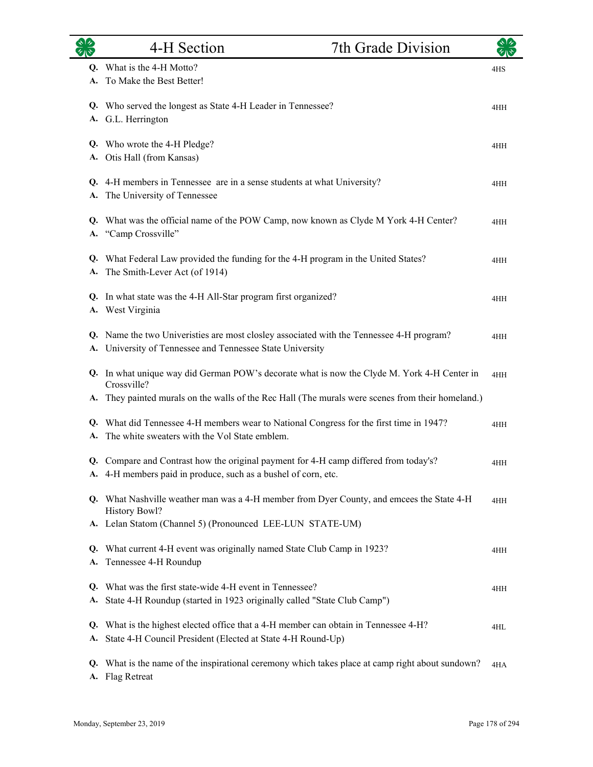# 4-H Section — 7th Grade Division

**Q.** What is the 4-H Motto? *4HS*
**A.** To Make the Best Better!

**Q.** Who served the longest as State 4-H Leader in Tennessee? *4HH*
**A.** G.L. Herrington

**Q.** Who wrote the 4-H Pledge? *4HH*
**A.** Otis Hall (from Kansas)

**Q.** 4-H members in Tennessee are in a sense students at what University? *4HH*
**A.** The University of Tennessee

**Q.** What was the official name of the POW Camp, now known as Clyde M York 4-H Center? *4HH*
**A.** "Camp Crossville"

**Q.** What Federal Law provided the funding for the 4-H program in the United States? *4HH*
**A.** The Smith-Lever Act (of 1914)

**Q.** In what state was the 4-H All-Star program first organized? *4HH*
**A.** West Virginia

**Q.** Name the two Univeristies are most closley associated with the Tennessee 4-H program? *4HH*
**A.** University of Tennessee and Tennessee State University

**Q.** In what unique way did German POW's decorate what is now the Clyde M. York 4-H Center in Crossville? *4HH*
**A.** They painted murals on the walls of the Rec Hall (The murals were scenes from their homeland.)

**Q.** What did Tennessee 4-H members wear to National Congress for the first time in 1947? *4HH*
**A.** The white sweaters with the Vol State emblem.

**Q.** Compare and Contrast how the original payment for 4-H camp differed from today's? *4HH*
**A.** 4-H members paid in produce, such as a bushel of corn, etc.

**Q.** What Nashville weather man was a 4-H member from Dyer County, and emcees the State 4-H History Bowl? *4HH*
**A.** Lelan Statom (Channel 5) (Pronounced LEE-LUN STATE-UM)

**Q.** What current 4-H event was originally named State Club Camp in 1923? *4HH*
**A.** Tennessee 4-H Roundup

**Q.** What was the first state-wide 4-H event in Tennessee? *4HH*
**A.** State 4-H Roundup (started in 1923 originally called "State Club Camp")

**Q.** What is the highest elected office that a 4-H member can obtain in Tennessee 4-H? *4HL*
**A.** State 4-H Council President (Elected at State 4-H Round-Up)

**Q.** What is the name of the inspirational ceremony which takes place at camp right about sundown? *4HA*
**A.** Flag Retreat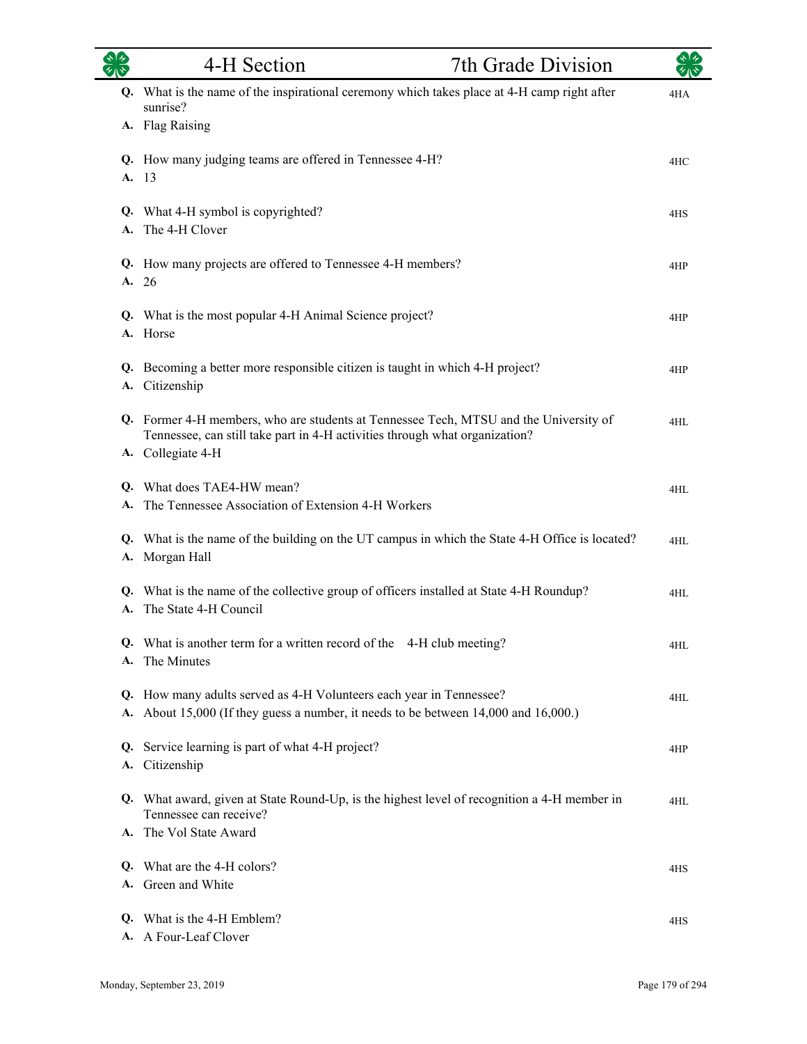# 4-H Section — 7th Grade Division

**Q.** What is the name of the inspirational ceremony which takes place at 4-H camp right after sunrise? — 4HA
**A.** Flag Raising

**Q.** How many judging teams are offered in Tennessee 4-H? — 4HC
**A.** 13

**Q.** What 4-H symbol is copyrighted? — 4HS
**A.** The 4-H Clover

**Q.** How many projects are offered to Tennessee 4-H members? — 4HP
**A.** 26

**Q.** What is the most popular 4-H Animal Science project? — 4HP
**A.** Horse

**Q.** Becoming a better more responsible citizen is taught in which 4-H project? — 4HP
**A.** Citizenship

**Q.** Former 4-H members, who are students at Tennessee Tech, MTSU and the University of Tennessee, can still take part in 4-H activities through what organization? — 4HL
**A.** Collegiate 4-H

**Q.** What does TAE4-HW mean? — 4HL
**A.** The Tennessee Association of Extension 4-H Workers

**Q.** What is the name of the building on the UT campus in which the State 4-H Office is located? — 4HL
**A.** Morgan Hall

**Q.** What is the name of the collective group of officers installed at State 4-H Roundup? — 4HL
**A.** The State 4-H Council

**Q.** What is another term for a written record of the 4-H club meeting? — 4HL
**A.** The Minutes

**Q.** How many adults served as 4-H Volunteers each year in Tennessee? — 4HL
**A.** About 15,000 (If they guess a number, it needs to be between 14,000 and 16,000.)

**Q.** Service learning is part of what 4-H project? — 4HP
**A.** Citizenship

**Q.** What award, given at State Round-Up, is the highest level of recognition a 4-H member in Tennessee can receive? — 4HL
**A.** The Vol State Award

**Q.** What are the 4-H colors? — 4HS
**A.** Green and White

**Q.** What is the 4-H Emblem? — 4HS
**A.** A Four-Leaf Clover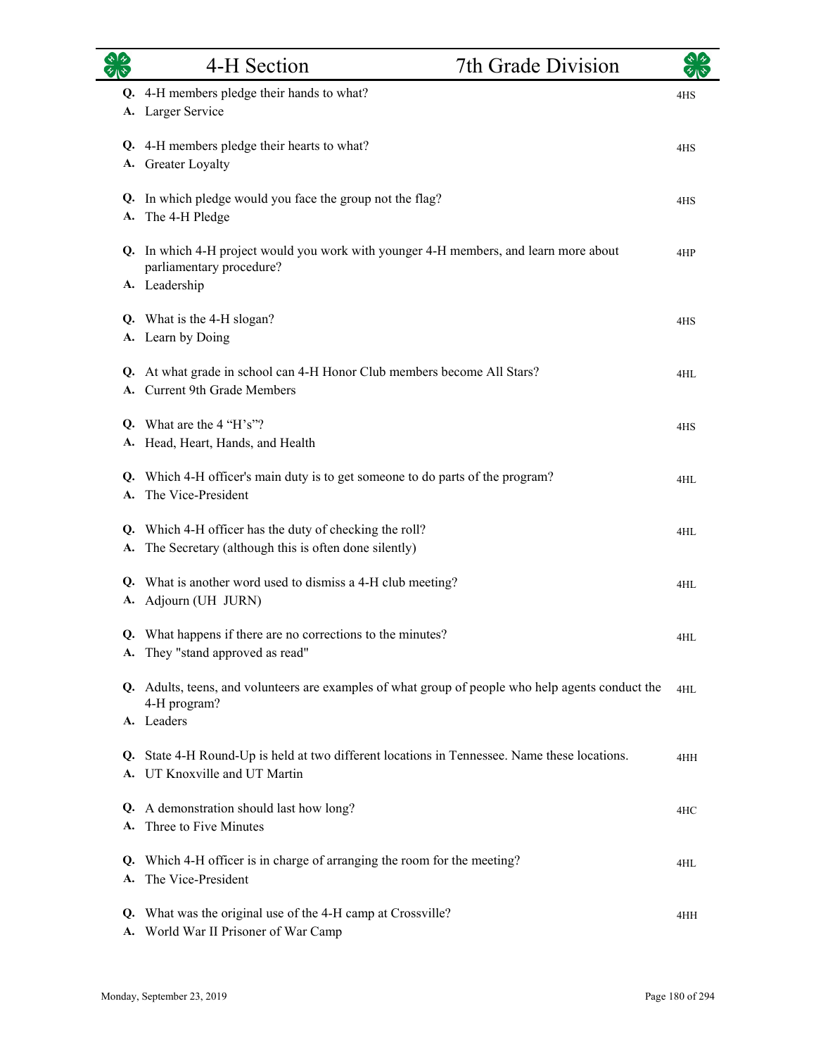# 4-H Section — 7th Grade Division

**Q.** 4-H members pledge their hands to what? — 4HS
**A.** Larger Service

**Q.** 4-H members pledge their hearts to what? — 4HS
**A.** Greater Loyalty

**Q.** In which pledge would you face the group not the flag? — 4HS
**A.** The 4-H Pledge

**Q.** In which 4-H project would you work with younger 4-H members, and learn more about parliamentary procedure? — 4HP
**A.** Leadership

**Q.** What is the 4-H slogan? — 4HS
**A.** Learn by Doing

**Q.** At what grade in school can 4-H Honor Club members become All Stars? — 4HL
**A.** Current 9th Grade Members

**Q.** What are the 4 "H's"? — 4HS
**A.** Head, Heart, Hands, and Health

**Q.** Which 4-H officer's main duty is to get someone to do parts of the program? — 4HL
**A.** The Vice-President

**Q.** Which 4-H officer has the duty of checking the roll? — 4HL
**A.** The Secretary (although this is often done silently)

**Q.** What is another word used to dismiss a 4-H club meeting? — 4HL
**A.** Adjourn (UH JURN)

**Q.** What happens if there are no corrections to the minutes? — 4HL
**A.** They "stand approved as read"

**Q.** Adults, teens, and volunteers are examples of what group of people who help agents conduct the 4-H program? — 4HL
**A.** Leaders

**Q.** State 4-H Round-Up is held at two different locations in Tennessee. Name these locations. — 4HH
**A.** UT Knoxville and UT Martin

**Q.** A demonstration should last how long? — 4HC
**A.** Three to Five Minutes

**Q.** Which 4-H officer is in charge of arranging the room for the meeting? — 4HL
**A.** The Vice-President

**Q.** What was the original use of the 4-H camp at Crossville? — 4HH
**A.** World War II Prisoner of War Camp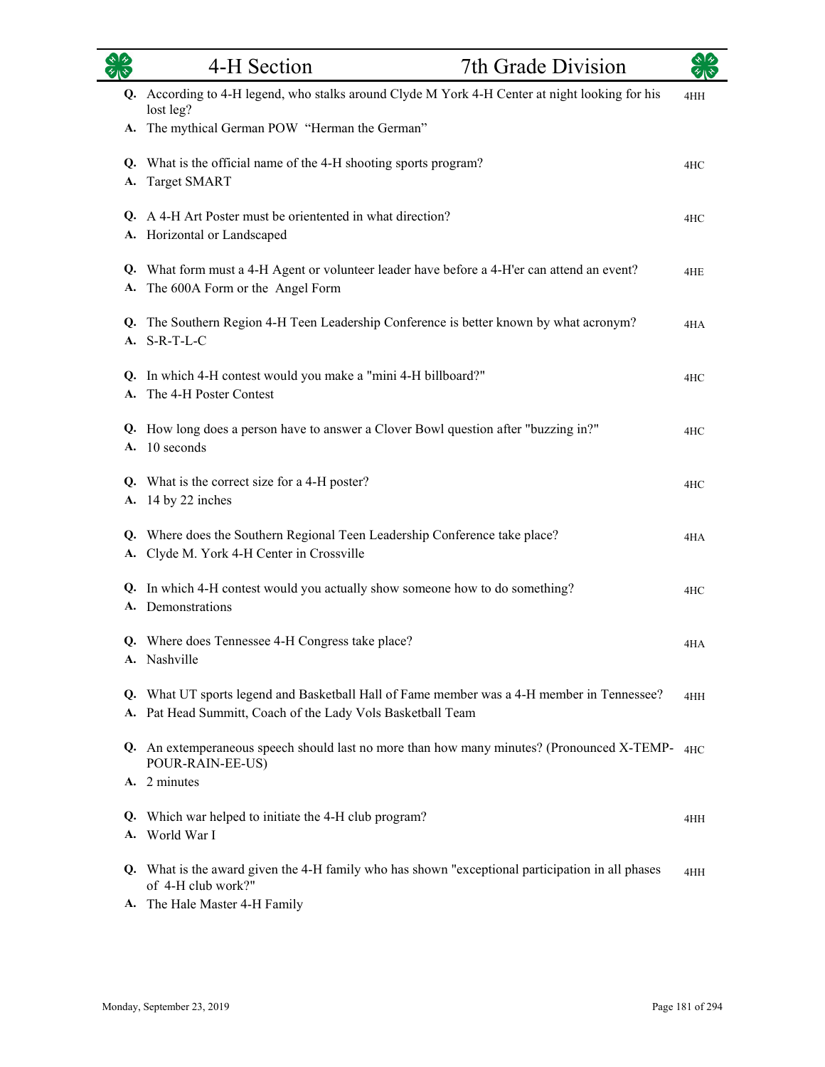# 4-H Section — 7th Grade Division

**Q.** According to 4-H legend, who stalks around Clyde M York 4-H Center at night looking for his lost leg? *4HH*
**A.** The mythical German POW "Herman the German"

**Q.** What is the official name of the 4-H shooting sports program? *4HC*
**A.** Target SMART

**Q.** A 4-H Art Poster must be orientented in what direction? *4HC*
**A.** Horizontal or Landscaped

**Q.** What form must a 4-H Agent or volunteer leader have before a 4-H'er can attend an event? *4HE*
**A.** The 600A Form or the Angel Form

**Q.** The Southern Region 4-H Teen Leadership Conference is better known by what acronym? *4HA*
**A.** S-R-T-L-C

**Q.** In which 4-H contest would you make a "mini 4-H billboard?" *4HC*
**A.** The 4-H Poster Contest

**Q.** How long does a person have to answer a Clover Bowl question after "buzzing in?" *4HC*
**A.** 10 seconds

**Q.** What is the correct size for a 4-H poster? *4HC*
**A.** 14 by 22 inches

**Q.** Where does the Southern Regional Teen Leadership Conference take place? *4HA*
**A.** Clyde M. York 4-H Center in Crossville

**Q.** In which 4-H contest would you actually show someone how to do something? *4HC*
**A.** Demonstrations

**Q.** Where does Tennessee 4-H Congress take place? *4HA*
**A.** Nashville

**Q.** What UT sports legend and Basketball Hall of Fame member was a 4-H member in Tennessee? *4HH*
**A.** Pat Head Summitt, Coach of the Lady Vols Basketball Team

**Q.** An extemperaneous speech should last no more than how many minutes? (Pronounced X-TEMP-POUR-RAIN-EE-US) *4HC*
**A.** 2 minutes

**Q.** Which war helped to initiate the 4-H club program? *4HH*
**A.** World War I

**Q.** What is the award given the 4-H family who has shown "exceptional participation in all phases of 4-H club work?" *4HH*
**A.** The Hale Master 4-H Family

Monday, September 23, 2019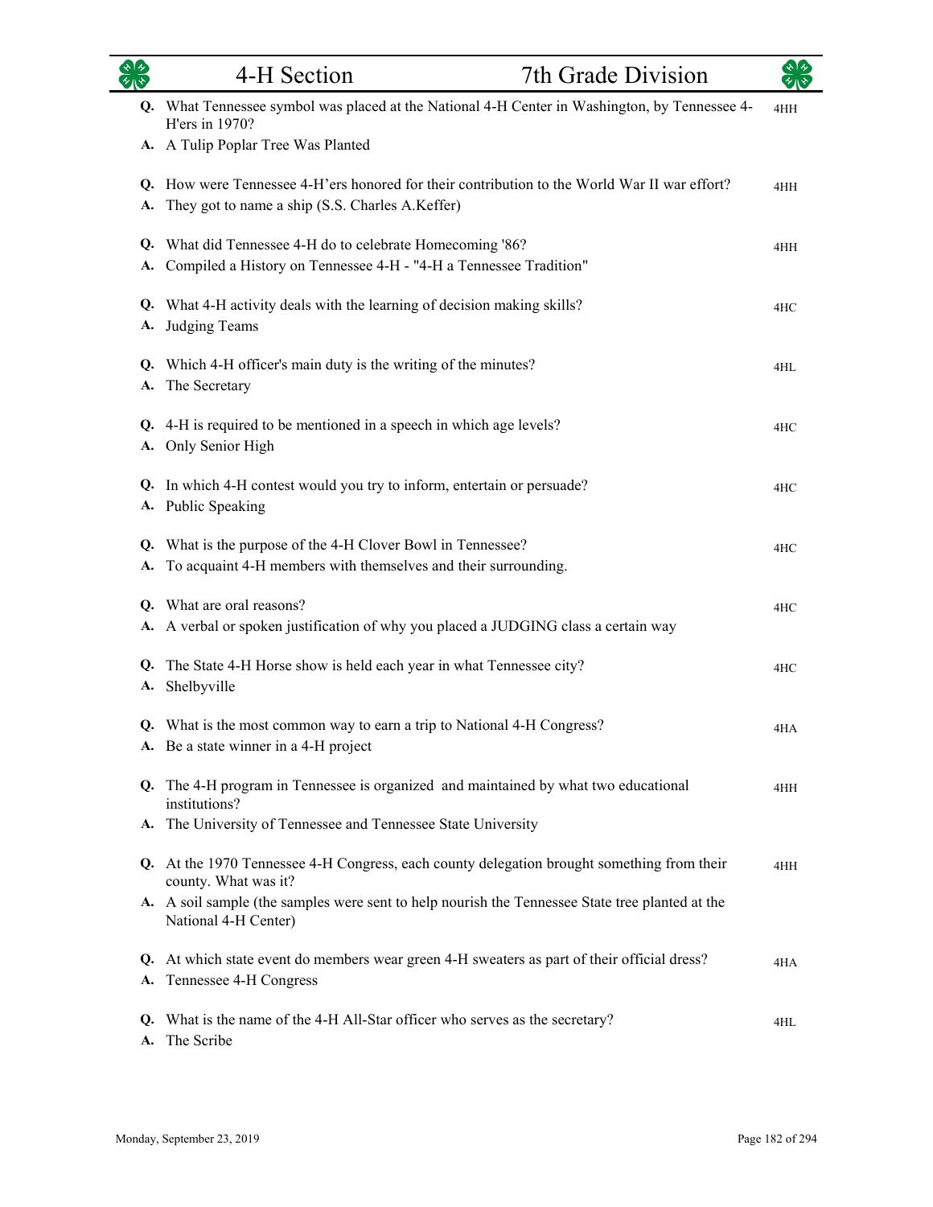# 4-H Section — 7th Grade Division

**Q.** What Tennessee symbol was placed at the National 4-H Center in Washington, by Tennessee 4-H'ers in 1970? — 4HH
**A.** A Tulip Poplar Tree Was Planted

**Q.** How were Tennessee 4-H'ers honored for their contribution to the World War II war effort? — 4HH
**A.** They got to name a ship (S.S. Charles A.Keffer)

**Q.** What did Tennessee 4-H do to celebrate Homecoming '86? — 4HH
**A.** Compiled a History on Tennessee 4-H - "4-H a Tennessee Tradition"

**Q.** What 4-H activity deals with the learning of decision making skills? — 4HC
**A.** Judging Teams

**Q.** Which 4-H officer's main duty is the writing of the minutes? — 4HL
**A.** The Secretary

**Q.** 4-H is required to be mentioned in a speech in which age levels? — 4HC
**A.** Only Senior High

**Q.** In which 4-H contest would you try to inform, entertain or persuade? — 4HC
**A.** Public Speaking

**Q.** What is the purpose of the 4-H Clover Bowl in Tennessee? — 4HC
**A.** To acquaint 4-H members with themselves and their surrounding.

**Q.** What are oral reasons? — 4HC
**A.** A verbal or spoken justification of why you placed a JUDGING class a certain way

**Q.** The State 4-H Horse show is held each year in what Tennessee city? — 4HC
**A.** Shelbyville

**Q.** What is the most common way to earn a trip to National 4-H Congress? — 4HA
**A.** Be a state winner in a 4-H project

**Q.** The 4-H program in Tennessee is organized and maintained by what two educational institutions? — 4HH
**A.** The University of Tennessee and Tennessee State University

**Q.** At the 1970 Tennessee 4-H Congress, each county delegation brought something from their county. What was it? — 4HH
**A.** A soil sample (the samples were sent to help nourish the Tennessee State tree planted at the National 4-H Center)

**Q.** At which state event do members wear green 4-H sweaters as part of their official dress? — 4HA
**A.** Tennessee 4-H Congress

**Q.** What is the name of the 4-H All-Star officer who serves as the secretary? — 4HL
**A.** The Scribe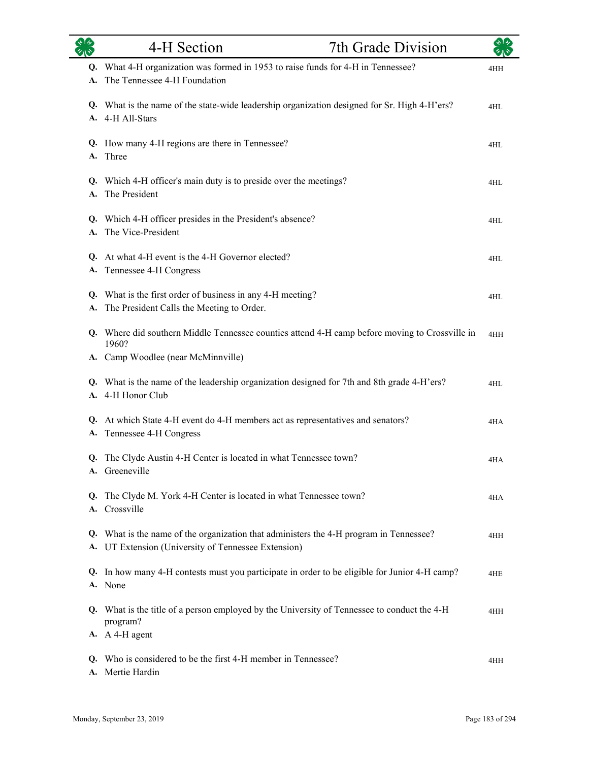# 4-H Section — 7th Grade Division

**Q.** What 4-H organization was formed in 1953 to raise funds for 4-H in Tennessee? — 4HH
**A.** The Tennessee 4-H Foundation

**Q.** What is the name of the state-wide leadership organization designed for Sr. High 4-H'ers? — 4HL
**A.** 4-H All-Stars

**Q.** How many 4-H regions are there in Tennessee? — 4HL
**A.** Three

**Q.** Which 4-H officer's main duty is to preside over the meetings? — 4HL
**A.** The President

**Q.** Which 4-H officer presides in the President's absence? — 4HL
**A.** The Vice-President

**Q.** At what 4-H event is the 4-H Governor elected? — 4HL
**A.** Tennessee 4-H Congress

**Q.** What is the first order of business in any 4-H meeting? — 4HL
**A.** The President Calls the Meeting to Order.

**Q.** Where did southern Middle Tennessee counties attend 4-H camp before moving to Crossville in 1960? — 4HH
**A.** Camp Woodlee (near McMinnville)

**Q.** What is the name of the leadership organization designed for 7th and 8th grade 4-H'ers? — 4HL
**A.** 4-H Honor Club

**Q.** At which State 4-H event do 4-H members act as representatives and senators? — 4HA
**A.** Tennessee 4-H Congress

**Q.** The Clyde Austin 4-H Center is located in what Tennessee town? — 4HA
**A.** Greeneville

**Q.** The Clyde M. York 4-H Center is located in what Tennessee town? — 4HA
**A.** Crossville

**Q.** What is the name of the organization that administers the 4-H program in Tennessee? — 4HH
**A.** UT Extension (University of Tennessee Extension)

**Q.** In how many 4-H contests must you participate in order to be eligible for Junior 4-H camp? — 4HE
**A.** None

**Q.** What is the title of a person employed by the University of Tennessee to conduct the 4-H program? — 4HH
**A.** A 4-H agent

**Q.** Who is considered to be the first 4-H member in Tennessee? — 4HH
**A.** Mertie Hardin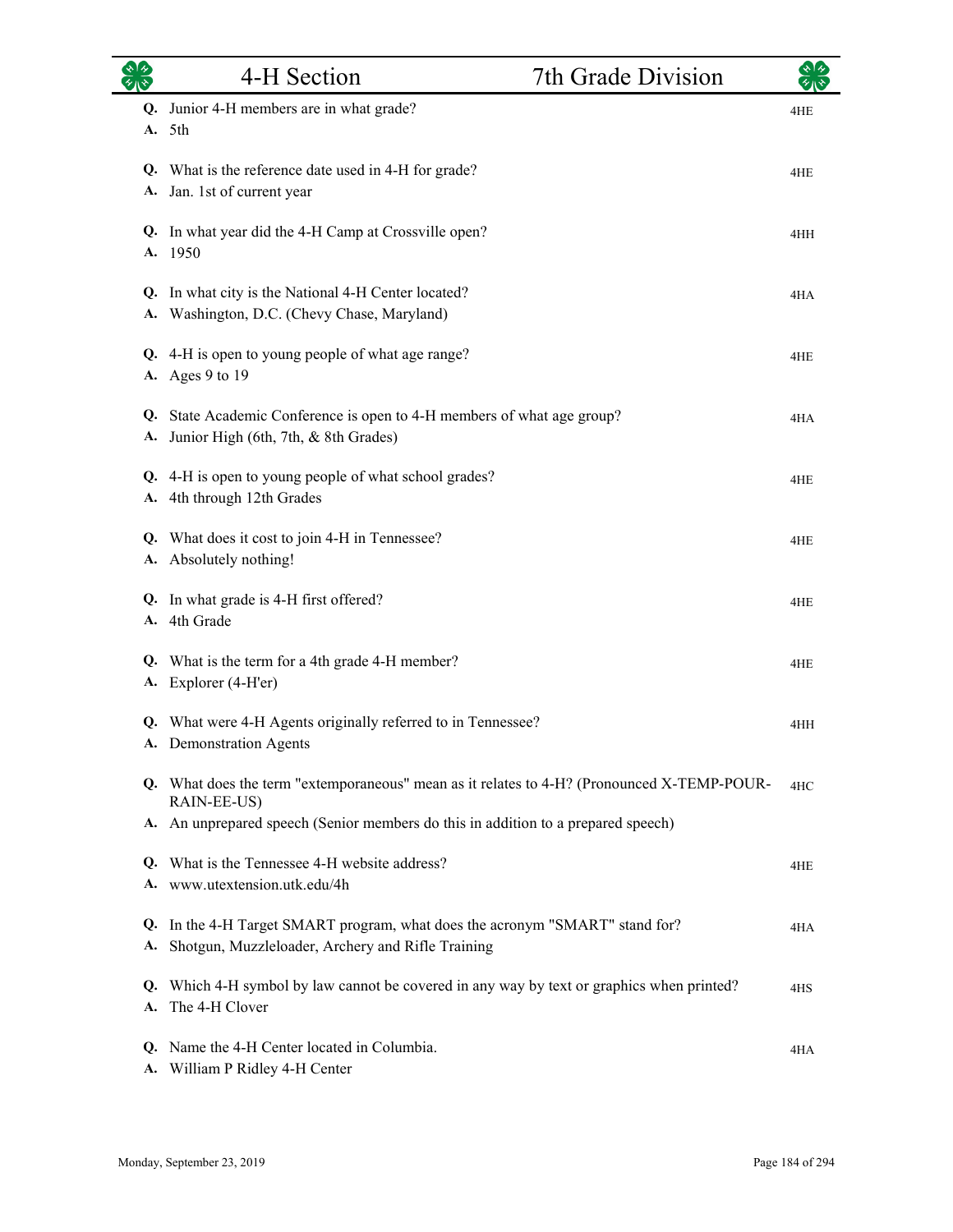# 4-H Section — 7th Grade Division

**Q.** Junior 4-H members are in what grade?
**A.** 5th
4HE

**Q.** What is the reference date used in 4-H for grade?
**A.** Jan. 1st of current year
4HE

**Q.** In what year did the 4-H Camp at Crossville open?
**A.** 1950
4HH

**Q.** In what city is the National 4-H Center located?
**A.** Washington, D.C. (Chevy Chase, Maryland)
4HA

**Q.** 4-H is open to young people of what age range?
**A.** Ages 9 to 19
4HE

**Q.** State Academic Conference is open to 4-H members of what age group?
**A.** Junior High (6th, 7th, & 8th Grades)
4HA

**Q.** 4-H is open to young people of what school grades?
**A.** 4th through 12th Grades
4HE

**Q.** What does it cost to join 4-H in Tennessee?
**A.** Absolutely nothing!
4HE

**Q.** In what grade is 4-H first offered?
**A.** 4th Grade
4HE

**Q.** What is the term for a 4th grade 4-H member?
**A.** Explorer (4-H'er)
4HE

**Q.** What were 4-H Agents originally referred to in Tennessee?
**A.** Demonstration Agents
4HH

**Q.** What does the term "extemporaneous" mean as it relates to 4-H? (Pronounced X-TEMP-POUR-RAIN-EE-US)
**A.** An unprepared speech (Senior members do this in addition to a prepared speech)
4HC

**Q.** What is the Tennessee 4-H website address?
**A.** www.utextension.utk.edu/4h
4HE

**Q.** In the 4-H Target SMART program, what does the acronym "SMART" stand for?
**A.** Shotgun, Muzzleloader, Archery and Rifle Training
4HA

**Q.** Which 4-H symbol by law cannot be covered in any way by text or graphics when printed?
**A.** The 4-H Clover
4HS

**Q.** Name the 4-H Center located in Columbia.
**A.** William P Ridley 4-H Center
4HA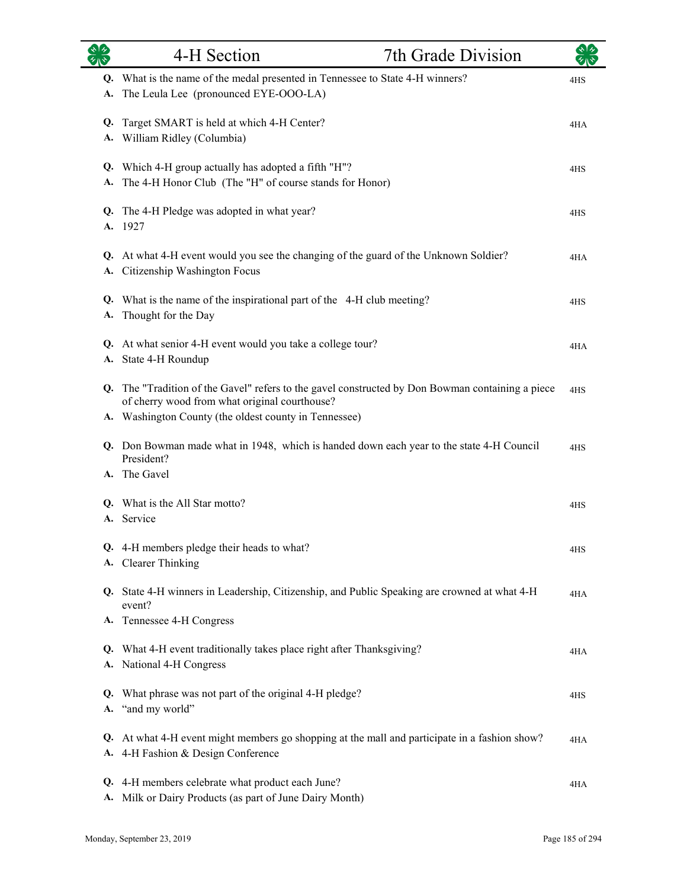# 4-H Section 7th Grade Division

**Q.** What is the name of the medal presented in Tennessee to State 4-H winners? 4HS
**A.** The Leula Lee (pronounced EYE-OOO-LA)

**Q.** Target SMART is held at which 4-H Center? 4HA
**A.** William Ridley (Columbia)

**Q.** Which 4-H group actually has adopted a fifth "H"? 4HS
**A.** The 4-H Honor Club (The "H" of course stands for Honor)

**Q.** The 4-H Pledge was adopted in what year? 4HS
**A.** 1927

**Q.** At what 4-H event would you see the changing of the guard of the Unknown Soldier? 4HA
**A.** Citizenship Washington Focus

**Q.** What is the name of the inspirational part of the 4-H club meeting? 4HS
**A.** Thought for the Day

**Q.** At what senior 4-H event would you take a college tour? 4HA
**A.** State 4-H Roundup

**Q.** The "Tradition of the Gavel" refers to the gavel constructed by Don Bowman containing a piece of cherry wood from what original courthouse? 4HS
**A.** Washington County (the oldest county in Tennessee)

**Q.** Don Bowman made what in 1948, which is handed down each year to the state 4-H Council President? 4HS
**A.** The Gavel

**Q.** What is the All Star motto? 4HS
**A.** Service

**Q.** 4-H members pledge their heads to what? 4HS
**A.** Clearer Thinking

**Q.** State 4-H winners in Leadership, Citizenship, and Public Speaking are crowned at what 4-H event? 4HA
**A.** Tennessee 4-H Congress

**Q.** What 4-H event traditionally takes place right after Thanksgiving? 4HA
**A.** National 4-H Congress

**Q.** What phrase was not part of the original 4-H pledge? 4HS
**A.** "and my world"

**Q.** At what 4-H event might members go shopping at the mall and participate in a fashion show? 4HA
**A.** 4-H Fashion & Design Conference

**Q.** 4-H members celebrate what product each June? 4HA
**A.** Milk or Dairy Products (as part of June Dairy Month)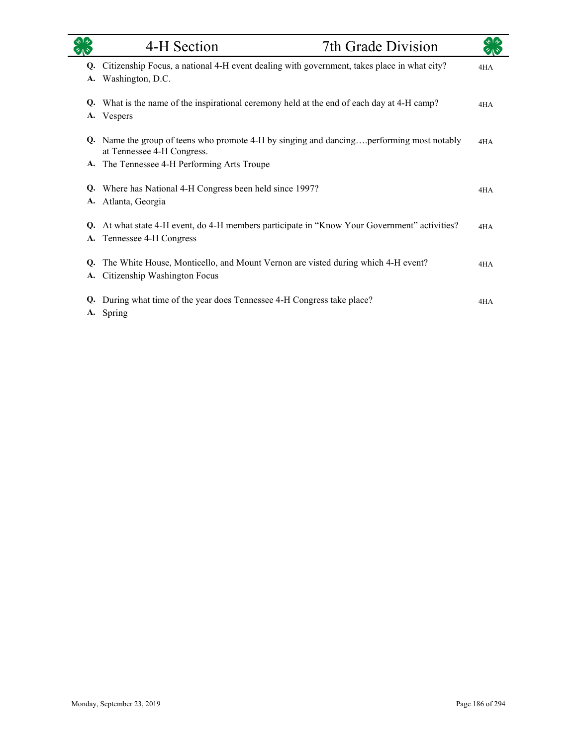# 4-H Section — 7th Grade Division

**Q.** Citizenship Focus, a national 4-H event dealing with government, takes place in what city? 4HA
**A.** Washington, D.C.

**Q.** What is the name of the inspirational ceremony held at the end of each day at 4-H camp? 4HA
**A.** Vespers

**Q.** Name the group of teens who promote 4-H by singing and dancing….performing most notably at Tennessee 4-H Congress. 4HA
**A.** The Tennessee 4-H Performing Arts Troupe

**Q.** Where has National 4-H Congress been held since 1997? 4HA
**A.** Atlanta, Georgia

**Q.** At what state 4-H event, do 4-H members participate in "Know Your Government" activities? 4HA
**A.** Tennessee 4-H Congress

**Q.** The White House, Monticello, and Mount Vernon are visted during which 4-H event? 4HA
**A.** Citizenship Washington Focus

**Q.** During what time of the year does Tennessee 4-H Congress take place? 4HA
**A.** Spring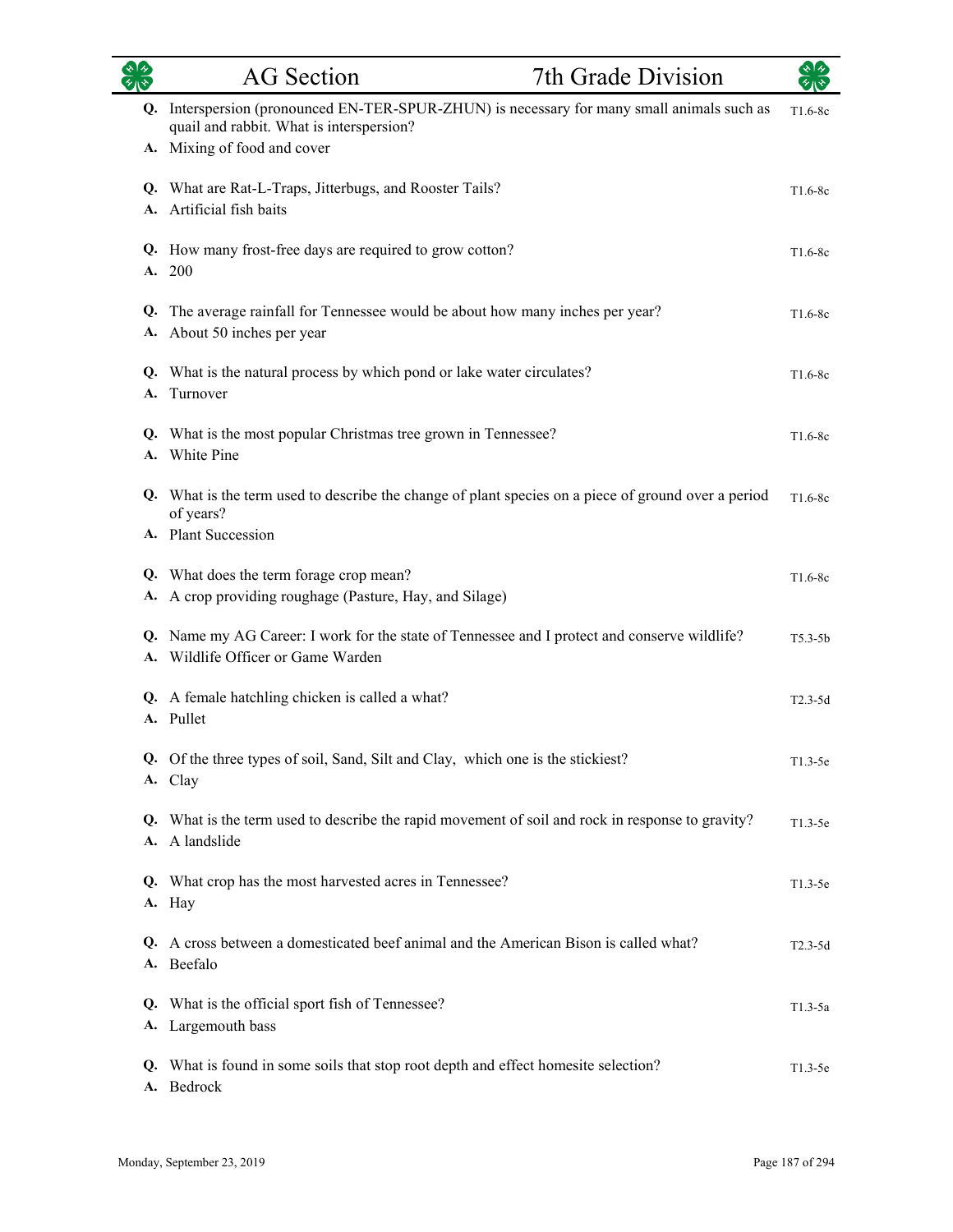# AG Section — 7th Grade Division

**Q.** Interspersion (pronounced EN-TER-SPUR-ZHUN) is necessary for many small animals such as quail and rabbit. What is interspersion? — T1.6-8c
**A.** Mixing of food and cover

**Q.** What are Rat-L-Traps, Jitterbugs, and Rooster Tails? — T1.6-8c
**A.** Artificial fish baits

**Q.** How many frost-free days are required to grow cotton? — T1.6-8c
**A.** 200

**Q.** The average rainfall for Tennessee would be about how many inches per year? — T1.6-8c
**A.** About 50 inches per year

**Q.** What is the natural process by which pond or lake water circulates? — T1.6-8c
**A.** Turnover

**Q.** What is the most popular Christmas tree grown in Tennessee? — T1.6-8c
**A.** White Pine

**Q.** What is the term used to describe the change of plant species on a piece of ground over a period of years? — T1.6-8c
**A.** Plant Succession

**Q.** What does the term forage crop mean? — T1.6-8c
**A.** A crop providing roughage (Pasture, Hay, and Silage)

**Q.** Name my AG Career: I work for the state of Tennessee and I protect and conserve wildlife? — T5.3-5b
**A.** Wildlife Officer or Game Warden

**Q.** A female hatchling chicken is called a what? — T2.3-5d
**A.** Pullet

**Q.** Of the three types of soil, Sand, Silt and Clay, which one is the stickiest? — T1.3-5e
**A.** Clay

**Q.** What is the term used to describe the rapid movement of soil and rock in response to gravity? — T1.3-5e
**A.** A landslide

**Q.** What crop has the most harvested acres in Tennessee? — T1.3-5e
**A.** Hay

**Q.** A cross between a domesticated beef animal and the American Bison is called what? — T2.3-5d
**A.** Beefalo

**Q.** What is the official sport fish of Tennessee? — T1.3-5a
**A.** Largemouth bass

**Q.** What is found in some soils that stop root depth and effect homesite selection? — T1.3-5e
**A.** Bedrock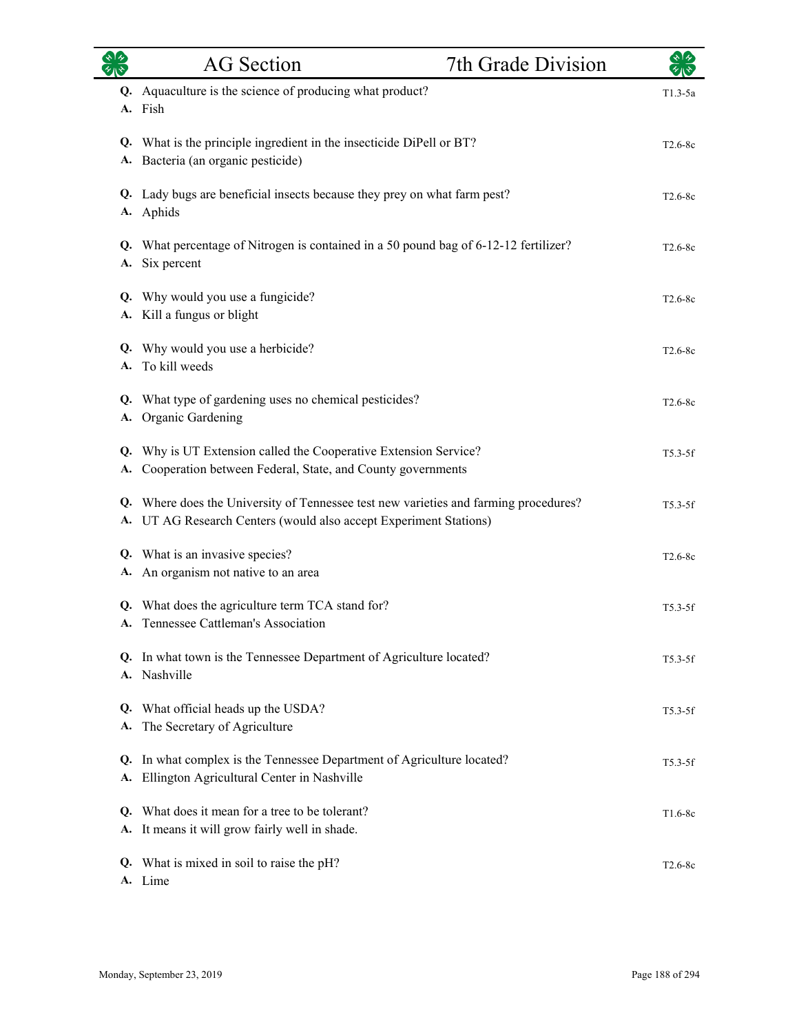# AG Section — 7th Grade Division

**Q.** Aquaculture is the science of producing what product? — T1.3-5a
**A.** Fish

**Q.** What is the principle ingredient in the insecticide DiPell or BT? — T2.6-8c
**A.** Bacteria (an organic pesticide)

**Q.** Lady bugs are beneficial insects because they prey on what farm pest? — T2.6-8c
**A.** Aphids

**Q.** What percentage of Nitrogen is contained in a 50 pound bag of 6-12-12 fertilizer? — T2.6-8c
**A.** Six percent

**Q.** Why would you use a fungicide? — T2.6-8c
**A.** Kill a fungus or blight

**Q.** Why would you use a herbicide? — T2.6-8c
**A.** To kill weeds

**Q.** What type of gardening uses no chemical pesticides? — T2.6-8c
**A.** Organic Gardening

**Q.** Why is UT Extension called the Cooperative Extension Service? — T5.3-5f
**A.** Cooperation between Federal, State, and County governments

**Q.** Where does the University of Tennessee test new varieties and farming procedures? — T5.3-5f
**A.** UT AG Research Centers (would also accept Experiment Stations)

**Q.** What is an invasive species? — T2.6-8c
**A.** An organism not native to an area

**Q.** What does the agriculture term TCA stand for? — T5.3-5f
**A.** Tennessee Cattleman's Association

**Q.** In what town is the Tennessee Department of Agriculture located? — T5.3-5f
**A.** Nashville

**Q.** What official heads up the USDA? — T5.3-5f
**A.** The Secretary of Agriculture

**Q.** In what complex is the Tennessee Department of Agriculture located? — T5.3-5f
**A.** Ellington Agricultural Center in Nashville

**Q.** What does it mean for a tree to be tolerant? — T1.6-8c
**A.** It means it will grow fairly well in shade.

**Q.** What is mixed in soil to raise the pH? — T2.6-8c
**A.** Lime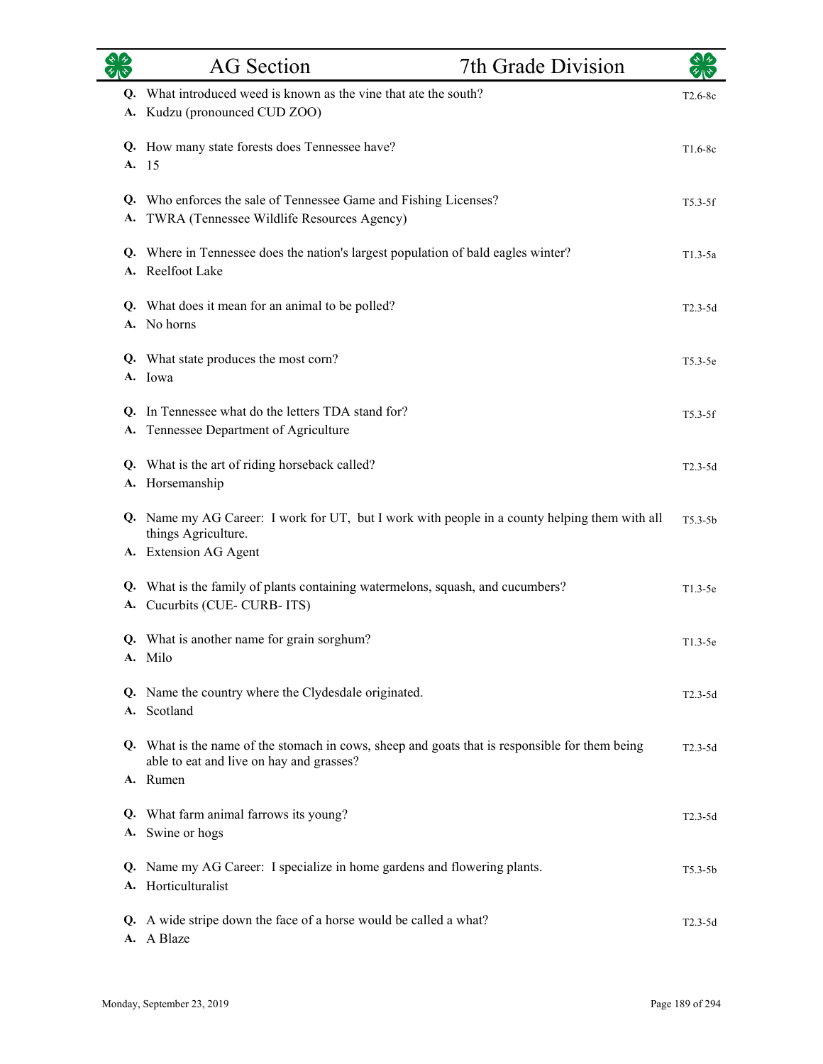## AG Section — 7th Grade Division

**Q.** What introduced weed is known as the vine that ate the south? — T2.6-8c
**A.** Kudzu (pronounced CUD ZOO)

**Q.** How many state forests does Tennessee have? — T1.6-8c
**A.** 15

**Q.** Who enforces the sale of Tennessee Game and Fishing Licenses? — T5.3-5f
**A.** TWRA (Tennessee Wildlife Resources Agency)

**Q.** Where in Tennessee does the nation's largest population of bald eagles winter? — T1.3-5a
**A.** Reelfoot Lake

**Q.** What does it mean for an animal to be polled? — T2.3-5d
**A.** No horns

**Q.** What state produces the most corn? — T5.3-5e
**A.** Iowa

**Q.** In Tennessee what do the letters TDA stand for? — T5.3-5f
**A.** Tennessee Department of Agriculture

**Q.** What is the art of riding horseback called? — T2.3-5d
**A.** Horsemanship

**Q.** Name my AG Career: I work for UT, but I work with people in a county helping them with all things Agriculture. — T5.3-5b
**A.** Extension AG Agent

**Q.** What is the family of plants containing watermelons, squash, and cucumbers? — T1.3-5e
**A.** Cucurbits (CUE- CURB- ITS)

**Q.** What is another name for grain sorghum? — T1.3-5e
**A.** Milo

**Q.** Name the country where the Clydesdale originated. — T2.3-5d
**A.** Scotland

**Q.** What is the name of the stomach in cows, sheep and goats that is responsible for them being able to eat and live on hay and grasses? — T2.3-5d
**A.** Rumen

**Q.** What farm animal farrows its young? — T2.3-5d
**A.** Swine or hogs

**Q.** Name my AG Career: I specialize in home gardens and flowering plants. — T5.3-5b
**A.** Horticulturalist

**Q.** A wide stripe down the face of a horse would be called a what? — T2.3-5d
**A.** A Blaze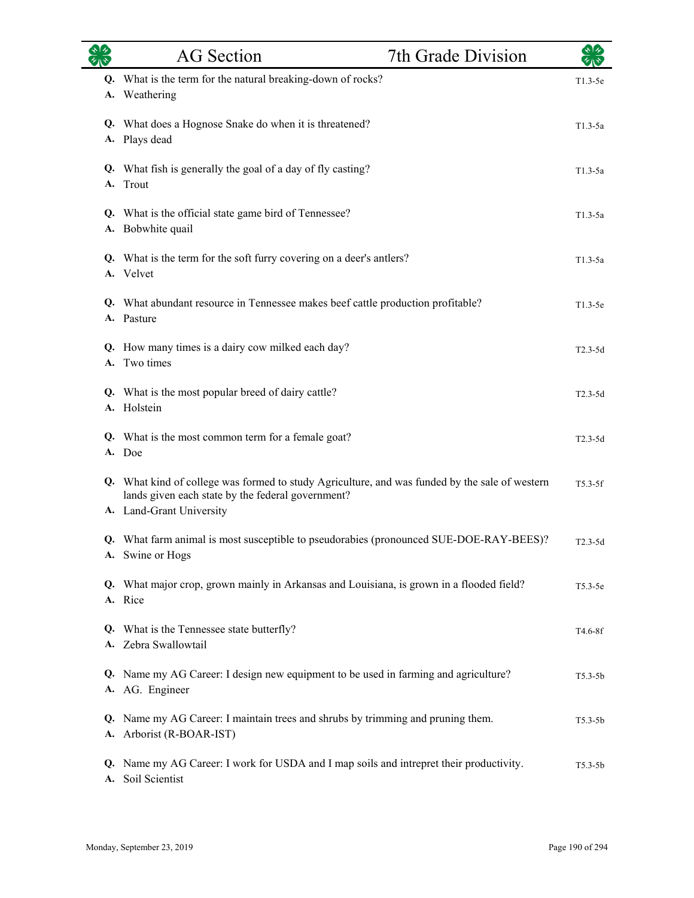## AG Section — 7th Grade Division

**Q.** What is the term for the natural breaking-down of rocks? — T1.3-5e
**A.** Weathering

**Q.** What does a Hognose Snake do when it is threatened? — T1.3-5a
**A.** Plays dead

**Q.** What fish is generally the goal of a day of fly casting? — T1.3-5a
**A.** Trout

**Q.** What is the official state game bird of Tennessee? — T1.3-5a
**A.** Bobwhite quail

**Q.** What is the term for the soft furry covering on a deer's antlers? — T1.3-5a
**A.** Velvet

**Q.** What abundant resource in Tennessee makes beef cattle production profitable? — T1.3-5e
**A.** Pasture

**Q.** How many times is a dairy cow milked each day? — T2.3-5d
**A.** Two times

**Q.** What is the most popular breed of dairy cattle? — T2.3-5d
**A.** Holstein

**Q.** What is the most common term for a female goat? — T2.3-5d
**A.** Doe

**Q.** What kind of college was formed to study Agriculture, and was funded by the sale of western lands given each state by the federal government? — T5.3-5f
**A.** Land-Grant University

**Q.** What farm animal is most susceptible to pseudorabies (pronounced SUE-DOE-RAY-BEES)? — T2.3-5d
**A.** Swine or Hogs

**Q.** What major crop, grown mainly in Arkansas and Louisiana, is grown in a flooded field? — T5.3-5e
**A.** Rice

**Q.** What is the Tennessee state butterfly? — T4.6-8f
**A.** Zebra Swallowtail

**Q.** Name my AG Career: I design new equipment to be used in farming and agriculture? — T5.3-5b
**A.** AG. Engineer

**Q.** Name my AG Career: I maintain trees and shrubs by trimming and pruning them. — T5.3-5b
**A.** Arborist (R-BOAR-IST)

**Q.** Name my AG Career: I work for USDA and I map soils and intrepret their productivity. — T5.3-5b
**A.** Soil Scientist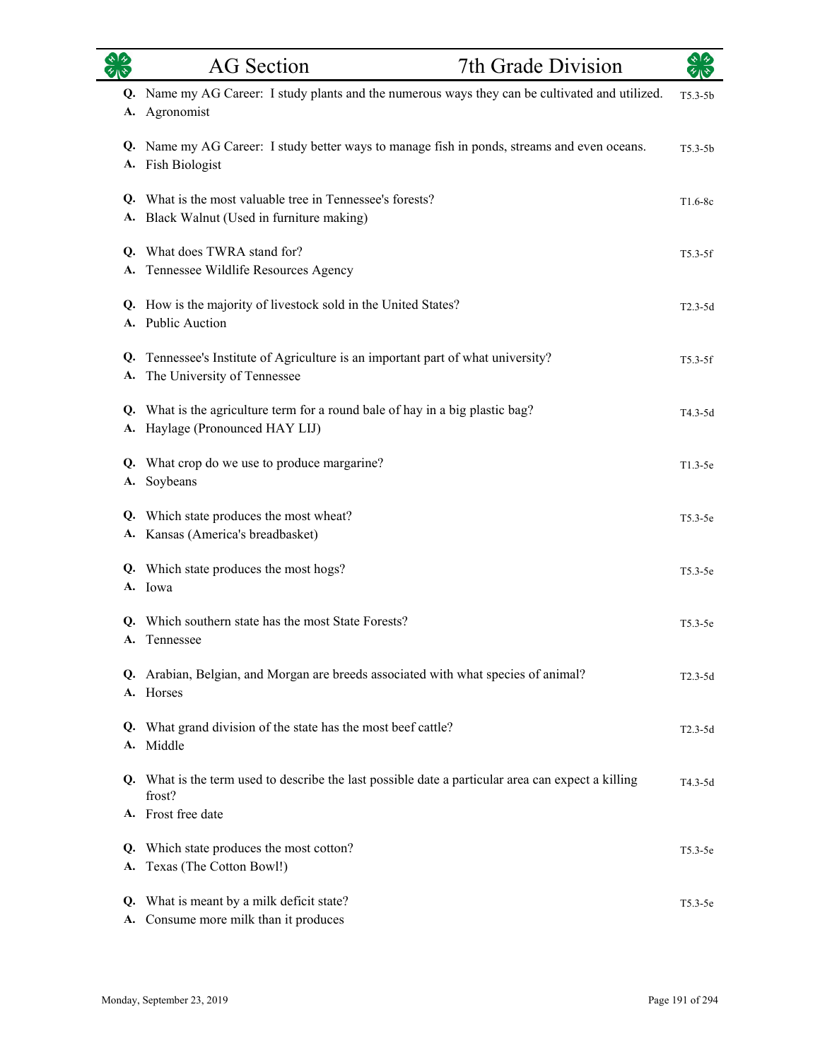# AG Section — 7th Grade Division

**Q.** Name my AG Career: I study plants and the numerous ways they can be cultivated and utilized. — T5.3-5b
**A.** Agronomist

**Q.** Name my AG Career: I study better ways to manage fish in ponds, streams and even oceans. — T5.3-5b
**A.** Fish Biologist

**Q.** What is the most valuable tree in Tennessee's forests? — T1.6-8c
**A.** Black Walnut (Used in furniture making)

**Q.** What does TWRA stand for? — T5.3-5f
**A.** Tennessee Wildlife Resources Agency

**Q.** How is the majority of livestock sold in the United States? — T2.3-5d
**A.** Public Auction

**Q.** Tennessee's Institute of Agriculture is an important part of what university? — T5.3-5f
**A.** The University of Tennessee

**Q.** What is the agriculture term for a round bale of hay in a big plastic bag? — T4.3-5d
**A.** Haylage (Pronounced HAY LIJ)

**Q.** What crop do we use to produce margarine? — T1.3-5e
**A.** Soybeans

**Q.** Which state produces the most wheat? — T5.3-5e
**A.** Kansas (America's breadbasket)

**Q.** Which state produces the most hogs? — T5.3-5e
**A.** Iowa

**Q.** Which southern state has the most State Forests? — T5.3-5e
**A.** Tennessee

**Q.** Arabian, Belgian, and Morgan are breeds associated with what species of animal? — T2.3-5d
**A.** Horses

**Q.** What grand division of the state has the most beef cattle? — T2.3-5d
**A.** Middle

**Q.** What is the term used to describe the last possible date a particular area can expect a killing frost? — T4.3-5d
**A.** Frost free date

**Q.** Which state produces the most cotton? — T5.3-5e
**A.** Texas (The Cotton Bowl!)

**Q.** What is meant by a milk deficit state? — T5.3-5e
**A.** Consume more milk than it produces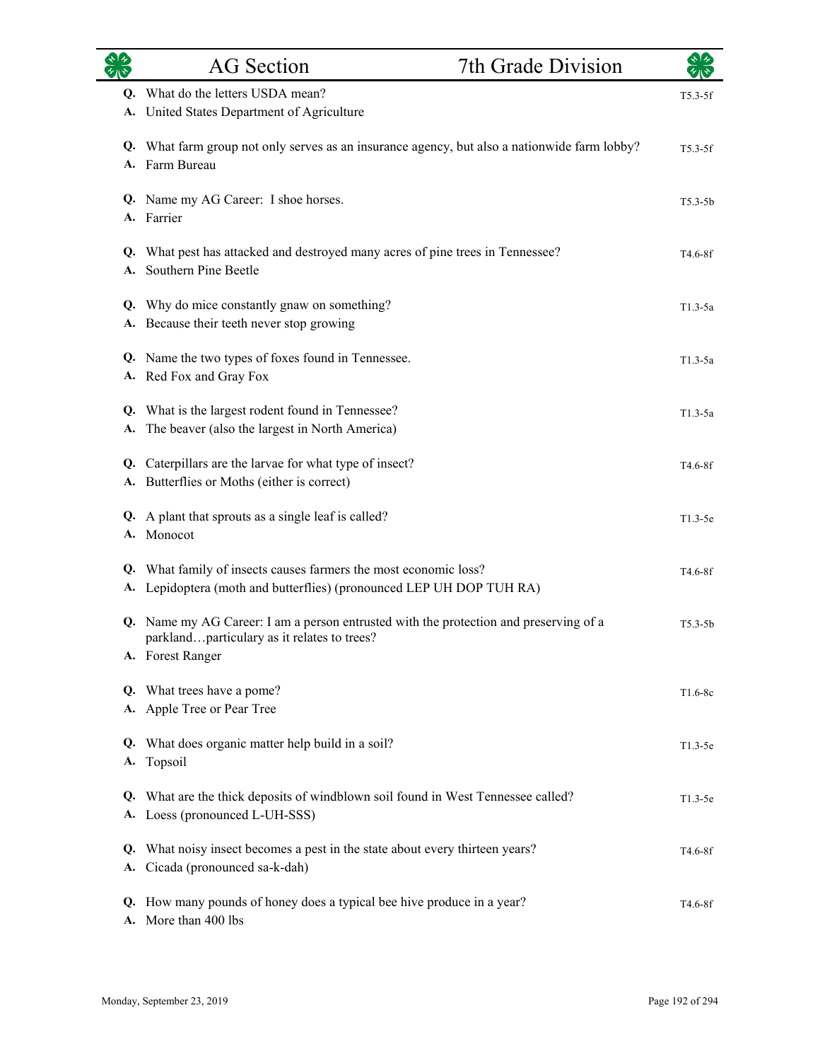# AG Section — 7th Grade Division

**Q.** What do the letters USDA mean? T5.3-5f
**A.** United States Department of Agriculture

**Q.** What farm group not only serves as an insurance agency, but also a nationwide farm lobby? T5.3-5f
**A.** Farm Bureau

**Q.** Name my AG Career: I shoe horses. T5.3-5b
**A.** Farrier

**Q.** What pest has attacked and destroyed many acres of pine trees in Tennessee? T4.6-8f
**A.** Southern Pine Beetle

**Q.** Why do mice constantly gnaw on something? T1.3-5a
**A.** Because their teeth never stop growing

**Q.** Name the two types of foxes found in Tennessee. T1.3-5a
**A.** Red Fox and Gray Fox

**Q.** What is the largest rodent found in Tennessee? T1.3-5a
**A.** The beaver (also the largest in North America)

**Q.** Caterpillars are the larvae for what type of insect? T4.6-8f
**A.** Butterflies or Moths (either is correct)

**Q.** A plant that sprouts as a single leaf is called? T1.3-5e
**A.** Monocot

**Q.** What family of insects causes farmers the most economic loss? T4.6-8f
**A.** Lepidoptera (moth and butterflies) (pronounced LEP UH DOP TUH RA)

**Q.** Name my AG Career: I am a person entrusted with the protection and preserving of a parkland…particulary as it relates to trees? T5.3-5b
**A.** Forest Ranger

**Q.** What trees have a pome? T1.6-8c
**A.** Apple Tree or Pear Tree

**Q.** What does organic matter help build in a soil? T1.3-5e
**A.** Topsoil

**Q.** What are the thick deposits of windblown soil found in West Tennessee called? T1.3-5e
**A.** Loess (pronounced L-UH-SSS)

**Q.** What noisy insect becomes a pest in the state about every thirteen years? T4.6-8f
**A.** Cicada (pronounced sa-k-dah)

**Q.** How many pounds of honey does a typical bee hive produce in a year? T4.6-8f
**A.** More than 400 lbs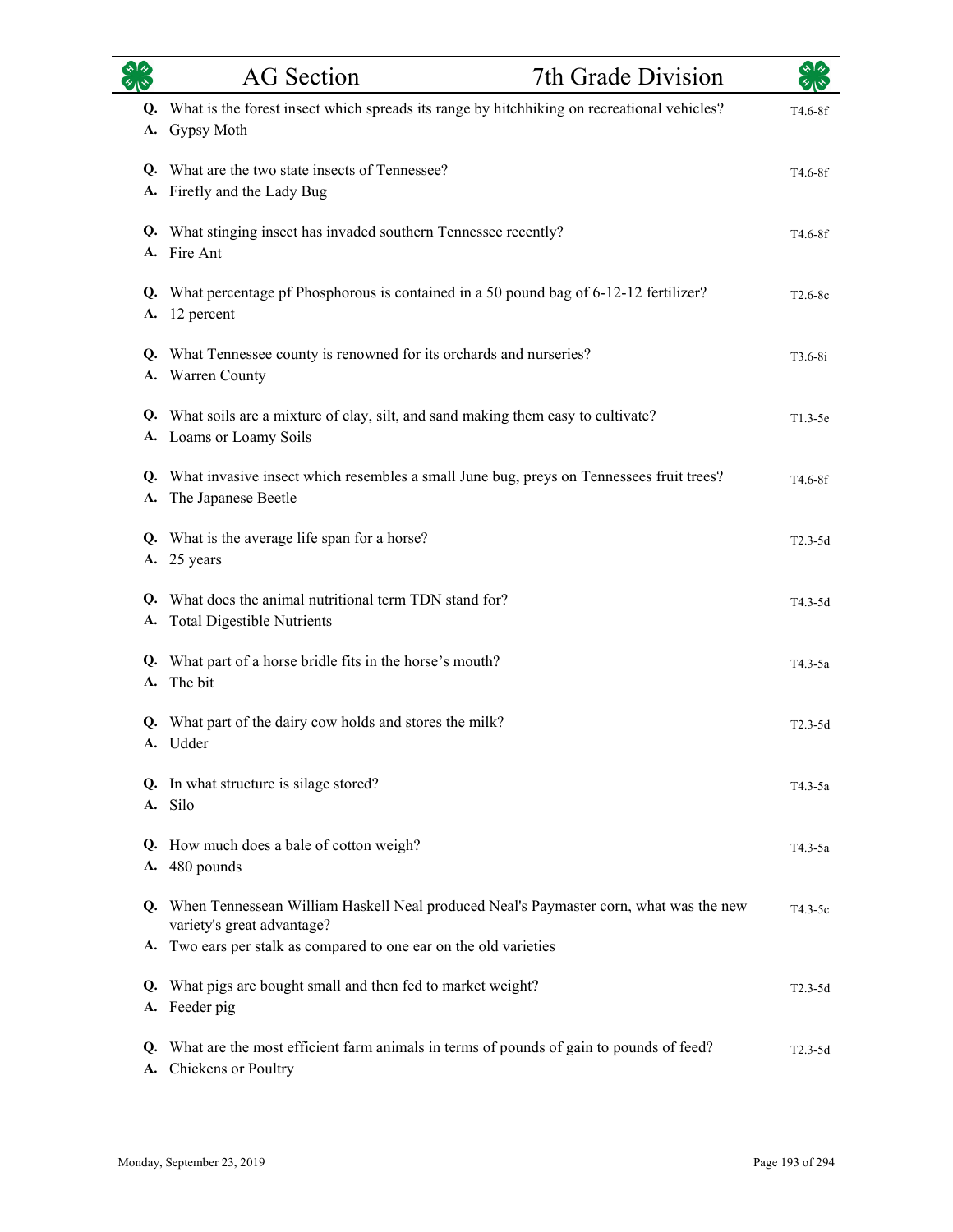## AG Section — 7th Grade Division

**Q.** What is the forest insect which spreads its range by hitchhiking on recreational vehicles? — T4.6-8f
**A.** Gypsy Moth

**Q.** What are the two state insects of Tennessee? — T4.6-8f
**A.** Firefly and the Lady Bug

**Q.** What stinging insect has invaded southern Tennessee recently? — T4.6-8f
**A.** Fire Ant

**Q.** What percentage pf Phosphorous is contained in a 50 pound bag of 6-12-12 fertilizer? — T2.6-8c
**A.** 12 percent

**Q.** What Tennessee county is renowned for its orchards and nurseries? — T3.6-8i
**A.** Warren County

**Q.** What soils are a mixture of clay, silt, and sand making them easy to cultivate? — T1.3-5e
**A.** Loams or Loamy Soils

**Q.** What invasive insect which resembles a small June bug, preys on Tennessees fruit trees? — T4.6-8f
**A.** The Japanese Beetle

**Q.** What is the average life span for a horse? — T2.3-5d
**A.** 25 years

**Q.** What does the animal nutritional term TDN stand for? — T4.3-5d
**A.** Total Digestible Nutrients

**Q.** What part of a horse bridle fits in the horse's mouth? — T4.3-5a
**A.** The bit

**Q.** What part of the dairy cow holds and stores the milk? — T2.3-5d
**A.** Udder

**Q.** In what structure is silage stored? — T4.3-5a
**A.** Silo

**Q.** How much does a bale of cotton weigh? — T4.3-5a
**A.** 480 pounds

**Q.** When Tennessean William Haskell Neal produced Neal's Paymaster corn, what was the new variety's great advantage? — T4.3-5c
**A.** Two ears per stalk as compared to one ear on the old varieties

**Q.** What pigs are bought small and then fed to market weight? — T2.3-5d
**A.** Feeder pig

**Q.** What are the most efficient farm animals in terms of pounds of gain to pounds of feed? — T2.3-5d
**A.** Chickens or Poultry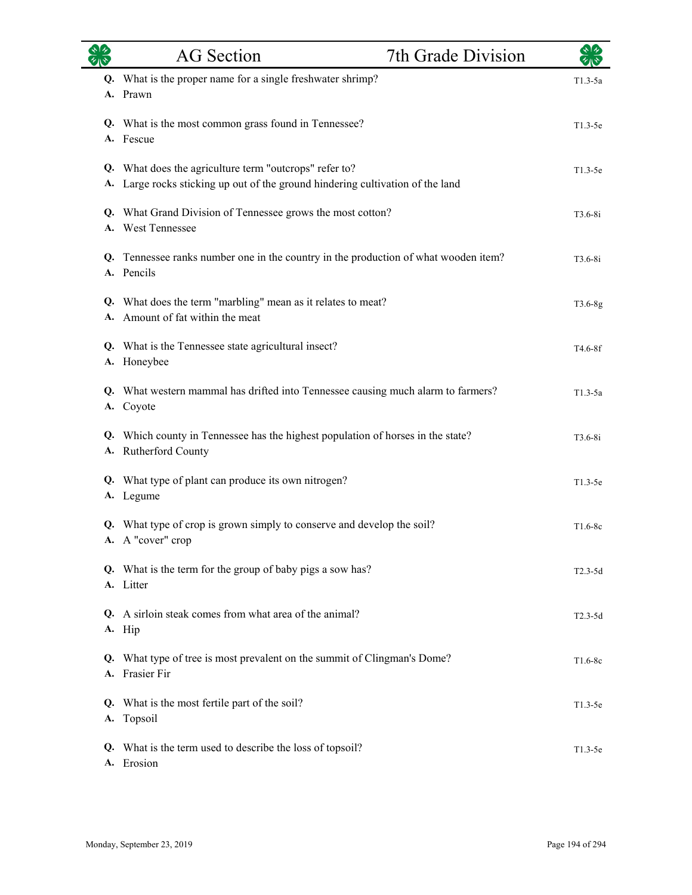## AG Section — 7th Grade Division

**Q.** What is the proper name for a single freshwater shrimp? — T1.3-5a
**A.** Prawn

**Q.** What is the most common grass found in Tennessee? — T1.3-5e
**A.** Fescue

**Q.** What does the agriculture term "outcrops" refer to? — T1.3-5e
**A.** Large rocks sticking up out of the ground hindering cultivation of the land

**Q.** What Grand Division of Tennessee grows the most cotton? — T3.6-8i
**A.** West Tennessee

**Q.** Tennessee ranks number one in the country in the production of what wooden item? — T3.6-8i
**A.** Pencils

**Q.** What does the term "marbling" mean as it relates to meat? — T3.6-8g
**A.** Amount of fat within the meat

**Q.** What is the Tennessee state agricultural insect? — T4.6-8f
**A.** Honeybee

**Q.** What western mammal has drifted into Tennessee causing much alarm to farmers? — T1.3-5a
**A.** Coyote

**Q.** Which county in Tennessee has the highest population of horses in the state? — T3.6-8i
**A.** Rutherford County

**Q.** What type of plant can produce its own nitrogen? — T1.3-5e
**A.** Legume

**Q.** What type of crop is grown simply to conserve and develop the soil? — T1.6-8c
**A.** A "cover" crop

**Q.** What is the term for the group of baby pigs a sow has? — T2.3-5d
**A.** Litter

**Q.** A sirloin steak comes from what area of the animal? — T2.3-5d
**A.** Hip

**Q.** What type of tree is most prevalent on the summit of Clingman's Dome? — T1.6-8c
**A.** Frasier Fir

**Q.** What is the most fertile part of the soil? — T1.3-5e
**A.** Topsoil

**Q.** What is the term used to describe the loss of topsoil? — T1.3-5e
**A.** Erosion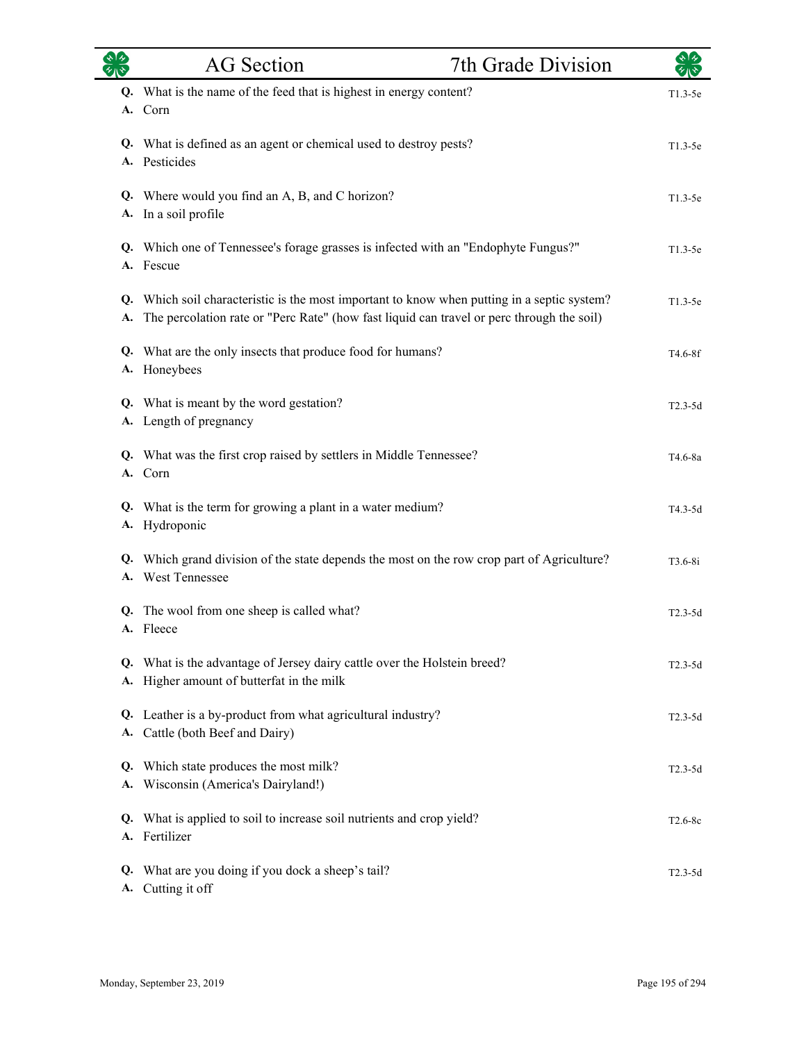| AG Section | 7th Grade Division |
| --- | --- |

**Q.** What is the name of the feed that is highest in energy content? — T1.3-5e
**A.** Corn

**Q.** What is defined as an agent or chemical used to destroy pests? — T1.3-5e
**A.** Pesticides

**Q.** Where would you find an A, B, and C horizon? — T1.3-5e
**A.** In a soil profile

**Q.** Which one of Tennessee's forage grasses is infected with an "Endophyte Fungus?" — T1.3-5e
**A.** Fescue

**Q.** Which soil characteristic is the most important to know when putting in a septic system? — T1.3-5e
**A.** The percolation rate or "Perc Rate" (how fast liquid can travel or perc through the soil)

**Q.** What are the only insects that produce food for humans? — T4.6-8f
**A.** Honeybees

**Q.** What is meant by the word gestation? — T2.3-5d
**A.** Length of pregnancy

**Q.** What was the first crop raised by settlers in Middle Tennessee? — T4.6-8a
**A.** Corn

**Q.** What is the term for growing a plant in a water medium? — T4.3-5d
**A.** Hydroponic

**Q.** Which grand division of the state depends the most on the row crop part of Agriculture? — T3.6-8i
**A.** West Tennessee

**Q.** The wool from one sheep is called what? — T2.3-5d
**A.** Fleece

**Q.** What is the advantage of Jersey dairy cattle over the Holstein breed? — T2.3-5d
**A.** Higher amount of butterfat in the milk

**Q.** Leather is a by-product from what agricultural industry? — T2.3-5d
**A.** Cattle (both Beef and Dairy)

**Q.** Which state produces the most milk? — T2.3-5d
**A.** Wisconsin (America's Dairyland!)

**Q.** What is applied to soil to increase soil nutrients and crop yield? — T2.6-8c
**A.** Fertilizer

**Q.** What are you doing if you dock a sheep's tail? — T2.3-5d
**A.** Cutting it off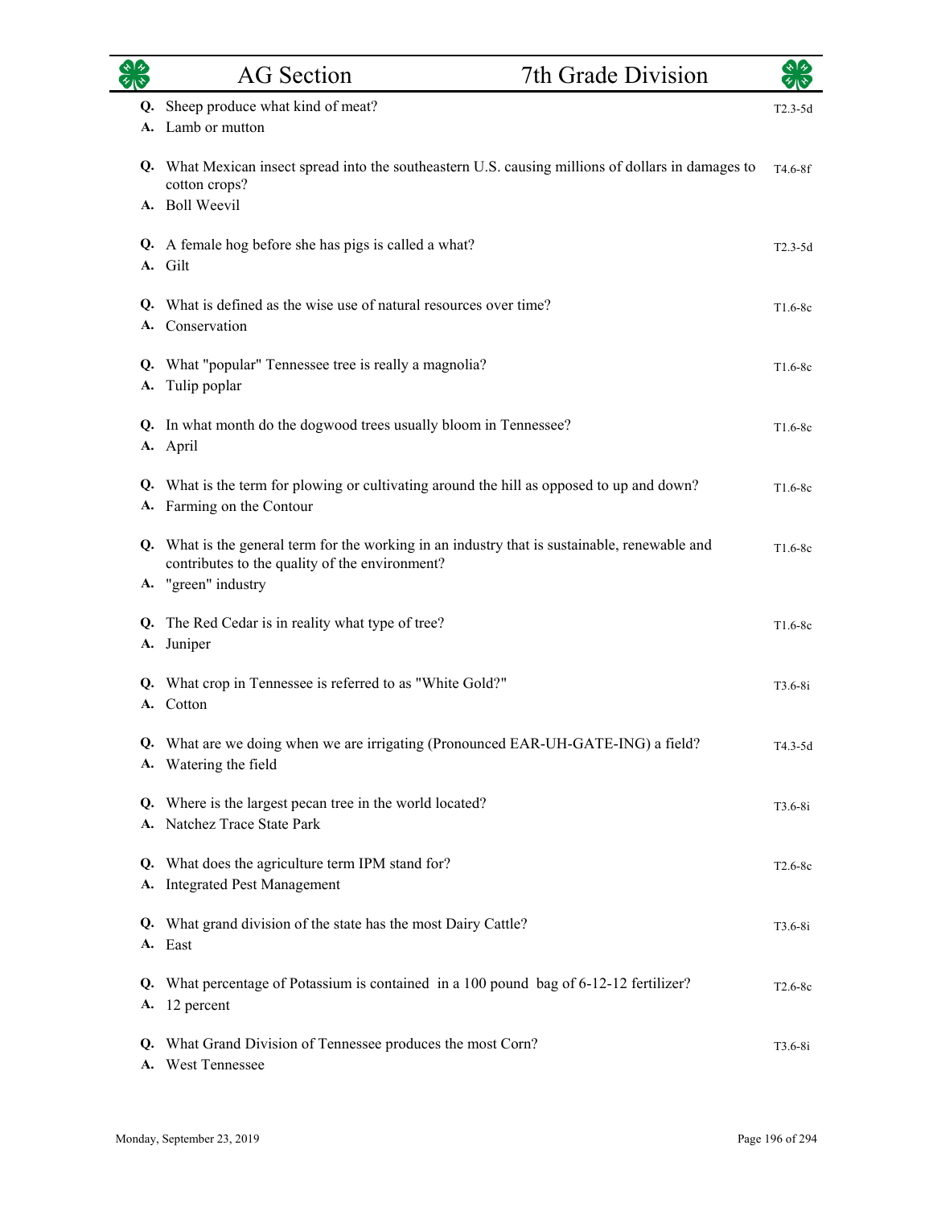| | AG Section | 7th Grade Division | |
|---|---|---|---|

**Q.** Sheep produce what kind of meat? T2.3-5d
**A.** Lamb or mutton

**Q.** What Mexican insect spread into the southeastern U.S. causing millions of dollars in damages to cotton crops? T4.6-8f
**A.** Boll Weevil

**Q.** A female hog before she has pigs is called a what? T2.3-5d
**A.** Gilt

**Q.** What is defined as the wise use of natural resources over time? T1.6-8c
**A.** Conservation

**Q.** What "popular" Tennessee tree is really a magnolia? T1.6-8c
**A.** Tulip poplar

**Q.** In what month do the dogwood trees usually bloom in Tennessee? T1.6-8c
**A.** April

**Q.** What is the term for plowing or cultivating around the hill as opposed to up and down? T1.6-8c
**A.** Farming on the Contour

**Q.** What is the general term for the working in an industry that is sustainable, renewable and contributes to the quality of the environment? T1.6-8c
**A.** "green" industry

**Q.** The Red Cedar is in reality what type of tree? T1.6-8c
**A.** Juniper

**Q.** What crop in Tennessee is referred to as "White Gold?" T3.6-8i
**A.** Cotton

**Q.** What are we doing when we are irrigating (Pronounced EAR-UH-GATE-ING) a field? T4.3-5d
**A.** Watering the field

**Q.** Where is the largest pecan tree in the world located? T3.6-8i
**A.** Natchez Trace State Park

**Q.** What does the agriculture term IPM stand for? T2.6-8c
**A.** Integrated Pest Management

**Q.** What grand division of the state has the most Dairy Cattle? T3.6-8i
**A.** East

**Q.** What percentage of Potassium is contained in a 100 pound bag of 6-12-12 fertilizer? T2.6-8c
**A.** 12 percent

**Q.** What Grand Division of Tennessee produces the most Corn? T3.6-8i
**A.** West Tennessee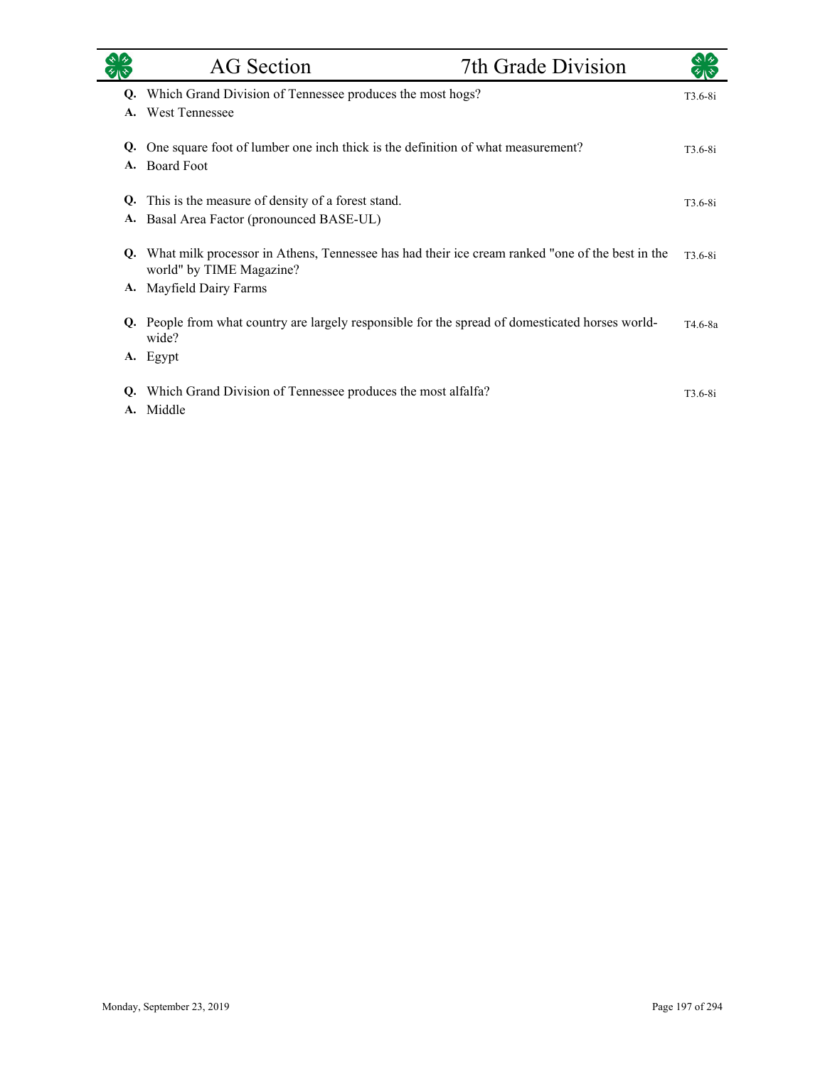| | | |
|---|---|---|
| **Q.** | Which Grand Division of Tennessee produces the most hogs? | T3.6-8i |
| **A.** | West Tennessee | |
| **Q.** | One square foot of lumber one inch thick is the definition of what measurement? | T3.6-8i |
| **A.** | Board Foot | |
| **Q.** | This is the measure of density of a forest stand. | T3.6-8i |
| **A.** | Basal Area Factor (pronounced BASE-UL) | |
| **Q.** | What milk processor in Athens, Tennessee has had their ice cream ranked "one of the best in the world" by TIME Magazine? | T3.6-8i |
| **A.** | Mayfield Dairy Farms | |
| **Q.** | People from what country are largely responsible for the spread of domesticated horses world-wide? | T4.6-8a |
| **A.** | Egypt | |
| **Q.** | Which Grand Division of Tennessee produces the most alfalfa? | T3.6-8i |
| **A.** | Middle | |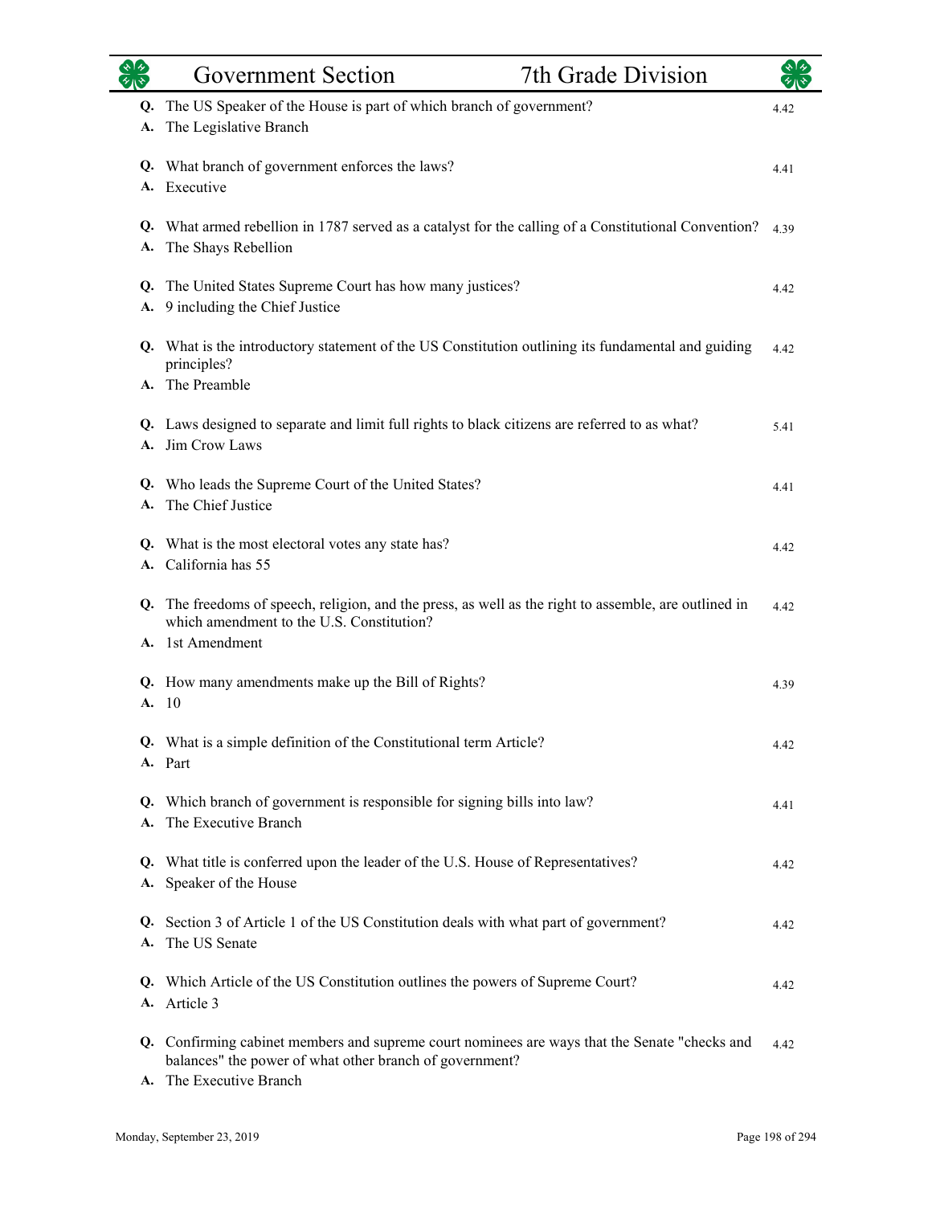# Government Section — 7th Grade Division

**Q.** The US Speaker of the House is part of which branch of government? 4.42
**A.** The Legislative Branch

**Q.** What branch of government enforces the laws? 4.41
**A.** Executive

**Q.** What armed rebellion in 1787 served as a catalyst for the calling of a Constitutional Convention? 4.39
**A.** The Shays Rebellion

**Q.** The United States Supreme Court has how many justices? 4.42
**A.** 9 including the Chief Justice

**Q.** What is the introductory statement of the US Constitution outlining its fundamental and guiding principles? 4.42
**A.** The Preamble

**Q.** Laws designed to separate and limit full rights to black citizens are referred to as what? 5.41
**A.** Jim Crow Laws

**Q.** Who leads the Supreme Court of the United States? 4.41
**A.** The Chief Justice

**Q.** What is the most electoral votes any state has? 4.42
**A.** California has 55

**Q.** The freedoms of speech, religion, and the press, as well as the right to assemble, are outlined in which amendment to the U.S. Constitution? 4.42
**A.** 1st Amendment

**Q.** How many amendments make up the Bill of Rights? 4.39
**A.** 10

**Q.** What is a simple definition of the Constitutional term Article? 4.42
**A.** Part

**Q.** Which branch of government is responsible for signing bills into law? 4.41
**A.** The Executive Branch

**Q.** What title is conferred upon the leader of the U.S. House of Representatives? 4.42
**A.** Speaker of the House

**Q.** Section 3 of Article 1 of the US Constitution deals with what part of government? 4.42
**A.** The US Senate

**Q.** Which Article of the US Constitution outlines the powers of Supreme Court? 4.42
**A.** Article 3

**Q.** Confirming cabinet members and supreme court nominees are ways that the Senate "checks and balances" the power of what other branch of government? 4.42
**A.** The Executive Branch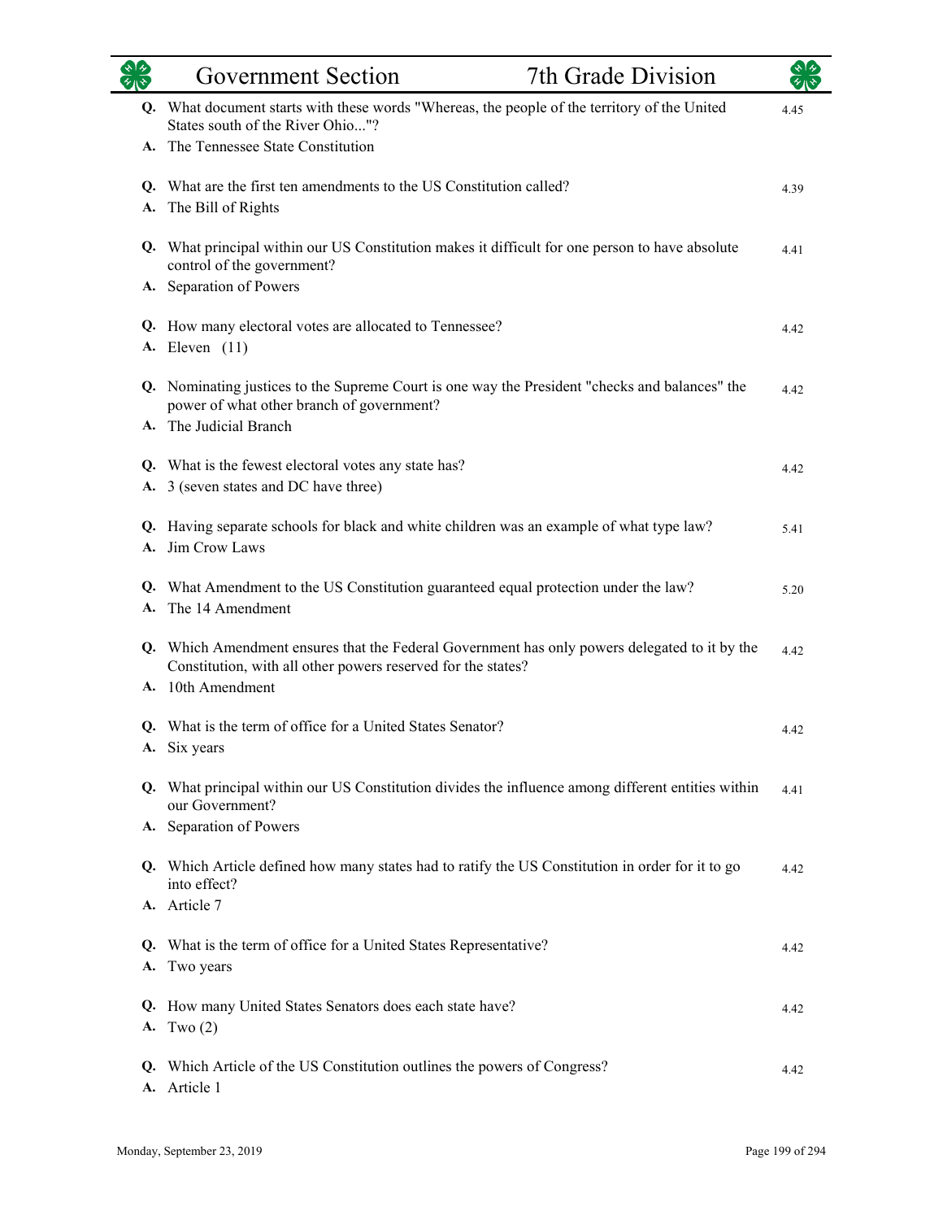## Government Section — 7th Grade Division

**Q.** What document starts with these words "Whereas, the people of the territory of the United States south of the River Ohio..."? — 4.45
**A.** The Tennessee State Constitution

**Q.** What are the first ten amendments to the US Constitution called? — 4.39
**A.** The Bill of Rights

**Q.** What principal within our US Constitution makes it difficult for one person to have absolute control of the government? — 4.41
**A.** Separation of Powers

**Q.** How many electoral votes are allocated to Tennessee? — 4.42
**A.** Eleven (11)

**Q.** Nominating justices to the Supreme Court is one way the President "checks and balances" the power of what other branch of government? — 4.42
**A.** The Judicial Branch

**Q.** What is the fewest electoral votes any state has? — 4.42
**A.** 3 (seven states and DC have three)

**Q.** Having separate schools for black and white children was an example of what type law? — 5.41
**A.** Jim Crow Laws

**Q.** What Amendment to the US Constitution guaranteed equal protection under the law? — 5.20
**A.** The 14 Amendment

**Q.** Which Amendment ensures that the Federal Government has only powers delegated to it by the Constitution, with all other powers reserved for the states? — 4.42
**A.** 10th Amendment

**Q.** What is the term of office for a United States Senator? — 4.42
**A.** Six years

**Q.** What principal within our US Constitution divides the influence among different entities within our Government? — 4.41
**A.** Separation of Powers

**Q.** Which Article defined how many states had to ratify the US Constitution in order for it to go into effect? — 4.42
**A.** Article 7

**Q.** What is the term of office for a United States Representative? — 4.42
**A.** Two years

**Q.** How many United States Senators does each state have? — 4.42
**A.** Two (2)

**Q.** Which Article of the US Constitution outlines the powers of Congress? — 4.42
**A.** Article 1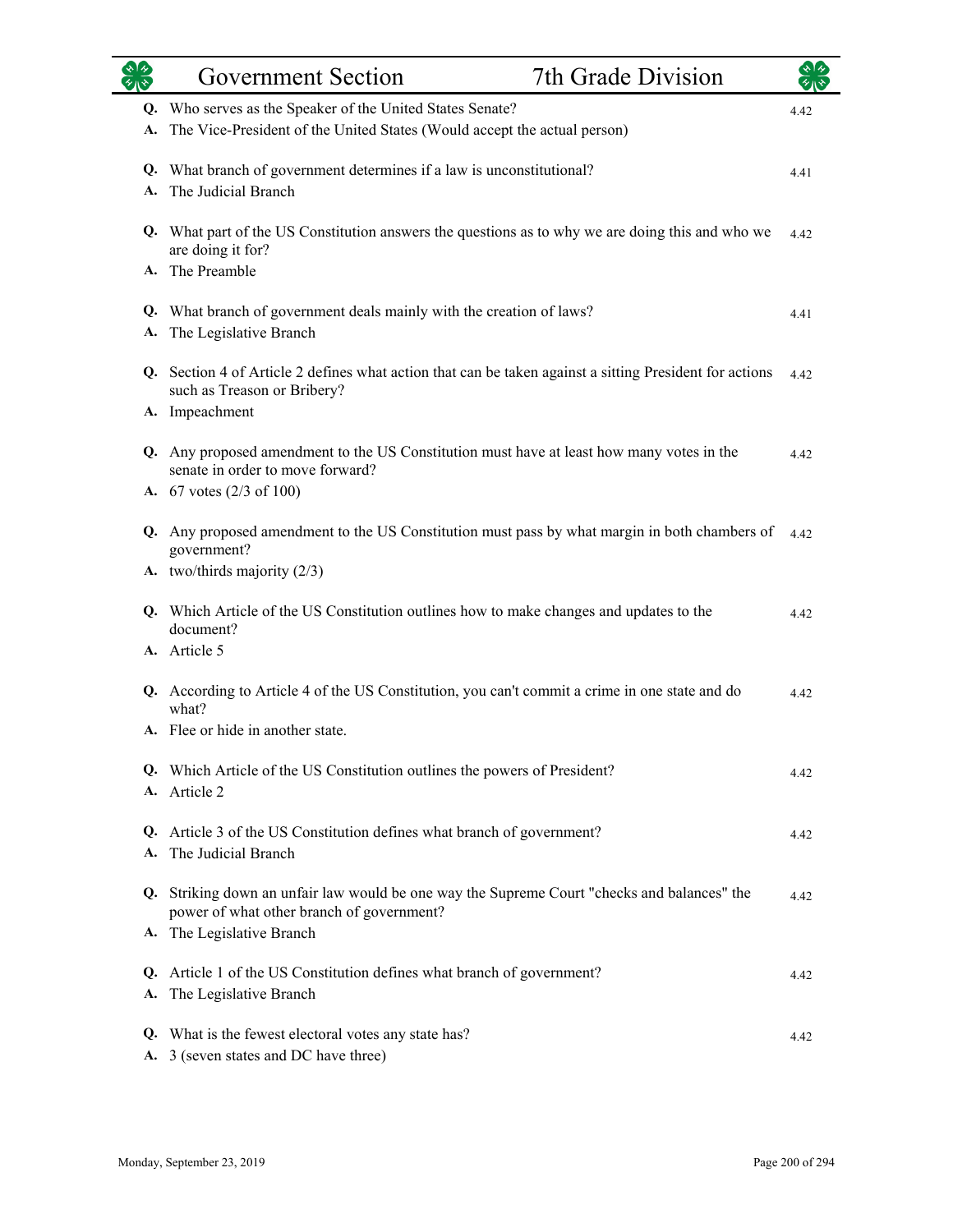# Government Section — 7th Grade Division

**Q.** Who serves as the Speaker of the United States Senate? 4.42
**A.** The Vice-President of the United States (Would accept the actual person)

**Q.** What branch of government determines if a law is unconstitutional? 4.41
**A.** The Judicial Branch

**Q.** What part of the US Constitution answers the questions as to why we are doing this and who we are doing it for? 4.42
**A.** The Preamble

**Q.** What branch of government deals mainly with the creation of laws? 4.41
**A.** The Legislative Branch

**Q.** Section 4 of Article 2 defines what action that can be taken against a sitting President for actions such as Treason or Bribery? 4.42
**A.** Impeachment

**Q.** Any proposed amendment to the US Constitution must have at least how many votes in the senate in order to move forward? 4.42
**A.** 67 votes (2/3 of 100)

**Q.** Any proposed amendment to the US Constitution must pass by what margin in both chambers of government? 4.42
**A.** two/thirds majority (2/3)

**Q.** Which Article of the US Constitution outlines how to make changes and updates to the document? 4.42
**A.** Article 5

**Q.** According to Article 4 of the US Constitution, you can't commit a crime in one state and do what? 4.42
**A.** Flee or hide in another state.

**Q.** Which Article of the US Constitution outlines the powers of President? 4.42
**A.** Article 2

**Q.** Article 3 of the US Constitution defines what branch of government? 4.42
**A.** The Judicial Branch

**Q.** Striking down an unfair law would be one way the Supreme Court "checks and balances" the power of what other branch of government? 4.42
**A.** The Legislative Branch

**Q.** Article 1 of the US Constitution defines what branch of government? 4.42
**A.** The Legislative Branch

**Q.** What is the fewest electoral votes any state has? 4.42
**A.** 3 (seven states and DC have three)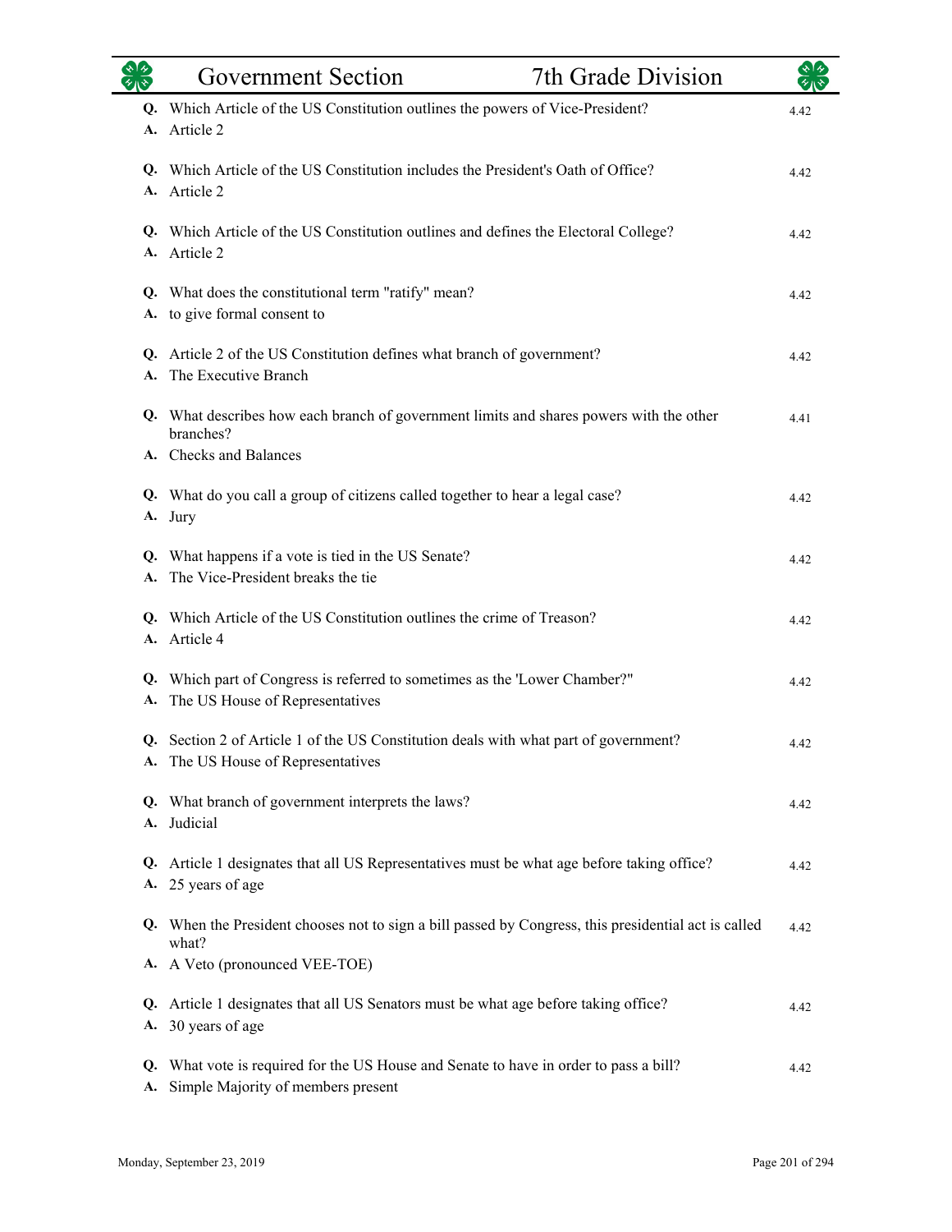# Government Section — 7th Grade Division

**Q.** Which Article of the US Constitution outlines the powers of Vice-President? — 4.42
**A.** Article 2

**Q.** Which Article of the US Constitution includes the President's Oath of Office? — 4.42
**A.** Article 2

**Q.** Which Article of the US Constitution outlines and defines the Electoral College? — 4.42
**A.** Article 2

**Q.** What does the constitutional term "ratify" mean? — 4.42
**A.** to give formal consent to

**Q.** Article 2 of the US Constitution defines what branch of government? — 4.42
**A.** The Executive Branch

**Q.** What describes how each branch of government limits and shares powers with the other branches? — 4.41
**A.** Checks and Balances

**Q.** What do you call a group of citizens called together to hear a legal case? — 4.42
**A.** Jury

**Q.** What happens if a vote is tied in the US Senate? — 4.42
**A.** The Vice-President breaks the tie

**Q.** Which Article of the US Constitution outlines the crime of Treason? — 4.42
**A.** Article 4

**Q.** Which part of Congress is referred to sometimes as the 'Lower Chamber?" — 4.42
**A.** The US House of Representatives

**Q.** Section 2 of Article 1 of the US Constitution deals with what part of government? — 4.42
**A.** The US House of Representatives

**Q.** What branch of government interprets the laws? — 4.42
**A.** Judicial

**Q.** Article 1 designates that all US Representatives must be what age before taking office? — 4.42
**A.** 25 years of age

**Q.** When the President chooses not to sign a bill passed by Congress, this presidential act is called what? — 4.42
**A.** A Veto (pronounced VEE-TOE)

**Q.** Article 1 designates that all US Senators must be what age before taking office? — 4.42
**A.** 30 years of age

**Q.** What vote is required for the US House and Senate to have in order to pass a bill? — 4.42
**A.** Simple Majority of members present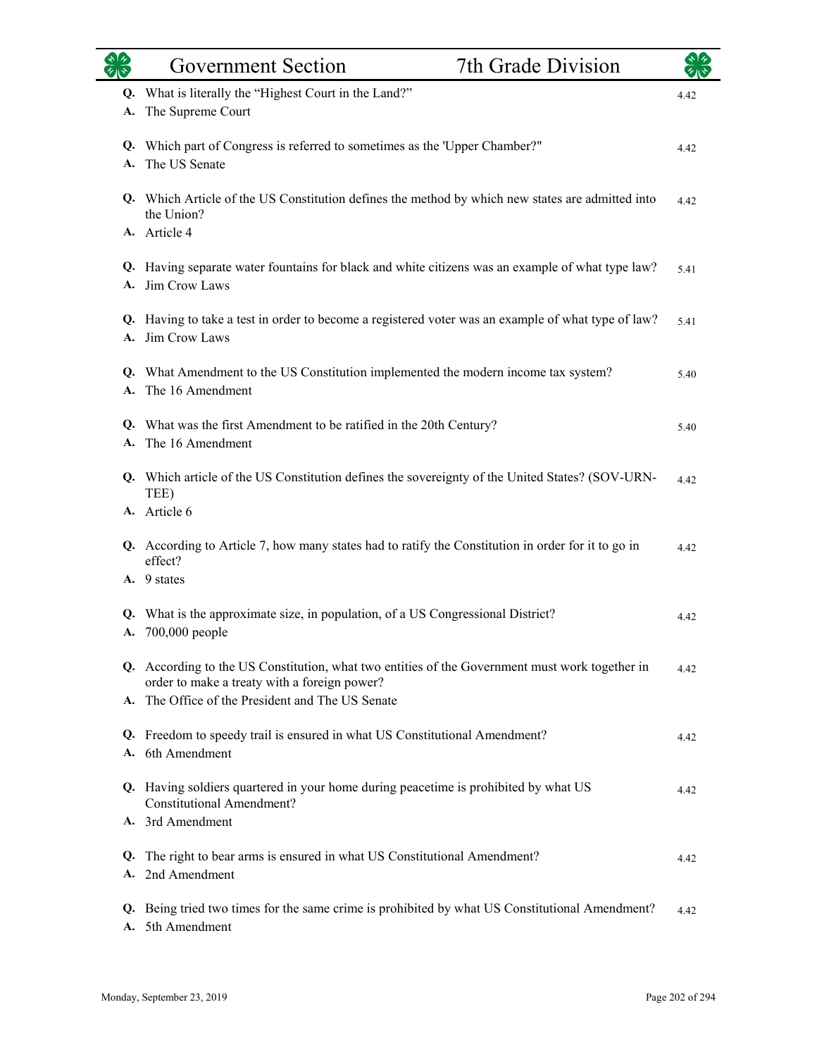# Government Section — 7th Grade Division

**Q.** What is literally the "Highest Court in the Land?" 4.42
**A.** The Supreme Court

**Q.** Which part of Congress is referred to sometimes as the 'Upper Chamber?" 4.42
**A.** The US Senate

**Q.** Which Article of the US Constitution defines the method by which new states are admitted into the Union? 4.42
**A.** Article 4

**Q.** Having separate water fountains for black and white citizens was an example of what type law? 5.41
**A.** Jim Crow Laws

**Q.** Having to take a test in order to become a registered voter was an example of what type of law? 5.41
**A.** Jim Crow Laws

**Q.** What Amendment to the US Constitution implemented the modern income tax system? 5.40
**A.** The 16 Amendment

**Q.** What was the first Amendment to be ratified in the 20th Century? 5.40
**A.** The 16 Amendment

**Q.** Which article of the US Constitution defines the sovereignty of the United States? (SOV-URN-TEE) 4.42
**A.** Article 6

**Q.** According to Article 7, how many states had to ratify the Constitution in order for it to go in effect? 4.42
**A.** 9 states

**Q.** What is the approximate size, in population, of a US Congressional District? 4.42
**A.** 700,000 people

**Q.** According to the US Constitution, what two entities of the Government must work together in order to make a treaty with a foreign power? 4.42
**A.** The Office of the President and The US Senate

**Q.** Freedom to speedy trail is ensured in what US Constitutional Amendment? 4.42
**A.** 6th Amendment

**Q.** Having soldiers quartered in your home during peacetime is prohibited by what US Constitutional Amendment? 4.42
**A.** 3rd Amendment

**Q.** The right to bear arms is ensured in what US Constitutional Amendment? 4.42
**A.** 2nd Amendment

**Q.** Being tried two times for the same crime is prohibited by what US Constitutional Amendment? 4.42
**A.** 5th Amendment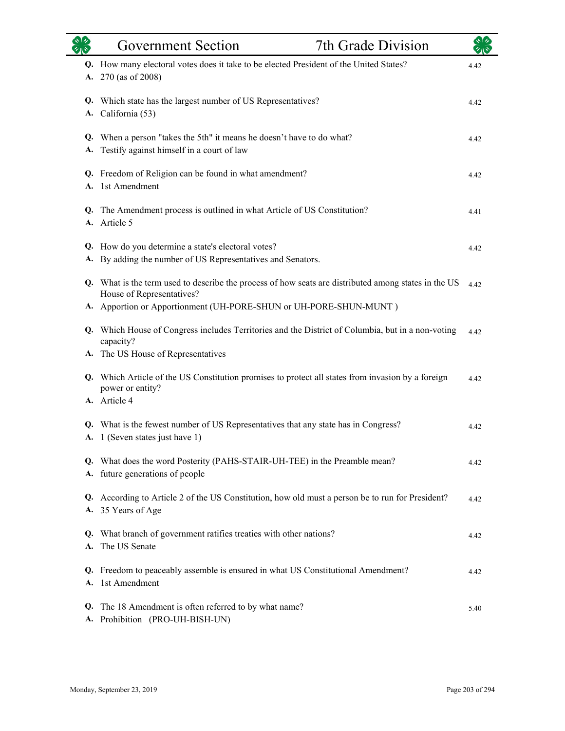| | Government Section | 7th Grade Division |
|---|---|---|

**Q.** How many electoral votes does it take to be elected President of the United States? 4.42
**A.** 270 (as of 2008)

**Q.** Which state has the largest number of US Representatives? 4.42
**A.** California (53)

**Q.** When a person "takes the 5th" it means he doesn't have to do what? 4.42
**A.** Testify against himself in a court of law

**Q.** Freedom of Religion can be found in what amendment? 4.42
**A.** 1st Amendment

**Q.** The Amendment process is outlined in what Article of US Constitution? 4.41
**A.** Article 5

**Q.** How do you determine a state's electoral votes? 4.42
**A.** By adding the number of US Representatives and Senators.

**Q.** What is the term used to describe the process of how seats are distributed among states in the US House of Representatives? 4.42
**A.** Apportion or Apportionment (UH-PORE-SHUN or UH-PORE-SHUN-MUNT )

**Q.** Which House of Congress includes Territories and the District of Columbia, but in a non-voting capacity? 4.42
**A.** The US House of Representatives

**Q.** Which Article of the US Constitution promises to protect all states from invasion by a foreign power or entity? 4.42
**A.** Article 4

**Q.** What is the fewest number of US Representatives that any state has in Congress? 4.42
**A.** 1 (Seven states just have 1)

**Q.** What does the word Posterity (PAHS-STAIR-UH-TEE) in the Preamble mean? 4.42
**A.** future generations of people

**Q.** According to Article 2 of the US Constitution, how old must a person be to run for President? 4.42
**A.** 35 Years of Age

**Q.** What branch of government ratifies treaties with other nations? 4.42
**A.** The US Senate

**Q.** Freedom to peaceably assemble is ensured in what US Constitutional Amendment? 4.42
**A.** 1st Amendment

**Q.** The 18 Amendment is often referred to by what name? 5.40
**A.** Prohibition (PRO-UH-BISH-UN)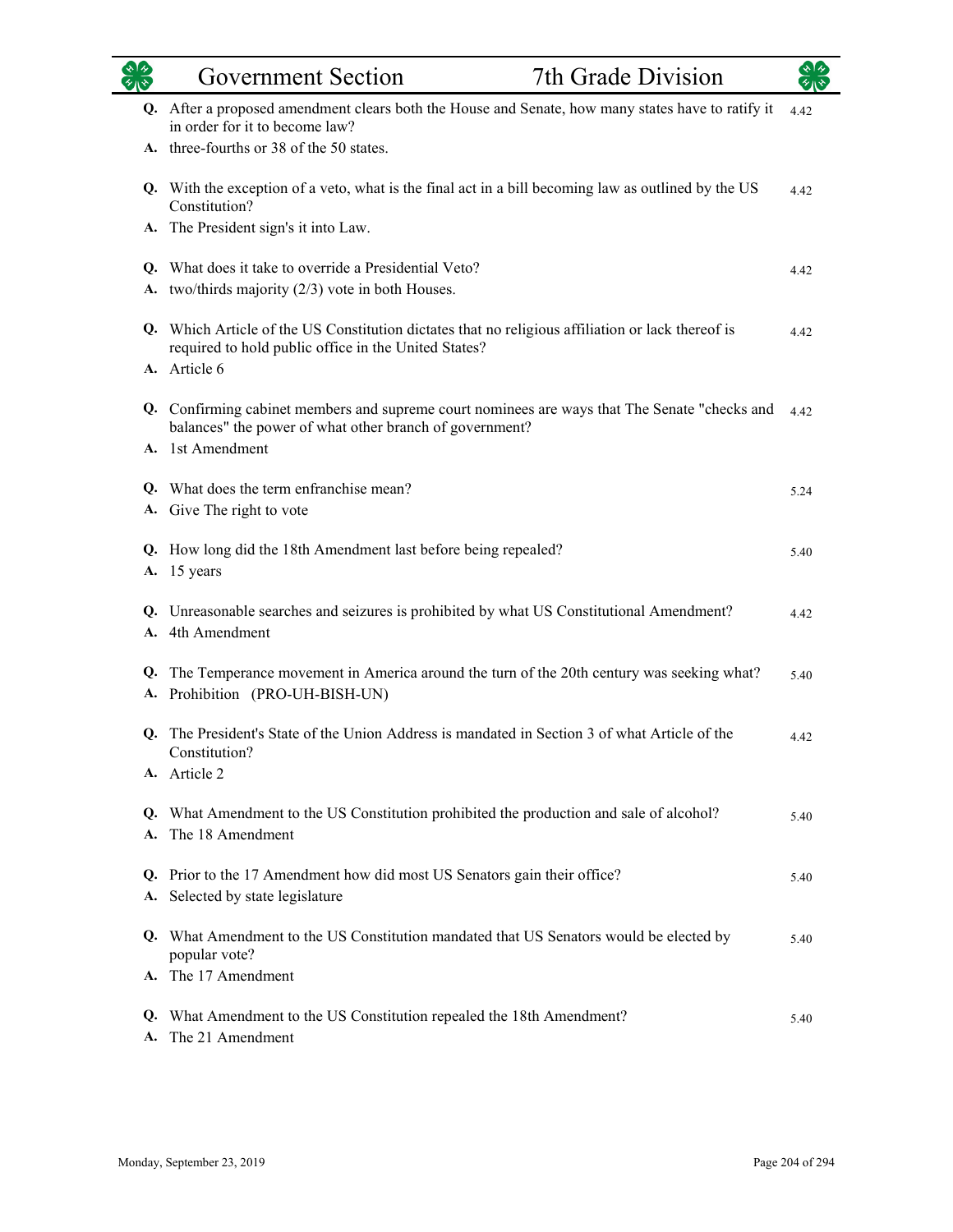# Government Section 7th Grade Division

**Q.** After a proposed amendment clears both the House and Senate, how many states have to ratify it in order for it to become law? 4.42

**A.** three-fourths or 38 of the 50 states.

**Q.** With the exception of a veto, what is the final act in a bill becoming law as outlined by the US Constitution? 4.42

**A.** The President sign's it into Law.

**Q.** What does it take to override a Presidential Veto? 4.42

**A.** two/thirds majority (2/3) vote in both Houses.

**Q.** Which Article of the US Constitution dictates that no religious affiliation or lack thereof is required to hold public office in the United States? 4.42

**A.** Article 6

**Q.** Confirming cabinet members and supreme court nominees are ways that The Senate "checks and balances" the power of what other branch of government? 4.42

**A.** 1st Amendment

**Q.** What does the term enfranchise mean? 5.24

**A.** Give The right to vote

**Q.** How long did the 18th Amendment last before being repealed? 5.40

**A.** 15 years

**Q.** Unreasonable searches and seizures is prohibited by what US Constitutional Amendment? 4.42

**A.** 4th Amendment

**Q.** The Temperance movement in America around the turn of the 20th century was seeking what? 5.40

**A.** Prohibition (PRO-UH-BISH-UN)

**Q.** The President's State of the Union Address is mandated in Section 3 of what Article of the Constitution? 4.42

**A.** Article 2

**Q.** What Amendment to the US Constitution prohibited the production and sale of alcohol? 5.40

**A.** The 18 Amendment

**Q.** Prior to the 17 Amendment how did most US Senators gain their office? 5.40

**A.** Selected by state legislature

**Q.** What Amendment to the US Constitution mandated that US Senators would be elected by popular vote? 5.40

**A.** The 17 Amendment

**Q.** What Amendment to the US Constitution repealed the 18th Amendment? 5.40

**A.** The 21 Amendment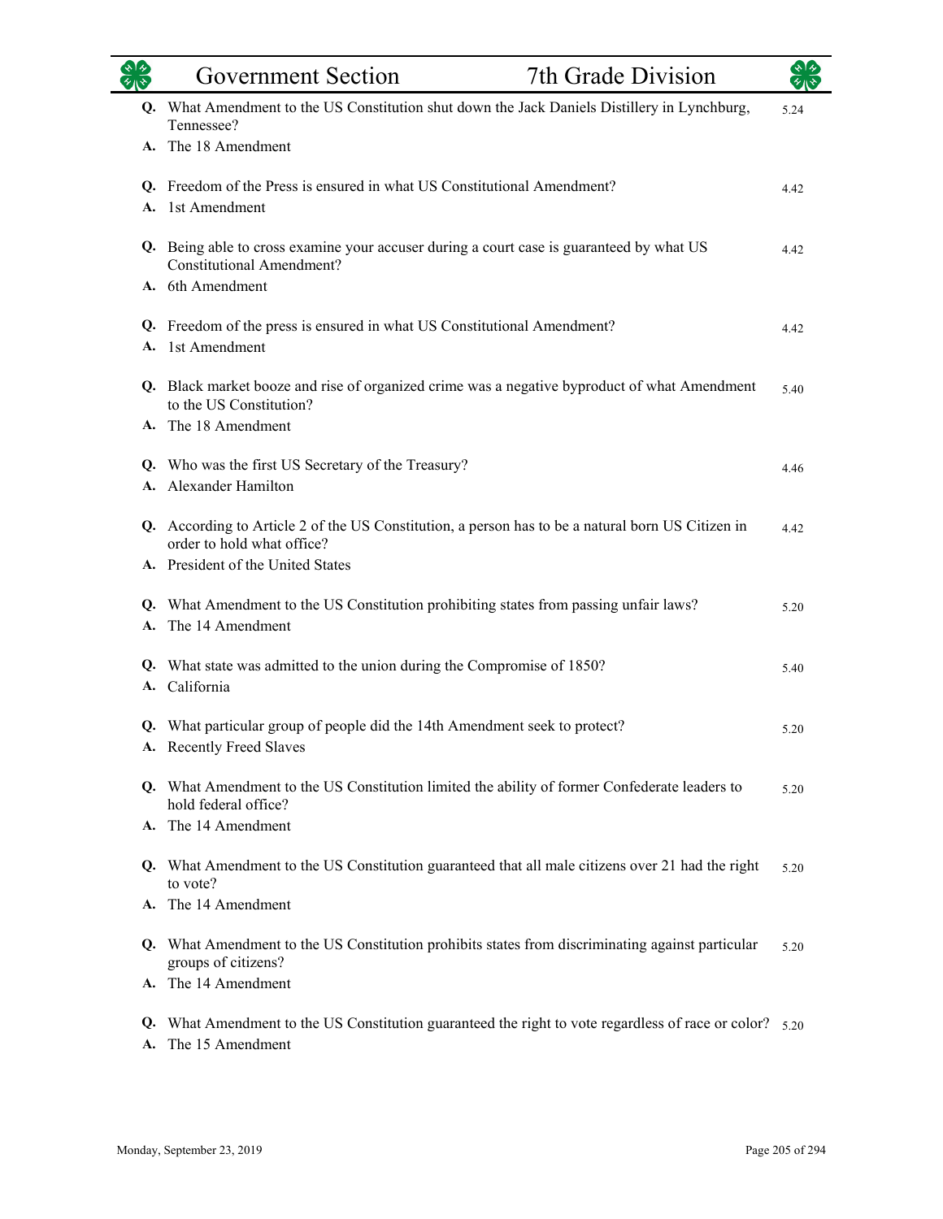# Government Section — 7th Grade Division

**Q.** What Amendment to the US Constitution shut down the Jack Daniels Distillery in Lynchburg, Tennessee? 5.24
**A.** The 18 Amendment

**Q.** Freedom of the Press is ensured in what US Constitutional Amendment? 4.42
**A.** 1st Amendment

**Q.** Being able to cross examine your accuser during a court case is guaranteed by what US Constitutional Amendment? 4.42
**A.** 6th Amendment

**Q.** Freedom of the press is ensured in what US Constitutional Amendment? 4.42
**A.** 1st Amendment

**Q.** Black market booze and rise of organized crime was a negative byproduct of what Amendment to the US Constitution? 5.40
**A.** The 18 Amendment

**Q.** Who was the first US Secretary of the Treasury? 4.46
**A.** Alexander Hamilton

**Q.** According to Article 2 of the US Constitution, a person has to be a natural born US Citizen in order to hold what office? 4.42
**A.** President of the United States

**Q.** What Amendment to the US Constitution prohibiting states from passing unfair laws? 5.20
**A.** The 14 Amendment

**Q.** What state was admitted to the union during the Compromise of 1850? 5.40
**A.** California

**Q.** What particular group of people did the 14th Amendment seek to protect? 5.20
**A.** Recently Freed Slaves

**Q.** What Amendment to the US Constitution limited the ability of former Confederate leaders to hold federal office? 5.20
**A.** The 14 Amendment

**Q.** What Amendment to the US Constitution guaranteed that all male citizens over 21 had the right to vote? 5.20
**A.** The 14 Amendment

**Q.** What Amendment to the US Constitution prohibits states from discriminating against particular groups of citizens? 5.20
**A.** The 14 Amendment

**Q.** What Amendment to the US Constitution guaranteed the right to vote regardless of race or color? 5.20
**A.** The 15 Amendment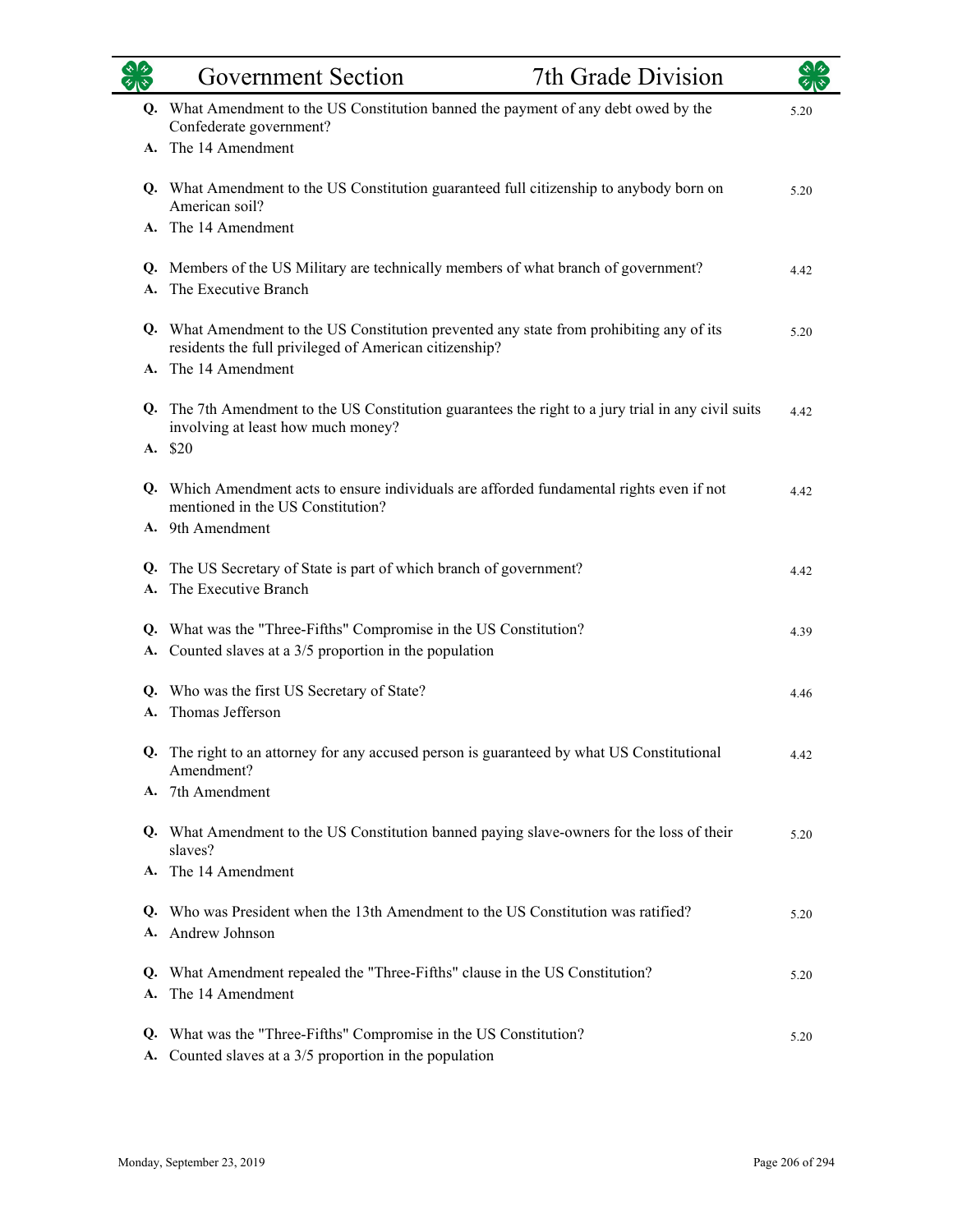# Government Section — 7th Grade Division

**Q.** What Amendment to the US Constitution banned the payment of any debt owed by the Confederate government? — 5.20
**A.** The 14 Amendment

**Q.** What Amendment to the US Constitution guaranteed full citizenship to anybody born on American soil? — 5.20
**A.** The 14 Amendment

**Q.** Members of the US Military are technically members of what branch of government? — 4.42
**A.** The Executive Branch

**Q.** What Amendment to the US Constitution prevented any state from prohibiting any of its residents the full privileged of American citizenship? — 5.20
**A.** The 14 Amendment

**Q.** The 7th Amendment to the US Constitution guarantees the right to a jury trial in any civil suits involving at least how much money? — 4.42
**A.** $20

**Q.** Which Amendment acts to ensure individuals are afforded fundamental rights even if not mentioned in the US Constitution? — 4.42
**A.** 9th Amendment

**Q.** The US Secretary of State is part of which branch of government? — 4.42
**A.** The Executive Branch

**Q.** What was the "Three-Fifths" Compromise in the US Constitution? — 4.39
**A.** Counted slaves at a 3/5 proportion in the population

**Q.** Who was the first US Secretary of State? — 4.46
**A.** Thomas Jefferson

**Q.** The right to an attorney for any accused person is guaranteed by what US Constitutional Amendment? — 4.42
**A.** 7th Amendment

**Q.** What Amendment to the US Constitution banned paying slave-owners for the loss of their slaves? — 5.20
**A.** The 14 Amendment

**Q.** Who was President when the 13th Amendment to the US Constitution was ratified? — 5.20
**A.** Andrew Johnson

**Q.** What Amendment repealed the "Three-Fifths" clause in the US Constitution? — 5.20
**A.** The 14 Amendment

**Q.** What was the "Three-Fifths" Compromise in the US Constitution? — 5.20
**A.** Counted slaves at a 3/5 proportion in the population

Monday, September 23, 2019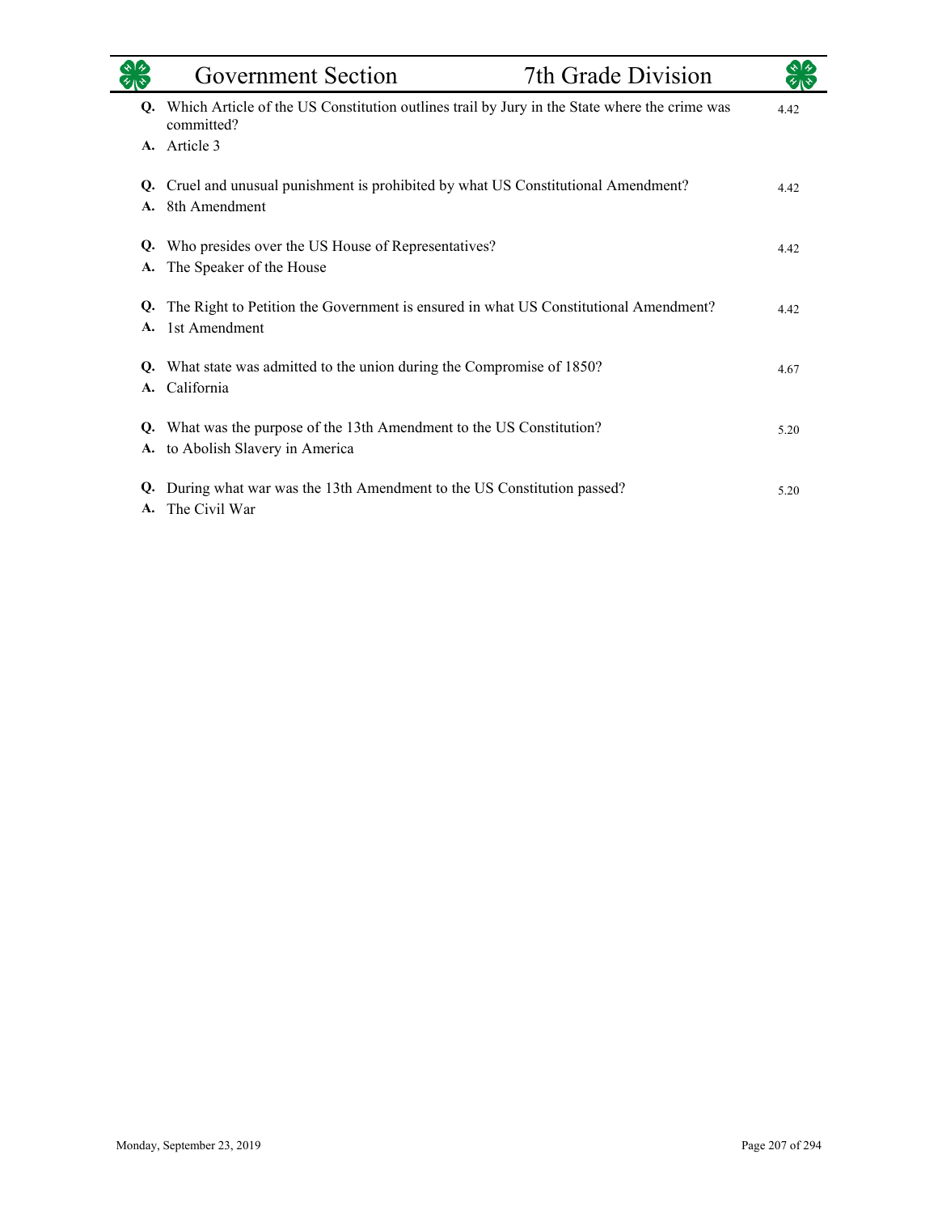# Government Section — 7th Grade Division

**Q.** Which Article of the US Constitution outlines trail by Jury in the State where the crime was committed? — 4.42
**A.** Article 3

**Q.** Cruel and unusual punishment is prohibited by what US Constitutional Amendment? — 4.42
**A.** 8th Amendment

**Q.** Who presides over the US House of Representatives? — 4.42
**A.** The Speaker of the House

**Q.** The Right to Petition the Government is ensured in what US Constitutional Amendment? — 4.42
**A.** 1st Amendment

**Q.** What state was admitted to the union during the Compromise of 1850? — 4.67
**A.** California

**Q.** What was the purpose of the 13th Amendment to the US Constitution? — 5.20
**A.** to Abolish Slavery in America

**Q.** During what war was the 13th Amendment to the US Constitution passed? — 5.20
**A.** The Civil War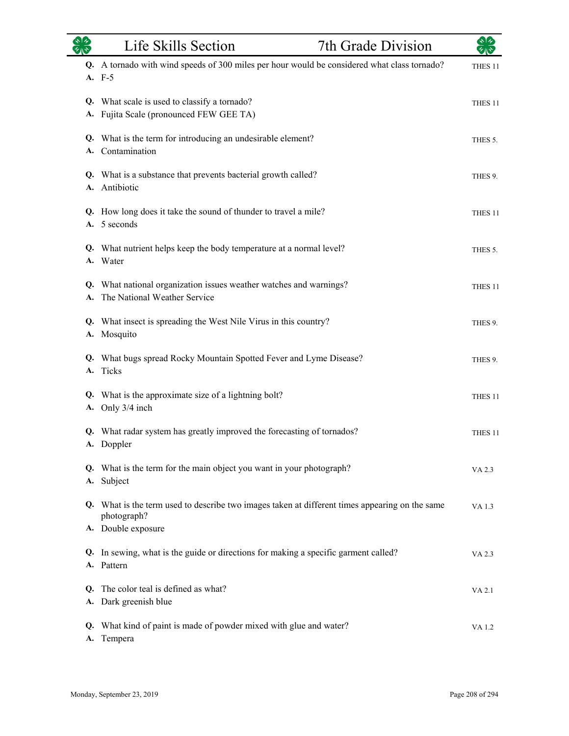# Life Skills Section — 7th Grade Division

**Q.** A tornado with wind speeds of 300 miles per hour would be considered what class tornado?
**A.** F-5 — THES 11

**Q.** What scale is used to classify a tornado?
**A.** Fujita Scale (pronounced FEW GEE TA) — THES 11

**Q.** What is the term for introducing an undesirable element?
**A.** Contamination — THES 5.

**Q.** What is a substance that prevents bacterial growth called?
**A.** Antibiotic — THES 9.

**Q.** How long does it take the sound of thunder to travel a mile?
**A.** 5 seconds — THES 11

**Q.** What nutrient helps keep the body temperature at a normal level?
**A.** Water — THES 5.

**Q.** What national organization issues weather watches and warnings?
**A.** The National Weather Service — THES 11

**Q.** What insect is spreading the West Nile Virus in this country?
**A.** Mosquito — THES 9.

**Q.** What bugs spread Rocky Mountain Spotted Fever and Lyme Disease?
**A.** Ticks — THES 9.

**Q.** What is the approximate size of a lightning bolt?
**A.** Only 3/4 inch — THES 11

**Q.** What radar system has greatly improved the forecasting of tornados?
**A.** Doppler — THES 11

**Q.** What is the term for the main object you want in your photograph?
**A.** Subject — VA 2.3

**Q.** What is the term used to describe two images taken at different times appearing on the same photograph?
**A.** Double exposure — VA 1.3

**Q.** In sewing, what is the guide or directions for making a specific garment called?
**A.** Pattern — VA 2.3

**Q.** The color teal is defined as what?
**A.** Dark greenish blue — VA 2.1

**Q.** What kind of paint is made of powder mixed with glue and water?
**A.** Tempera — VA 1.2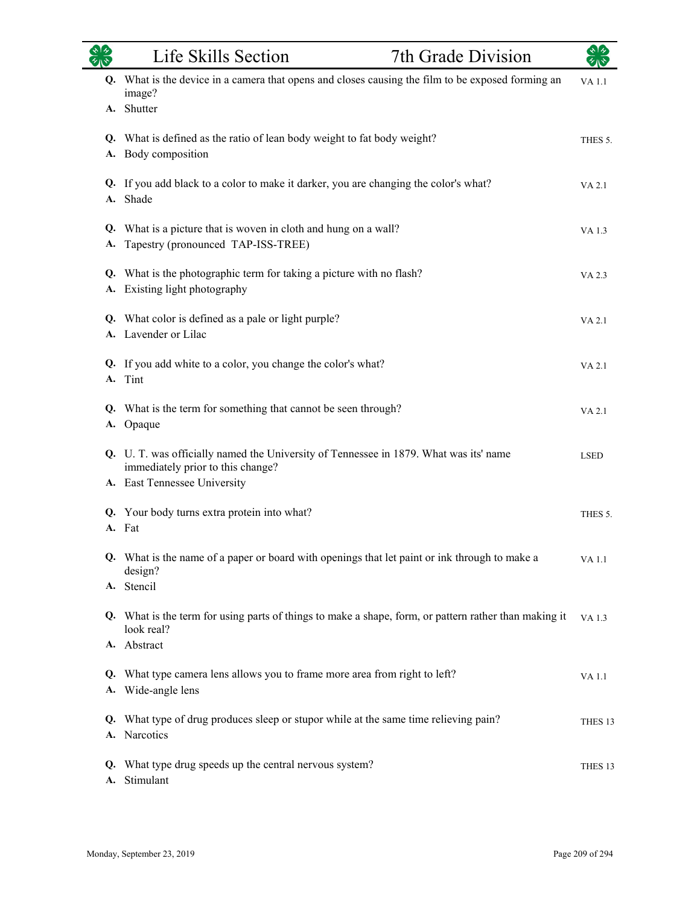| | Life Skills Section | 7th Grade Division |
|---|---|---|

**Q.** What is the device in a camera that opens and closes causing the film to be exposed forming an image? — VA 1.1
**A.** Shutter

**Q.** What is defined as the ratio of lean body weight to fat body weight? — THES 5.
**A.** Body composition

**Q.** If you add black to a color to make it darker, you are changing the color's what? — VA 2.1
**A.** Shade

**Q.** What is a picture that is woven in cloth and hung on a wall? — VA 1.3
**A.** Tapestry (pronounced TAP-ISS-TREE)

**Q.** What is the photographic term for taking a picture with no flash? — VA 2.3
**A.** Existing light photography

**Q.** What color is defined as a pale or light purple? — VA 2.1
**A.** Lavender or Lilac

**Q.** If you add white to a color, you change the color's what? — VA 2.1
**A.** Tint

**Q.** What is the term for something that cannot be seen through? — VA 2.1
**A.** Opaque

**Q.** U. T. was officially named the University of Tennessee in 1879. What was its' name immediately prior to this change? — LSED
**A.** East Tennessee University

**Q.** Your body turns extra protein into what? — THES 5.
**A.** Fat

**Q.** What is the name of a paper or board with openings that let paint or ink through to make a design? — VA 1.1
**A.** Stencil

**Q.** What is the term for using parts of things to make a shape, form, or pattern rather than making it look real? — VA 1.3
**A.** Abstract

**Q.** What type camera lens allows you to frame more area from right to left? — VA 1.1
**A.** Wide-angle lens

**Q.** What type of drug produces sleep or stupor while at the same time relieving pain? — THES 13
**A.** Narcotics

**Q.** What type drug speeds up the central nervous system? — THES 13
**A.** Stimulant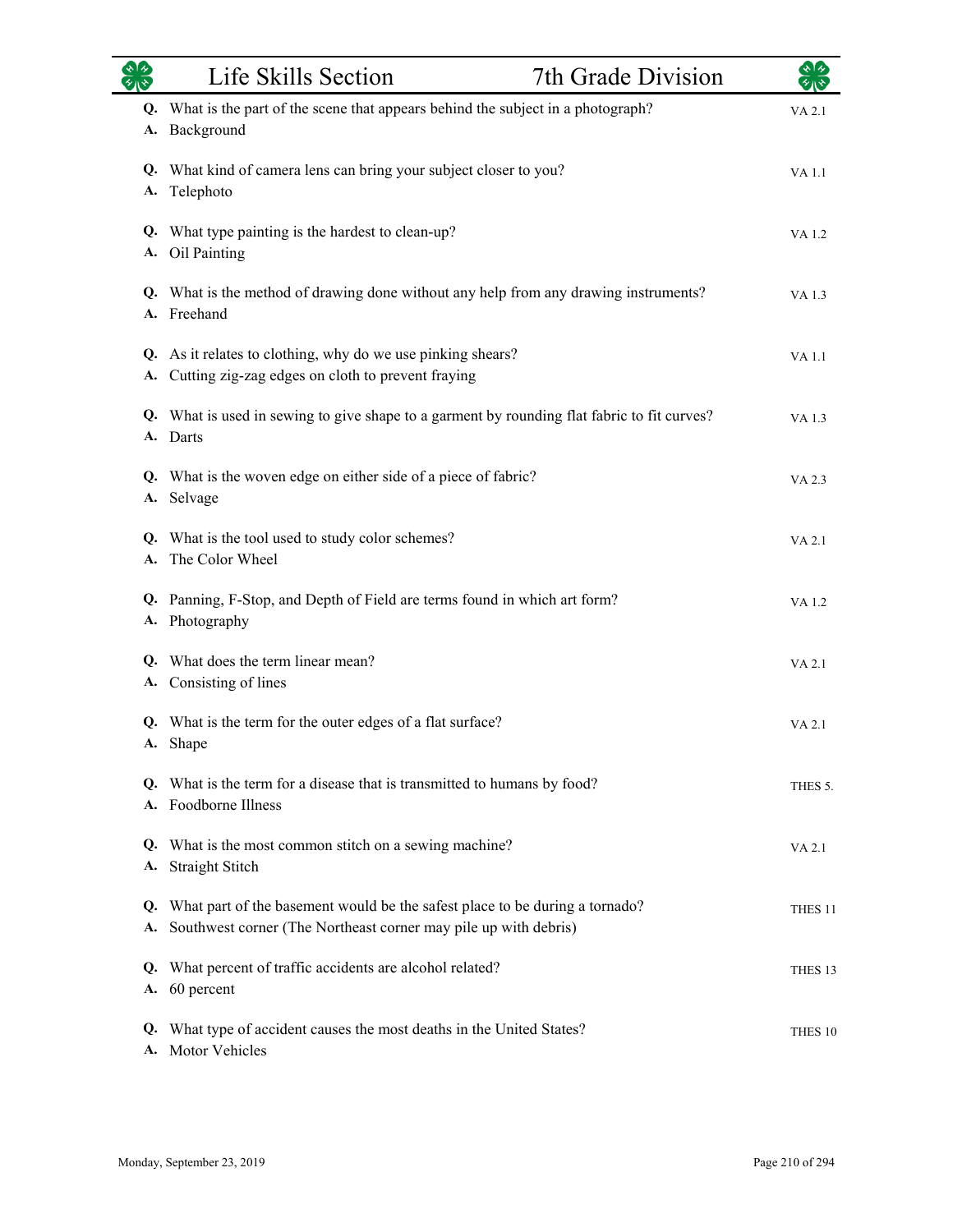**Q.** What is the part of the scene that appears behind the subject in a photograph? VA 2.1
**A.** Background

**Q.** What kind of camera lens can bring your subject closer to you? VA 1.1
**A.** Telephoto

**Q.** What type painting is the hardest to clean-up? VA 1.2
**A.** Oil Painting

**Q.** What is the method of drawing done without any help from any drawing instruments? VA 1.3
**A.** Freehand

**Q.** As it relates to clothing, why do we use pinking shears? VA 1.1
**A.** Cutting zig-zag edges on cloth to prevent fraying

**Q.** What is used in sewing to give shape to a garment by rounding flat fabric to fit curves? VA 1.3
**A.** Darts

**Q.** What is the woven edge on either side of a piece of fabric? VA 2.3
**A.** Selvage

**Q.** What is the tool used to study color schemes? VA 2.1
**A.** The Color Wheel

**Q.** Panning, F-Stop, and Depth of Field are terms found in which art form? VA 1.2
**A.** Photography

**Q.** What does the term linear mean? VA 2.1
**A.** Consisting of lines

**Q.** What is the term for the outer edges of a flat surface? VA 2.1
**A.** Shape

**Q.** What is the term for a disease that is transmitted to humans by food? THES 5.
**A.** Foodborne Illness

**Q.** What is the most common stitch on a sewing machine? VA 2.1
**A.** Straight Stitch

**Q.** What part of the basement would be the safest place to be during a tornado? THES 11
**A.** Southwest corner (The Northeast corner may pile up with debris)

**Q.** What percent of traffic accidents are alcohol related? THES 13
**A.** 60 percent

**Q.** What type of accident causes the most deaths in the United States? THES 10
**A.** Motor Vehicles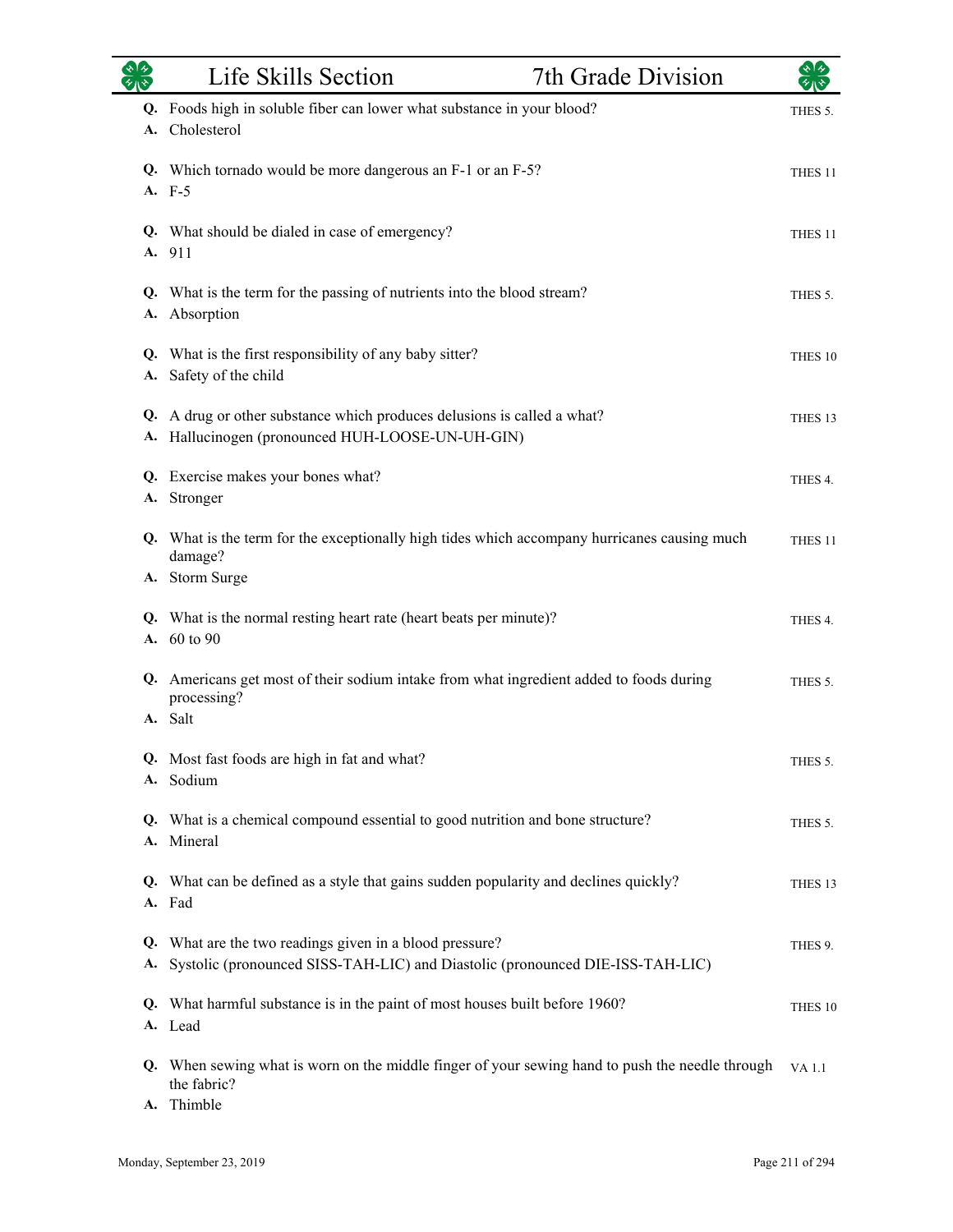| | Life Skills Section | 7th Grade Division |
|---|---|---|

**Q.** Foods high in soluble fiber can lower what substance in your blood? THES 5.
**A.** Cholesterol

**Q.** Which tornado would be more dangerous an F-1 or an F-5? THES 11
**A.** F-5

**Q.** What should be dialed in case of emergency? THES 11
**A.** 911

**Q.** What is the term for the passing of nutrients into the blood stream? THES 5.
**A.** Absorption

**Q.** What is the first responsibility of any baby sitter? THES 10
**A.** Safety of the child

**Q.** A drug or other substance which produces delusions is called a what? THES 13
**A.** Hallucinogen (pronounced HUH-LOOSE-UN-UH-GIN)

**Q.** Exercise makes your bones what? THES 4.
**A.** Stronger

**Q.** What is the term for the exceptionally high tides which accompany hurricanes causing much damage? THES 11
**A.** Storm Surge

**Q.** What is the normal resting heart rate (heart beats per minute)? THES 4.
**A.** 60 to 90

**Q.** Americans get most of their sodium intake from what ingredient added to foods during processing? THES 5.
**A.** Salt

**Q.** Most fast foods are high in fat and what? THES 5.
**A.** Sodium

**Q.** What is a chemical compound essential to good nutrition and bone structure? THES 5.
**A.** Mineral

**Q.** What can be defined as a style that gains sudden popularity and declines quickly? THES 13
**A.** Fad

**Q.** What are the two readings given in a blood pressure? THES 9.
**A.** Systolic (pronounced SISS-TAH-LIC) and Diastolic (pronounced DIE-ISS-TAH-LIC)

**Q.** What harmful substance is in the paint of most houses built before 1960? THES 10
**A.** Lead

**Q.** When sewing what is worn on the middle finger of your sewing hand to push the needle through the fabric? VA 1.1
**A.** Thimble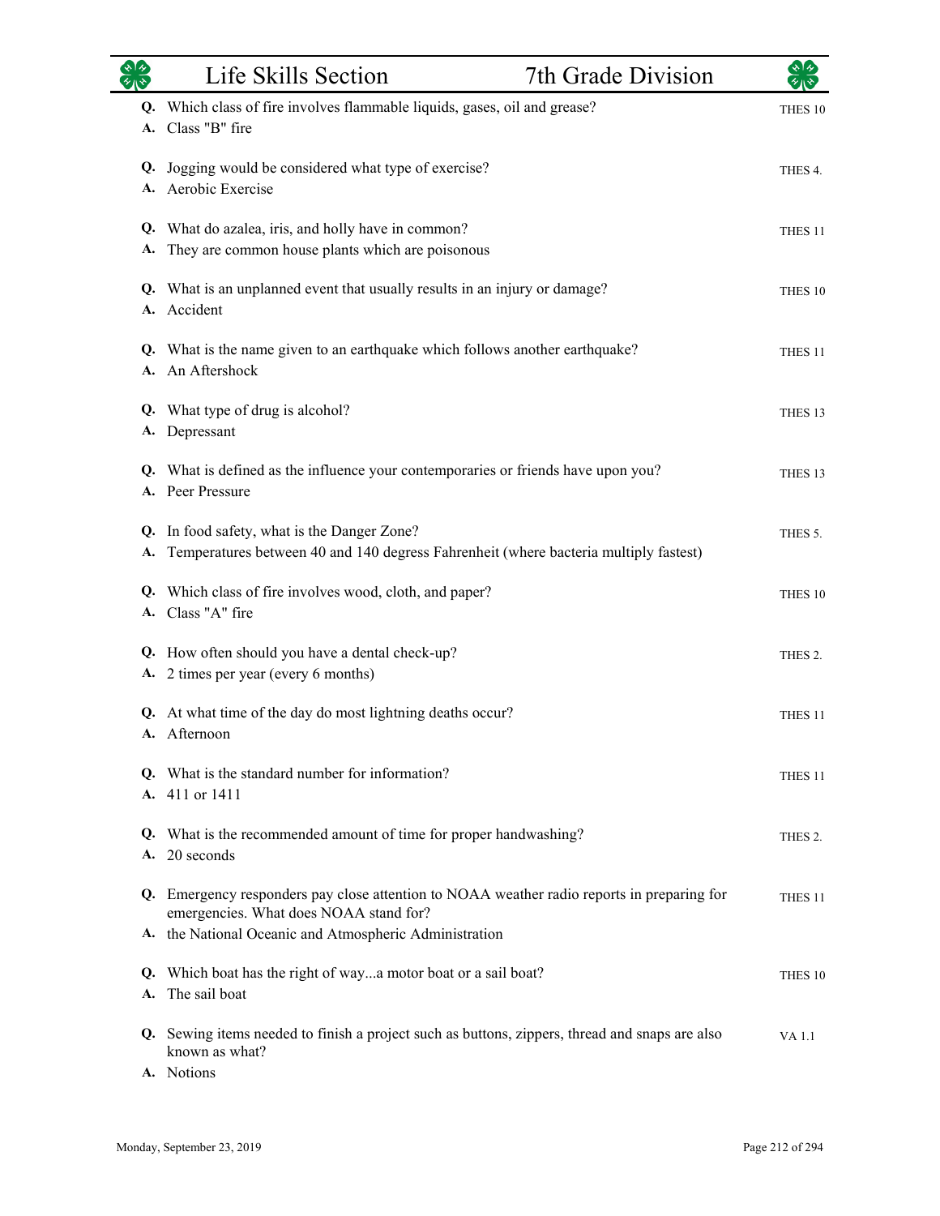# Life Skills Section — 7th Grade Division

**Q.** Which class of fire involves flammable liquids, gases, oil and grease? — THES 10
**A.** Class "B" fire

**Q.** Jogging would be considered what type of exercise? — THES 4.
**A.** Aerobic Exercise

**Q.** What do azalea, iris, and holly have in common? — THES 11
**A.** They are common house plants which are poisonous

**Q.** What is an unplanned event that usually results in an injury or damage? — THES 10
**A.** Accident

**Q.** What is the name given to an earthquake which follows another earthquake? — THES 11
**A.** An Aftershock

**Q.** What type of drug is alcohol? — THES 13
**A.** Depressant

**Q.** What is defined as the influence your contemporaries or friends have upon you? — THES 13
**A.** Peer Pressure

**Q.** In food safety, what is the Danger Zone? — THES 5.
**A.** Temperatures between 40 and 140 degress Fahrenheit (where bacteria multiply fastest)

**Q.** Which class of fire involves wood, cloth, and paper? — THES 10
**A.** Class "A" fire

**Q.** How often should you have a dental check-up? — THES 2.
**A.** 2 times per year (every 6 months)

**Q.** At what time of the day do most lightning deaths occur? — THES 11
**A.** Afternoon

**Q.** What is the standard number for information? — THES 11
**A.** 411 or 1411

**Q.** What is the recommended amount of time for proper handwashing? — THES 2.
**A.** 20 seconds

**Q.** Emergency responders pay close attention to NOAA weather radio reports in preparing for emergencies. What does NOAA stand for? — THES 11
**A.** the National Oceanic and Atmospheric Administration

**Q.** Which boat has the right of way...a motor boat or a sail boat? — THES 10
**A.** The sail boat

**Q.** Sewing items needed to finish a project such as buttons, zippers, thread and snaps are also known as what? — VA 1.1
**A.** Notions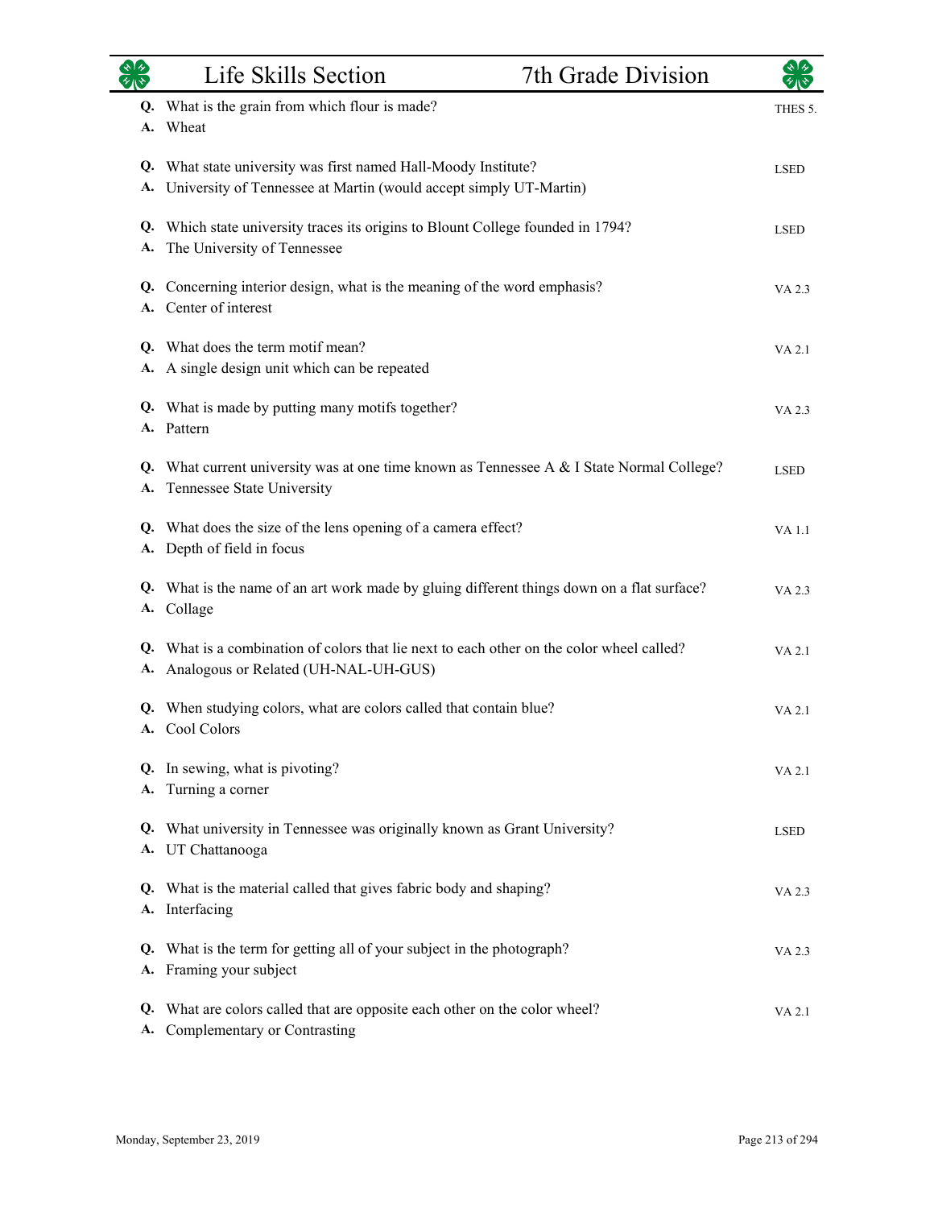# Life Skills Section — 7th Grade Division

**Q.** What is the grain from which flour is made?  
**A.** Wheat  
THES 5.

**Q.** What state university was first named Hall-Moody Institute?  
**A.** University of Tennessee at Martin (would accept simply UT-Martin)  
LSED

**Q.** Which state university traces its origins to Blount College founded in 1794?  
**A.** The University of Tennessee  
LSED

**Q.** Concerning interior design, what is the meaning of the word emphasis?  
**A.** Center of interest  
VA 2.3

**Q.** What does the term motif mean?  
**A.** A single design unit which can be repeated  
VA 2.1

**Q.** What is made by putting many motifs together?  
**A.** Pattern  
VA 2.3

**Q.** What current university was at one time known as Tennessee A & I State Normal College?  
**A.** Tennessee State University  
LSED

**Q.** What does the size of the lens opening of a camera effect?  
**A.** Depth of field in focus  
VA 1.1

**Q.** What is the name of an art work made by gluing different things down on a flat surface?  
**A.** Collage  
VA 2.3

**Q.** What is a combination of colors that lie next to each other on the color wheel called?  
**A.** Analogous or Related (UH-NAL-UH-GUS)  
VA 2.1

**Q.** When studying colors, what are colors called that contain blue?  
**A.** Cool Colors  
VA 2.1

**Q.** In sewing, what is pivoting?  
**A.** Turning a corner  
VA 2.1

**Q.** What university in Tennessee was originally known as Grant University?  
**A.** UT Chattanooga  
LSED

**Q.** What is the material called that gives fabric body and shaping?  
**A.** Interfacing  
VA 2.3

**Q.** What is the term for getting all of your subject in the photograph?  
**A.** Framing your subject  
VA 2.3

**Q.** What are colors called that are opposite each other on the color wheel?  
**A.** Complementary or Contrasting  
VA 2.1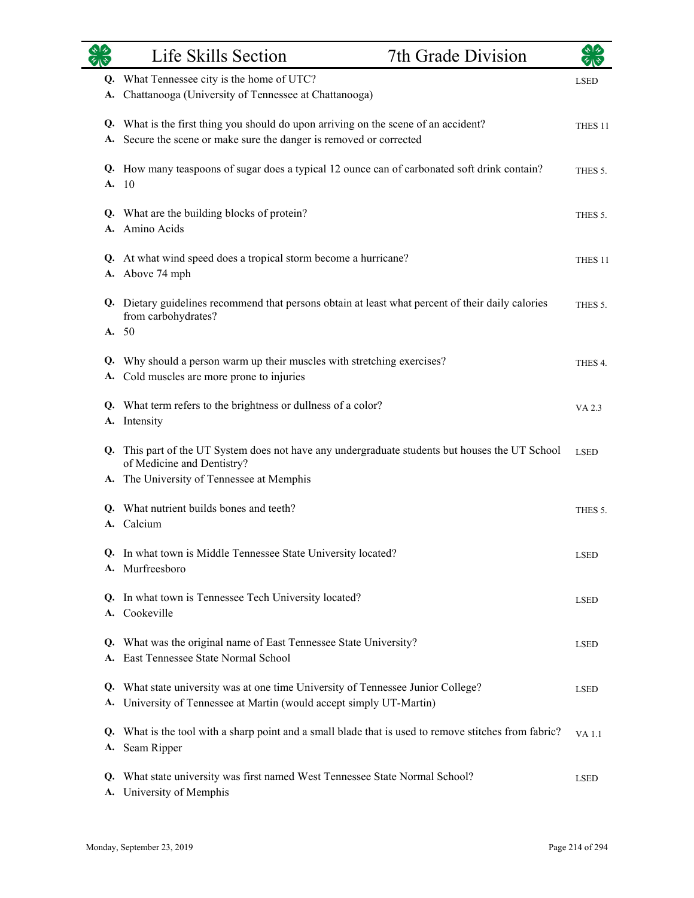# Life Skills Section — 7th Grade Division

**Q.** What Tennessee city is the home of UTC? — LSED
**A.** Chattanooga (University of Tennessee at Chattanooga)

**Q.** What is the first thing you should do upon arriving on the scene of an accident? — THES 11
**A.** Secure the scene or make sure the danger is removed or corrected

**Q.** How many teaspoons of sugar does a typical 12 ounce can of carbonated soft drink contain? — THES 5.
**A.** 10

**Q.** What are the building blocks of protein? — THES 5.
**A.** Amino Acids

**Q.** At what wind speed does a tropical storm become a hurricane? — THES 11
**A.** Above 74 mph

**Q.** Dietary guidelines recommend that persons obtain at least what percent of their daily calories from carbohydrates? — THES 5.
**A.** 50

**Q.** Why should a person warm up their muscles with stretching exercises? — THES 4.
**A.** Cold muscles are more prone to injuries

**Q.** What term refers to the brightness or dullness of a color? — VA 2.3
**A.** Intensity

**Q.** This part of the UT System does not have any undergraduate students but houses the UT School of Medicine and Dentistry? — LSED
**A.** The University of Tennessee at Memphis

**Q.** What nutrient builds bones and teeth? — THES 5.
**A.** Calcium

**Q.** In what town is Middle Tennessee State University located? — LSED
**A.** Murfreesboro

**Q.** In what town is Tennessee Tech University located? — LSED
**A.** Cookeville

**Q.** What was the original name of East Tennessee State University? — LSED
**A.** East Tennessee State Normal School

**Q.** What state university was at one time University of Tennessee Junior College? — LSED
**A.** University of Tennessee at Martin (would accept simply UT-Martin)

**Q.** What is the tool with a sharp point and a small blade that is used to remove stitches from fabric? — VA 1.1
**A.** Seam Ripper

**Q.** What state university was first named West Tennessee State Normal School? — LSED
**A.** University of Memphis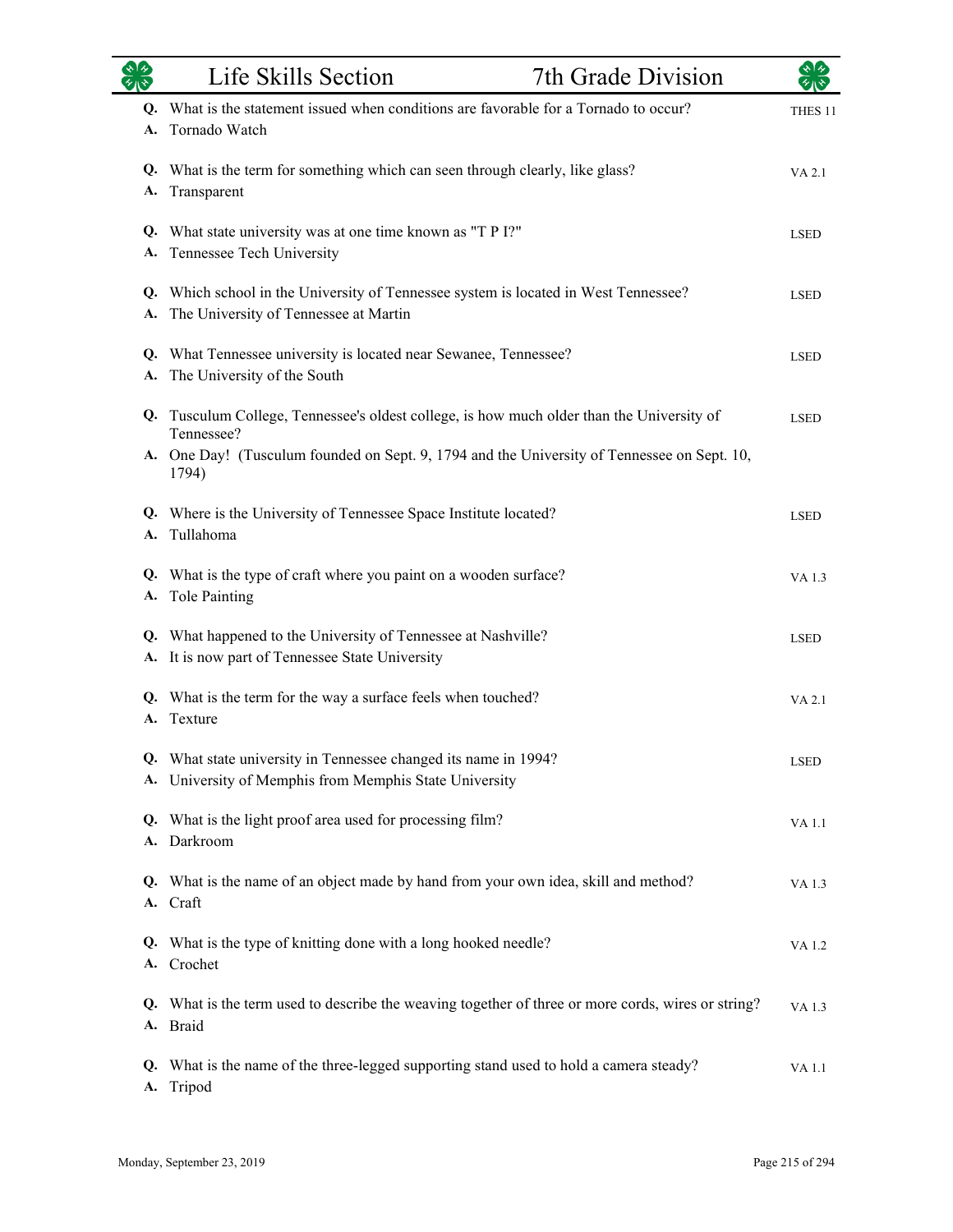| | | |
|---|---|---|
| **Q.** | What is the statement issued when conditions are favorable for a Tornado to occur? | THES 11 |
| **A.** | Tornado Watch | |
| **Q.** | What is the term for something which can seen through clearly, like glass? | VA 2.1 |
| **A.** | Transparent | |
| **Q.** | What state university was at one time known as "T P I?" | LSED |
| **A.** | Tennessee Tech University | |
| **Q.** | Which school in the University of Tennessee system is located in West Tennessee? | LSED |
| **A.** | The University of Tennessee at Martin | |
| **Q.** | What Tennessee university is located near Sewanee, Tennessee? | LSED |
| **A.** | The University of the South | |
| **Q.** | Tusculum College, Tennessee's oldest college, is how much older than the University of Tennessee? | LSED |
| **A.** | One Day! (Tusculum founded on Sept. 9, 1794 and the University of Tennessee on Sept. 10, 1794) | |
| **Q.** | Where is the University of Tennessee Space Institute located? | LSED |
| **A.** | Tullahoma | |
| **Q.** | What is the type of craft where you paint on a wooden surface? | VA 1.3 |
| **A.** | Tole Painting | |
| **Q.** | What happened to the University of Tennessee at Nashville? | LSED |
| **A.** | It is now part of Tennessee State University | |
| **Q.** | What is the term for the way a surface feels when touched? | VA 2.1 |
| **A.** | Texture | |
| **Q.** | What state university in Tennessee changed its name in 1994? | LSED |
| **A.** | University of Memphis from Memphis State University | |
| **Q.** | What is the light proof area used for processing film? | VA 1.1 |
| **A.** | Darkroom | |
| **Q.** | What is the name of an object made by hand from your own idea, skill and method? | VA 1.3 |
| **A.** | Craft | |
| **Q.** | What is the type of knitting done with a long hooked needle? | VA 1.2 |
| **A.** | Crochet | |
| **Q.** | What is the term used to describe the weaving together of three or more cords, wires or string? | VA 1.3 |
| **A.** | Braid | |
| **Q.** | What is the name of the three-legged supporting stand used to hold a camera steady? | VA 1.1 |
| **A.** | Tripod | |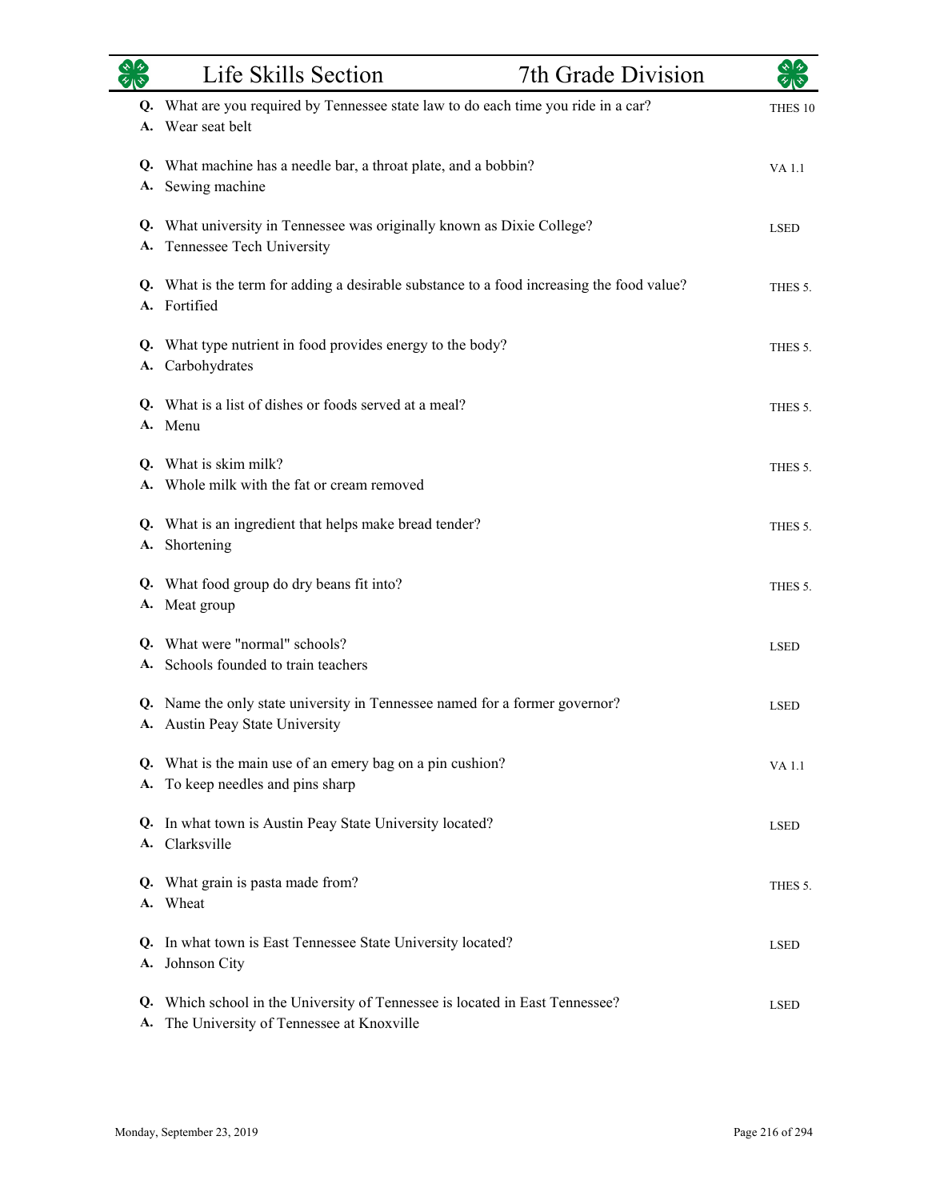# Life Skills Section — 7th Grade Division

**Q.** What are you required by Tennessee state law to do each time you ride in a car? — THES 10
**A.** Wear seat belt

**Q.** What machine has a needle bar, a throat plate, and a bobbin? — VA 1.1
**A.** Sewing machine

**Q.** What university in Tennessee was originally known as Dixie College? — LSED
**A.** Tennessee Tech University

**Q.** What is the term for adding a desirable substance to a food increasing the food value? — THES 5.
**A.** Fortified

**Q.** What type nutrient in food provides energy to the body? — THES 5.
**A.** Carbohydrates

**Q.** What is a list of dishes or foods served at a meal? — THES 5.
**A.** Menu

**Q.** What is skim milk? — THES 5.
**A.** Whole milk with the fat or cream removed

**Q.** What is an ingredient that helps make bread tender? — THES 5.
**A.** Shortening

**Q.** What food group do dry beans fit into? — THES 5.
**A.** Meat group

**Q.** What were "normal" schools? — LSED
**A.** Schools founded to train teachers

**Q.** Name the only state university in Tennessee named for a former governor? — LSED
**A.** Austin Peay State University

**Q.** What is the main use of an emery bag on a pin cushion? — VA 1.1
**A.** To keep needles and pins sharp

**Q.** In what town is Austin Peay State University located? — LSED
**A.** Clarksville

**Q.** What grain is pasta made from? — THES 5.
**A.** Wheat

**Q.** In what town is East Tennessee State University located? — LSED
**A.** Johnson City

**Q.** Which school in the University of Tennessee is located in East Tennessee? — LSED
**A.** The University of Tennessee at Knoxville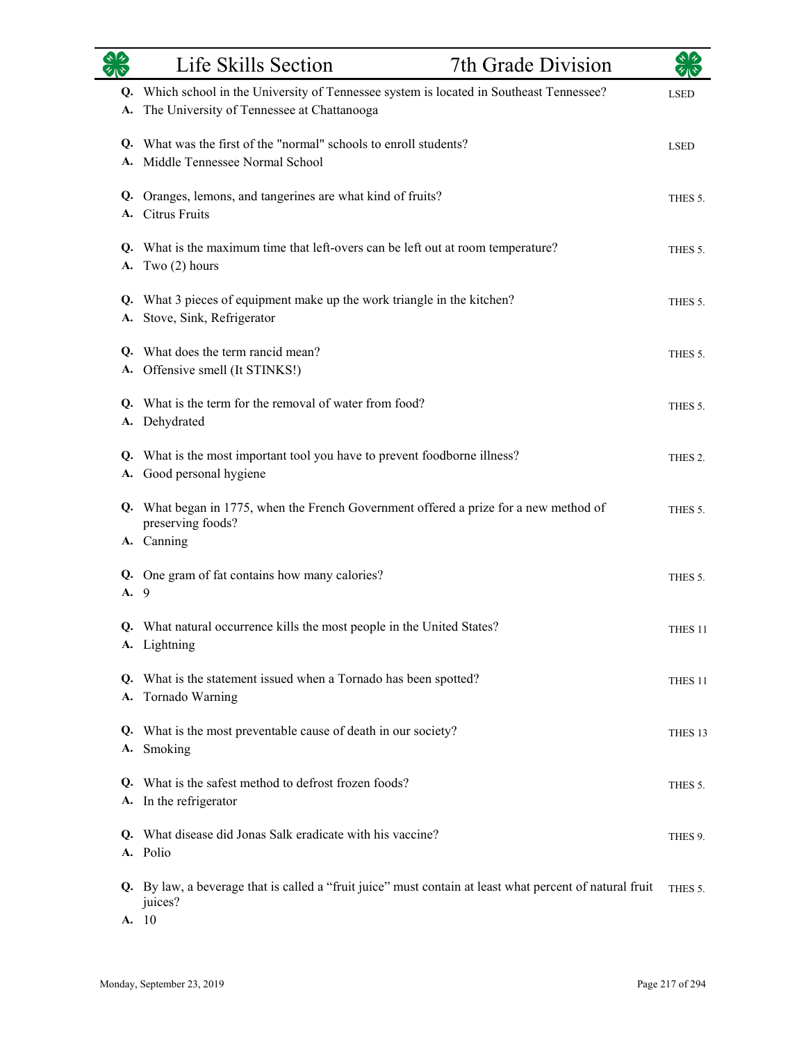| | Question / Answer | Reference |
|---|---|---|
| **Q.** | Which school in the University of Tennessee system is located in Southeast Tennessee? | LSED |
| **A.** | The University of Tennessee at Chattanooga | |
| **Q.** | What was the first of the "normal" schools to enroll students? | LSED |
| **A.** | Middle Tennessee Normal School | |
| **Q.** | Oranges, lemons, and tangerines are what kind of fruits? | THES 5. |
| **A.** | Citrus Fruits | |
| **Q.** | What is the maximum time that left-overs can be left out at room temperature? | THES 5. |
| **A.** | Two (2) hours | |
| **Q.** | What 3 pieces of equipment make up the work triangle in the kitchen? | THES 5. |
| **A.** | Stove, Sink, Refrigerator | |
| **Q.** | What does the term rancid mean? | THES 5. |
| **A.** | Offensive smell (It STINKS!) | |
| **Q.** | What is the term for the removal of water from food? | THES 5. |
| **A.** | Dehydrated | |
| **Q.** | What is the most important tool you have to prevent foodborne illness? | THES 2. |
| **A.** | Good personal hygiene | |
| **Q.** | What began in 1775, when the French Government offered a prize for a new method of preserving foods? | THES 5. |
| **A.** | Canning | |
| **Q.** | One gram of fat contains how many calories? | THES 5. |
| **A.** | 9 | |
| **Q.** | What natural occurrence kills the most people in the United States? | THES 11 |
| **A.** | Lightning | |
| **Q.** | What is the statement issued when a Tornado has been spotted? | THES 11 |
| **A.** | Tornado Warning | |
| **Q.** | What is the most preventable cause of death in our society? | THES 13 |
| **A.** | Smoking | |
| **Q.** | What is the safest method to defrost frozen foods? | THES 5. |
| **A.** | In the refrigerator | |
| **Q.** | What disease did Jonas Salk eradicate with his vaccine? | THES 9. |
| **A.** | Polio | |
| **Q.** | By law, a beverage that is called a "fruit juice" must contain at least what percent of natural fruit juices? | THES 5. |
| **A.** | 10 | |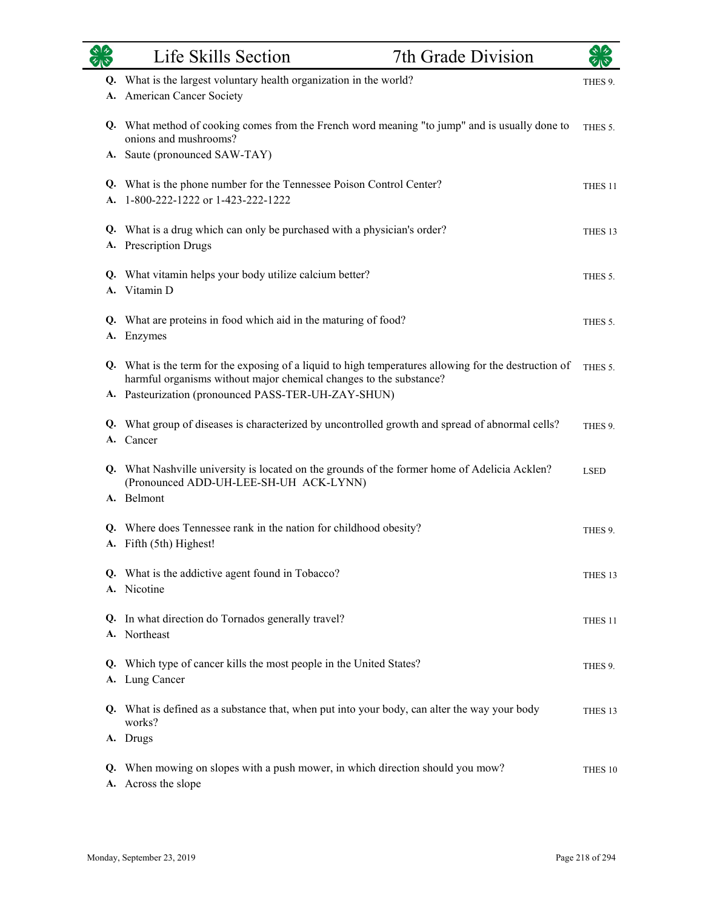# Life Skills Section — 7th Grade Division

**Q.** What is the largest voluntary health organization in the world? — THES 9.
**A.** American Cancer Society

**Q.** What method of cooking comes from the French word meaning "to jump" and is usually done to onions and mushrooms? — THES 5.
**A.** Saute (pronounced SAW-TAY)

**Q.** What is the phone number for the Tennessee Poison Control Center? — THES 11
**A.** 1-800-222-1222 or 1-423-222-1222

**Q.** What is a drug which can only be purchased with a physician's order? — THES 13
**A.** Prescription Drugs

**Q.** What vitamin helps your body utilize calcium better? — THES 5.
**A.** Vitamin D

**Q.** What are proteins in food which aid in the maturing of food? — THES 5.
**A.** Enzymes

**Q.** What is the term for the exposing of a liquid to high temperatures allowing for the destruction of harmful organisms without major chemical changes to the substance? — THES 5.
**A.** Pasteurization (pronounced PASS-TER-UH-ZAY-SHUN)

**Q.** What group of diseases is characterized by uncontrolled growth and spread of abnormal cells? — THES 9.
**A.** Cancer

**Q.** What Nashville university is located on the grounds of the former home of Adelicia Acklen? (Pronounced ADD-UH-LEE-SH-UH ACK-LYNN) — LSED
**A.** Belmont

**Q.** Where does Tennessee rank in the nation for childhood obesity? — THES 9.
**A.** Fifth (5th) Highest!

**Q.** What is the addictive agent found in Tobacco? — THES 13
**A.** Nicotine

**Q.** In what direction do Tornados generally travel? — THES 11
**A.** Northeast

**Q.** Which type of cancer kills the most people in the United States? — THES 9.
**A.** Lung Cancer

**Q.** What is defined as a substance that, when put into your body, can alter the way your body works? — THES 13
**A.** Drugs

**Q.** When mowing on slopes with a push mower, in which direction should you mow? — THES 10
**A.** Across the slope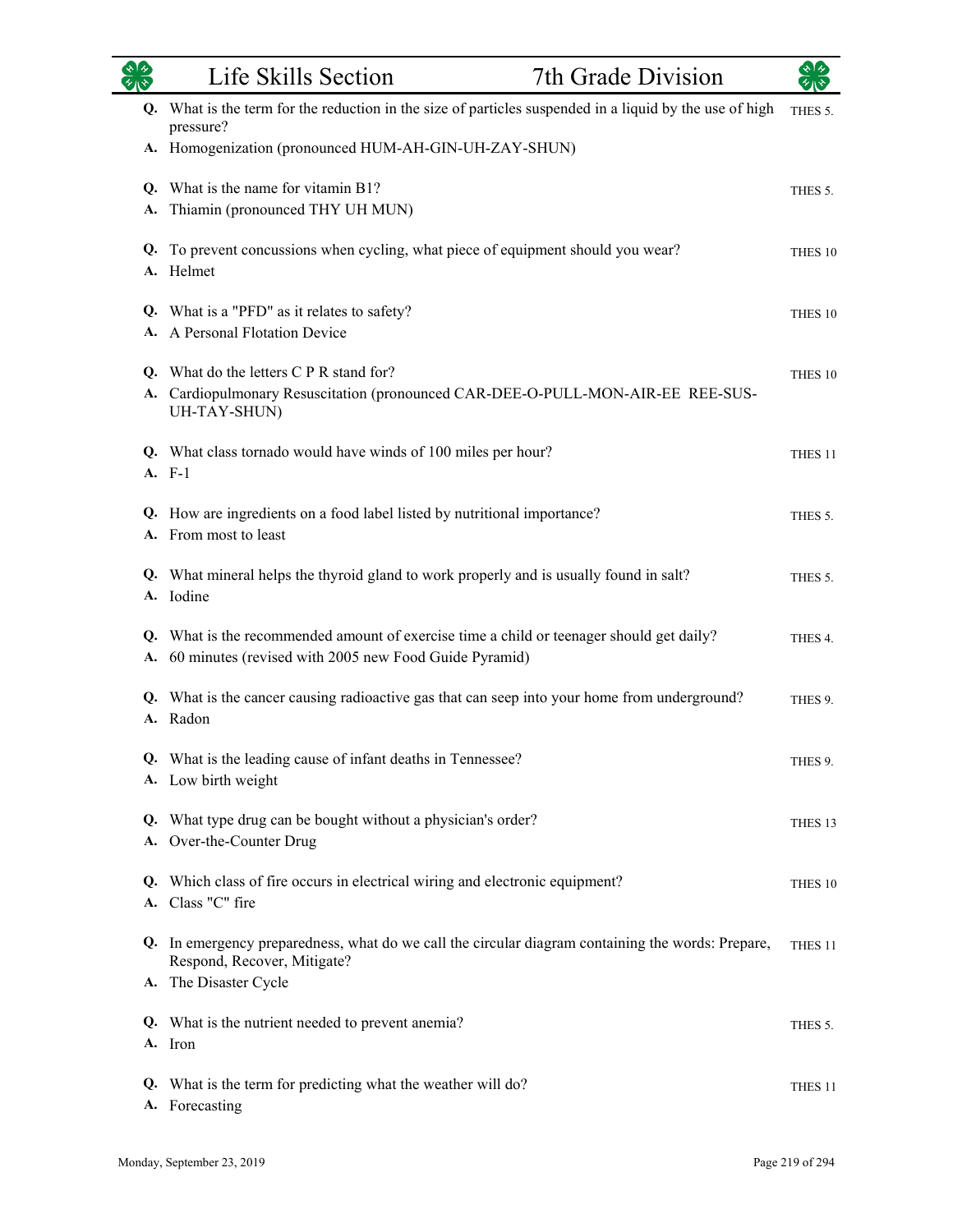# Life Skills Section — 7th Grade Division

**Q.** What is the term for the reduction in the size of particles suspended in a liquid by the use of high pressure? — THES 5.
**A.** Homogenization (pronounced HUM-AH-GIN-UH-ZAY-SHUN)

**Q.** What is the name for vitamin B1? — THES 5.
**A.** Thiamin (pronounced THY UH MUN)

**Q.** To prevent concussions when cycling, what piece of equipment should you wear? — THES 10
**A.** Helmet

**Q.** What is a "PFD" as it relates to safety? — THES 10
**A.** A Personal Flotation Device

**Q.** What do the letters C P R stand for? — THES 10
**A.** Cardiopulmonary Resuscitation (pronounced CAR-DEE-O-PULL-MON-AIR-EE REE-SUS-UH-TAY-SHUN)

**Q.** What class tornado would have winds of 100 miles per hour? — THES 11
**A.** F-1

**Q.** How are ingredients on a food label listed by nutritional importance? — THES 5.
**A.** From most to least

**Q.** What mineral helps the thyroid gland to work properly and is usually found in salt? — THES 5.
**A.** Iodine

**Q.** What is the recommended amount of exercise time a child or teenager should get daily? — THES 4.
**A.** 60 minutes (revised with 2005 new Food Guide Pyramid)

**Q.** What is the cancer causing radioactive gas that can seep into your home from underground? — THES 9.
**A.** Radon

**Q.** What is the leading cause of infant deaths in Tennessee? — THES 9.
**A.** Low birth weight

**Q.** What type drug can be bought without a physician's order? — THES 13
**A.** Over-the-Counter Drug

**Q.** Which class of fire occurs in electrical wiring and electronic equipment? — THES 10
**A.** Class "C" fire

**Q.** In emergency preparedness, what do we call the circular diagram containing the words: Prepare, Respond, Recover, Mitigate? — THES 11
**A.** The Disaster Cycle

**Q.** What is the nutrient needed to prevent anemia? — THES 5.
**A.** Iron

**Q.** What is the term for predicting what the weather will do? — THES 11
**A.** Forecasting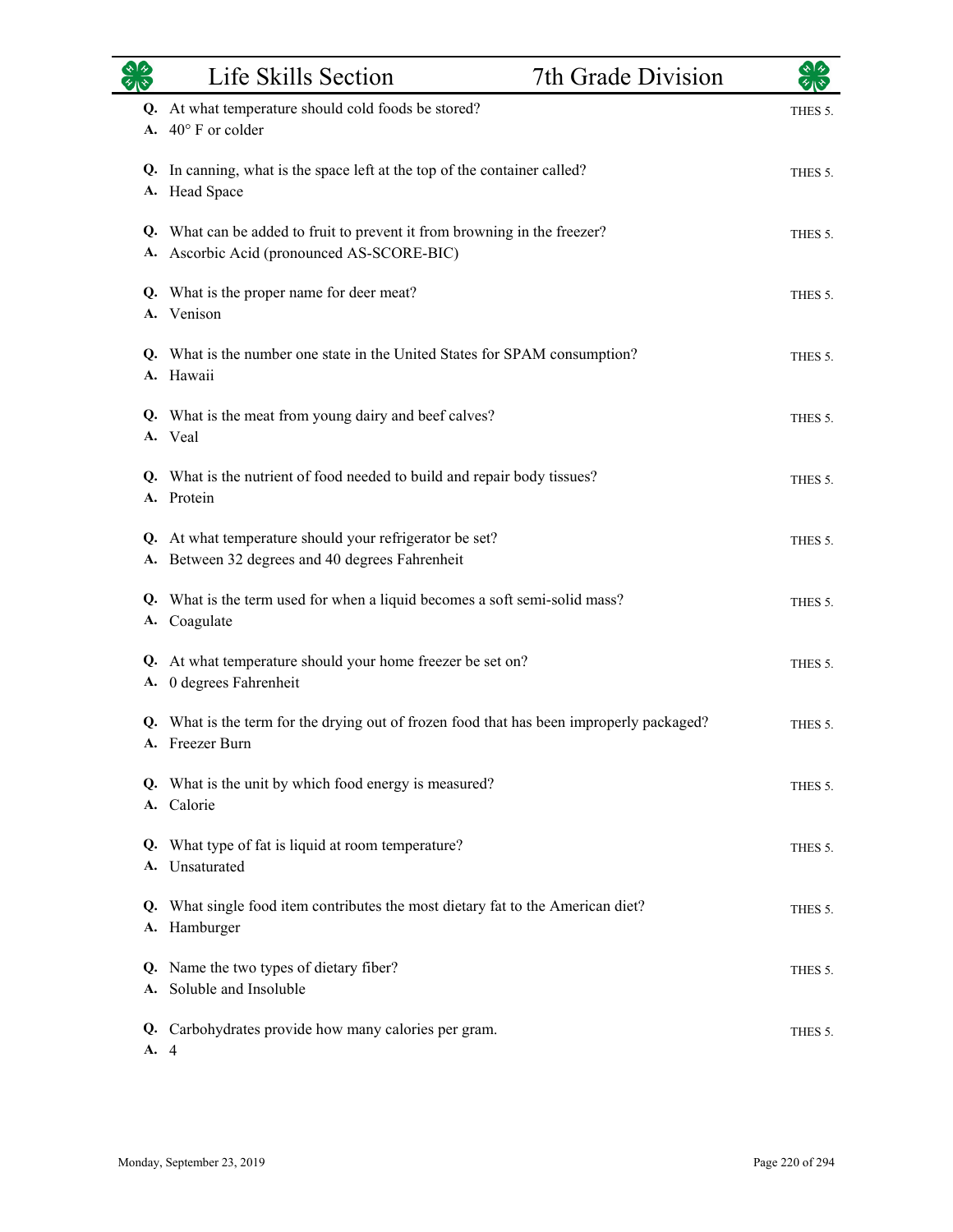# Life Skills Section — 7th Grade Division

**Q.** At what temperature should cold foods be stored? — THES 5.
**A.** 40° F or colder

**Q.** In canning, what is the space left at the top of the container called? — THES 5.
**A.** Head Space

**Q.** What can be added to fruit to prevent it from browning in the freezer? — THES 5.
**A.** Ascorbic Acid (pronounced AS-SCORE-BIC)

**Q.** What is the proper name for deer meat? — THES 5.
**A.** Venison

**Q.** What is the number one state in the United States for SPAM consumption? — THES 5.
**A.** Hawaii

**Q.** What is the meat from young dairy and beef calves? — THES 5.
**A.** Veal

**Q.** What is the nutrient of food needed to build and repair body tissues? — THES 5.
**A.** Protein

**Q.** At what temperature should your refrigerator be set? — THES 5.
**A.** Between 32 degrees and 40 degrees Fahrenheit

**Q.** What is the term used for when a liquid becomes a soft semi-solid mass? — THES 5.
**A.** Coagulate

**Q.** At what temperature should your home freezer be set on? — THES 5.
**A.** 0 degrees Fahrenheit

**Q.** What is the term for the drying out of frozen food that has been improperly packaged? — THES 5.
**A.** Freezer Burn

**Q.** What is the unit by which food energy is measured? — THES 5.
**A.** Calorie

**Q.** What type of fat is liquid at room temperature? — THES 5.
**A.** Unsaturated

**Q.** What single food item contributes the most dietary fat to the American diet? — THES 5.
**A.** Hamburger

**Q.** Name the two types of dietary fiber? — THES 5.
**A.** Soluble and Insoluble

**Q.** Carbohydrates provide how many calories per gram. — THES 5.
**A.** 4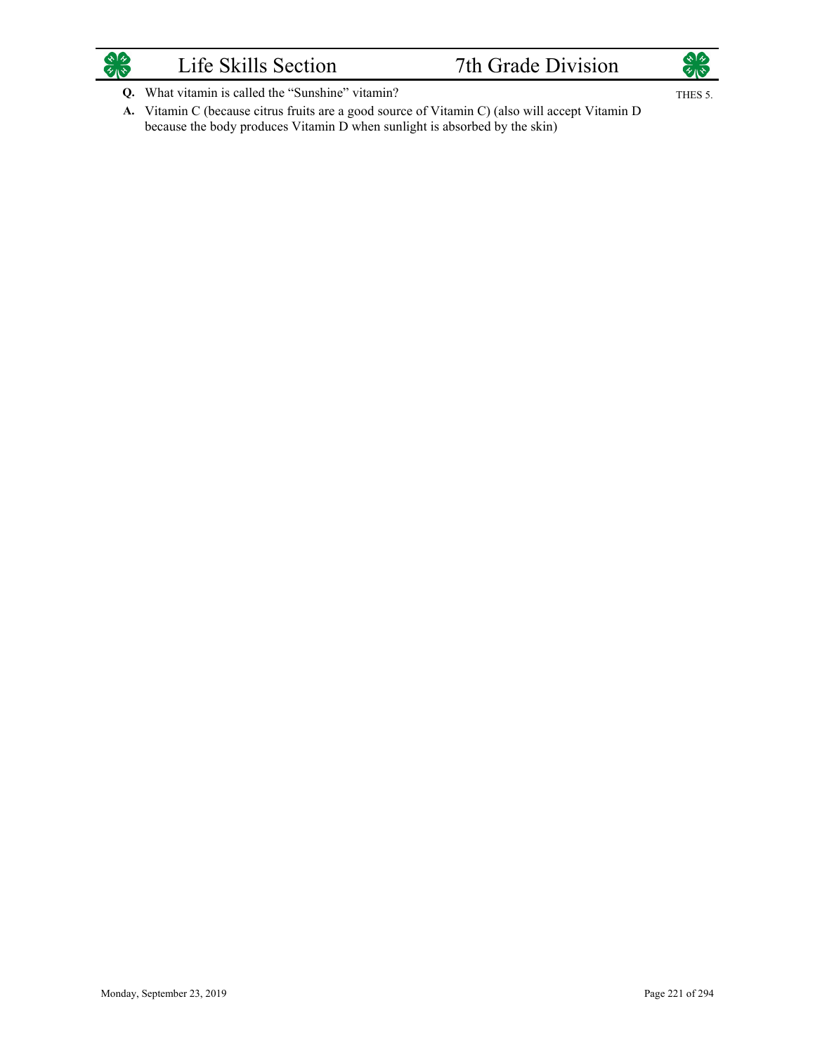**Q.** What vitamin is called the "Sunshine" vitamin? THES 5.

**A.** Vitamin C (because citrus fruits are a good source of Vitamin C) (also will accept Vitamin D because the body produces Vitamin D when sunlight is absorbed by the skin)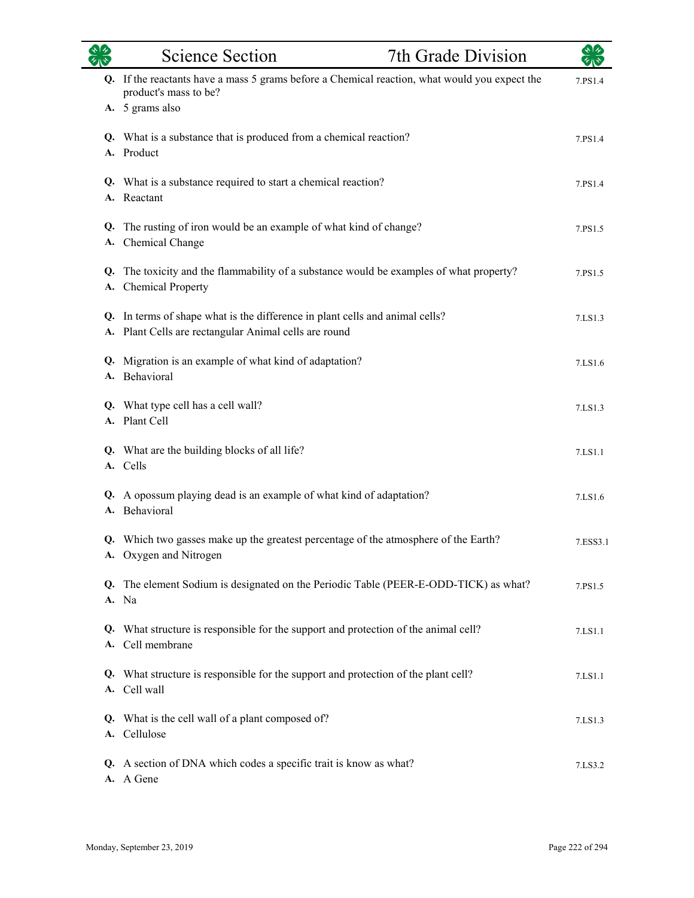| Science Section | 7th Grade Division |
|---|---|

**Q.** If the reactants have a mass 5 grams before a Chemical reaction, what would you expect the product's mass to be? — 7.PS1.4
**A.** 5 grams also

**Q.** What is a substance that is produced from a chemical reaction? — 7.PS1.4
**A.** Product

**Q.** What is a substance required to start a chemical reaction? — 7.PS1.4
**A.** Reactant

**Q.** The rusting of iron would be an example of what kind of change? — 7.PS1.5
**A.** Chemical Change

**Q.** The toxicity and the flammability of a substance would be examples of what property? — 7.PS1.5
**A.** Chemical Property

**Q.** In terms of shape what is the difference in plant cells and animal cells? — 7.LS1.3
**A.** Plant Cells are rectangular Animal cells are round

**Q.** Migration is an example of what kind of adaptation? — 7.LS1.6
**A.** Behavioral

**Q.** What type cell has a cell wall? — 7.LS1.3
**A.** Plant Cell

**Q.** What are the building blocks of all life? — 7.LS1.1
**A.** Cells

**Q.** A opossum playing dead is an example of what kind of adaptation? — 7.LS1.6
**A.** Behavioral

**Q.** Which two gasses make up the greatest percentage of the atmosphere of the Earth? — 7.ESS3.1
**A.** Oxygen and Nitrogen

**Q.** The element Sodium is designated on the Periodic Table (PEER-E-ODD-TICK) as what? — 7.PS1.5
**A.** Na

**Q.** What structure is responsible for the support and protection of the animal cell? — 7.LS1.1
**A.** Cell membrane

**Q.** What structure is responsible for the support and protection of the plant cell? — 7.LS1.1
**A.** Cell wall

**Q.** What is the cell wall of a plant composed of? — 7.LS1.3
**A.** Cellulose

**Q.** A section of DNA which codes a specific trait is know as what? — 7.LS3.2
**A.** A Gene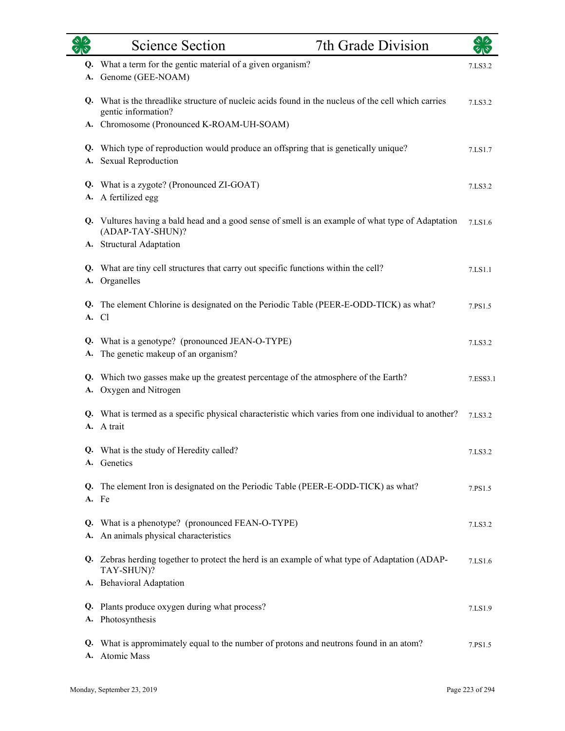# Science Section — 7th Grade Division

**Q.** What a term for the gentic material of a given organism? — 7.LS3.2
**A.** Genome (GEE-NOAM)

**Q.** What is the threadlike structure of nucleic acids found in the nucleus of the cell which carries gentic information? — 7.LS3.2
**A.** Chromosome (Pronounced K-ROAM-UH-SOAM)

**Q.** Which type of reproduction would produce an offspring that is genetically unique? — 7.LS1.7
**A.** Sexual Reproduction

**Q.** What is a zygote? (Pronounced ZI-GOAT) — 7.LS3.2
**A.** A fertilized egg

**Q.** Vultures having a bald head and a good sense of smell is an example of what type of Adaptation (ADAP-TAY-SHUN)? — 7.LS1.6
**A.** Structural Adaptation

**Q.** What are tiny cell structures that carry out specific functions within the cell? — 7.LS1.1
**A.** Organelles

**Q.** The element Chlorine is designated on the Periodic Table (PEER-E-ODD-TICK) as what? — 7.PS1.5
**A.** Cl

**Q.** What is a genotype? (pronounced JEAN-O-TYPE) — 7.LS3.2
**A.** The genetic makeup of an organism?

**Q.** Which two gasses make up the greatest percentage of the atmosphere of the Earth? — 7.ESS3.1
**A.** Oxygen and Nitrogen

**Q.** What is termed as a specific physical characteristic which varies from one individual to another? — 7.LS3.2
**A.** A trait

**Q.** What is the study of Heredity called? — 7.LS3.2
**A.** Genetics

**Q.** The element Iron is designated on the Periodic Table (PEER-E-ODD-TICK) as what? — 7.PS1.5
**A.** Fe

**Q.** What is a phenotype? (pronounced FEAN-O-TYPE) — 7.LS3.2
**A.** An animals physical characteristics

**Q.** Zebras herding together to protect the herd is an example of what type of Adaptation (ADAP-TAY-SHUN)? — 7.LS1.6
**A.** Behavioral Adaptation

**Q.** Plants produce oxygen during what process? — 7.LS1.9
**A.** Photosynthesis

**Q.** What is appromimately equal to the number of protons and neutrons found in an atom? — 7.PS1.5
**A.** Atomic Mass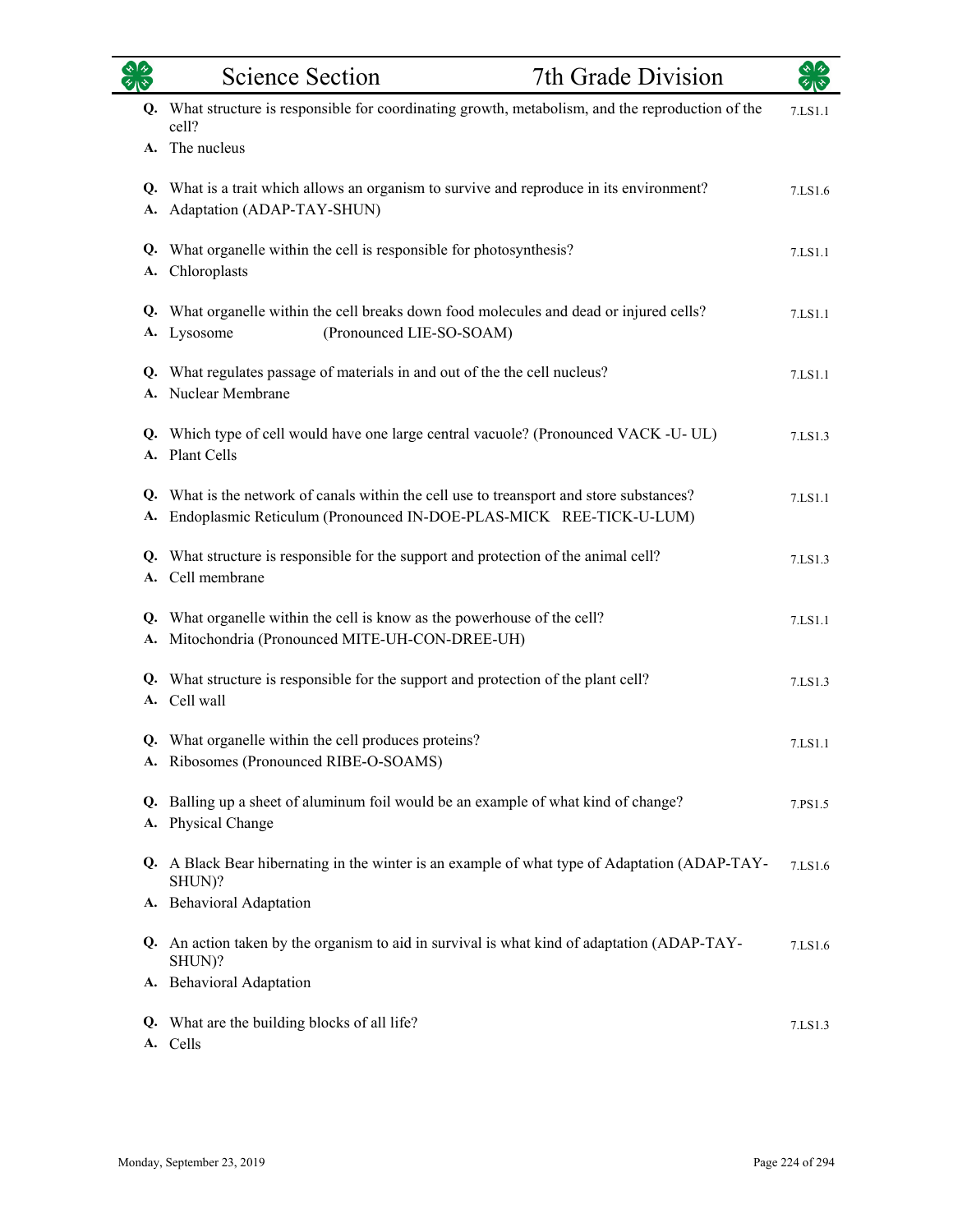## Science Section — 7th Grade Division

**Q.** What structure is responsible for coordinating growth, metabolism, and the reproduction of the cell? — 7.LS1.1
**A.** The nucleus

**Q.** What is a trait which allows an organism to survive and reproduce in its environment? — 7.LS1.6
**A.** Adaptation (ADAP-TAY-SHUN)

**Q.** What organelle within the cell is responsible for photosynthesis? — 7.LS1.1
**A.** Chloroplasts

**Q.** What organelle within the cell breaks down food molecules and dead or injured cells? — 7.LS1.1
**A.** Lysosome (Pronounced LIE-SO-SOAM)

**Q.** What regulates passage of materials in and out of the the cell nucleus? — 7.LS1.1
**A.** Nuclear Membrane

**Q.** Which type of cell would have one large central vacuole? (Pronounced VACK -U- UL) — 7.LS1.3
**A.** Plant Cells

**Q.** What is the network of canals within the cell use to treansport and store substances? — 7.LS1.1
**A.** Endoplasmic Reticulum (Pronounced IN-DOE-PLAS-MICK REE-TICK-U-LUM)

**Q.** What structure is responsible for the support and protection of the animal cell? — 7.LS1.3
**A.** Cell membrane

**Q.** What organelle within the cell is know as the powerhouse of the cell? — 7.LS1.1
**A.** Mitochondria (Pronounced MITE-UH-CON-DREE-UH)

**Q.** What structure is responsible for the support and protection of the plant cell? — 7.LS1.3
**A.** Cell wall

**Q.** What organelle within the cell produces proteins? — 7.LS1.1
**A.** Ribosomes (Pronounced RIBE-O-SOAMS)

**Q.** Balling up a sheet of aluminum foil would be an example of what kind of change? — 7.PS1.5
**A.** Physical Change

**Q.** A Black Bear hibernating in the winter is an example of what type of Adaptation (ADAP-TAY-SHUN)? — 7.LS1.6
**A.** Behavioral Adaptation

**Q.** An action taken by the organism to aid in survival is what kind of adaptation (ADAP-TAY-SHUN)? — 7.LS1.6
**A.** Behavioral Adaptation

**Q.** What are the building blocks of all life? — 7.LS1.3
**A.** Cells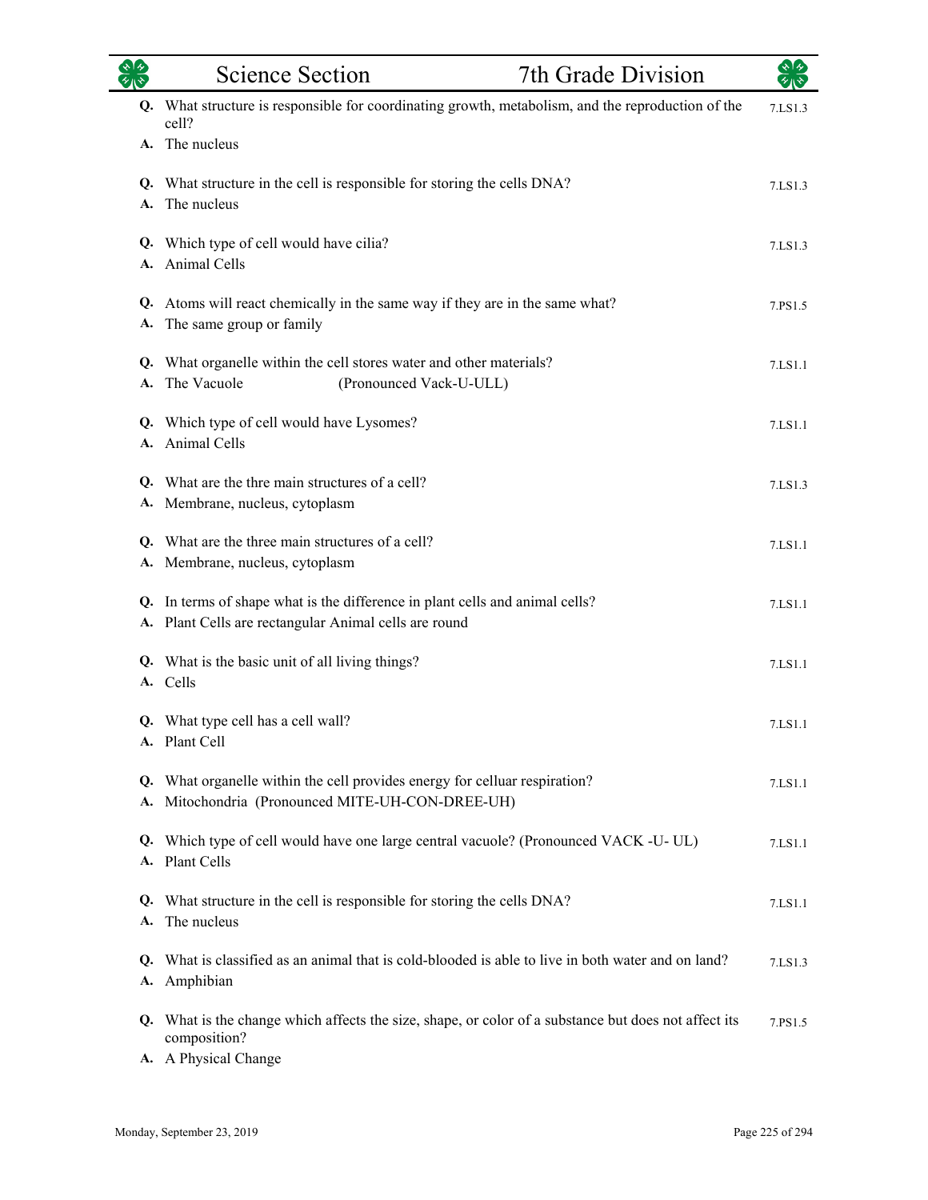**Q.** What structure is responsible for coordinating growth, metabolism, and the reproduction of the cell? — 7.LS1.3
**A.** The nucleus

**Q.** What structure in the cell is responsible for storing the cells DNA? — 7.LS1.3
**A.** The nucleus

**Q.** Which type of cell would have cilia? — 7.LS1.3
**A.** Animal Cells

**Q.** Atoms will react chemically in the same way if they are in the same what? — 7.PS1.5
**A.** The same group or family

**Q.** What organelle within the cell stores water and other materials? — 7.LS1.1
**A.** The Vacuole (Pronounced Vack-U-ULL)

**Q.** Which type of cell would have Lysomes? — 7.LS1.1
**A.** Animal Cells

**Q.** What are the thre main structures of a cell? — 7.LS1.3
**A.** Membrane, nucleus, cytoplasm

**Q.** What are the three main structures of a cell? — 7.LS1.1
**A.** Membrane, nucleus, cytoplasm

**Q.** In terms of shape what is the difference in plant cells and animal cells? — 7.LS1.1
**A.** Plant Cells are rectangular Animal cells are round

**Q.** What is the basic unit of all living things? — 7.LS1.1
**A.** Cells

**Q.** What type cell has a cell wall? — 7.LS1.1
**A.** Plant Cell

**Q.** What organelle within the cell provides energy for celluar respiration? — 7.LS1.1
**A.** Mitochondria (Pronounced MITE-UH-CON-DREE-UH)

**Q.** Which type of cell would have one large central vacuole? (Pronounced VACK -U- UL) — 7.LS1.1
**A.** Plant Cells

**Q.** What structure in the cell is responsible for storing the cells DNA? — 7.LS1.1
**A.** The nucleus

**Q.** What is classified as an animal that is cold-blooded is able to live in both water and on land? — 7.LS1.3
**A.** Amphibian

**Q.** What is the change which affects the size, shape, or color of a substance but does not affect its composition? — 7.PS1.5
**A.** A Physical Change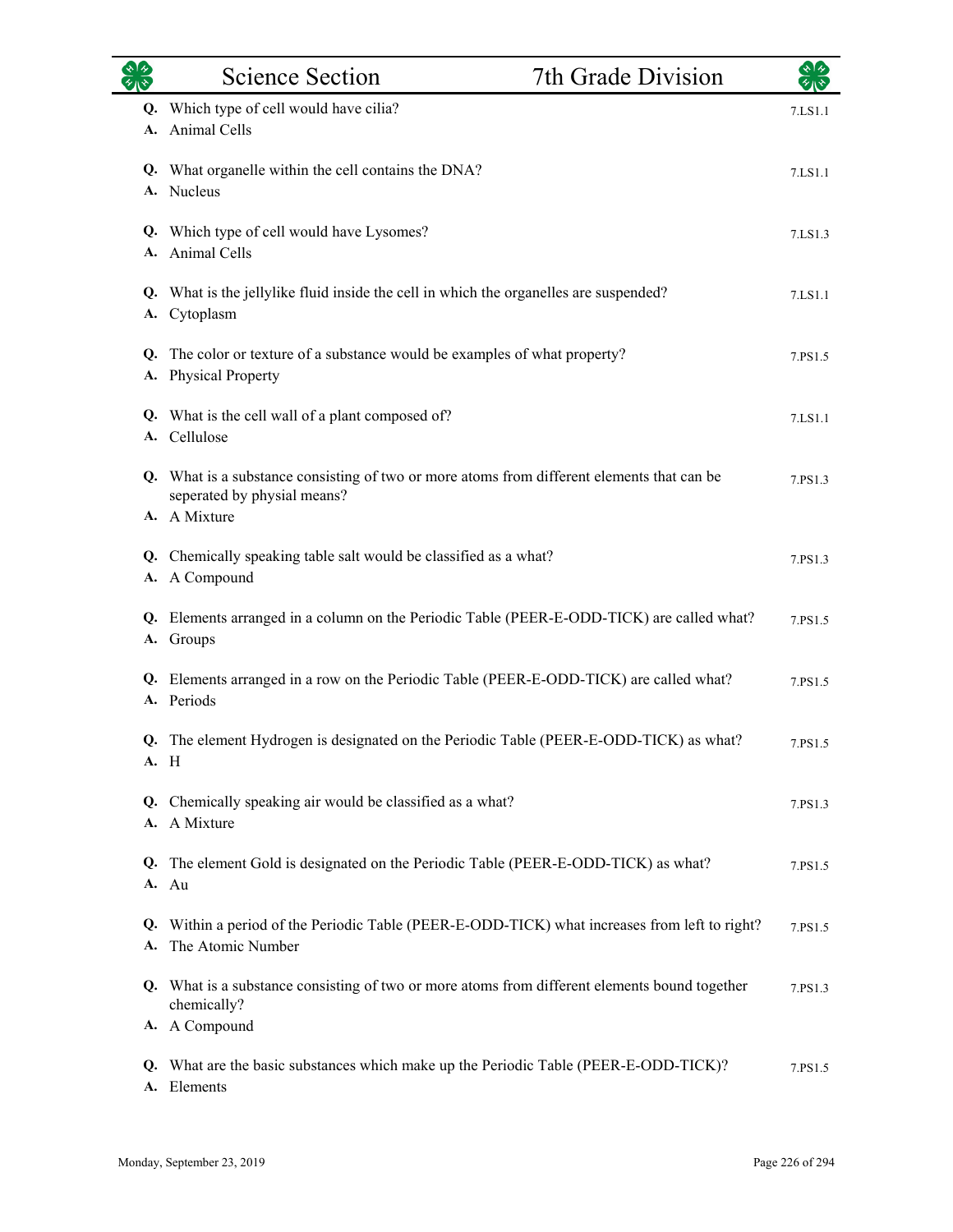# Science Section — 7th Grade Division

**Q.** Which type of cell would have cilia?
**A.** Animal Cells
7.LS1.1

**Q.** What organelle within the cell contains the DNA?
**A.** Nucleus
7.LS1.1

**Q.** Which type of cell would have Lysomes?
**A.** Animal Cells
7.LS1.3

**Q.** What is the jellylike fluid inside the cell in which the organelles are suspended?
**A.** Cytoplasm
7.LS1.1

**Q.** The color or texture of a substance would be examples of what property?
**A.** Physical Property
7.PS1.5

**Q.** What is the cell wall of a plant composed of?
**A.** Cellulose
7.LS1.1

**Q.** What is a substance consisting of two or more atoms from different elements that can be seperated by physial means?
**A.** A Mixture
7.PS1.3

**Q.** Chemically speaking table salt would be classified as a what?
**A.** A Compound
7.PS1.3

**Q.** Elements arranged in a column on the Periodic Table (PEER-E-ODD-TICK) are called what?
**A.** Groups
7.PS1.5

**Q.** Elements arranged in a row on the Periodic Table (PEER-E-ODD-TICK) are called what?
**A.** Periods
7.PS1.5

**Q.** The element Hydrogen is designated on the Periodic Table (PEER-E-ODD-TICK) as what?
**A.** H
7.PS1.5

**Q.** Chemically speaking air would be classified as a what?
**A.** A Mixture
7.PS1.3

**Q.** The element Gold is designated on the Periodic Table (PEER-E-ODD-TICK) as what?
**A.** Au
7.PS1.5

**Q.** Within a period of the Periodic Table (PEER-E-ODD-TICK) what increases from left to right?
**A.** The Atomic Number
7.PS1.5

**Q.** What is a substance consisting of two or more atoms from different elements bound together chemically?
**A.** A Compound
7.PS1.3

**Q.** What are the basic substances which make up the Periodic Table (PEER-E-ODD-TICK)?
**A.** Elements
7.PS1.5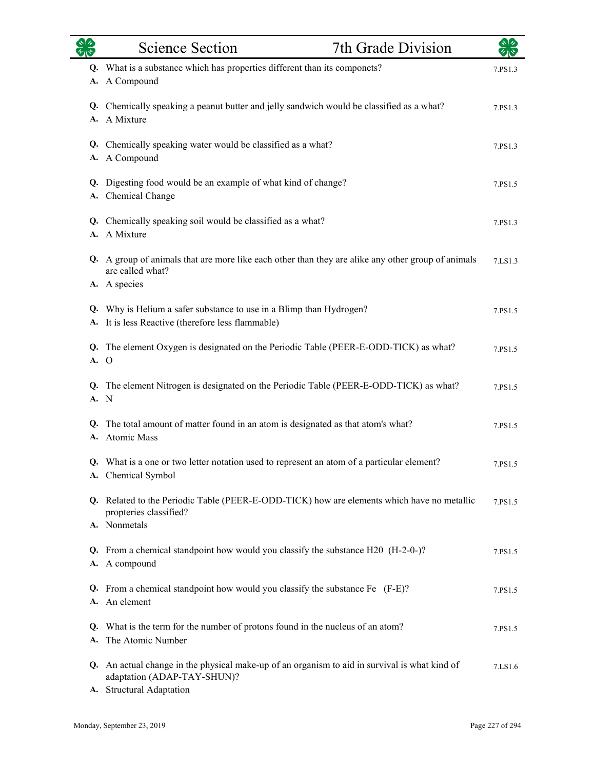**Q.** What is a substance which has properties different than its componets? — 7.PS1.3
**A.** A Compound

**Q.** Chemically speaking a peanut butter and jelly sandwich would be classified as a what? — 7.PS1.3
**A.** A Mixture

**Q.** Chemically speaking water would be classified as a what? — 7.PS1.3
**A.** A Compound

**Q.** Digesting food would be an example of what kind of change? — 7.PS1.5
**A.** Chemical Change

**Q.** Chemically speaking soil would be classified as a what? — 7.PS1.3
**A.** A Mixture

**Q.** A group of animals that are more like each other than they are alike any other group of animals are called what? — 7.LS1.3
**A.** A species

**Q.** Why is Helium a safer substance to use in a Blimp than Hydrogen? — 7.PS1.5
**A.** It is less Reactive (therefore less flammable)

**Q.** The element Oxygen is designated on the Periodic Table (PEER-E-ODD-TICK) as what? — 7.PS1.5
**A.** O

**Q.** The element Nitrogen is designated on the Periodic Table (PEER-E-ODD-TICK) as what? — 7.PS1.5
**A.** N

**Q.** The total amount of matter found in an atom is designated as that atom's what? — 7.PS1.5
**A.** Atomic Mass

**Q.** What is a one or two letter notation used to represent an atom of a particular element? — 7.PS1.5
**A.** Chemical Symbol

**Q.** Related to the Periodic Table (PEER-E-ODD-TICK) how are elements which have no metallic propteries classified? — 7.PS1.5
**A.** Nonmetals

**Q.** From a chemical standpoint how would you classify the substance H20 (H-2-0-)? — 7.PS1.5
**A.** A compound

**Q.** From a chemical standpoint how would you classify the substance Fe (F-E)? — 7.PS1.5
**A.** An element

**Q.** What is the term for the number of protons found in the nucleus of an atom? — 7.PS1.5
**A.** The Atomic Number

**Q.** An actual change in the physical make-up of an organism to aid in survival is what kind of adaptation (ADAP-TAY-SHUN)? — 7.LS1.6
**A.** Structural Adaptation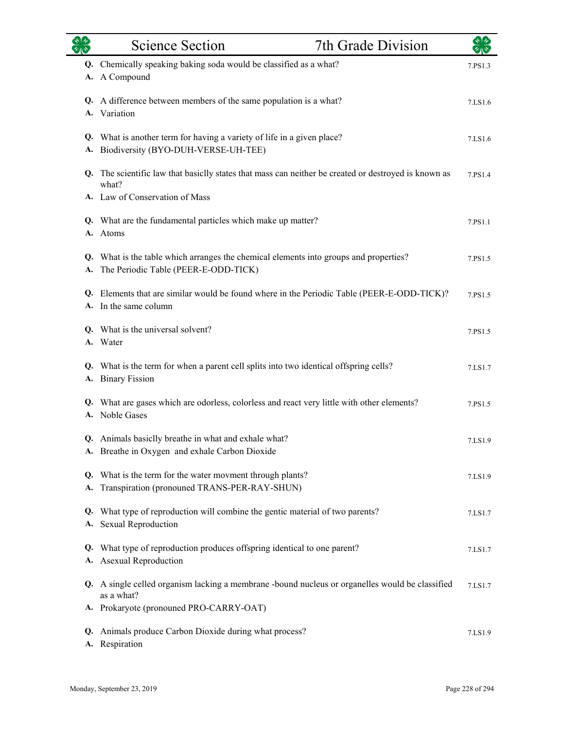## Science Section — 7th Grade Division

**Q.** Chemically speaking baking soda would be classified as a what? — 7.PS1.3
**A.** A Compound

**Q.** A difference between members of the same population is a what? — 7.LS1.6
**A.** Variation

**Q.** What is another term for having a variety of life in a given place? — 7.LS1.6
**A.** Biodiversity (BYO-DUH-VERSE-UH-TEE)

**Q.** The scientific law that basiclly states that mass can neither be created or destroyed is known as what? — 7.PS1.4
**A.** Law of Conservation of Mass

**Q.** What are the fundamental particles which make up matter? — 7.PS1.1
**A.** Atoms

**Q.** What is the table which arranges the chemical elements into groups and properties? — 7.PS1.5
**A.** The Periodic Table (PEER-E-ODD-TICK)

**Q.** Elements that are similar would be found where in the Periodic Table (PEER-E-ODD-TICK)? — 7.PS1.5
**A.** In the same column

**Q.** What is the universal solvent? — 7.PS1.5
**A.** Water

**Q.** What is the term for when a parent cell splits into two identical offspring cells? — 7.LS1.7
**A.** Binary Fission

**Q.** What are gases which are odorless, colorless and react very little with other elements? — 7.PS1.5
**A.** Noble Gases

**Q.** Animals basiclly breathe in what and exhale what? — 7.LS1.9
**A.** Breathe in Oxygen and exhale Carbon Dioxide

**Q.** What is the term for the water movment through plants? — 7.LS1.9
**A.** Transpiration (pronouned TRANS-PER-RAY-SHUN)

**Q.** What type of reproduction will combine the gentic material of two parents? — 7.LS1.7
**A.** Sexual Reproduction

**Q.** What type of reproduction produces offspring identical to one parent? — 7.LS1.7
**A.** Asexual Reproduction

**Q.** A single celled organism lacking a membrane -bound nucleus or organelles would be classified as a what? — 7.LS1.7
**A.** Prokaryote (pronouned PRO-CARRY-OAT)

**Q.** Animals produce Carbon Dioxide during what process? — 7.LS1.9
**A.** Respiration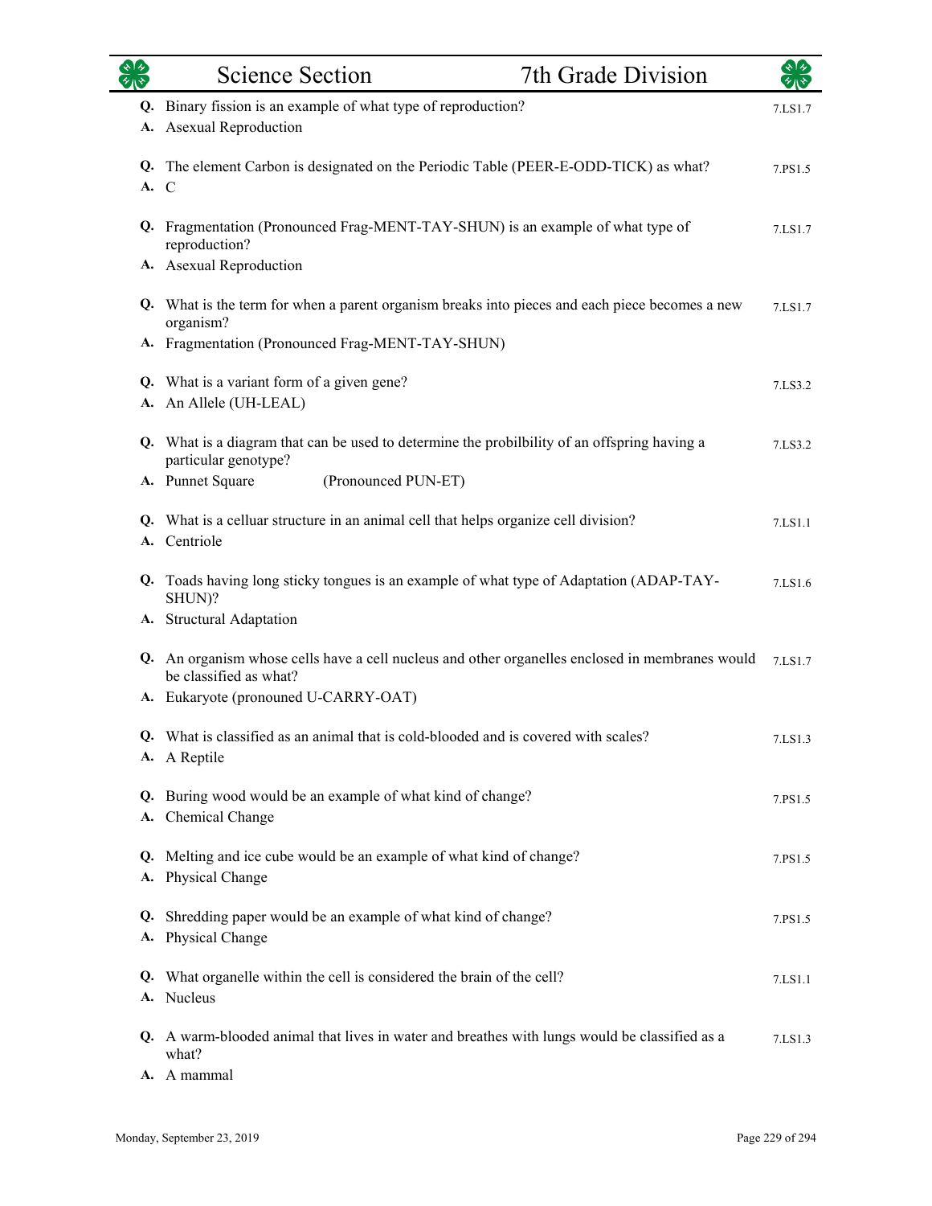## Science Section — 7th Grade Division

**Q.** Binary fission is an example of what type of reproduction? — 7.LS1.7
**A.** Asexual Reproduction

**Q.** The element Carbon is designated on the Periodic Table (PEER-E-ODD-TICK) as what? — 7.PS1.5
**A.** C

**Q.** Fragmentation (Pronounced Frag-MENT-TAY-SHUN) is an example of what type of reproduction? — 7.LS1.7
**A.** Asexual Reproduction

**Q.** What is the term for when a parent organism breaks into pieces and each piece becomes a new organism? — 7.LS1.7
**A.** Fragmentation (Pronounced Frag-MENT-TAY-SHUN)

**Q.** What is a variant form of a given gene? — 7.LS3.2
**A.** An Allele (UH-LEAL)

**Q.** What is a diagram that can be used to determine the probilbility of an offspring having a particular genotype? — 7.LS3.2
**A.** Punnet Square (Pronounced PUN-ET)

**Q.** What is a celluar structure in an animal cell that helps organize cell division? — 7.LS1.1
**A.** Centriole

**Q.** Toads having long sticky tongues is an example of what type of Adaptation (ADAP-TAY-SHUN)? — 7.LS1.6
**A.** Structural Adaptation

**Q.** An organism whose cells have a cell nucleus and other organelles enclosed in membranes would be classified as what? — 7.LS1.7
**A.** Eukaryote (pronouned U-CARRY-OAT)

**Q.** What is classified as an animal that is cold-blooded and is covered with scales? — 7.LS1.3
**A.** A Reptile

**Q.** Buring wood would be an example of what kind of change? — 7.PS1.5
**A.** Chemical Change

**Q.** Melting and ice cube would be an example of what kind of change? — 7.PS1.5
**A.** Physical Change

**Q.** Shredding paper would be an example of what kind of change? — 7.PS1.5
**A.** Physical Change

**Q.** What organelle within the cell is considered the brain of the cell? — 7.LS1.1
**A.** Nucleus

**Q.** A warm-blooded animal that lives in water and breathes with lungs would be classified as a what? — 7.LS1.3
**A.** A mammal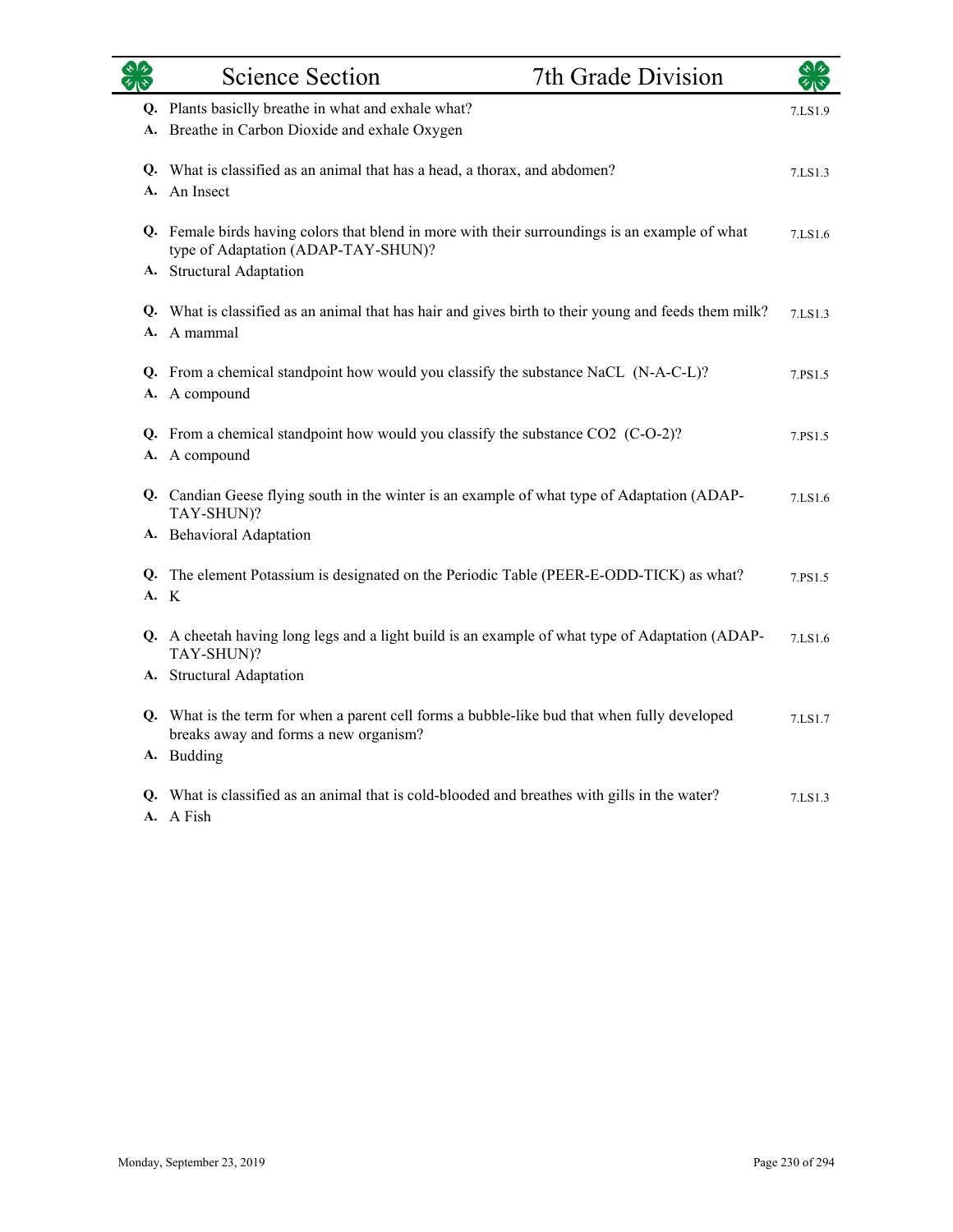## Science Section — 7th Grade Division

**Q.** Plants basiclly breathe in what and exhale what? — 7.LS1.9
**A.** Breathe in Carbon Dioxide and exhale Oxygen

**Q.** What is classified as an animal that has a head, a thorax, and abdomen? — 7.LS1.3
**A.** An Insect

**Q.** Female birds having colors that blend in more with their surroundings is an example of what type of Adaptation (ADAP-TAY-SHUN)? — 7.LS1.6
**A.** Structural Adaptation

**Q.** What is classified as an animal that has hair and gives birth to their young and feeds them milk? — 7.LS1.3
**A.** A mammal

**Q.** From a chemical standpoint how would you classify the substance NaCL (N-A-C-L)? — 7.PS1.5
**A.** A compound

**Q.** From a chemical standpoint how would you classify the substance CO2 (C-O-2)? — 7.PS1.5
**A.** A compound

**Q.** Candian Geese flying south in the winter is an example of what type of Adaptation (ADAP-TAY-SHUN)? — 7.LS1.6
**A.** Behavioral Adaptation

**Q.** The element Potassium is designated on the Periodic Table (PEER-E-ODD-TICK) as what? — 7.PS1.5
**A.** K

**Q.** A cheetah having long legs and a light build is an example of what type of Adaptation (ADAP-TAY-SHUN)? — 7.LS1.6
**A.** Structural Adaptation

**Q.** What is the term for when a parent cell forms a bubble-like bud that when fully developed breaks away and forms a new organism? — 7.LS1.7
**A.** Budding

**Q.** What is classified as an animal that is cold-blooded and breathes with gills in the water? — 7.LS1.3
**A.** A Fish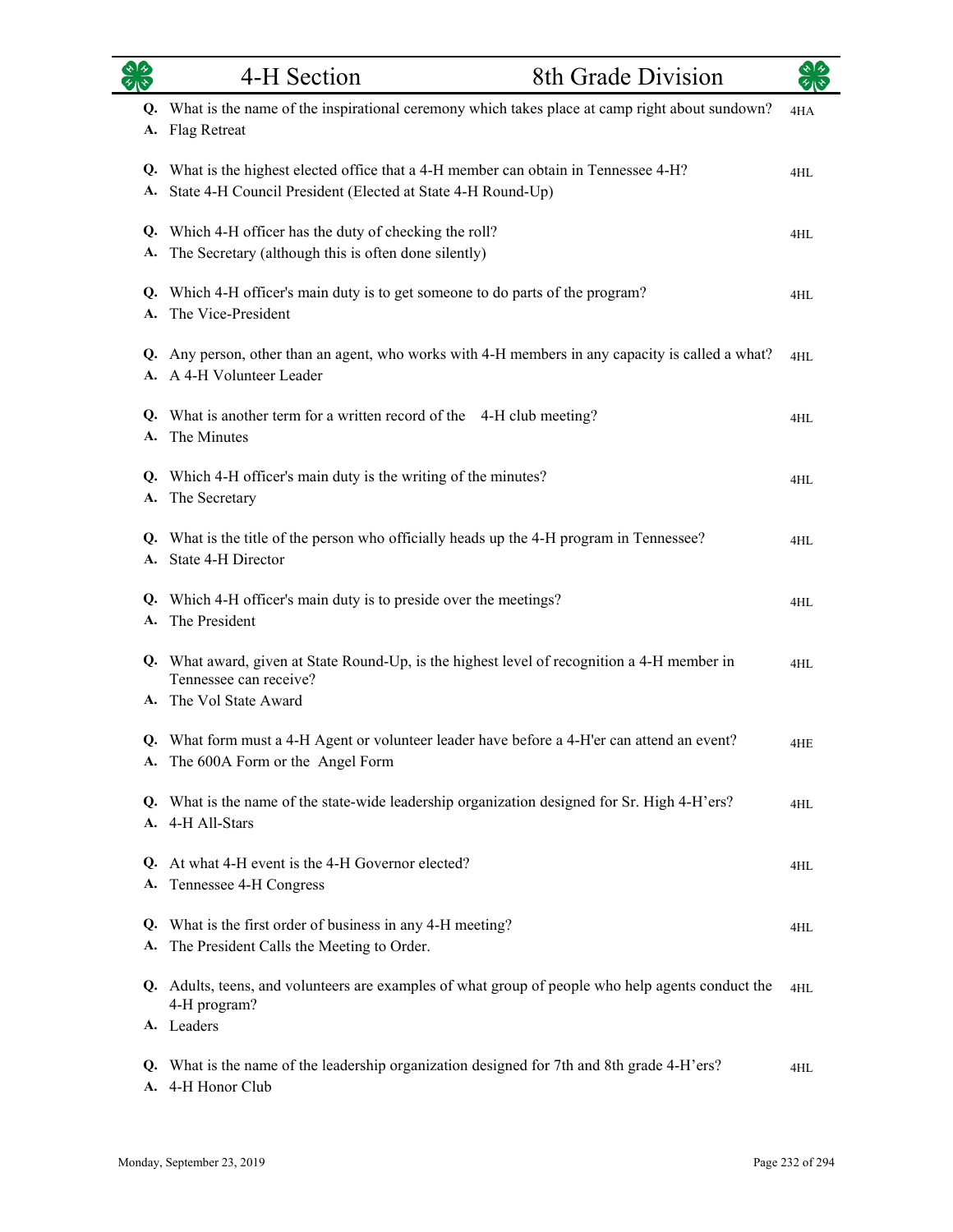| | 4-H Section | 8th Grade Division | |
|---|---|---|---|

**Q.** What is the name of the inspirational ceremony which takes place at camp right about sundown? — 4HA
**A.** Flag Retreat

**Q.** What is the highest elected office that a 4-H member can obtain in Tennessee 4-H? — 4HL
**A.** State 4-H Council President (Elected at State 4-H Round-Up)

**Q.** Which 4-H officer has the duty of checking the roll? — 4HL
**A.** The Secretary (although this is often done silently)

**Q.** Which 4-H officer's main duty is to get someone to do parts of the program? — 4HL
**A.** The Vice-President

**Q.** Any person, other than an agent, who works with 4-H members in any capacity is called a what? — 4HL
**A.** A 4-H Volunteer Leader

**Q.** What is another term for a written record of the 4-H club meeting? — 4HL
**A.** The Minutes

**Q.** Which 4-H officer's main duty is the writing of the minutes? — 4HL
**A.** The Secretary

**Q.** What is the title of the person who officially heads up the 4-H program in Tennessee? — 4HL
**A.** State 4-H Director

**Q.** Which 4-H officer's main duty is to preside over the meetings? — 4HL
**A.** The President

**Q.** What award, given at State Round-Up, is the highest level of recognition a 4-H member in Tennessee can receive? — 4HL
**A.** The Vol State Award

**Q.** What form must a 4-H Agent or volunteer leader have before a 4-H'er can attend an event? — 4HE
**A.** The 600A Form or the Angel Form

**Q.** What is the name of the state-wide leadership organization designed for Sr. High 4-H'ers? — 4HL
**A.** 4-H All-Stars

**Q.** At what 4-H event is the 4-H Governor elected? — 4HL
**A.** Tennessee 4-H Congress

**Q.** What is the first order of business in any 4-H meeting? — 4HL
**A.** The President Calls the Meeting to Order.

**Q.** Adults, teens, and volunteers are examples of what group of people who help agents conduct the 4-H program? — 4HL
**A.** Leaders

**Q.** What is the name of the leadership organization designed for 7th and 8th grade 4-H'ers? — 4HL
**A.** 4-H Honor Club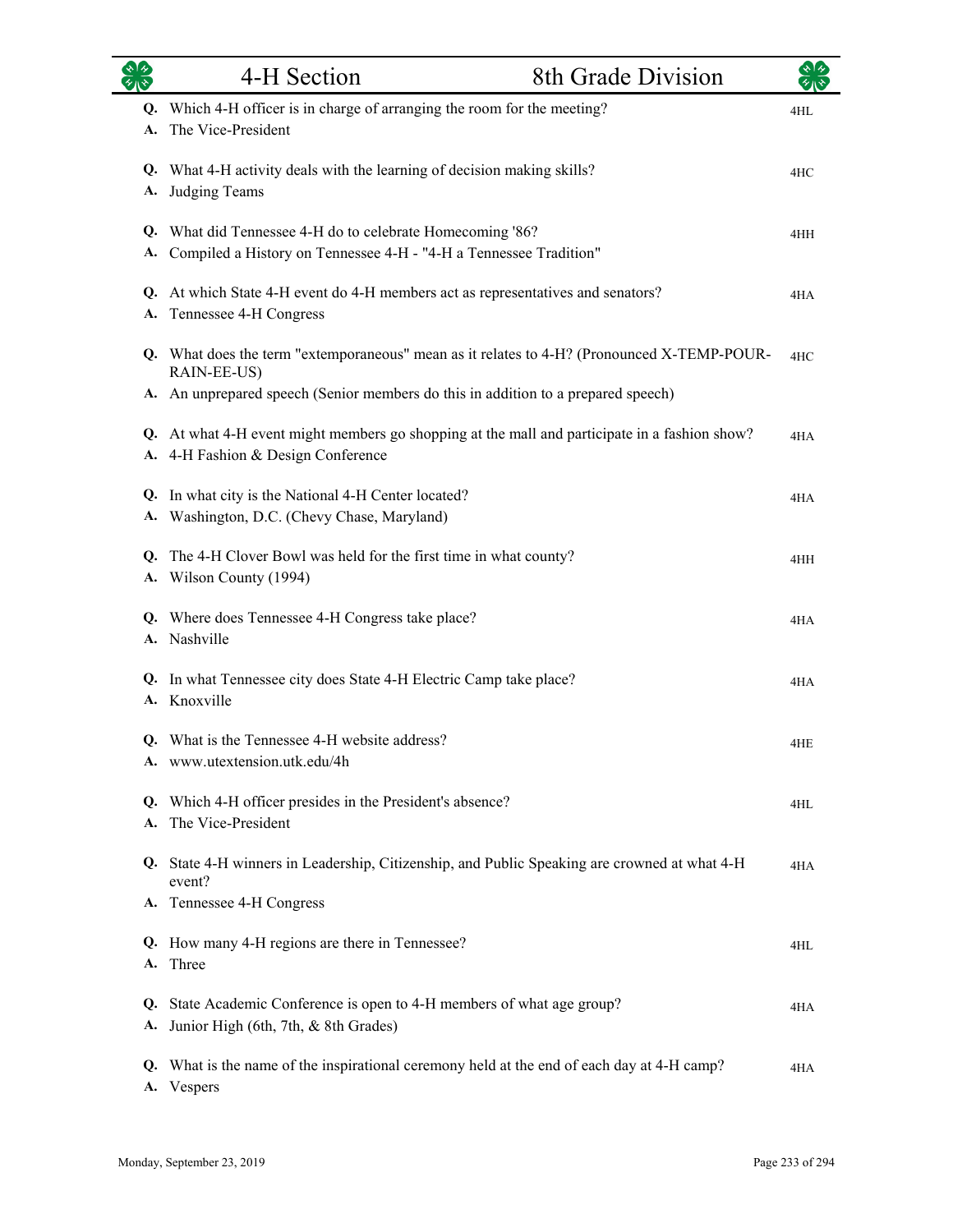## 4-H Section — 8th Grade Division

**Q.** Which 4-H officer is in charge of arranging the room for the meeting? — 4HL
**A.** The Vice-President

**Q.** What 4-H activity deals with the learning of decision making skills? — 4HC
**A.** Judging Teams

**Q.** What did Tennessee 4-H do to celebrate Homecoming '86? — 4HH
**A.** Compiled a History on Tennessee 4-H - "4-H a Tennessee Tradition"

**Q.** At which State 4-H event do 4-H members act as representatives and senators? — 4HA
**A.** Tennessee 4-H Congress

**Q.** What does the term "extemporaneous" mean as it relates to 4-H? (Pronounced X-TEMP-POUR-RAIN-EE-US) — 4HC
**A.** An unprepared speech (Senior members do this in addition to a prepared speech)

**Q.** At what 4-H event might members go shopping at the mall and participate in a fashion show? — 4HA
**A.** 4-H Fashion & Design Conference

**Q.** In what city is the National 4-H Center located? — 4HA
**A.** Washington, D.C. (Chevy Chase, Maryland)

**Q.** The 4-H Clover Bowl was held for the first time in what county? — 4HH
**A.** Wilson County (1994)

**Q.** Where does Tennessee 4-H Congress take place? — 4HA
**A.** Nashville

**Q.** In what Tennessee city does State 4-H Electric Camp take place? — 4HA
**A.** Knoxville

**Q.** What is the Tennessee 4-H website address? — 4HE
**A.** www.utextension.utk.edu/4h

**Q.** Which 4-H officer presides in the President's absence? — 4HL
**A.** The Vice-President

**Q.** State 4-H winners in Leadership, Citizenship, and Public Speaking are crowned at what 4-H event? — 4HA
**A.** Tennessee 4-H Congress

**Q.** How many 4-H regions are there in Tennessee? — 4HL
**A.** Three

**Q.** State Academic Conference is open to 4-H members of what age group? — 4HA
**A.** Junior High (6th, 7th, & 8th Grades)

**Q.** What is the name of the inspirational ceremony held at the end of each day at 4-H camp? — 4HA
**A.** Vespers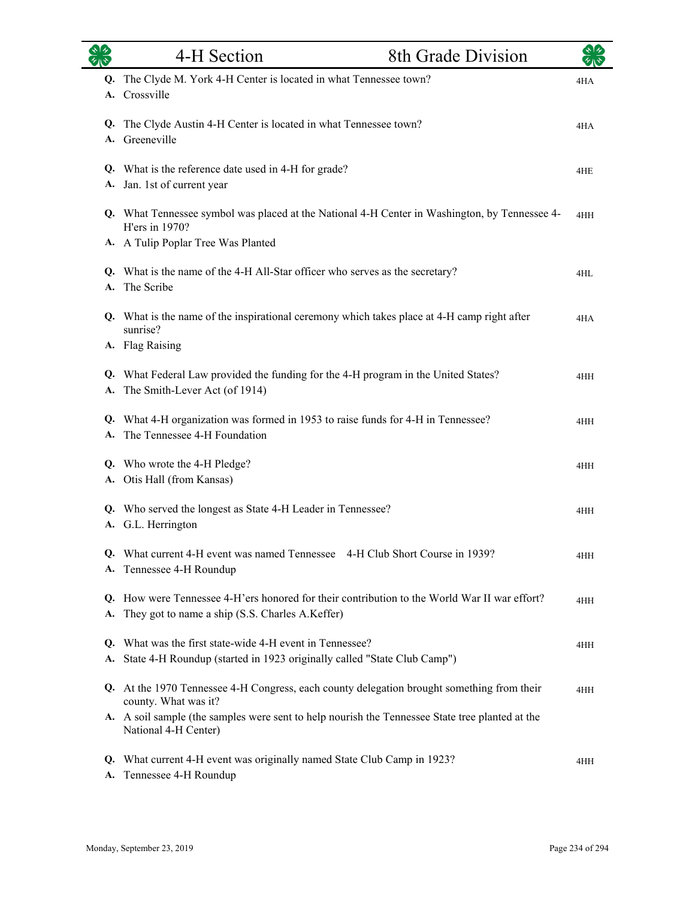| | 4-H Section | 8th Grade Division | |
|---|---|---|---|

**Q.** The Clyde M. York 4-H Center is located in what Tennessee town? — 4HA
**A.** Crossville

**Q.** The Clyde Austin 4-H Center is located in what Tennessee town? — 4HA
**A.** Greeneville

**Q.** What is the reference date used in 4-H for grade? — 4HE
**A.** Jan. 1st of current year

**Q.** What Tennessee symbol was placed at the National 4-H Center in Washington, by Tennessee 4-H'ers in 1970? — 4HH
**A.** A Tulip Poplar Tree Was Planted

**Q.** What is the name of the 4-H All-Star officer who serves as the secretary? — 4HL
**A.** The Scribe

**Q.** What is the name of the inspirational ceremony which takes place at 4-H camp right after sunrise? — 4HA
**A.** Flag Raising

**Q.** What Federal Law provided the funding for the 4-H program in the United States? — 4HH
**A.** The Smith-Lever Act (of 1914)

**Q.** What 4-H organization was formed in 1953 to raise funds for 4-H in Tennessee? — 4HH
**A.** The Tennessee 4-H Foundation

**Q.** Who wrote the 4-H Pledge? — 4HH
**A.** Otis Hall (from Kansas)

**Q.** Who served the longest as State 4-H Leader in Tennessee? — 4HH
**A.** G.L. Herrington

**Q.** What current 4-H event was named Tennessee 4-H Club Short Course in 1939? — 4HH
**A.** Tennessee 4-H Roundup

**Q.** How were Tennessee 4-H'ers honored for their contribution to the World War II war effort? — 4HH
**A.** They got to name a ship (S.S. Charles A.Keffer)

**Q.** What was the first state-wide 4-H event in Tennessee? — 4HH
**A.** State 4-H Roundup (started in 1923 originally called "State Club Camp")

**Q.** At the 1970 Tennessee 4-H Congress, each county delegation brought something from their county. What was it? — 4HH
**A.** A soil sample (the samples were sent to help nourish the Tennessee State tree planted at the National 4-H Center)

**Q.** What current 4-H event was originally named State Club Camp in 1923? — 4HH
**A.** Tennessee 4-H Roundup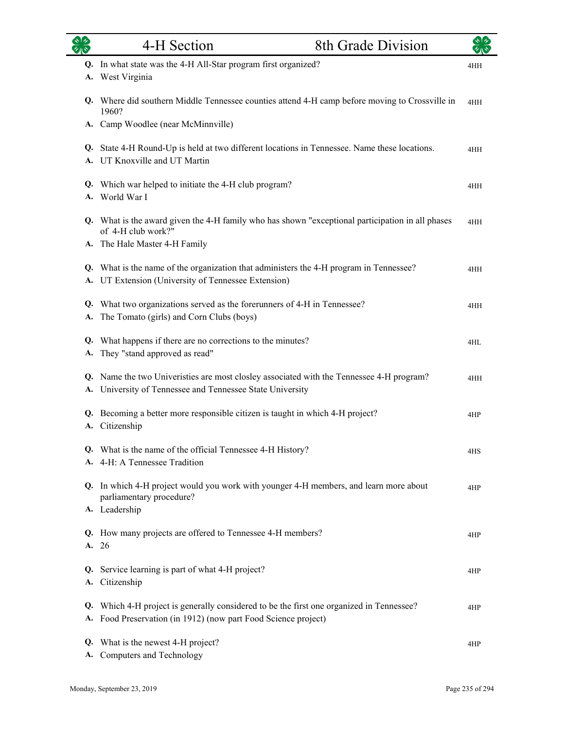| | 4-H Section | 8th Grade Division | |
|---|---|---|---|

**Q.** In what state was the 4-H All-Star program first organized? — 4HH
**A.** West Virginia

**Q.** Where did southern Middle Tennessee counties attend 4-H camp before moving to Crossville in 1960? — 4HH
**A.** Camp Woodlee (near McMinnville)

**Q.** State 4-H Round-Up is held at two different locations in Tennessee. Name these locations. — 4HH
**A.** UT Knoxville and UT Martin

**Q.** Which war helped to initiate the 4-H club program? — 4HH
**A.** World War I

**Q.** What is the award given the 4-H family who has shown "exceptional participation in all phases of 4-H club work?" — 4HH
**A.** The Hale Master 4-H Family

**Q.** What is the name of the organization that administers the 4-H program in Tennessee? — 4HH
**A.** UT Extension (University of Tennessee Extension)

**Q.** What two organizations served as the forerunners of 4-H in Tennessee? — 4HH
**A.** The Tomato (girls) and Corn Clubs (boys)

**Q.** What happens if there are no corrections to the minutes? — 4HL
**A.** They "stand approved as read"

**Q.** Name the two Univeristies are most closley associated with the Tennessee 4-H program? — 4HH
**A.** University of Tennessee and Tennessee State University

**Q.** Becoming a better more responsible citizen is taught in which 4-H project? — 4HP
**A.** Citizenship

**Q.** What is the name of the official Tennessee 4-H History? — 4HS
**A.** 4-H: A Tennessee Tradition

**Q.** In which 4-H project would you work with younger 4-H members, and learn more about parliamentary procedure? — 4HP
**A.** Leadership

**Q.** How many projects are offered to Tennessee 4-H members? — 4HP
**A.** 26

**Q.** Service learning is part of what 4-H project? — 4HP
**A.** Citizenship

**Q.** Which 4-H project is generally considered to be the first one organized in Tennessee? — 4HP
**A.** Food Preservation (in 1912) (now part Food Science project)

**Q.** What is the newest 4-H project? — 4HP
**A.** Computers and Technology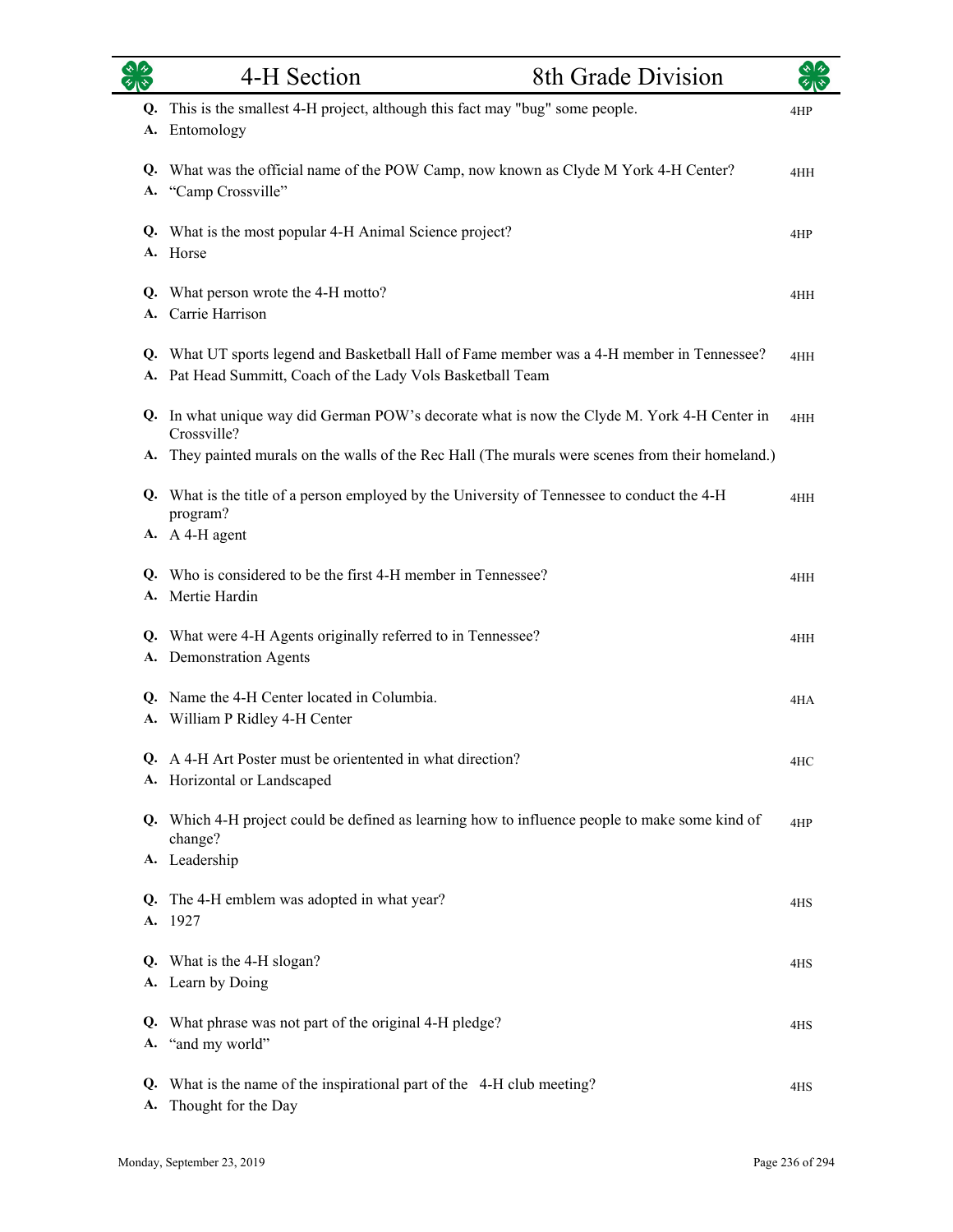# 4-H Section — 8th Grade Division

**Q.** This is the smallest 4-H project, although this fact may "bug" some people. — 4HP
**A.** Entomology

**Q.** What was the official name of the POW Camp, now known as Clyde M York 4-H Center? — 4HH
**A.** "Camp Crossville"

**Q.** What is the most popular 4-H Animal Science project? — 4HP
**A.** Horse

**Q.** What person wrote the 4-H motto? — 4HH
**A.** Carrie Harrison

**Q.** What UT sports legend and Basketball Hall of Fame member was a 4-H member in Tennessee? — 4HH
**A.** Pat Head Summitt, Coach of the Lady Vols Basketball Team

**Q.** In what unique way did German POW's decorate what is now the Clyde M. York 4-H Center in Crossville? — 4HH
**A.** They painted murals on the walls of the Rec Hall (The murals were scenes from their homeland.)

**Q.** What is the title of a person employed by the University of Tennessee to conduct the 4-H program? — 4HH
**A.** A 4-H agent

**Q.** Who is considered to be the first 4-H member in Tennessee? — 4HH
**A.** Mertie Hardin

**Q.** What were 4-H Agents originally referred to in Tennessee? — 4HH
**A.** Demonstration Agents

**Q.** Name the 4-H Center located in Columbia. — 4HA
**A.** William P Ridley 4-H Center

**Q.** A 4-H Art Poster must be orientented in what direction? — 4HC
**A.** Horizontal or Landscaped

**Q.** Which 4-H project could be defined as learning how to influence people to make some kind of change? — 4HP
**A.** Leadership

**Q.** The 4-H emblem was adopted in what year? — 4HS
**A.** 1927

**Q.** What is the 4-H slogan? — 4HS
**A.** Learn by Doing

**Q.** What phrase was not part of the original 4-H pledge? — 4HS
**A.** "and my world"

**Q.** What is the name of the inspirational part of the 4-H club meeting? — 4HS
**A.** Thought for the Day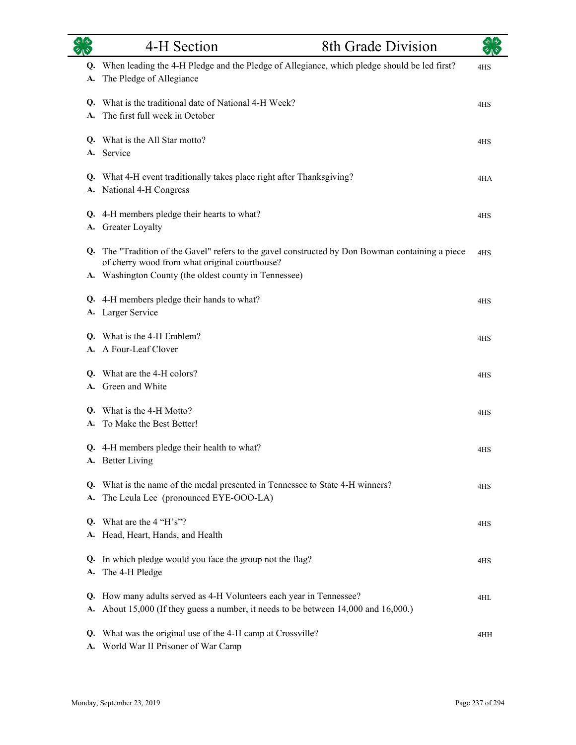# 4-H Section — 8th Grade Division

**Q.** When leading the 4-H Pledge and the Pledge of Allegiance, which pledge should be led first? 4HS
**A.** The Pledge of Allegiance

**Q.** What is the traditional date of National 4-H Week? 4HS
**A.** The first full week in October

**Q.** What is the All Star motto? 4HS
**A.** Service

**Q.** What 4-H event traditionally takes place right after Thanksgiving? 4HA
**A.** National 4-H Congress

**Q.** 4-H members pledge their hearts to what? 4HS
**A.** Greater Loyalty

**Q.** The "Tradition of the Gavel" refers to the gavel constructed by Don Bowman containing a piece of cherry wood from what original courthouse? 4HS
**A.** Washington County (the oldest county in Tennessee)

**Q.** 4-H members pledge their hands to what? 4HS
**A.** Larger Service

**Q.** What is the 4-H Emblem? 4HS
**A.** A Four-Leaf Clover

**Q.** What are the 4-H colors? 4HS
**A.** Green and White

**Q.** What is the 4-H Motto? 4HS
**A.** To Make the Best Better!

**Q.** 4-H members pledge their health to what? 4HS
**A.** Better Living

**Q.** What is the name of the medal presented in Tennessee to State 4-H winners? 4HS
**A.** The Leula Lee (pronounced EYE-OOO-LA)

**Q.** What are the 4 "H's"? 4HS
**A.** Head, Heart, Hands, and Health

**Q.** In which pledge would you face the group not the flag? 4HS
**A.** The 4-H Pledge

**Q.** How many adults served as 4-H Volunteers each year in Tennessee? 4HL
**A.** About 15,000 (If they guess a number, it needs to be between 14,000 and 16,000.)

**Q.** What was the original use of the 4-H camp at Crossville? 4HH
**A.** World War II Prisoner of War Camp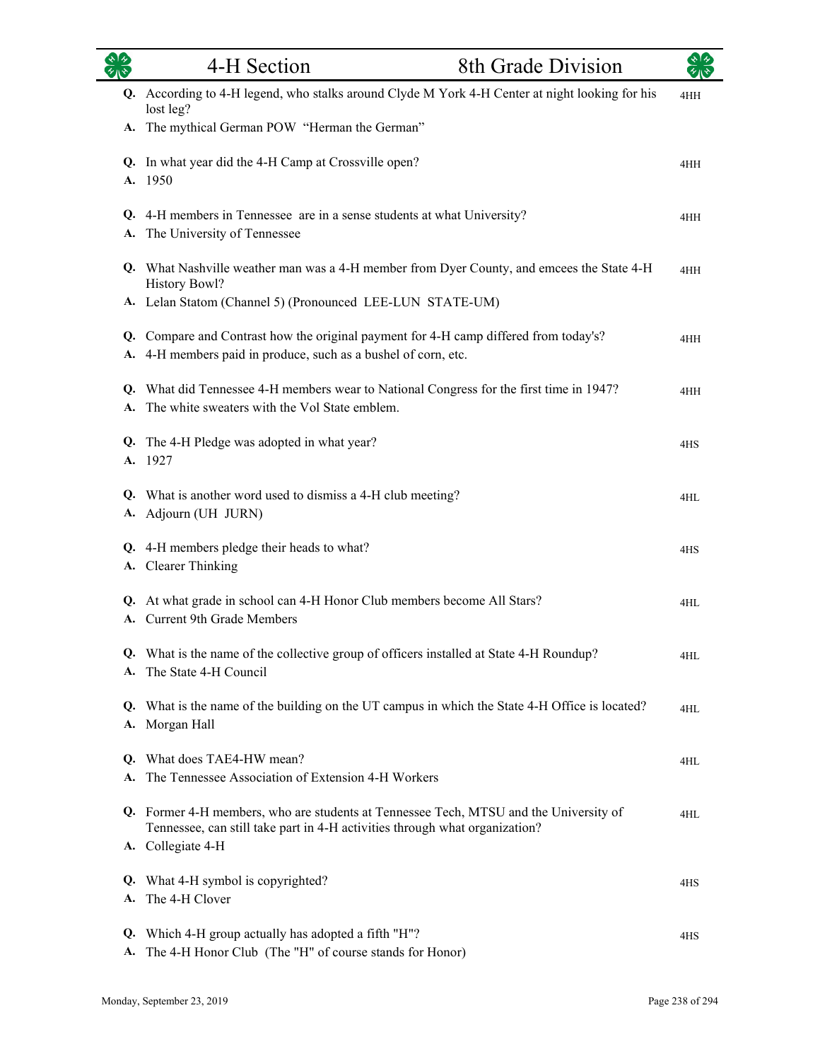| | Question / Answer | Code |
|---|---|---|
| **Q.** | According to 4-H legend, who stalks around Clyde M York 4-H Center at night looking for his lost leg? | 4HH |
| **A.** | The mythical German POW "Herman the German" | |
| **Q.** | In what year did the 4-H Camp at Crossville open? | 4HH |
| **A.** | 1950 | |
| **Q.** | 4-H members in Tennessee are in a sense students at what University? | 4HH |
| **A.** | The University of Tennessee | |
| **Q.** | What Nashville weather man was a 4-H member from Dyer County, and emcees the State 4-H History Bowl? | 4HH |
| **A.** | Lelan Statom (Channel 5) (Pronounced LEE-LUN STATE-UM) | |
| **Q.** | Compare and Contrast how the original payment for 4-H camp differed from today's? | 4HH |
| **A.** | 4-H members paid in produce, such as a bushel of corn, etc. | |
| **Q.** | What did Tennessee 4-H members wear to National Congress for the first time in 1947? | 4HH |
| **A.** | The white sweaters with the Vol State emblem. | |
| **Q.** | The 4-H Pledge was adopted in what year? | 4HS |
| **A.** | 1927 | |
| **Q.** | What is another word used to dismiss a 4-H club meeting? | 4HL |
| **A.** | Adjourn (UH JURN) | |
| **Q.** | 4-H members pledge their heads to what? | 4HS |
| **A.** | Clearer Thinking | |
| **Q.** | At what grade in school can 4-H Honor Club members become All Stars? | 4HL |
| **A.** | Current 9th Grade Members | |
| **Q.** | What is the name of the collective group of officers installed at State 4-H Roundup? | 4HL |
| **A.** | The State 4-H Council | |
| **Q.** | What is the name of the building on the UT campus in which the State 4-H Office is located? | 4HL |
| **A.** | Morgan Hall | |
| **Q.** | What does TAE4-HW mean? | 4HL |
| **A.** | The Tennessee Association of Extension 4-H Workers | |
| **Q.** | Former 4-H members, who are students at Tennessee Tech, MTSU and the University of Tennessee, can still take part in 4-H activities through what organization? | 4HL |
| **A.** | Collegiate 4-H | |
| **Q.** | What 4-H symbol is copyrighted? | 4HS |
| **A.** | The 4-H Clover | |
| **Q.** | Which 4-H group actually has adopted a fifth "H"? | 4HS |
| **A.** | The 4-H Honor Club (The "H" of course stands for Honor) | |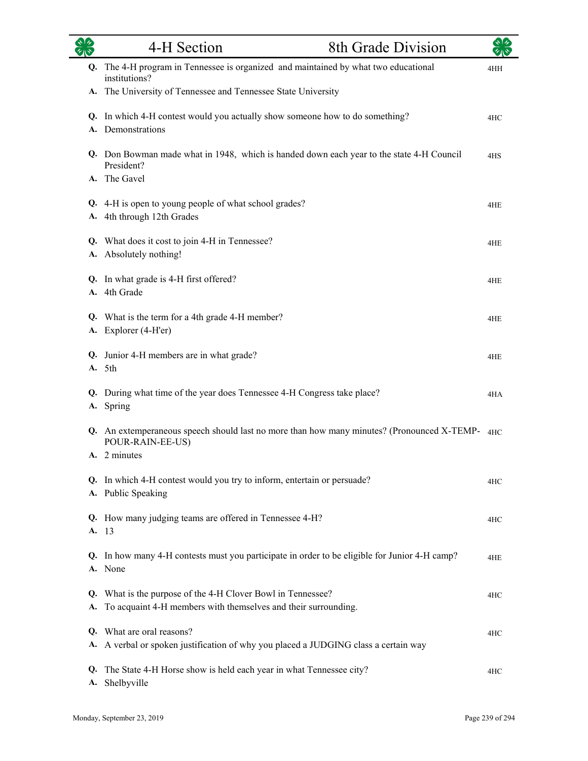# 4-H Section — 8th Grade Division

**Q.** The 4-H program in Tennessee is organized and maintained by what two educational institutions? *4HH*
**A.** The University of Tennessee and Tennessee State University

**Q.** In which 4-H contest would you actually show someone how to do something? *4HC*
**A.** Demonstrations

**Q.** Don Bowman made what in 1948, which is handed down each year to the state 4-H Council President? *4HS*
**A.** The Gavel

**Q.** 4-H is open to young people of what school grades? *4HE*
**A.** 4th through 12th Grades

**Q.** What does it cost to join 4-H in Tennessee? *4HE*
**A.** Absolutely nothing!

**Q.** In what grade is 4-H first offered? *4HE*
**A.** 4th Grade

**Q.** What is the term for a 4th grade 4-H member? *4HE*
**A.** Explorer (4-H'er)

**Q.** Junior 4-H members are in what grade? *4HE*
**A.** 5th

**Q.** During what time of the year does Tennessee 4-H Congress take place? *4HA*
**A.** Spring

**Q.** An extemperaneous speech should last no more than how many minutes? (Pronounced X-TEMP-POUR-RAIN-EE-US) *4HC*
**A.** 2 minutes

**Q.** In which 4-H contest would you try to inform, entertain or persuade? *4HC*
**A.** Public Speaking

**Q.** How many judging teams are offered in Tennessee 4-H? *4HC*
**A.** 13

**Q.** In how many 4-H contests must you participate in order to be eligible for Junior 4-H camp? *4HE*
**A.** None

**Q.** What is the purpose of the 4-H Clover Bowl in Tennessee? *4HC*
**A.** To acquaint 4-H members with themselves and their surrounding.

**Q.** What are oral reasons? *4HC*
**A.** A verbal or spoken justification of why you placed a JUDGING class a certain way

**Q.** The State 4-H Horse show is held each year in what Tennessee city? *4HC*
**A.** Shelbyville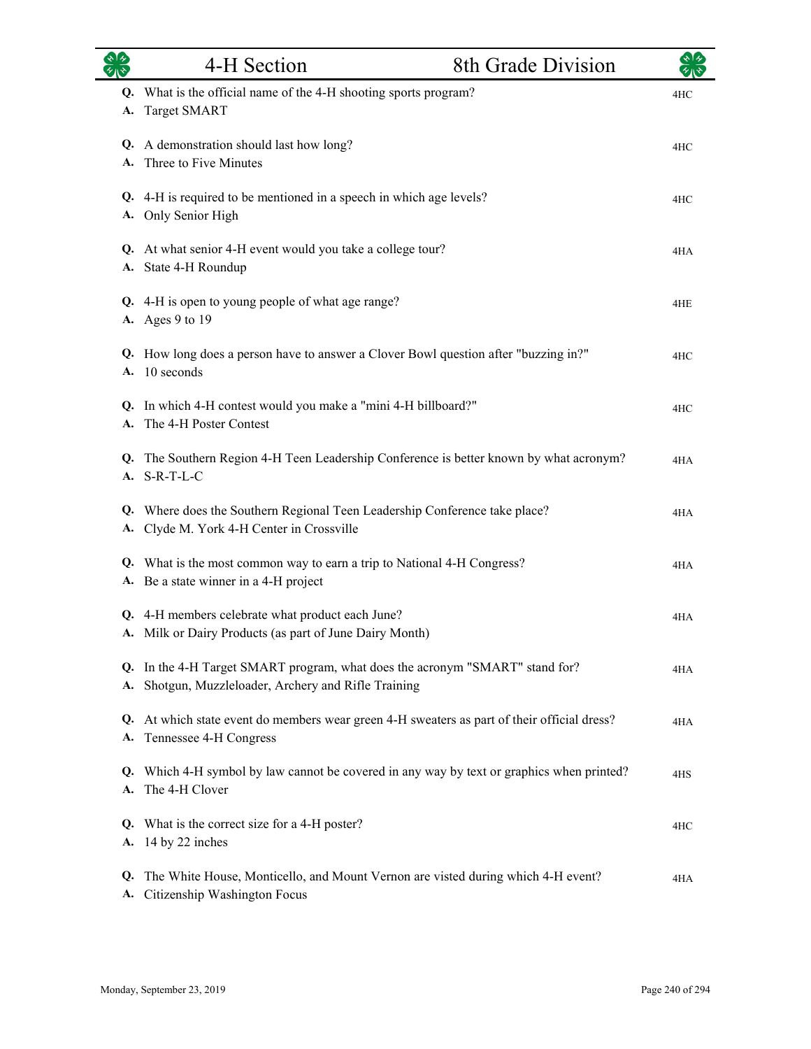# 4-H Section — 8th Grade Division

**Q.** What is the official name of the 4-H shooting sports program? — 4HC
**A.** Target SMART

**Q.** A demonstration should last how long? — 4HC
**A.** Three to Five Minutes

**Q.** 4-H is required to be mentioned in a speech in which age levels? — 4HC
**A.** Only Senior High

**Q.** At what senior 4-H event would you take a college tour? — 4HA
**A.** State 4-H Roundup

**Q.** 4-H is open to young people of what age range? — 4HE
**A.** Ages 9 to 19

**Q.** How long does a person have to answer a Clover Bowl question after "buzzing in?" — 4HC
**A.** 10 seconds

**Q.** In which 4-H contest would you make a "mini 4-H billboard?" — 4HC
**A.** The 4-H Poster Contest

**Q.** The Southern Region 4-H Teen Leadership Conference is better known by what acronym? — 4HA
**A.** S-R-T-L-C

**Q.** Where does the Southern Regional Teen Leadership Conference take place? — 4HA
**A.** Clyde M. York 4-H Center in Crossville

**Q.** What is the most common way to earn a trip to National 4-H Congress? — 4HA
**A.** Be a state winner in a 4-H project

**Q.** 4-H members celebrate what product each June? — 4HA
**A.** Milk or Dairy Products (as part of June Dairy Month)

**Q.** In the 4-H Target SMART program, what does the acronym "SMART" stand for? — 4HA
**A.** Shotgun, Muzzleloader, Archery and Rifle Training

**Q.** At which state event do members wear green 4-H sweaters as part of their official dress? — 4HA
**A.** Tennessee 4-H Congress

**Q.** Which 4-H symbol by law cannot be covered in any way by text or graphics when printed? — 4HS
**A.** The 4-H Clover

**Q.** What is the correct size for a 4-H poster? — 4HC
**A.** 14 by 22 inches

**Q.** The White House, Monticello, and Mount Vernon are visted during which 4-H event? — 4HA
**A.** Citizenship Washington Focus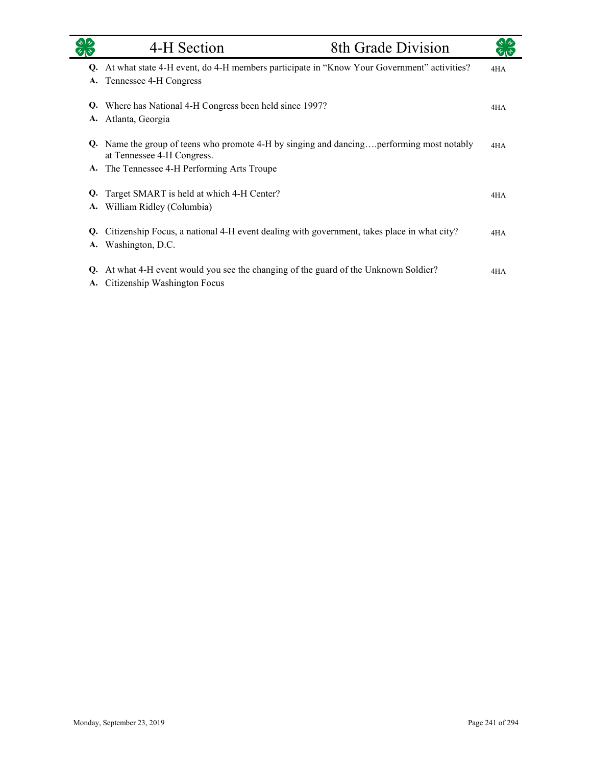| | 4-H Section | 8th Grade Division | |
|---|---|---|---|

**Q.** At what state 4-H event, do 4-H members participate in "Know Your Government" activities? 4HA
**A.** Tennessee 4-H Congress

**Q.** Where has National 4-H Congress been held since 1997? 4HA
**A.** Atlanta, Georgia

**Q.** Name the group of teens who promote 4-H by singing and dancing….performing most notably at Tennessee 4-H Congress. 4HA
**A.** The Tennessee 4-H Performing Arts Troupe

**Q.** Target SMART is held at which 4-H Center? 4HA
**A.** William Ridley (Columbia)

**Q.** Citizenship Focus, a national 4-H event dealing with government, takes place in what city? 4HA
**A.** Washington, D.C.

**Q.** At what 4-H event would you see the changing of the guard of the Unknown Soldier? 4HA
**A.** Citizenship Washington Focus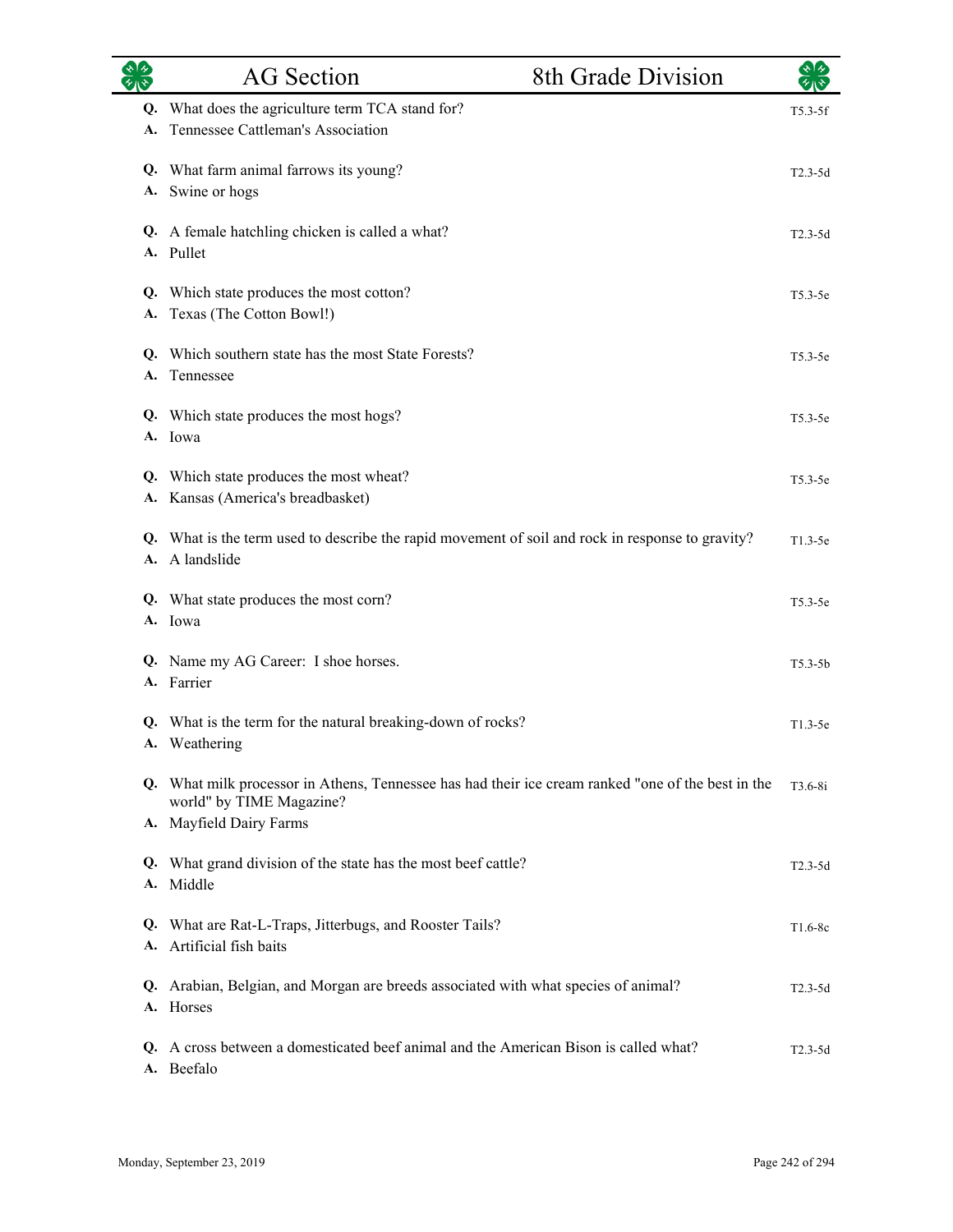**Q.** What does the agriculture term TCA stand for? T5.3-5f
**A.** Tennessee Cattleman's Association

**Q.** What farm animal farrows its young? T2.3-5d
**A.** Swine or hogs

**Q.** A female hatchling chicken is called a what? T2.3-5d
**A.** Pullet

**Q.** Which state produces the most cotton? T5.3-5e
**A.** Texas (The Cotton Bowl!)

**Q.** Which southern state has the most State Forests? T5.3-5e
**A.** Tennessee

**Q.** Which state produces the most hogs? T5.3-5e
**A.** Iowa

**Q.** Which state produces the most wheat? T5.3-5e
**A.** Kansas (America's breadbasket)

**Q.** What is the term used to describe the rapid movement of soil and rock in response to gravity? T1.3-5e
**A.** A landslide

**Q.** What state produces the most corn? T5.3-5e
**A.** Iowa

**Q.** Name my AG Career: I shoe horses. T5.3-5b
**A.** Farrier

**Q.** What is the term for the natural breaking-down of rocks? T1.3-5e
**A.** Weathering

**Q.** What milk processor in Athens, Tennessee has had their ice cream ranked "one of the best in the world" by TIME Magazine? T3.6-8i
**A.** Mayfield Dairy Farms

**Q.** What grand division of the state has the most beef cattle? T2.3-5d
**A.** Middle

**Q.** What are Rat-L-Traps, Jitterbugs, and Rooster Tails? T1.6-8c
**A.** Artificial fish baits

**Q.** Arabian, Belgian, and Morgan are breeds associated with what species of animal? T2.3-5d
**A.** Horses

**Q.** A cross between a domesticated beef animal and the American Bison is called what? T2.3-5d
**A.** Beefalo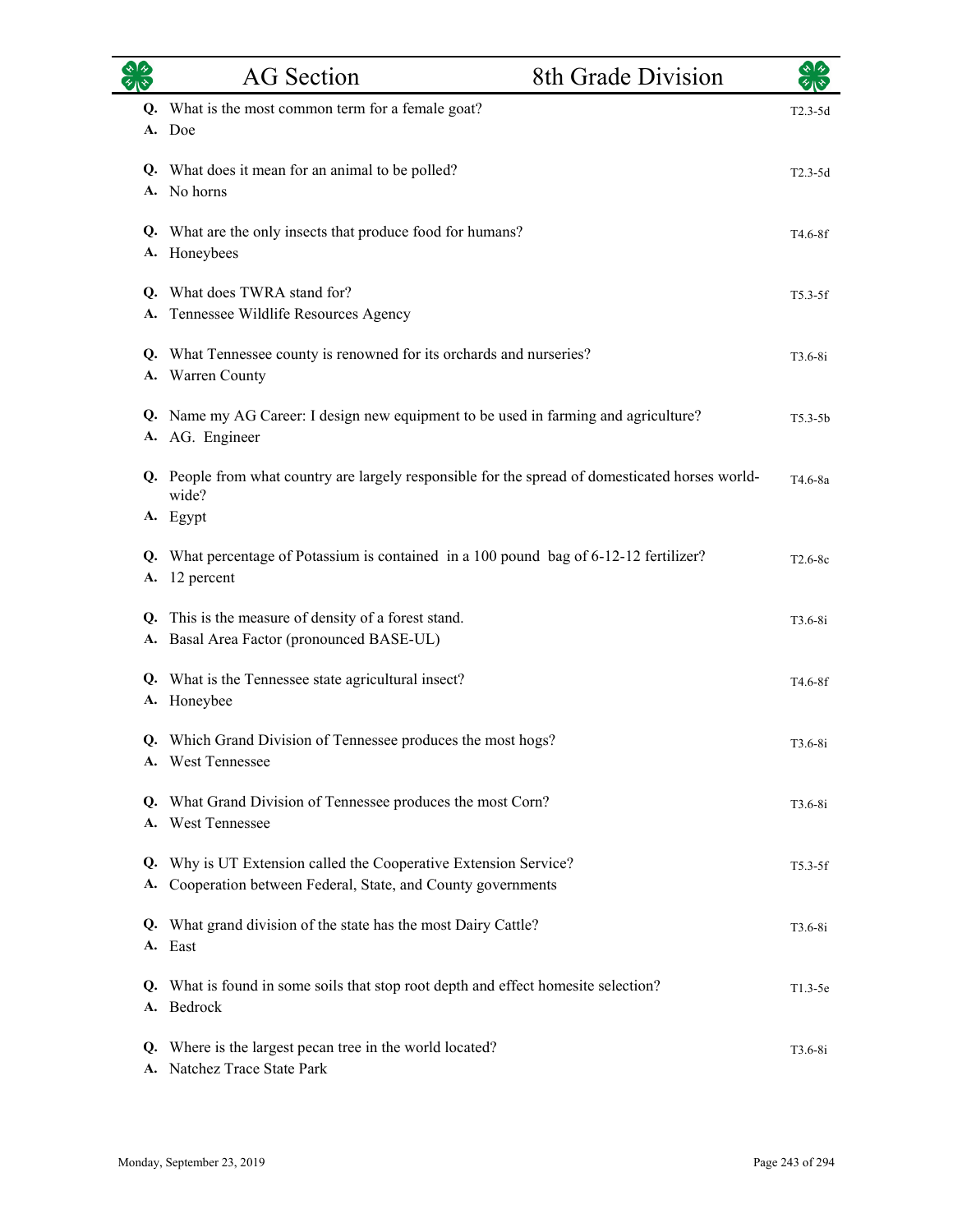**Q.** What is the most common term for a female goat? — T2.3-5d
**A.** Doe

**Q.** What does it mean for an animal to be polled? — T2.3-5d
**A.** No horns

**Q.** What are the only insects that produce food for humans? — T4.6-8f
**A.** Honeybees

**Q.** What does TWRA stand for? — T5.3-5f
**A.** Tennessee Wildlife Resources Agency

**Q.** What Tennessee county is renowned for its orchards and nurseries? — T3.6-8i
**A.** Warren County

**Q.** Name my AG Career: I design new equipment to be used in farming and agriculture? — T5.3-5b
**A.** AG. Engineer

**Q.** People from what country are largely responsible for the spread of domesticated horses world-wide? — T4.6-8a
**A.** Egypt

**Q.** What percentage of Potassium is contained in a 100 pound bag of 6-12-12 fertilizer? — T2.6-8c
**A.** 12 percent

**Q.** This is the measure of density of a forest stand. — T3.6-8i
**A.** Basal Area Factor (pronounced BASE-UL)

**Q.** What is the Tennessee state agricultural insect? — T4.6-8f
**A.** Honeybee

**Q.** Which Grand Division of Tennessee produces the most hogs? — T3.6-8i
**A.** West Tennessee

**Q.** What Grand Division of Tennessee produces the most Corn? — T3.6-8i
**A.** West Tennessee

**Q.** Why is UT Extension called the Cooperative Extension Service? — T5.3-5f
**A.** Cooperation between Federal, State, and County governments

**Q.** What grand division of the state has the most Dairy Cattle? — T3.6-8i
**A.** East

**Q.** What is found in some soils that stop root depth and effect homesite selection? — T1.3-5e
**A.** Bedrock

**Q.** Where is the largest pecan tree in the world located? — T3.6-8i
**A.** Natchez Trace State Park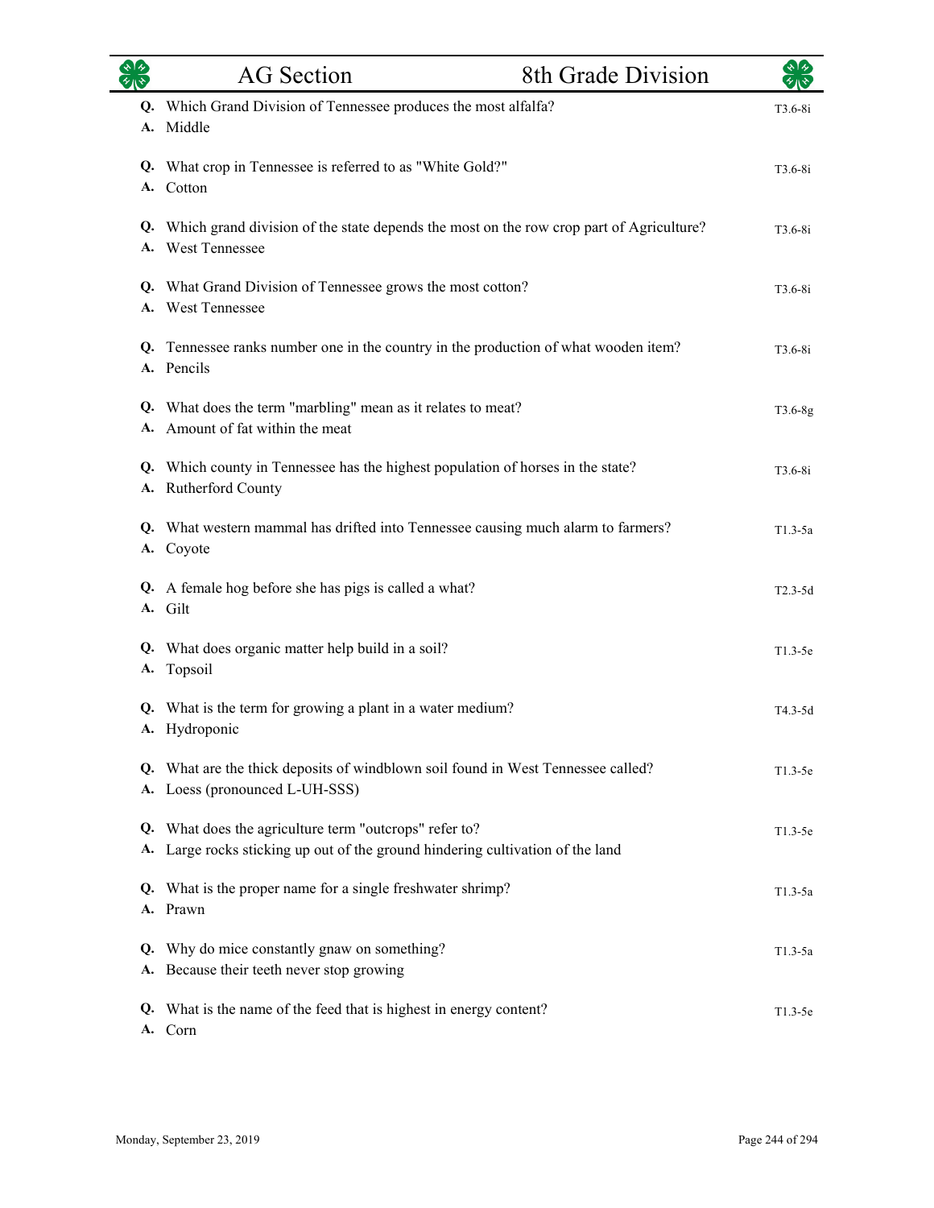| | AG Section | 8th Grade Division |
|---|---|---|

**Q.** Which Grand Division of Tennessee produces the most alfalfa? T3.6-8i
**A.** Middle

**Q.** What crop in Tennessee is referred to as "White Gold?" T3.6-8i
**A.** Cotton

**Q.** Which grand division of the state depends the most on the row crop part of Agriculture? T3.6-8i
**A.** West Tennessee

**Q.** What Grand Division of Tennessee grows the most cotton? T3.6-8i
**A.** West Tennessee

**Q.** Tennessee ranks number one in the country in the production of what wooden item? T3.6-8i
**A.** Pencils

**Q.** What does the term "marbling" mean as it relates to meat? T3.6-8g
**A.** Amount of fat within the meat

**Q.** Which county in Tennessee has the highest population of horses in the state? T3.6-8i
**A.** Rutherford County

**Q.** What western mammal has drifted into Tennessee causing much alarm to farmers? T1.3-5a
**A.** Coyote

**Q.** A female hog before she has pigs is called a what? T2.3-5d
**A.** Gilt

**Q.** What does organic matter help build in a soil? T1.3-5e
**A.** Topsoil

**Q.** What is the term for growing a plant in a water medium? T4.3-5d
**A.** Hydroponic

**Q.** What are the thick deposits of windblown soil found in West Tennessee called? T1.3-5e
**A.** Loess (pronounced L-UH-SSS)

**Q.** What does the agriculture term "outcrops" refer to? T1.3-5e
**A.** Large rocks sticking up out of the ground hindering cultivation of the land

**Q.** What is the proper name for a single freshwater shrimp? T1.3-5a
**A.** Prawn

**Q.** Why do mice constantly gnaw on something? T1.3-5a
**A.** Because their teeth never stop growing

**Q.** What is the name of the feed that is highest in energy content? T1.3-5e
**A.** Corn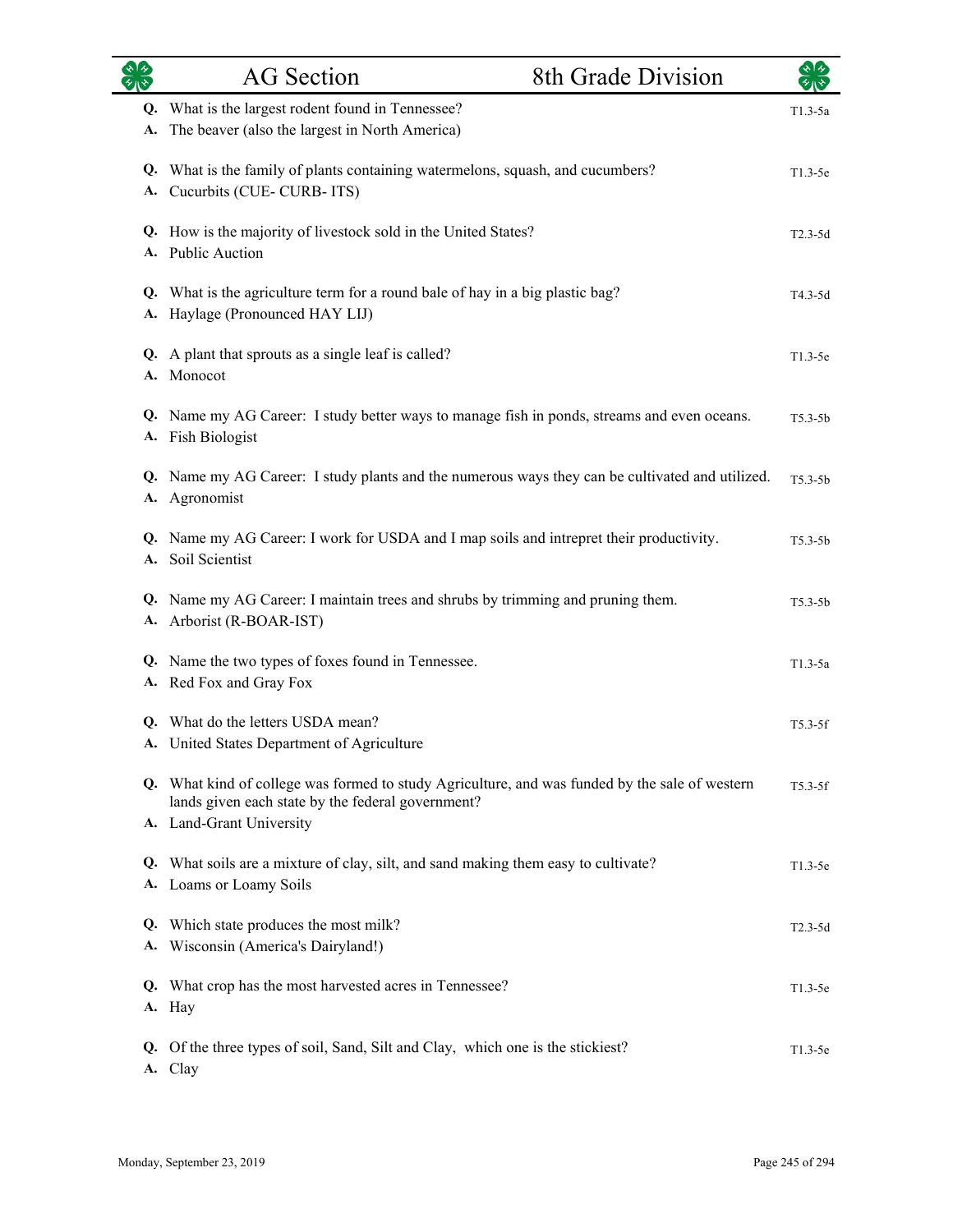## AG Section — 8th Grade Division

**Q.** What is the largest rodent found in Tennessee? — T1.3-5a
**A.** The beaver (also the largest in North America)

**Q.** What is the family of plants containing watermelons, squash, and cucumbers? — T1.3-5e
**A.** Cucurbits (CUE- CURB- ITS)

**Q.** How is the majority of livestock sold in the United States? — T2.3-5d
**A.** Public Auction

**Q.** What is the agriculture term for a round bale of hay in a big plastic bag? — T4.3-5d
**A.** Haylage (Pronounced HAY LIJ)

**Q.** A plant that sprouts as a single leaf is called? — T1.3-5e
**A.** Monocot

**Q.** Name my AG Career: I study better ways to manage fish in ponds, streams and even oceans. — T5.3-5b
**A.** Fish Biologist

**Q.** Name my AG Career: I study plants and the numerous ways they can be cultivated and utilized. — T5.3-5b
**A.** Agronomist

**Q.** Name my AG Career: I work for USDA and I map soils and intrepret their productivity. — T5.3-5b
**A.** Soil Scientist

**Q.** Name my AG Career: I maintain trees and shrubs by trimming and pruning them. — T5.3-5b
**A.** Arborist (R-BOAR-IST)

**Q.** Name the two types of foxes found in Tennessee. — T1.3-5a
**A.** Red Fox and Gray Fox

**Q.** What do the letters USDA mean? — T5.3-5f
**A.** United States Department of Agriculture

**Q.** What kind of college was formed to study Agriculture, and was funded by the sale of western lands given each state by the federal government? — T5.3-5f
**A.** Land-Grant University

**Q.** What soils are a mixture of clay, silt, and sand making them easy to cultivate? — T1.3-5e
**A.** Loams or Loamy Soils

**Q.** Which state produces the most milk? — T2.3-5d
**A.** Wisconsin (America's Dairyland!)

**Q.** What crop has the most harvested acres in Tennessee? — T1.3-5e
**A.** Hay

**Q.** Of the three types of soil, Sand, Silt and Clay, which one is the stickiest? — T1.3-5e
**A.** Clay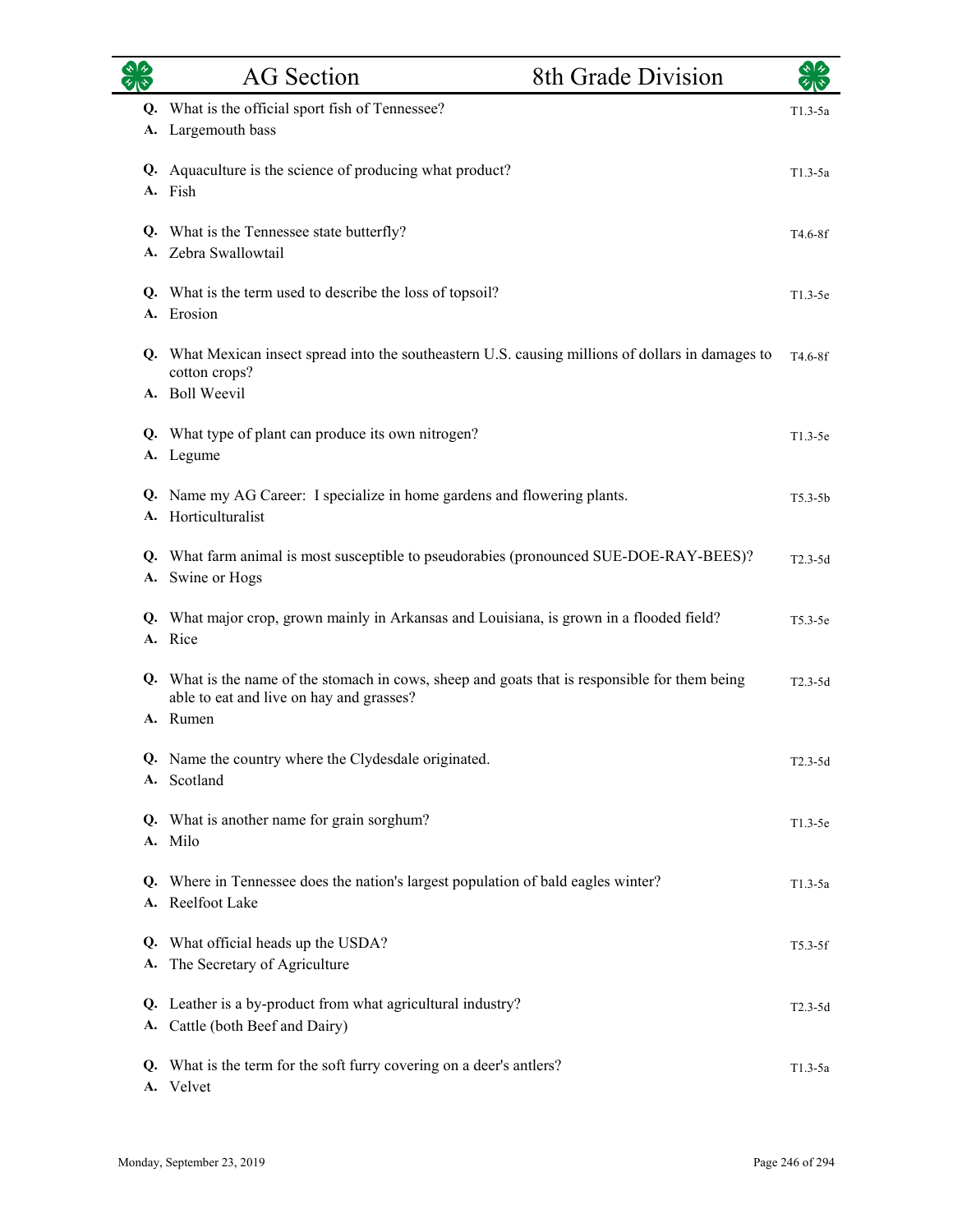| | AG Section | 8th Grade Division |
|---|---|---|

**Q.** What is the official sport fish of Tennessee? — T1.3-5a
**A.** Largemouth bass

**Q.** Aquaculture is the science of producing what product? — T1.3-5a
**A.** Fish

**Q.** What is the Tennessee state butterfly? — T4.6-8f
**A.** Zebra Swallowtail

**Q.** What is the term used to describe the loss of topsoil? — T1.3-5e
**A.** Erosion

**Q.** What Mexican insect spread into the southeastern U.S. causing millions of dollars in damages to cotton crops? — T4.6-8f
**A.** Boll Weevil

**Q.** What type of plant can produce its own nitrogen? — T1.3-5e
**A.** Legume

**Q.** Name my AG Career: I specialize in home gardens and flowering plants. — T5.3-5b
**A.** Horticulturalist

**Q.** What farm animal is most susceptible to pseudorabies (pronounced SUE-DOE-RAY-BEES)? — T2.3-5d
**A.** Swine or Hogs

**Q.** What major crop, grown mainly in Arkansas and Louisiana, is grown in a flooded field? — T5.3-5e
**A.** Rice

**Q.** What is the name of the stomach in cows, sheep and goats that is responsible for them being able to eat and live on hay and grasses? — T2.3-5d
**A.** Rumen

**Q.** Name the country where the Clydesdale originated. — T2.3-5d
**A.** Scotland

**Q.** What is another name for grain sorghum? — T1.3-5e
**A.** Milo

**Q.** Where in Tennessee does the nation's largest population of bald eagles winter? — T1.3-5a
**A.** Reelfoot Lake

**Q.** What official heads up the USDA? — T5.3-5f
**A.** The Secretary of Agriculture

**Q.** Leather is a by-product from what agricultural industry? — T2.3-5d
**A.** Cattle (both Beef and Dairy)

**Q.** What is the term for the soft furry covering on a deer's antlers? — T1.3-5a
**A.** Velvet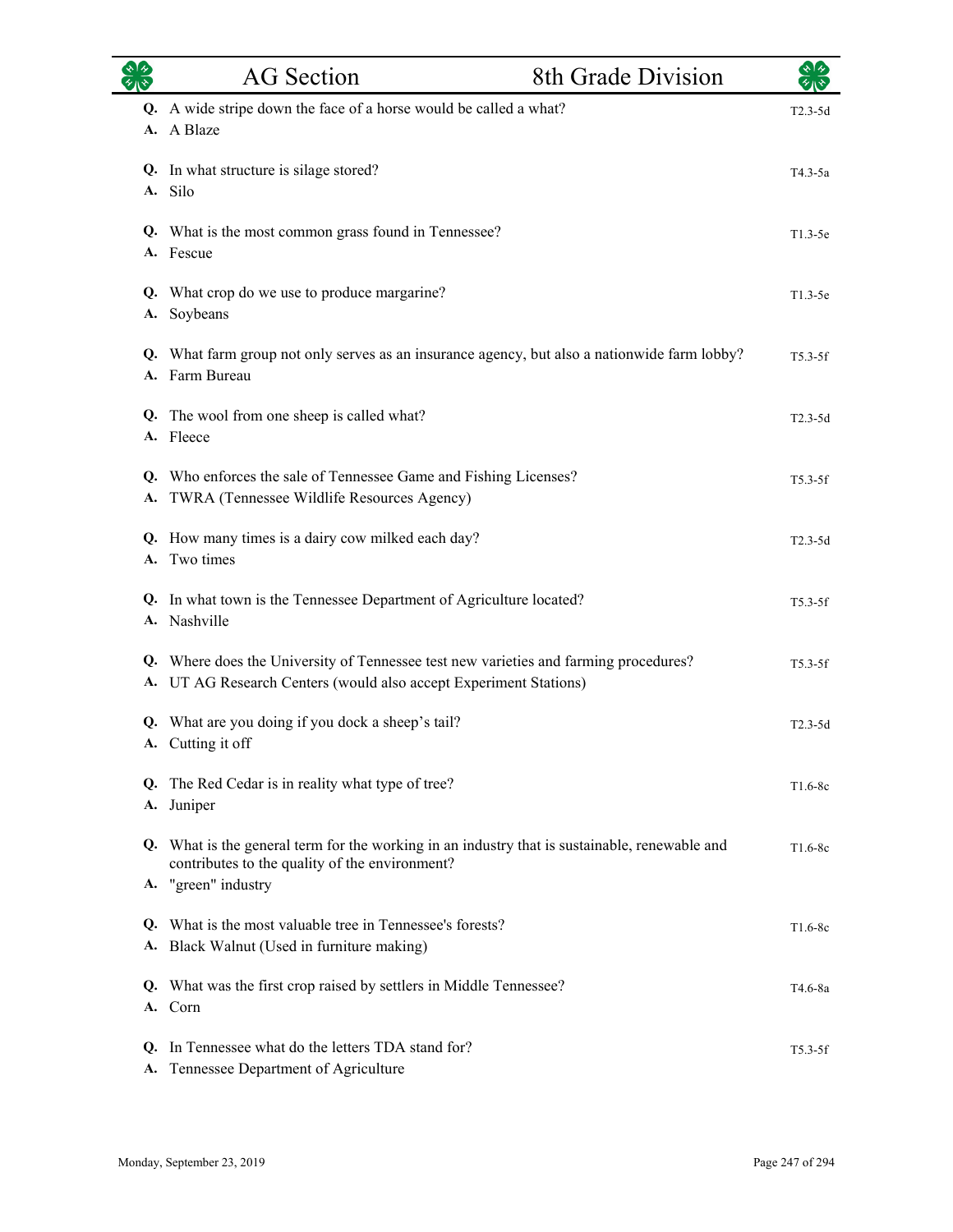| | AG Section | 8th Grade Division |
|---|---|---|

**Q.** A wide stripe down the face of a horse would be called a what? T2.3-5d
**A.** A Blaze

**Q.** In what structure is silage stored? T4.3-5a
**A.** Silo

**Q.** What is the most common grass found in Tennessee? T1.3-5e
**A.** Fescue

**Q.** What crop do we use to produce margarine? T1.3-5e
**A.** Soybeans

**Q.** What farm group not only serves as an insurance agency, but also a nationwide farm lobby? T5.3-5f
**A.** Farm Bureau

**Q.** The wool from one sheep is called what? T2.3-5d
**A.** Fleece

**Q.** Who enforces the sale of Tennessee Game and Fishing Licenses? T5.3-5f
**A.** TWRA (Tennessee Wildlife Resources Agency)

**Q.** How many times is a dairy cow milked each day? T2.3-5d
**A.** Two times

**Q.** In what town is the Tennessee Department of Agriculture located? T5.3-5f
**A.** Nashville

**Q.** Where does the University of Tennessee test new varieties and farming procedures? T5.3-5f
**A.** UT AG Research Centers (would also accept Experiment Stations)

**Q.** What are you doing if you dock a sheep's tail? T2.3-5d
**A.** Cutting it off

**Q.** The Red Cedar is in reality what type of tree? T1.6-8c
**A.** Juniper

**Q.** What is the general term for the working in an industry that is sustainable, renewable and contributes to the quality of the environment? T1.6-8c
**A.** "green" industry

**Q.** What is the most valuable tree in Tennessee's forests? T1.6-8c
**A.** Black Walnut (Used in furniture making)

**Q.** What was the first crop raised by settlers in Middle Tennessee? T4.6-8a
**A.** Corn

**Q.** In Tennessee what do the letters TDA stand for? T5.3-5f
**A.** Tennessee Department of Agriculture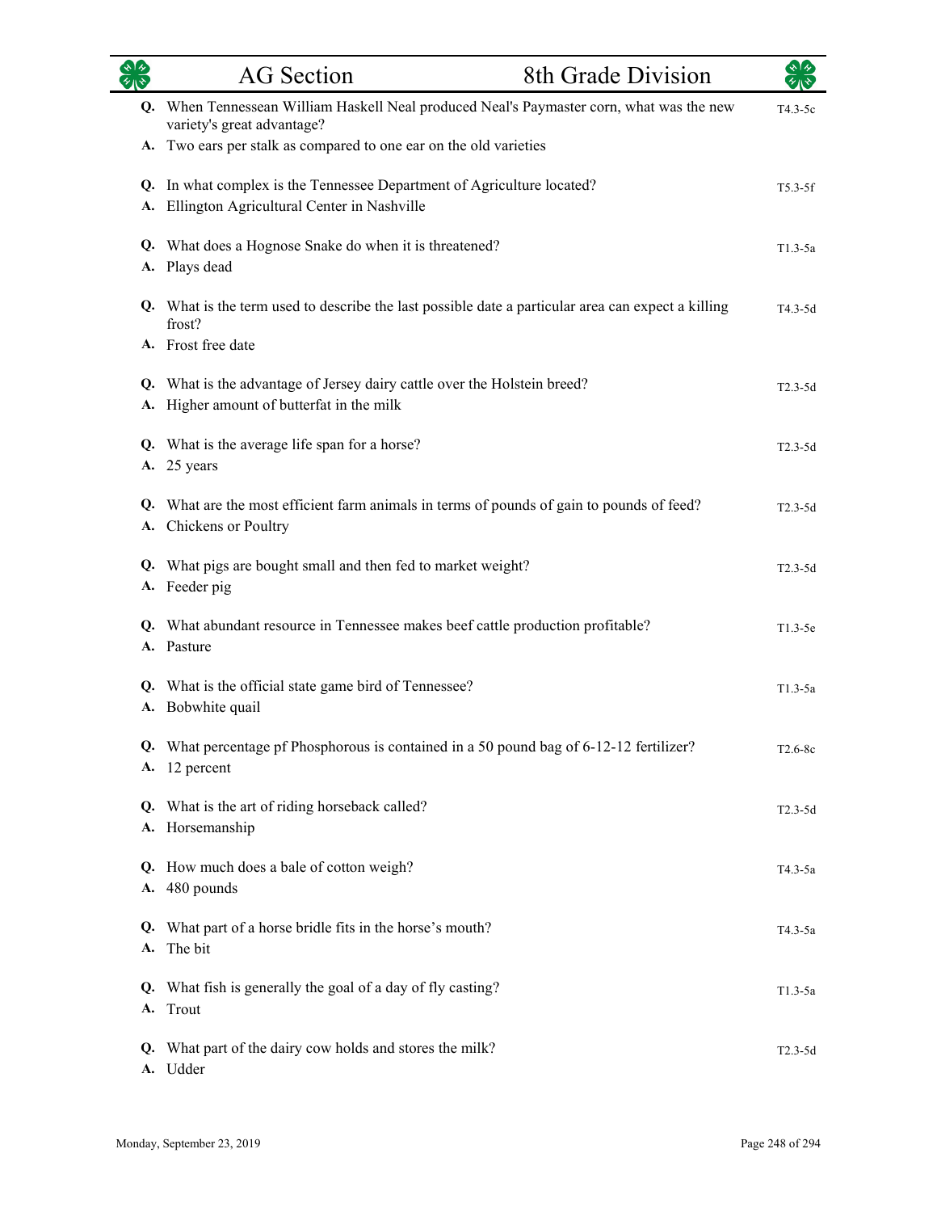| | AG Section | 8th Grade Division | |
|---|---|---|---|

**Q.** When Tennessean William Haskell Neal produced Neal's Paymaster corn, what was the new variety's great advantage? — T4.3-5c
**A.** Two ears per stalk as compared to one ear on the old varieties

**Q.** In what complex is the Tennessee Department of Agriculture located? — T5.3-5f
**A.** Ellington Agricultural Center in Nashville

**Q.** What does a Hognose Snake do when it is threatened? — T1.3-5a
**A.** Plays dead

**Q.** What is the term used to describe the last possible date a particular area can expect a killing frost? — T4.3-5d
**A.** Frost free date

**Q.** What is the advantage of Jersey dairy cattle over the Holstein breed? — T2.3-5d
**A.** Higher amount of butterfat in the milk

**Q.** What is the average life span for a horse? — T2.3-5d
**A.** 25 years

**Q.** What are the most efficient farm animals in terms of pounds of gain to pounds of feed? — T2.3-5d
**A.** Chickens or Poultry

**Q.** What pigs are bought small and then fed to market weight? — T2.3-5d
**A.** Feeder pig

**Q.** What abundant resource in Tennessee makes beef cattle production profitable? — T1.3-5e
**A.** Pasture

**Q.** What is the official state game bird of Tennessee? — T1.3-5a
**A.** Bobwhite quail

**Q.** What percentage pf Phosphorous is contained in a 50 pound bag of 6-12-12 fertilizer? — T2.6-8c
**A.** 12 percent

**Q.** What is the art of riding horseback called? — T2.3-5d
**A.** Horsemanship

**Q.** How much does a bale of cotton weigh? — T4.3-5a
**A.** 480 pounds

**Q.** What part of a horse bridle fits in the horse's mouth? — T4.3-5a
**A.** The bit

**Q.** What fish is generally the goal of a day of fly casting? — T1.3-5a
**A.** Trout

**Q.** What part of the dairy cow holds and stores the milk? — T2.3-5d
**A.** Udder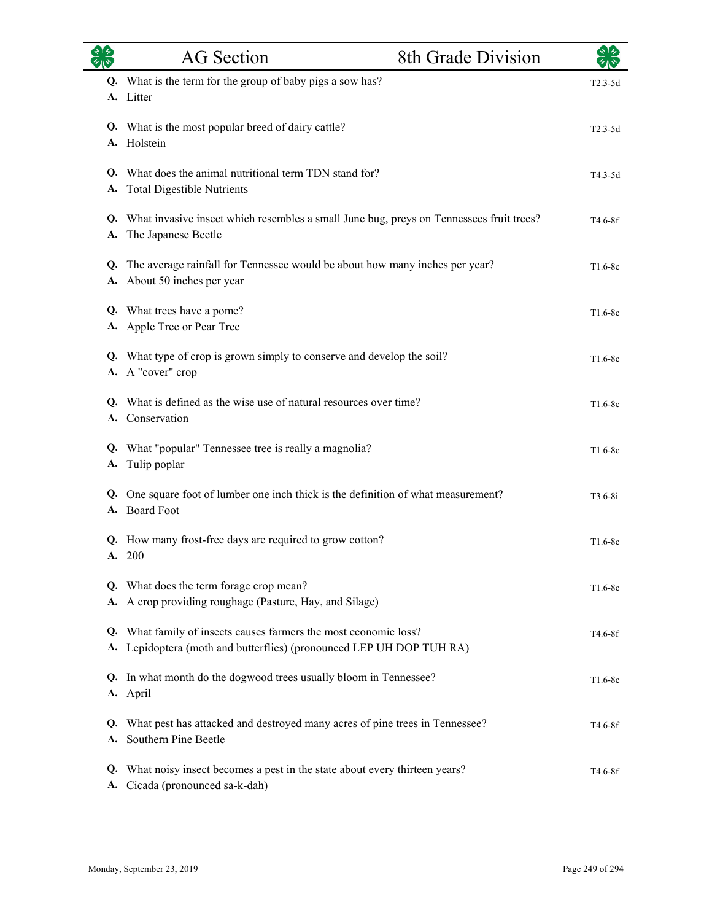| | AG Section | 8th Grade Division | |
|---|---|---|---|

**Q.** What is the term for the group of baby pigs a sow has? — T2.3-5d
**A.** Litter

**Q.** What is the most popular breed of dairy cattle? — T2.3-5d
**A.** Holstein

**Q.** What does the animal nutritional term TDN stand for? — T4.3-5d
**A.** Total Digestible Nutrients

**Q.** What invasive insect which resembles a small June bug, preys on Tennessees fruit trees? — T4.6-8f
**A.** The Japanese Beetle

**Q.** The average rainfall for Tennessee would be about how many inches per year? — T1.6-8c
**A.** About 50 inches per year

**Q.** What trees have a pome? — T1.6-8c
**A.** Apple Tree or Pear Tree

**Q.** What type of crop is grown simply to conserve and develop the soil? — T1.6-8c
**A.** A "cover" crop

**Q.** What is defined as the wise use of natural resources over time? — T1.6-8c
**A.** Conservation

**Q.** What "popular" Tennessee tree is really a magnolia? — T1.6-8c
**A.** Tulip poplar

**Q.** One square foot of lumber one inch thick is the definition of what measurement? — T3.6-8i
**A.** Board Foot

**Q.** How many frost-free days are required to grow cotton? — T1.6-8c
**A.** 200

**Q.** What does the term forage crop mean? — T1.6-8c
**A.** A crop providing roughage (Pasture, Hay, and Silage)

**Q.** What family of insects causes farmers the most economic loss? — T4.6-8f
**A.** Lepidoptera (moth and butterflies) (pronounced LEP UH DOP TUH RA)

**Q.** In what month do the dogwood trees usually bloom in Tennessee? — T1.6-8c
**A.** April

**Q.** What pest has attacked and destroyed many acres of pine trees in Tennessee? — T4.6-8f
**A.** Southern Pine Beetle

**Q.** What noisy insect becomes a pest in the state about every thirteen years? — T4.6-8f
**A.** Cicada (pronounced sa-k-dah)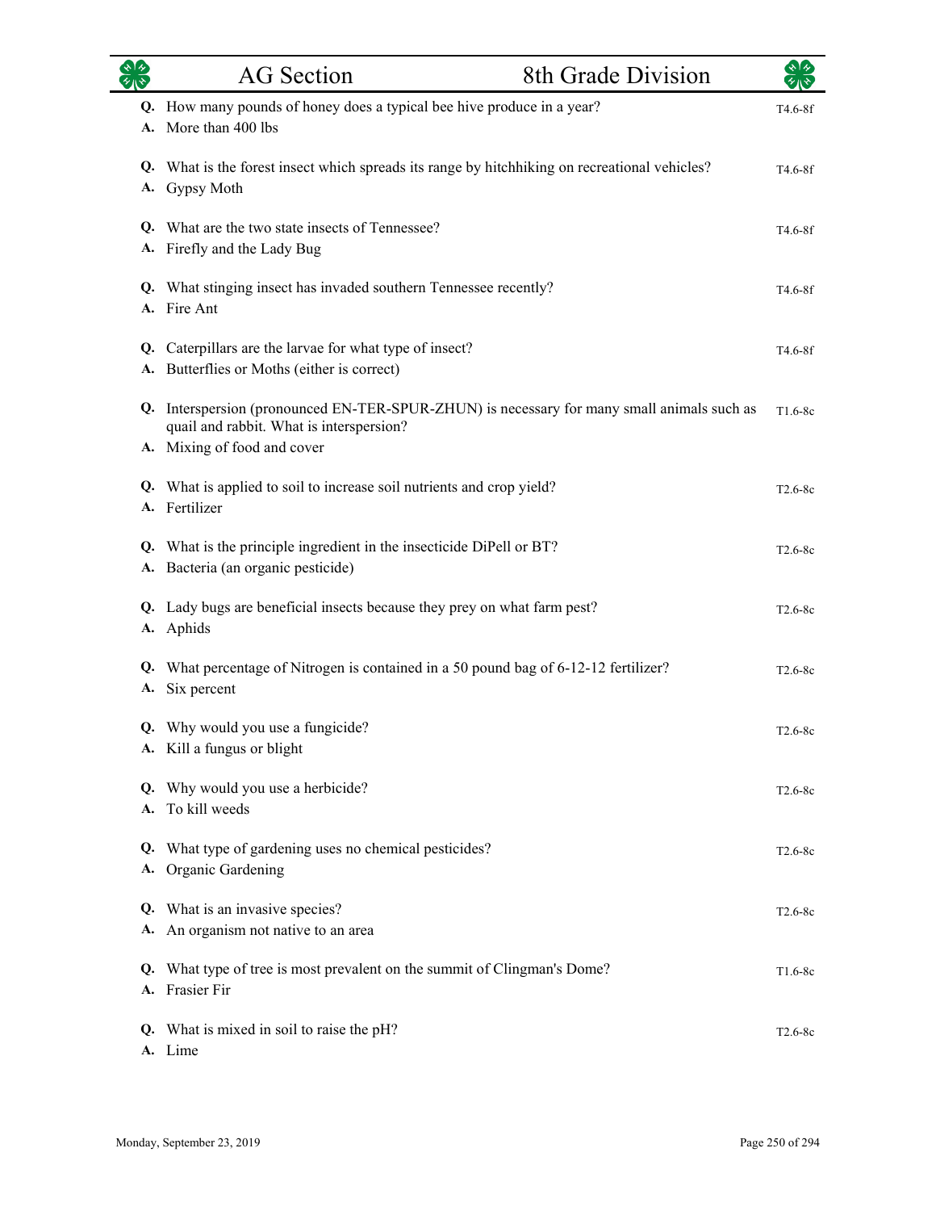## AG Section — 8th Grade Division

**Q.** How many pounds of honey does a typical bee hive produce in a year? T4.6-8f
**A.** More than 400 lbs

**Q.** What is the forest insect which spreads its range by hitchhiking on recreational vehicles? T4.6-8f
**A.** Gypsy Moth

**Q.** What are the two state insects of Tennessee? T4.6-8f
**A.** Firefly and the Lady Bug

**Q.** What stinging insect has invaded southern Tennessee recently? T4.6-8f
**A.** Fire Ant

**Q.** Caterpillars are the larvae for what type of insect? T4.6-8f
**A.** Butterflies or Moths (either is correct)

**Q.** Interspersion (pronounced EN-TER-SPUR-ZHUN) is necessary for many small animals such as quail and rabbit. What is interspersion? T1.6-8c
**A.** Mixing of food and cover

**Q.** What is applied to soil to increase soil nutrients and crop yield? T2.6-8c
**A.** Fertilizer

**Q.** What is the principle ingredient in the insecticide DiPell or BT? T2.6-8c
**A.** Bacteria (an organic pesticide)

**Q.** Lady bugs are beneficial insects because they prey on what farm pest? T2.6-8c
**A.** Aphids

**Q.** What percentage of Nitrogen is contained in a 50 pound bag of 6-12-12 fertilizer? T2.6-8c
**A.** Six percent

**Q.** Why would you use a fungicide? T2.6-8c
**A.** Kill a fungus or blight

**Q.** Why would you use a herbicide? T2.6-8c
**A.** To kill weeds

**Q.** What type of gardening uses no chemical pesticides? T2.6-8c
**A.** Organic Gardening

**Q.** What is an invasive species? T2.6-8c
**A.** An organism not native to an area

**Q.** What type of tree is most prevalent on the summit of Clingman's Dome? T1.6-8c
**A.** Frasier Fir

**Q.** What is mixed in soil to raise the pH? T2.6-8c
**A.** Lime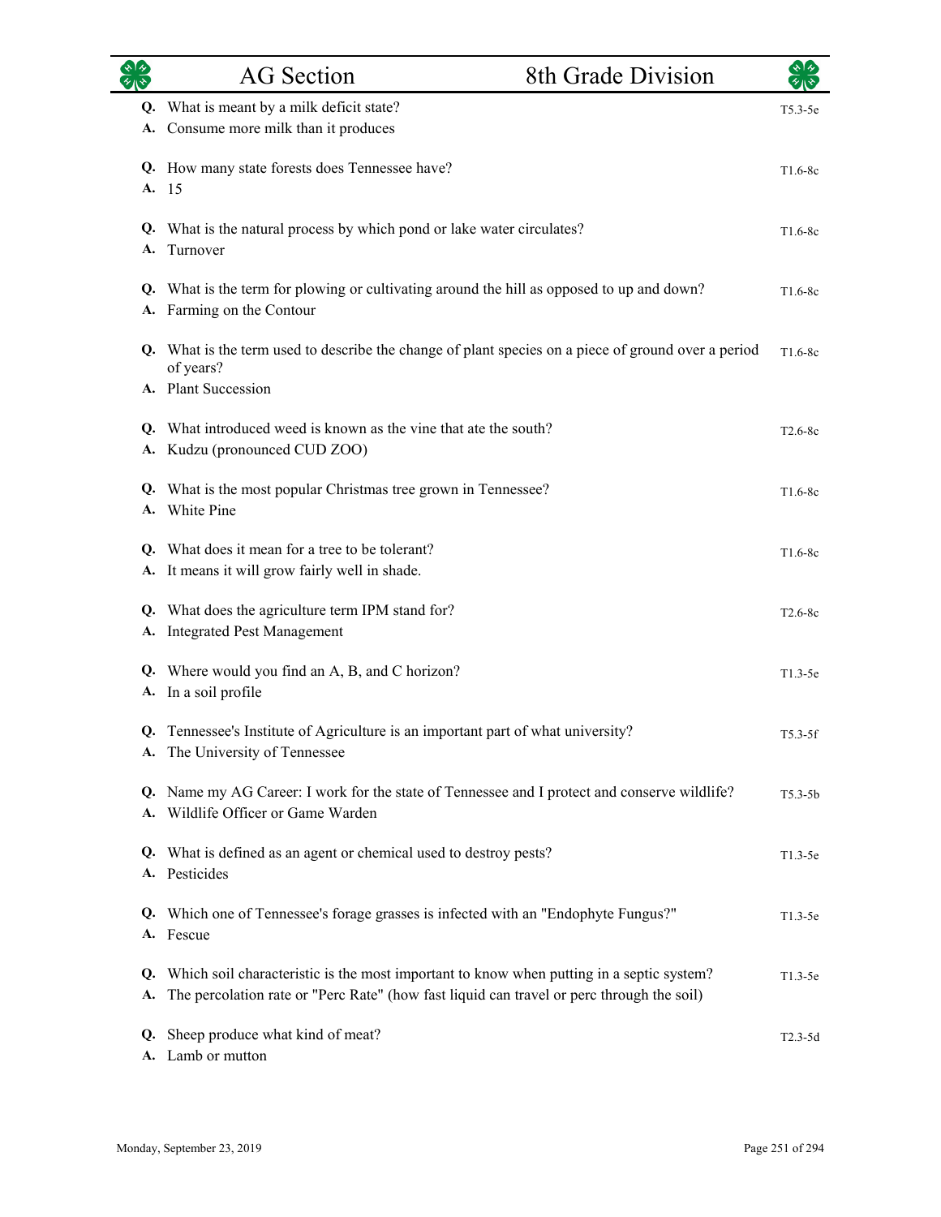**Q.** What is meant by a milk deficit state? — T5.3-5e
**A.** Consume more milk than it produces

**Q.** How many state forests does Tennessee have? — T1.6-8c
**A.** 15

**Q.** What is the natural process by which pond or lake water circulates? — T1.6-8c
**A.** Turnover

**Q.** What is the term for plowing or cultivating around the hill as opposed to up and down? — T1.6-8c
**A.** Farming on the Contour

**Q.** What is the term used to describe the change of plant species on a piece of ground over a period of years? — T1.6-8c
**A.** Plant Succession

**Q.** What introduced weed is known as the vine that ate the south? — T2.6-8c
**A.** Kudzu (pronounced CUD ZOO)

**Q.** What is the most popular Christmas tree grown in Tennessee? — T1.6-8c
**A.** White Pine

**Q.** What does it mean for a tree to be tolerant? — T1.6-8c
**A.** It means it will grow fairly well in shade.

**Q.** What does the agriculture term IPM stand for? — T2.6-8c
**A.** Integrated Pest Management

**Q.** Where would you find an A, B, and C horizon? — T1.3-5e
**A.** In a soil profile

**Q.** Tennessee's Institute of Agriculture is an important part of what university? — T5.3-5f
**A.** The University of Tennessee

**Q.** Name my AG Career: I work for the state of Tennessee and I protect and conserve wildlife? — T5.3-5b
**A.** Wildlife Officer or Game Warden

**Q.** What is defined as an agent or chemical used to destroy pests? — T1.3-5e
**A.** Pesticides

**Q.** Which one of Tennessee's forage grasses is infected with an "Endophyte Fungus?" — T1.3-5e
**A.** Fescue

**Q.** Which soil characteristic is the most important to know when putting in a septic system? — T1.3-5e
**A.** The percolation rate or "Perc Rate" (how fast liquid can travel or perc through the soil)

**Q.** Sheep produce what kind of meat? — T2.3-5d
**A.** Lamb or mutton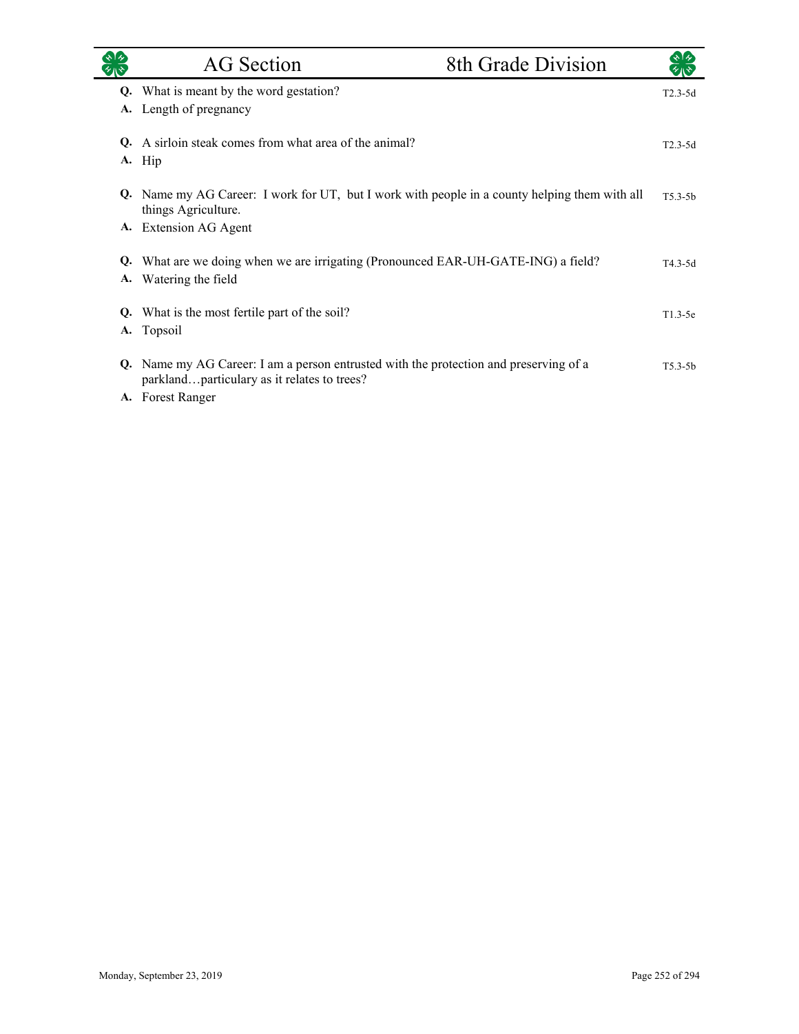| | AG Section | 8th Grade Division | |
|---|---|---|---|

**Q.** What is meant by the word gestation? T2.3-5d
**A.** Length of pregnancy

**Q.** A sirloin steak comes from what area of the animal? T2.3-5d
**A.** Hip

**Q.** Name my AG Career: I work for UT, but I work with people in a county helping them with all things Agriculture. T5.3-5b
**A.** Extension AG Agent

**Q.** What are we doing when we are irrigating (Pronounced EAR-UH-GATE-ING) a field? T4.3-5d
**A.** Watering the field

**Q.** What is the most fertile part of the soil? T1.3-5e
**A.** Topsoil

**Q.** Name my AG Career: I am a person entrusted with the protection and preserving of a parkland…particulary as it relates to trees? T5.3-5b
**A.** Forest Ranger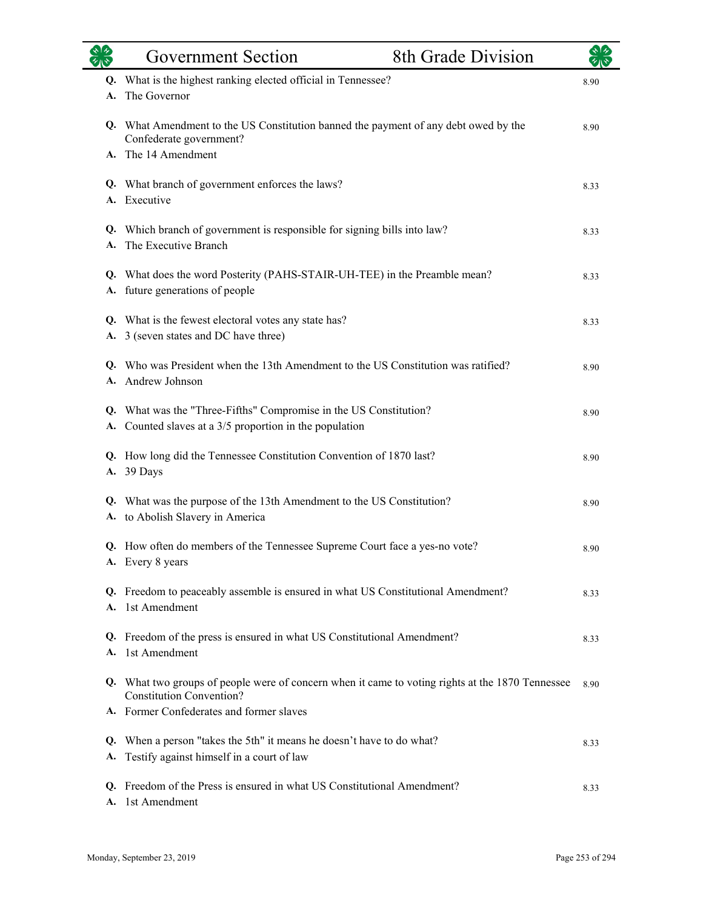# Government Section — 8th Grade Division

**Q.** What is the highest ranking elected official in Tennessee? 8.90
**A.** The Governor

**Q.** What Amendment to the US Constitution banned the payment of any debt owed by the Confederate government? 8.90
**A.** The 14 Amendment

**Q.** What branch of government enforces the laws? 8.33
**A.** Executive

**Q.** Which branch of government is responsible for signing bills into law? 8.33
**A.** The Executive Branch

**Q.** What does the word Posterity (PAHS-STAIR-UH-TEE) in the Preamble mean? 8.33
**A.** future generations of people

**Q.** What is the fewest electoral votes any state has? 8.33
**A.** 3 (seven states and DC have three)

**Q.** Who was President when the 13th Amendment to the US Constitution was ratified? 8.90
**A.** Andrew Johnson

**Q.** What was the "Three-Fifths" Compromise in the US Constitution? 8.90
**A.** Counted slaves at a 3/5 proportion in the population

**Q.** How long did the Tennessee Constitution Convention of 1870 last? 8.90
**A.** 39 Days

**Q.** What was the purpose of the 13th Amendment to the US Constitution? 8.90
**A.** to Abolish Slavery in America

**Q.** How often do members of the Tennessee Supreme Court face a yes-no vote? 8.90
**A.** Every 8 years

**Q.** Freedom to peaceably assemble is ensured in what US Constitutional Amendment? 8.33
**A.** 1st Amendment

**Q.** Freedom of the press is ensured in what US Constitutional Amendment? 8.33
**A.** 1st Amendment

**Q.** What two groups of people were of concern when it came to voting rights at the 1870 Tennessee Constitution Convention? 8.90
**A.** Former Confederates and former slaves

**Q.** When a person "takes the 5th" it means he doesn't have to do what? 8.33
**A.** Testify against himself in a court of law

**Q.** Freedom of the Press is ensured in what US Constitutional Amendment? 8.33
**A.** 1st Amendment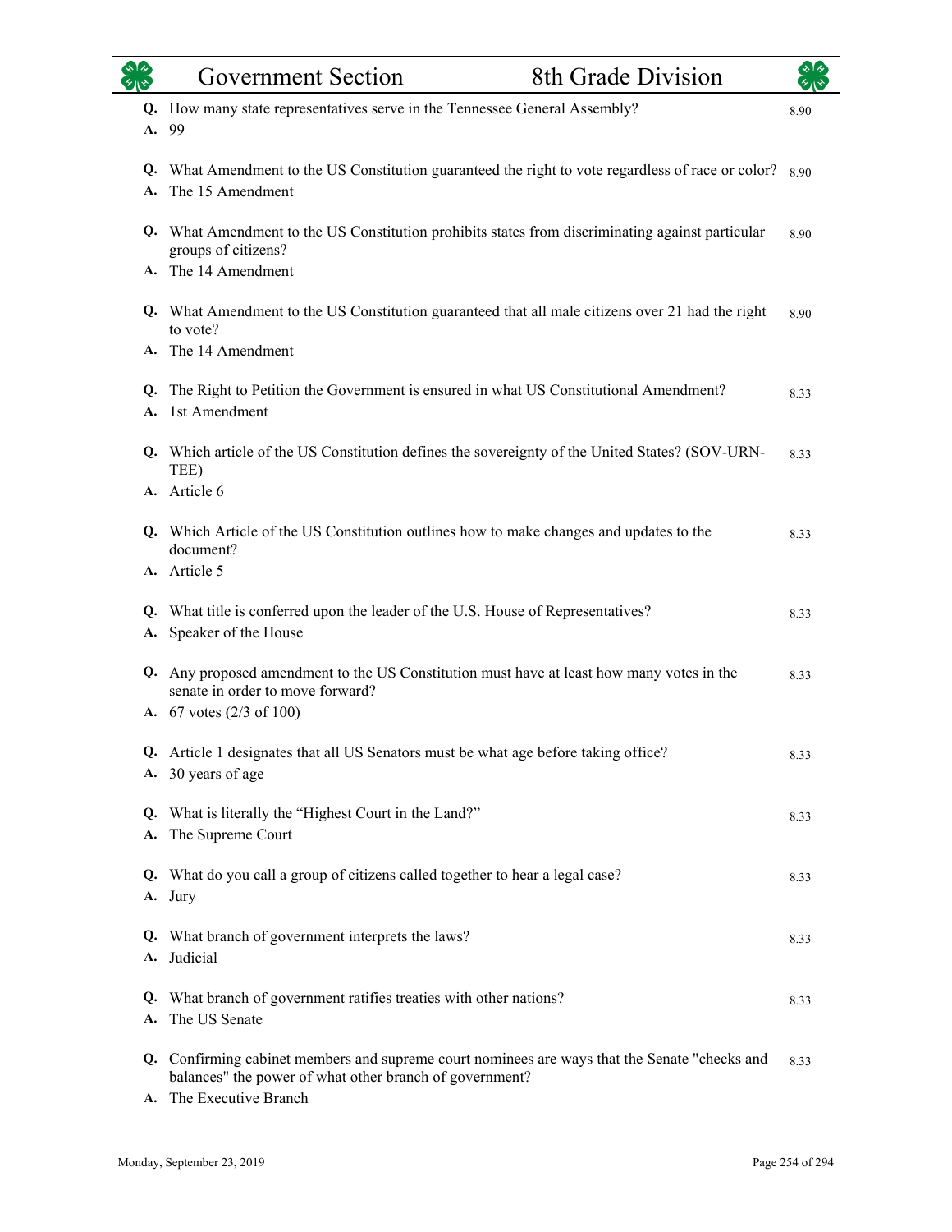| | | |
|---|---|---|
| **Q.** | How many state representatives serve in the Tennessee General Assembly? | 8.90 |
| **A.** | 99 | |
| **Q.** | What Amendment to the US Constitution guaranteed the right to vote regardless of race or color? | 8.90 |
| **A.** | The 15 Amendment | |
| **Q.** | What Amendment to the US Constitution prohibits states from discriminating against particular groups of citizens? | 8.90 |
| **A.** | The 14 Amendment | |
| **Q.** | What Amendment to the US Constitution guaranteed that all male citizens over 21 had the right to vote? | 8.90 |
| **A.** | The 14 Amendment | |
| **Q.** | The Right to Petition the Government is ensured in what US Constitutional Amendment? | 8.33 |
| **A.** | 1st Amendment | |
| **Q.** | Which article of the US Constitution defines the sovereignty of the United States? (SOV-URN-TEE) | 8.33 |
| **A.** | Article 6 | |
| **Q.** | Which Article of the US Constitution outlines how to make changes and updates to the document? | 8.33 |
| **A.** | Article 5 | |
| **Q.** | What title is conferred upon the leader of the U.S. House of Representatives? | 8.33 |
| **A.** | Speaker of the House | |
| **Q.** | Any proposed amendment to the US Constitution must have at least how many votes in the senate in order to move forward? | 8.33 |
| **A.** | 67 votes (2/3 of 100) | |
| **Q.** | Article 1 designates that all US Senators must be what age before taking office? | 8.33 |
| **A.** | 30 years of age | |
| **Q.** | What is literally the "Highest Court in the Land?" | 8.33 |
| **A.** | The Supreme Court | |
| **Q.** | What do you call a group of citizens called together to hear a legal case? | 8.33 |
| **A.** | Jury | |
| **Q.** | What branch of government interprets the laws? | 8.33 |
| **A.** | Judicial | |
| **Q.** | What branch of government ratifies treaties with other nations? | 8.33 |
| **A.** | The US Senate | |
| **Q.** | Confirming cabinet members and supreme court nominees are ways that the Senate "checks and balances" the power of what other branch of government? | 8.33 |
| **A.** | The Executive Branch | |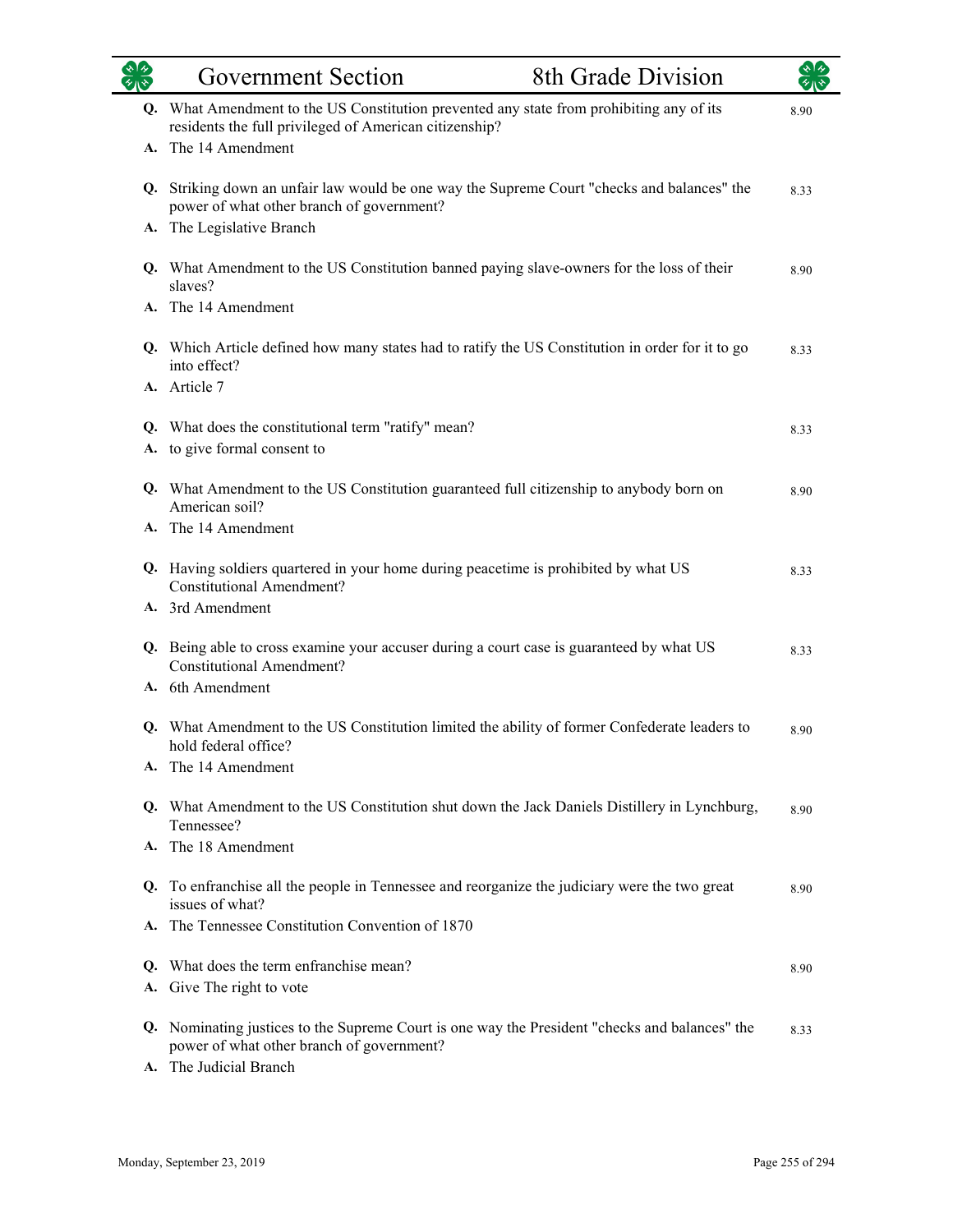**Q.** What Amendment to the US Constitution prevented any state from prohibiting any of its residents the full privileged of American citizenship? 8.90

**A.** The 14 Amendment

**Q.** Striking down an unfair law would be one way the Supreme Court "checks and balances" the power of what other branch of government? 8.33

**A.** The Legislative Branch

**Q.** What Amendment to the US Constitution banned paying slave-owners for the loss of their slaves? 8.90

**A.** The 14 Amendment

**Q.** Which Article defined how many states had to ratify the US Constitution in order for it to go into effect? 8.33

**A.** Article 7

**Q.** What does the constitutional term "ratify" mean? 8.33

**A.** to give formal consent to

**Q.** What Amendment to the US Constitution guaranteed full citizenship to anybody born on American soil? 8.90

**A.** The 14 Amendment

**Q.** Having soldiers quartered in your home during peacetime is prohibited by what US Constitutional Amendment? 8.33

**A.** 3rd Amendment

**Q.** Being able to cross examine your accuser during a court case is guaranteed by what US Constitutional Amendment? 8.33

**A.** 6th Amendment

**Q.** What Amendment to the US Constitution limited the ability of former Confederate leaders to hold federal office? 8.90

**A.** The 14 Amendment

**Q.** What Amendment to the US Constitution shut down the Jack Daniels Distillery in Lynchburg, Tennessee? 8.90

**A.** The 18 Amendment

**Q.** To enfranchise all the people in Tennessee and reorganize the judiciary were the two great issues of what? 8.90

**A.** The Tennessee Constitution Convention of 1870

**Q.** What does the term enfranchise mean? 8.90

**A.** Give The right to vote

**Q.** Nominating justices to the Supreme Court is one way the President "checks and balances" the power of what other branch of government? 8.33

**A.** The Judicial Branch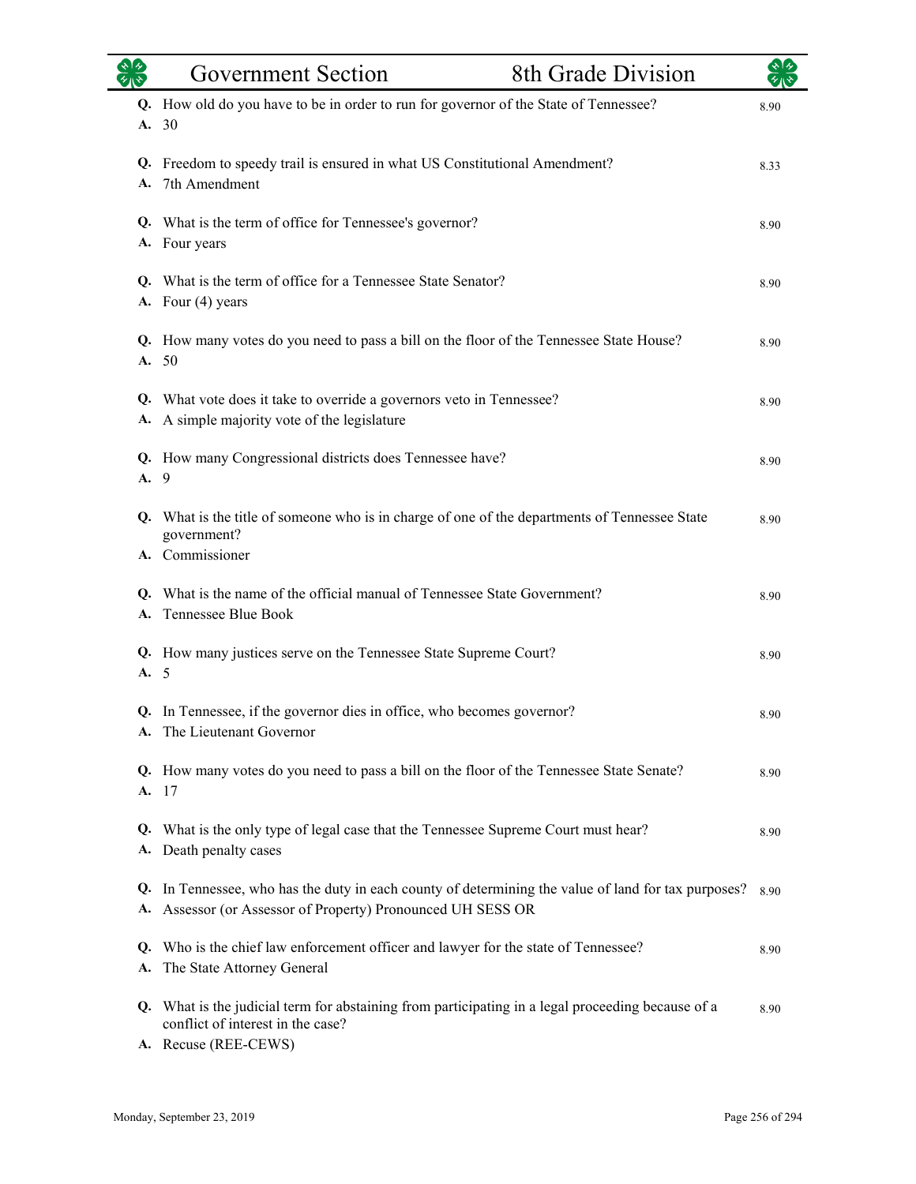| | Government Section | 8th Grade Division |
|---|---|---|

**Q.** How old do you have to be in order to run for governor of the State of Tennessee? 8.90
**A.** 30

**Q.** Freedom to speedy trail is ensured in what US Constitutional Amendment? 8.33
**A.** 7th Amendment

**Q.** What is the term of office for Tennessee's governor? 8.90
**A.** Four years

**Q.** What is the term of office for a Tennessee State Senator? 8.90
**A.** Four (4) years

**Q.** How many votes do you need to pass a bill on the floor of the Tennessee State House? 8.90
**A.** 50

**Q.** What vote does it take to override a governors veto in Tennessee? 8.90
**A.** A simple majority vote of the legislature

**Q.** How many Congressional districts does Tennessee have? 8.90
**A.** 9

**Q.** What is the title of someone who is in charge of one of the departments of Tennessee State government? 8.90
**A.** Commissioner

**Q.** What is the name of the official manual of Tennessee State Government? 8.90
**A.** Tennessee Blue Book

**Q.** How many justices serve on the Tennessee State Supreme Court? 8.90
**A.** 5

**Q.** In Tennessee, if the governor dies in office, who becomes governor? 8.90
**A.** The Lieutenant Governor

**Q.** How many votes do you need to pass a bill on the floor of the Tennessee State Senate? 8.90
**A.** 17

**Q.** What is the only type of legal case that the Tennessee Supreme Court must hear? 8.90
**A.** Death penalty cases

**Q.** In Tennessee, who has the duty in each county of determining the value of land for tax purposes? 8.90
**A.** Assessor (or Assessor of Property) Pronounced UH SESS OR

**Q.** Who is the chief law enforcement officer and lawyer for the state of Tennessee? 8.90
**A.** The State Attorney General

**Q.** What is the judicial term for abstaining from participating in a legal proceeding because of a conflict of interest in the case? 8.90
**A.** Recuse (REE-CEWS)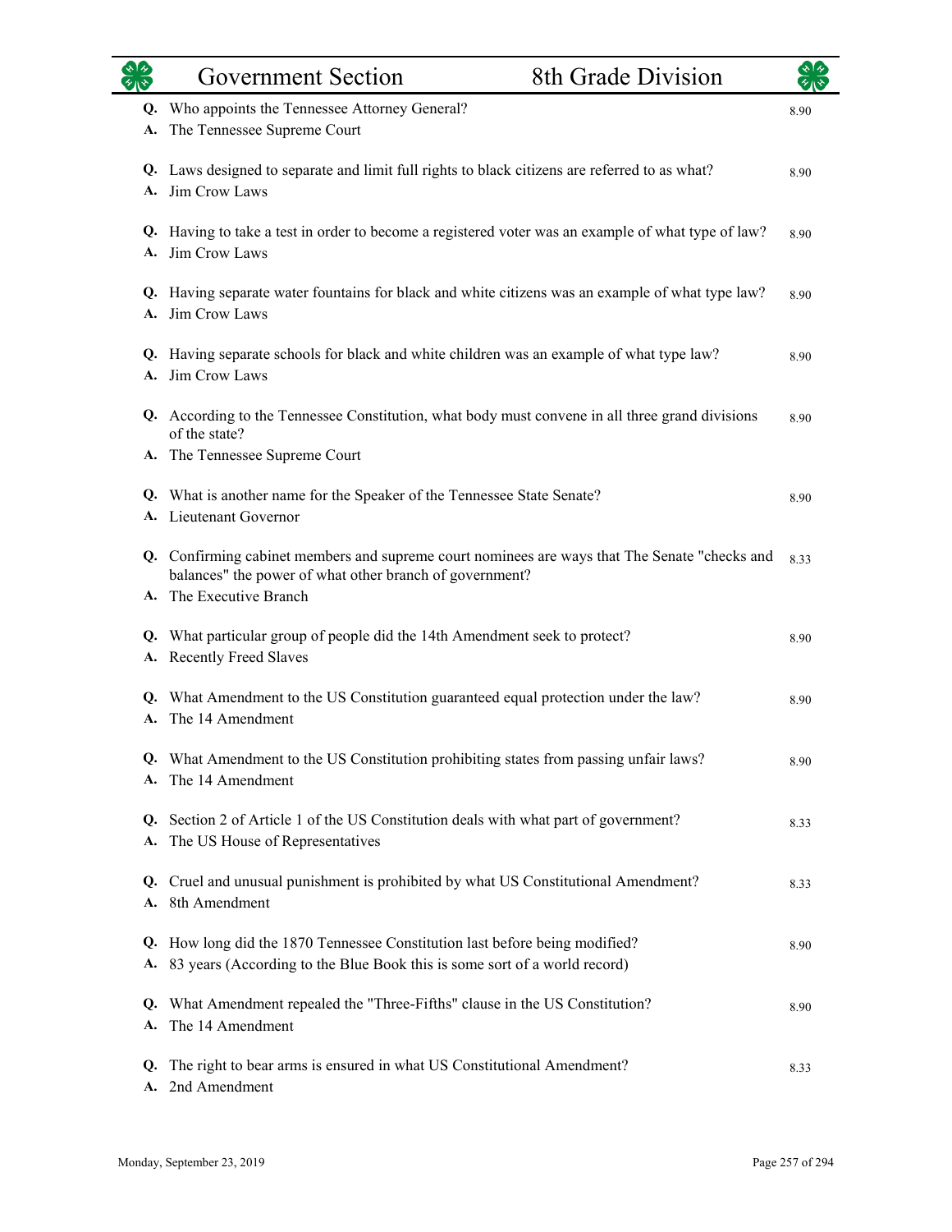# Government Section — 8th Grade Division

**Q.** Who appoints the Tennessee Attorney General? — 8.90
**A.** The Tennessee Supreme Court

**Q.** Laws designed to separate and limit full rights to black citizens are referred to as what? — 8.90
**A.** Jim Crow Laws

**Q.** Having to take a test in order to become a registered voter was an example of what type of law? — 8.90
**A.** Jim Crow Laws

**Q.** Having separate water fountains for black and white citizens was an example of what type law? — 8.90
**A.** Jim Crow Laws

**Q.** Having separate schools for black and white children was an example of what type law? — 8.90
**A.** Jim Crow Laws

**Q.** According to the Tennessee Constitution, what body must convene in all three grand divisions of the state? — 8.90
**A.** The Tennessee Supreme Court

**Q.** What is another name for the Speaker of the Tennessee State Senate? — 8.90
**A.** Lieutenant Governor

**Q.** Confirming cabinet members and supreme court nominees are ways that The Senate "checks and balances" the power of what other branch of government? — 8.33
**A.** The Executive Branch

**Q.** What particular group of people did the 14th Amendment seek to protect? — 8.90
**A.** Recently Freed Slaves

**Q.** What Amendment to the US Constitution guaranteed equal protection under the law? — 8.90
**A.** The 14 Amendment

**Q.** What Amendment to the US Constitution prohibiting states from passing unfair laws? — 8.90
**A.** The 14 Amendment

**Q.** Section 2 of Article 1 of the US Constitution deals with what part of government? — 8.33
**A.** The US House of Representatives

**Q.** Cruel and unusual punishment is prohibited by what US Constitutional Amendment? — 8.33
**A.** 8th Amendment

**Q.** How long did the 1870 Tennessee Constitution last before being modified? — 8.90
**A.** 83 years (According to the Blue Book this is some sort of a world record)

**Q.** What Amendment repealed the "Three-Fifths" clause in the US Constitution? — 8.90
**A.** The 14 Amendment

**Q.** The right to bear arms is ensured in what US Constitutional Amendment? — 8.33
**A.** 2nd Amendment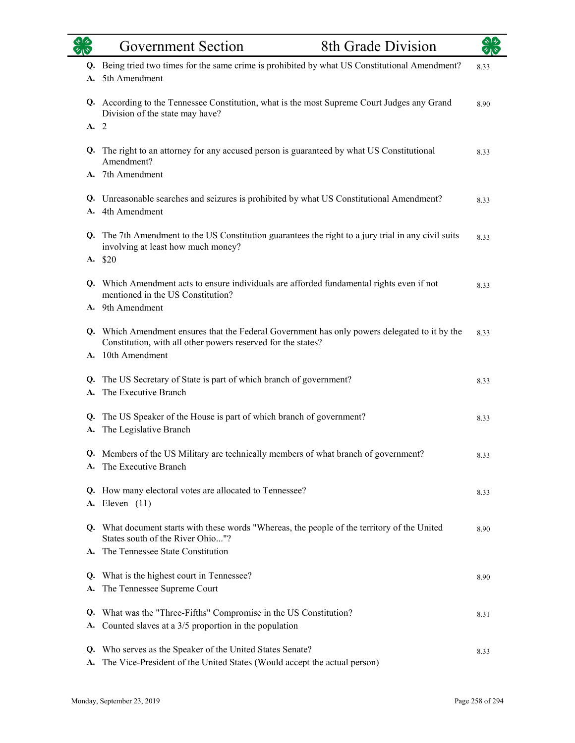# Government Section — 8th Grade Division

**Q.** Being tried two times for the same crime is prohibited by what US Constitutional Amendment? — 8.33
**A.** 5th Amendment

**Q.** According to the Tennessee Constitution, what is the most Supreme Court Judges any Grand Division of the state may have? — 8.90
**A.** 2

**Q.** The right to an attorney for any accused person is guaranteed by what US Constitutional Amendment? — 8.33
**A.** 7th Amendment

**Q.** Unreasonable searches and seizures is prohibited by what US Constitutional Amendment? — 8.33
**A.** 4th Amendment

**Q.** The 7th Amendment to the US Constitution guarantees the right to a jury trial in any civil suits involving at least how much money? — 8.33
**A.** $20

**Q.** Which Amendment acts to ensure individuals are afforded fundamental rights even if not mentioned in the US Constitution? — 8.33
**A.** 9th Amendment

**Q.** Which Amendment ensures that the Federal Government has only powers delegated to it by the Constitution, with all other powers reserved for the states? — 8.33
**A.** 10th Amendment

**Q.** The US Secretary of State is part of which branch of government? — 8.33
**A.** The Executive Branch

**Q.** The US Speaker of the House is part of which branch of government? — 8.33
**A.** The Legislative Branch

**Q.** Members of the US Military are technically members of what branch of government? — 8.33
**A.** The Executive Branch

**Q.** How many electoral votes are allocated to Tennessee? — 8.33
**A.** Eleven (11)

**Q.** What document starts with these words "Whereas, the people of the territory of the United States south of the River Ohio..."? — 8.90
**A.** The Tennessee State Constitution

**Q.** What is the highest court in Tennessee? — 8.90
**A.** The Tennessee Supreme Court

**Q.** What was the "Three-Fifths" Compromise in the US Constitution? — 8.31
**A.** Counted slaves at a 3/5 proportion in the population

**Q.** Who serves as the Speaker of the United States Senate? — 8.33
**A.** The Vice-President of the United States (Would accept the actual person)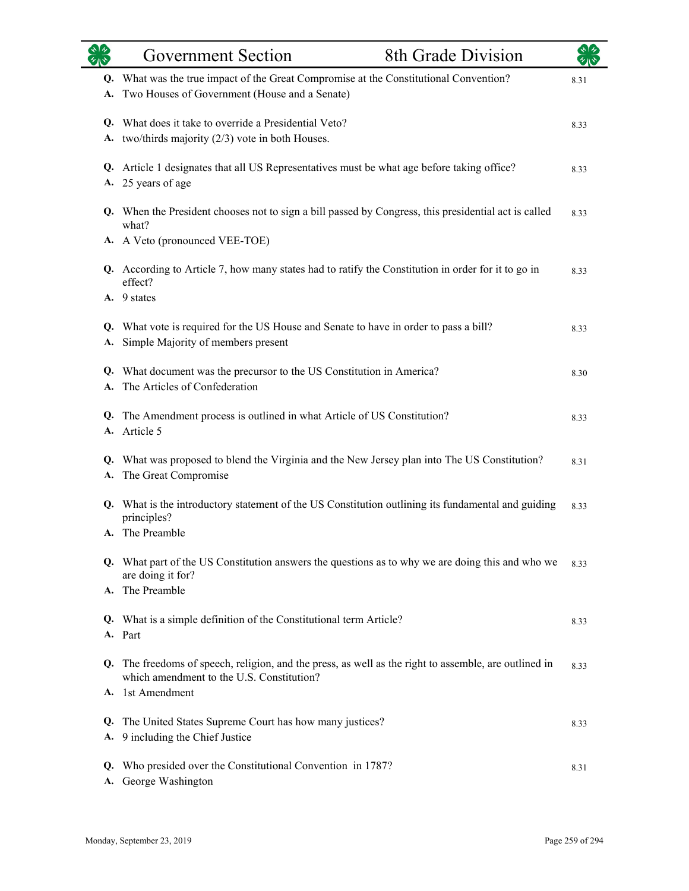## Government Section — 8th Grade Division

**Q.** What was the true impact of the Great Compromise at the Constitutional Convention? — 8.31
**A.** Two Houses of Government (House and a Senate)

**Q.** What does it take to override a Presidential Veto? — 8.33
**A.** two/thirds majority (2/3) vote in both Houses.

**Q.** Article 1 designates that all US Representatives must be what age before taking office? — 8.33
**A.** 25 years of age

**Q.** When the President chooses not to sign a bill passed by Congress, this presidential act is called what? — 8.33
**A.** A Veto (pronounced VEE-TOE)

**Q.** According to Article 7, how many states had to ratify the Constitution in order for it to go in effect? — 8.33
**A.** 9 states

**Q.** What vote is required for the US House and Senate to have in order to pass a bill? — 8.33
**A.** Simple Majority of members present

**Q.** What document was the precursor to the US Constitution in America? — 8.30
**A.** The Articles of Confederation

**Q.** The Amendment process is outlined in what Article of US Constitution? — 8.33
**A.** Article 5

**Q.** What was proposed to blend the Virginia and the New Jersey plan into The US Constitution? — 8.31
**A.** The Great Compromise

**Q.** What is the introductory statement of the US Constitution outlining its fundamental and guiding principles? — 8.33
**A.** The Preamble

**Q.** What part of the US Constitution answers the questions as to why we are doing this and who we are doing it for? — 8.33
**A.** The Preamble

**Q.** What is a simple definition of the Constitutional term Article? — 8.33
**A.** Part

**Q.** The freedoms of speech, religion, and the press, as well as the right to assemble, are outlined in which amendment to the U.S. Constitution? — 8.33
**A.** 1st Amendment

**Q.** The United States Supreme Court has how many justices? — 8.33
**A.** 9 including the Chief Justice

**Q.** Who presided over the Constitutional Convention in 1787? — 8.31
**A.** George Washington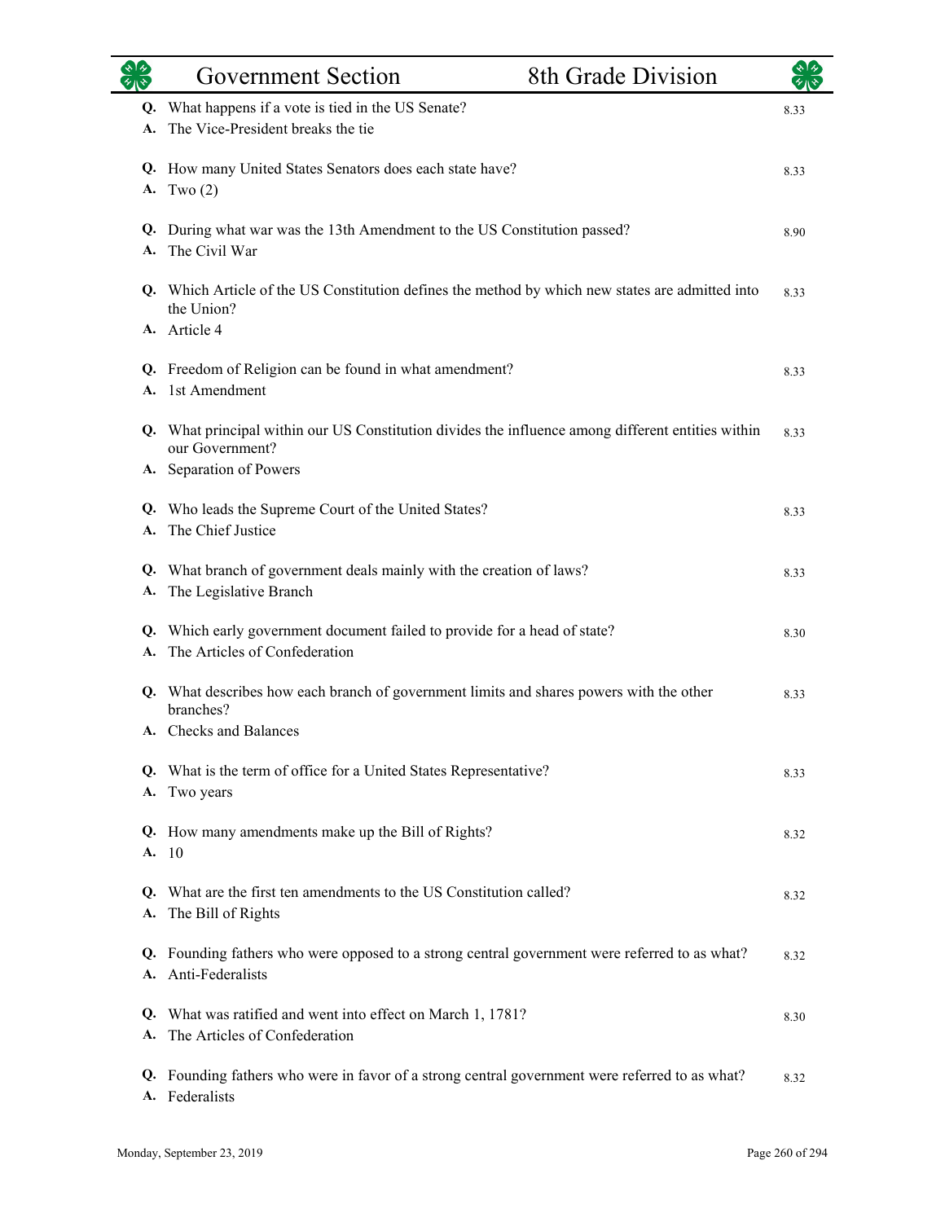# Government Section — 8th Grade Division

**Q.** What happens if a vote is tied in the US Senate? — 8.33
**A.** The Vice-President breaks the tie

**Q.** How many United States Senators does each state have? — 8.33
**A.** Two (2)

**Q.** During what war was the 13th Amendment to the US Constitution passed? — 8.90
**A.** The Civil War

**Q.** Which Article of the US Constitution defines the method by which new states are admitted into the Union? — 8.33
**A.** Article 4

**Q.** Freedom of Religion can be found in what amendment? — 8.33
**A.** 1st Amendment

**Q.** What principal within our US Constitution divides the influence among different entities within our Government? — 8.33
**A.** Separation of Powers

**Q.** Who leads the Supreme Court of the United States? — 8.33
**A.** The Chief Justice

**Q.** What branch of government deals mainly with the creation of laws? — 8.33
**A.** The Legislative Branch

**Q.** Which early government document failed to provide for a head of state? — 8.30
**A.** The Articles of Confederation

**Q.** What describes how each branch of government limits and shares powers with the other branches? — 8.33
**A.** Checks and Balances

**Q.** What is the term of office for a United States Representative? — 8.33
**A.** Two years

**Q.** How many amendments make up the Bill of Rights? — 8.32
**A.** 10

**Q.** What are the first ten amendments to the US Constitution called? — 8.32
**A.** The Bill of Rights

**Q.** Founding fathers who were opposed to a strong central government were referred to as what? — 8.32
**A.** Anti-Federalists

**Q.** What was ratified and went into effect on March 1, 1781? — 8.30
**A.** The Articles of Confederation

**Q.** Founding fathers who were in favor of a strong central government were referred to as what? — 8.32
**A.** Federalists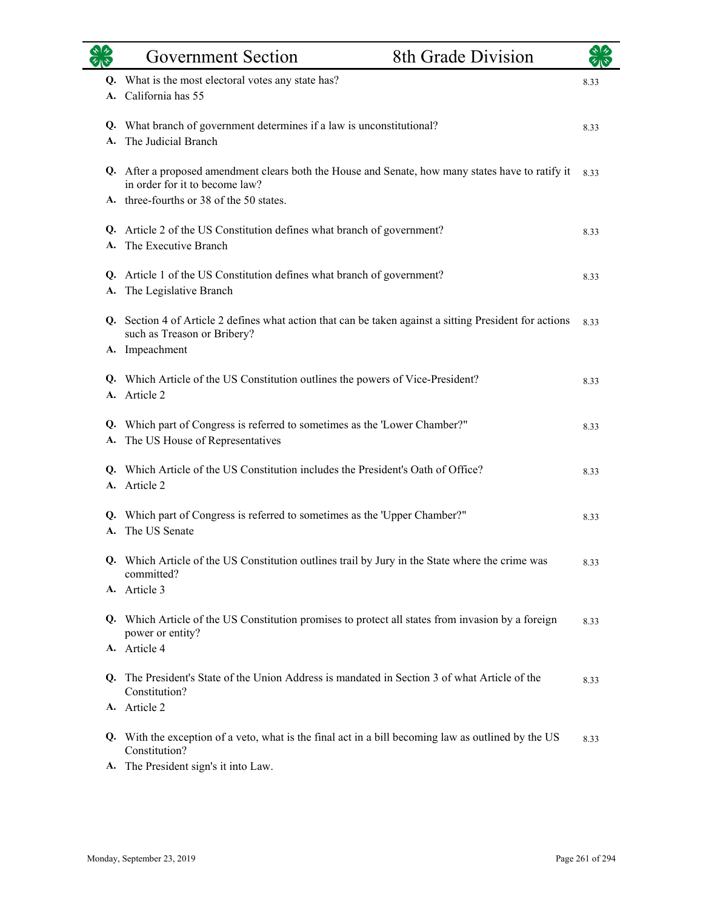# Government Section — 8th Grade Division

**Q.** What is the most electoral votes any state has? — 8.33
**A.** California has 55

**Q.** What branch of government determines if a law is unconstitutional? — 8.33
**A.** The Judicial Branch

**Q.** After a proposed amendment clears both the House and Senate, how many states have to ratify it in order for it to become law? — 8.33
**A.** three-fourths or 38 of the 50 states.

**Q.** Article 2 of the US Constitution defines what branch of government? — 8.33
**A.** The Executive Branch

**Q.** Article 1 of the US Constitution defines what branch of government? — 8.33
**A.** The Legislative Branch

**Q.** Section 4 of Article 2 defines what action that can be taken against a sitting President for actions such as Treason or Bribery? — 8.33
**A.** Impeachment

**Q.** Which Article of the US Constitution outlines the powers of Vice-President? — 8.33
**A.** Article 2

**Q.** Which part of Congress is referred to sometimes as the 'Lower Chamber?" — 8.33
**A.** The US House of Representatives

**Q.** Which Article of the US Constitution includes the President's Oath of Office? — 8.33
**A.** Article 2

**Q.** Which part of Congress is referred to sometimes as the 'Upper Chamber?" — 8.33
**A.** The US Senate

**Q.** Which Article of the US Constitution outlines trail by Jury in the State where the crime was committed? — 8.33
**A.** Article 3

**Q.** Which Article of the US Constitution promises to protect all states from invasion by a foreign power or entity? — 8.33
**A.** Article 4

**Q.** The President's State of the Union Address is mandated in Section 3 of what Article of the Constitution? — 8.33
**A.** Article 2

**Q.** With the exception of a veto, what is the final act in a bill becoming law as outlined by the US Constitution? — 8.33
**A.** The President sign's it into Law.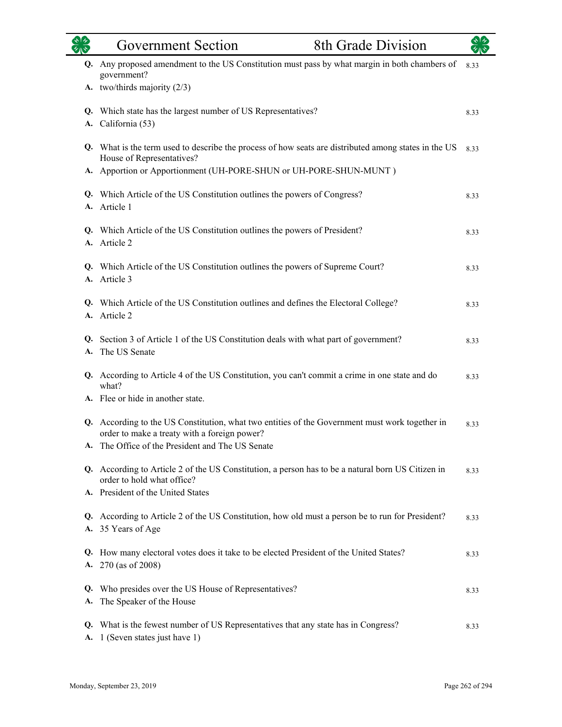# Government Section — 8th Grade Division

**Q.** Any proposed amendment to the US Constitution must pass by what margin in both chambers of government? — 8.33
**A.** two/thirds majority (2/3)

**Q.** Which state has the largest number of US Representatives? — 8.33
**A.** California (53)

**Q.** What is the term used to describe the process of how seats are distributed among states in the US House of Representatives? — 8.33
**A.** Apportion or Apportionment (UH-PORE-SHUN or UH-PORE-SHUN-MUNT )

**Q.** Which Article of the US Constitution outlines the powers of Congress? — 8.33
**A.** Article 1

**Q.** Which Article of the US Constitution outlines the powers of President? — 8.33
**A.** Article 2

**Q.** Which Article of the US Constitution outlines the powers of Supreme Court? — 8.33
**A.** Article 3

**Q.** Which Article of the US Constitution outlines and defines the Electoral College? — 8.33
**A.** Article 2

**Q.** Section 3 of Article 1 of the US Constitution deals with what part of government? — 8.33
**A.** The US Senate

**Q.** According to Article 4 of the US Constitution, you can't commit a crime in one state and do what? — 8.33
**A.** Flee or hide in another state.

**Q.** According to the US Constitution, what two entities of the Government must work together in order to make a treaty with a foreign power? — 8.33
**A.** The Office of the President and The US Senate

**Q.** According to Article 2 of the US Constitution, a person has to be a natural born US Citizen in order to hold what office? — 8.33
**A.** President of the United States

**Q.** According to Article 2 of the US Constitution, how old must a person be to run for President? — 8.33
**A.** 35 Years of Age

**Q.** How many electoral votes does it take to be elected President of the United States? — 8.33
**A.** 270 (as of 2008)

**Q.** Who presides over the US House of Representatives? — 8.33
**A.** The Speaker of the House

**Q.** What is the fewest number of US Representatives that any state has in Congress? — 8.33
**A.** 1 (Seven states just have 1)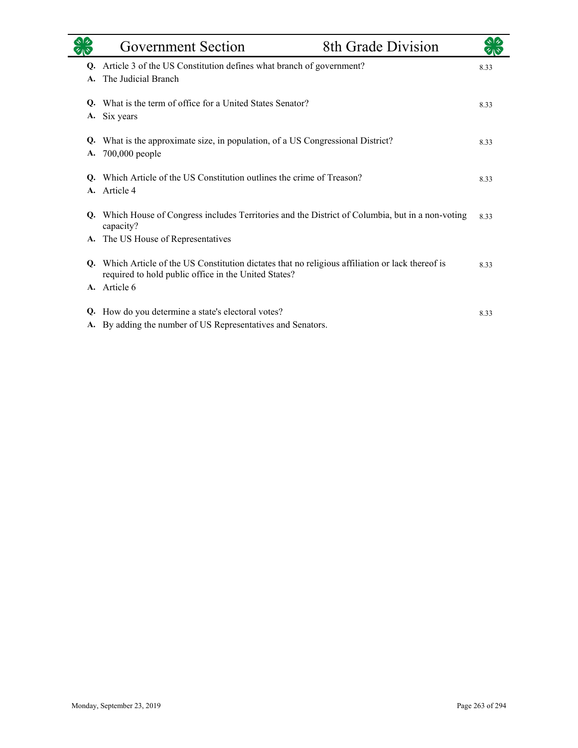# Government Section — 8th Grade Division

**Q.** Article 3 of the US Constitution defines what branch of government? — 8.33
**A.** The Judicial Branch

**Q.** What is the term of office for a United States Senator? — 8.33
**A.** Six years

**Q.** What is the approximate size, in population, of a US Congressional District? — 8.33
**A.** 700,000 people

**Q.** Which Article of the US Constitution outlines the crime of Treason? — 8.33
**A.** Article 4

**Q.** Which House of Congress includes Territories and the District of Columbia, but in a non-voting capacity? — 8.33
**A.** The US House of Representatives

**Q.** Which Article of the US Constitution dictates that no religious affiliation or lack thereof is required to hold public office in the United States? — 8.33
**A.** Article 6

**Q.** How do you determine a state's electoral votes? — 8.33
**A.** By adding the number of US Representatives and Senators.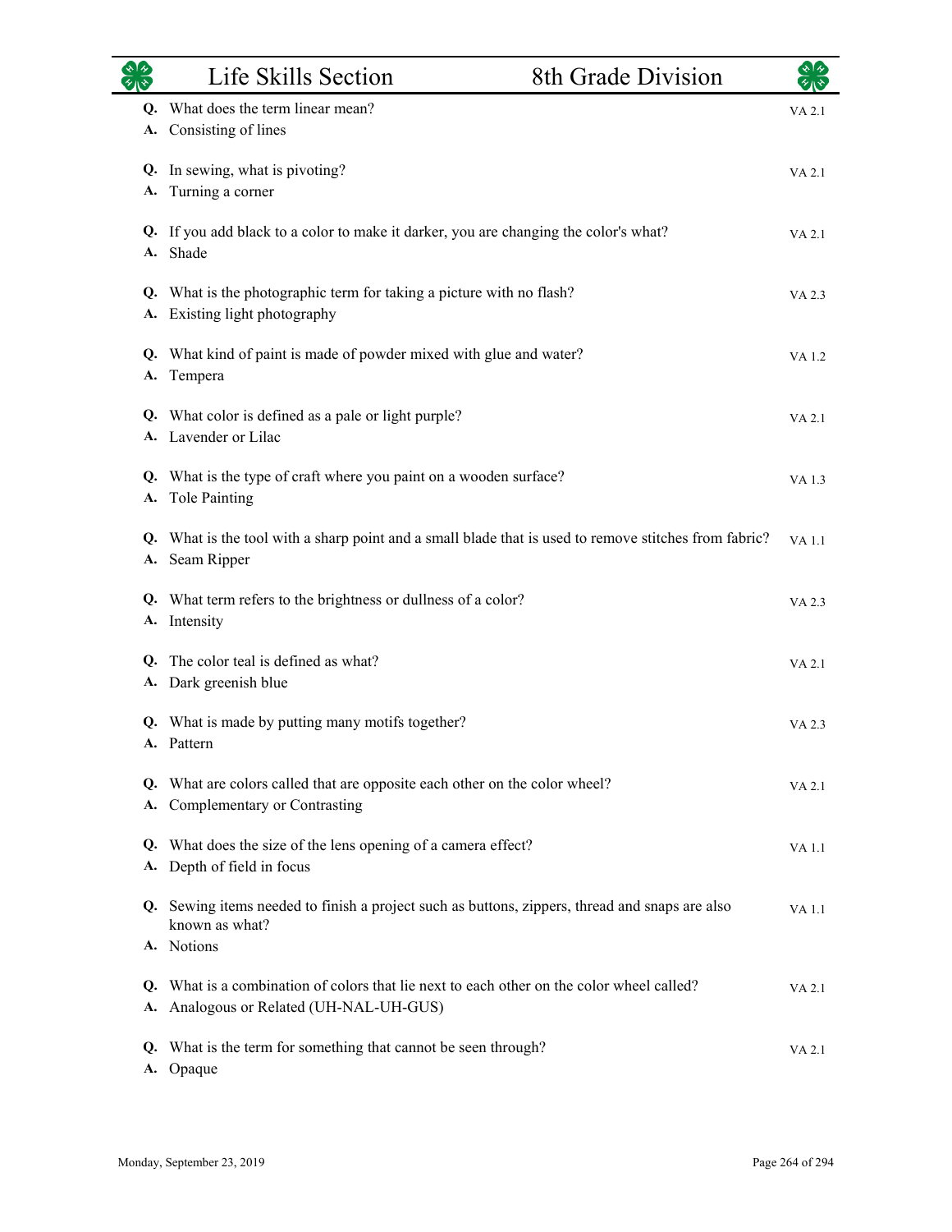# Life Skills Section — 8th Grade Division

**Q.** What does the term linear mean? — VA 2.1
**A.** Consisting of lines

**Q.** In sewing, what is pivoting? — VA 2.1
**A.** Turning a corner

**Q.** If you add black to a color to make it darker, you are changing the color's what? — VA 2.1
**A.** Shade

**Q.** What is the photographic term for taking a picture with no flash? — VA 2.3
**A.** Existing light photography

**Q.** What kind of paint is made of powder mixed with glue and water? — VA 1.2
**A.** Tempera

**Q.** What color is defined as a pale or light purple? — VA 2.1
**A.** Lavender or Lilac

**Q.** What is the type of craft where you paint on a wooden surface? — VA 1.3
**A.** Tole Painting

**Q.** What is the tool with a sharp point and a small blade that is used to remove stitches from fabric? — VA 1.1
**A.** Seam Ripper

**Q.** What term refers to the brightness or dullness of a color? — VA 2.3
**A.** Intensity

**Q.** The color teal is defined as what? — VA 2.1
**A.** Dark greenish blue

**Q.** What is made by putting many motifs together? — VA 2.3
**A.** Pattern

**Q.** What are colors called that are opposite each other on the color wheel? — VA 2.1
**A.** Complementary or Contrasting

**Q.** What does the size of the lens opening of a camera effect? — VA 1.1
**A.** Depth of field in focus

**Q.** Sewing items needed to finish a project such as buttons, zippers, thread and snaps are also known as what? — VA 1.1
**A.** Notions

**Q.** What is a combination of colors that lie next to each other on the color wheel called? — VA 2.1
**A.** Analogous or Related (UH-NAL-UH-GUS)

**Q.** What is the term for something that cannot be seen through? — VA 2.1
**A.** Opaque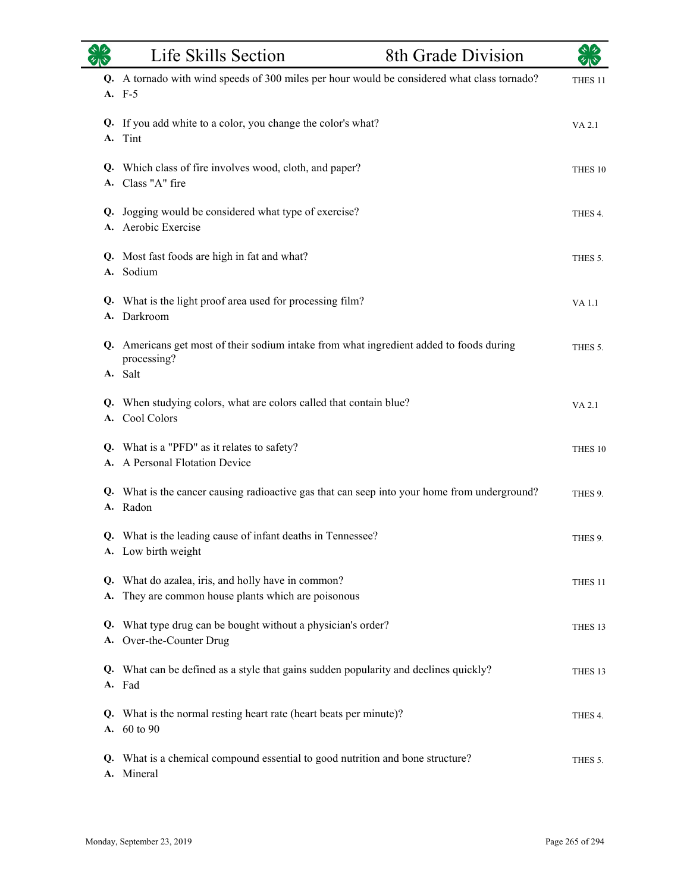**Q.** A tornado with wind speeds of 300 miles per hour would be considered what class tornado? THES 11
**A.** F-5

**Q.** If you add white to a color, you change the color's what? VA 2.1
**A.** Tint

**Q.** Which class of fire involves wood, cloth, and paper? THES 10
**A.** Class "A" fire

**Q.** Jogging would be considered what type of exercise? THES 4.
**A.** Aerobic Exercise

**Q.** Most fast foods are high in fat and what? THES 5.
**A.** Sodium

**Q.** What is the light proof area used for processing film? VA 1.1
**A.** Darkroom

**Q.** Americans get most of their sodium intake from what ingredient added to foods during processing? THES 5.
**A.** Salt

**Q.** When studying colors, what are colors called that contain blue? VA 2.1
**A.** Cool Colors

**Q.** What is a "PFD" as it relates to safety? THES 10
**A.** A Personal Flotation Device

**Q.** What is the cancer causing radioactive gas that can seep into your home from underground? THES 9.
**A.** Radon

**Q.** What is the leading cause of infant deaths in Tennessee? THES 9.
**A.** Low birth weight

**Q.** What do azalea, iris, and holly have in common? THES 11
**A.** They are common house plants which are poisonous

**Q.** What type drug can be bought without a physician's order? THES 13
**A.** Over-the-Counter Drug

**Q.** What can be defined as a style that gains sudden popularity and declines quickly? THES 13
**A.** Fad

**Q.** What is the normal resting heart rate (heart beats per minute)? THES 4.
**A.** 60 to 90

**Q.** What is a chemical compound essential to good nutrition and bone structure? THES 5.
**A.** Mineral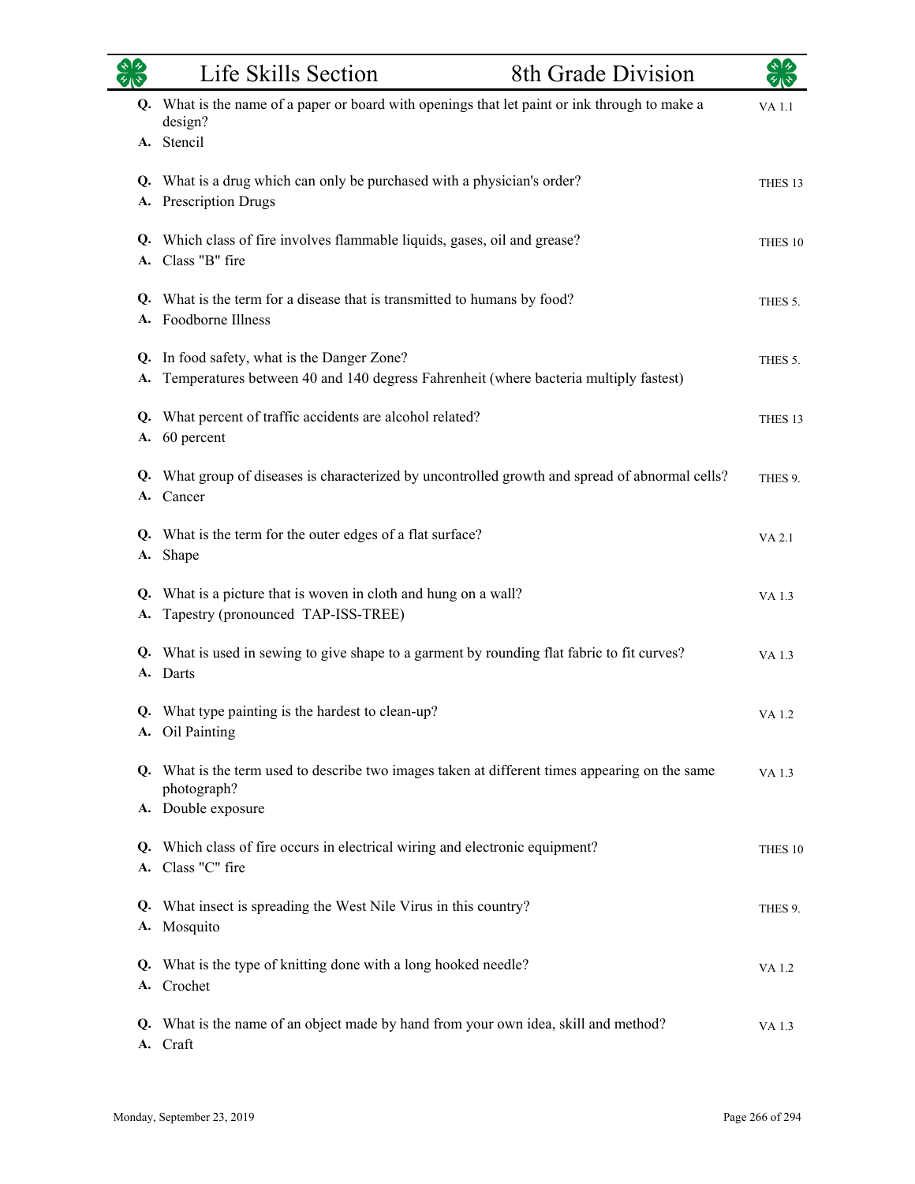| | Question / Answer | Ref |
|---|---|---|
| **Q.** | What is the name of a paper or board with openings that let paint or ink through to make a design? | VA 1.1 |
| **A.** | Stencil | |
| **Q.** | What is a drug which can only be purchased with a physician's order? | THES 13 |
| **A.** | Prescription Drugs | |
| **Q.** | Which class of fire involves flammable liquids, gases, oil and grease? | THES 10 |
| **A.** | Class "B" fire | |
| **Q.** | What is the term for a disease that is transmitted to humans by food? | THES 5. |
| **A.** | Foodborne Illness | |
| **Q.** | In food safety, what is the Danger Zone? | THES 5. |
| **A.** | Temperatures between 40 and 140 degress Fahrenheit (where bacteria multiply fastest) | |
| **Q.** | What percent of traffic accidents are alcohol related? | THES 13 |
| **A.** | 60 percent | |
| **Q.** | What group of diseases is characterized by uncontrolled growth and spread of abnormal cells? | THES 9. |
| **A.** | Cancer | |
| **Q.** | What is the term for the outer edges of a flat surface? | VA 2.1 |
| **A.** | Shape | |
| **Q.** | What is a picture that is woven in cloth and hung on a wall? | VA 1.3 |
| **A.** | Tapestry (pronounced TAP-ISS-TREE) | |
| **Q.** | What is used in sewing to give shape to a garment by rounding flat fabric to fit curves? | VA 1.3 |
| **A.** | Darts | |
| **Q.** | What type painting is the hardest to clean-up? | VA 1.2 |
| **A.** | Oil Painting | |
| **Q.** | What is the term used to describe two images taken at different times appearing on the same photograph? | VA 1.3 |
| **A.** | Double exposure | |
| **Q.** | Which class of fire occurs in electrical wiring and electronic equipment? | THES 10 |
| **A.** | Class "C" fire | |
| **Q.** | What insect is spreading the West Nile Virus in this country? | THES 9. |
| **A.** | Mosquito | |
| **Q.** | What is the type of knitting done with a long hooked needle? | VA 1.2 |
| **A.** | Crochet | |
| **Q.** | What is the name of an object made by hand from your own idea, skill and method? | VA 1.3 |
| **A.** | Craft | |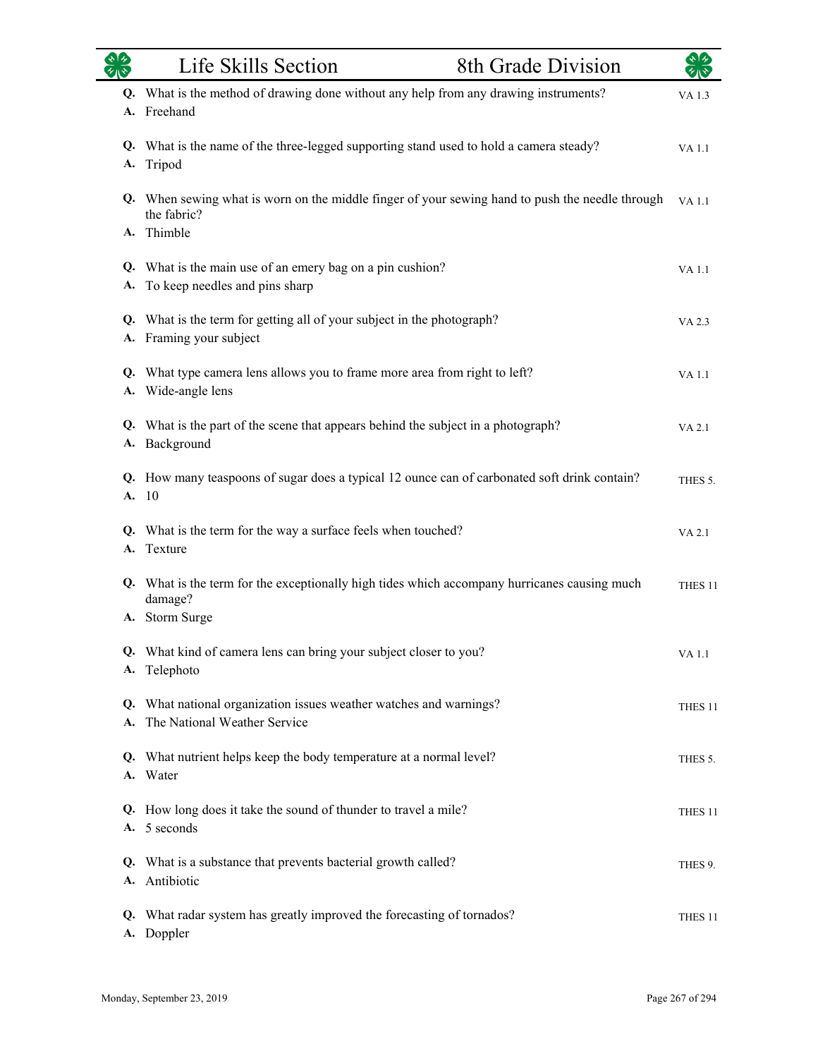| | Question / Answer | Standard |
|---|---|---|
| **Q.** | What is the method of drawing done without any help from any drawing instruments? | VA 1.3 |
| **A.** | Freehand | |
| **Q.** | What is the name of the three-legged supporting stand used to hold a camera steady? | VA 1.1 |
| **A.** | Tripod | |
| **Q.** | When sewing what is worn on the middle finger of your sewing hand to push the needle through the fabric? | VA 1.1 |
| **A.** | Thimble | |
| **Q.** | What is the main use of an emery bag on a pin cushion? | VA 1.1 |
| **A.** | To keep needles and pins sharp | |
| **Q.** | What is the term for getting all of your subject in the photograph? | VA 2.3 |
| **A.** | Framing your subject | |
| **Q.** | What type camera lens allows you to frame more area from right to left? | VA 1.1 |
| **A.** | Wide-angle lens | |
| **Q.** | What is the part of the scene that appears behind the subject in a photograph? | VA 2.1 |
| **A.** | Background | |
| **Q.** | How many teaspoons of sugar does a typical 12 ounce can of carbonated soft drink contain? | THES 5. |
| **A.** | 10 | |
| **Q.** | What is the term for the way a surface feels when touched? | VA 2.1 |
| **A.** | Texture | |
| **Q.** | What is the term for the exceptionally high tides which accompany hurricanes causing much damage? | THES 11 |
| **A.** | Storm Surge | |
| **Q.** | What kind of camera lens can bring your subject closer to you? | VA 1.1 |
| **A.** | Telephoto | |
| **Q.** | What national organization issues weather watches and warnings? | THES 11 |
| **A.** | The National Weather Service | |
| **Q.** | What nutrient helps keep the body temperature at a normal level? | THES 5. |
| **A.** | Water | |
| **Q.** | How long does it take the sound of thunder to travel a mile? | THES 11 |
| **A.** | 5 seconds | |
| **Q.** | What is a substance that prevents bacterial growth called? | THES 9. |
| **A.** | Antibiotic | |
| **Q.** | What radar system has greatly improved the forecasting of tornados? | THES 11 |
| **A.** | Doppler | |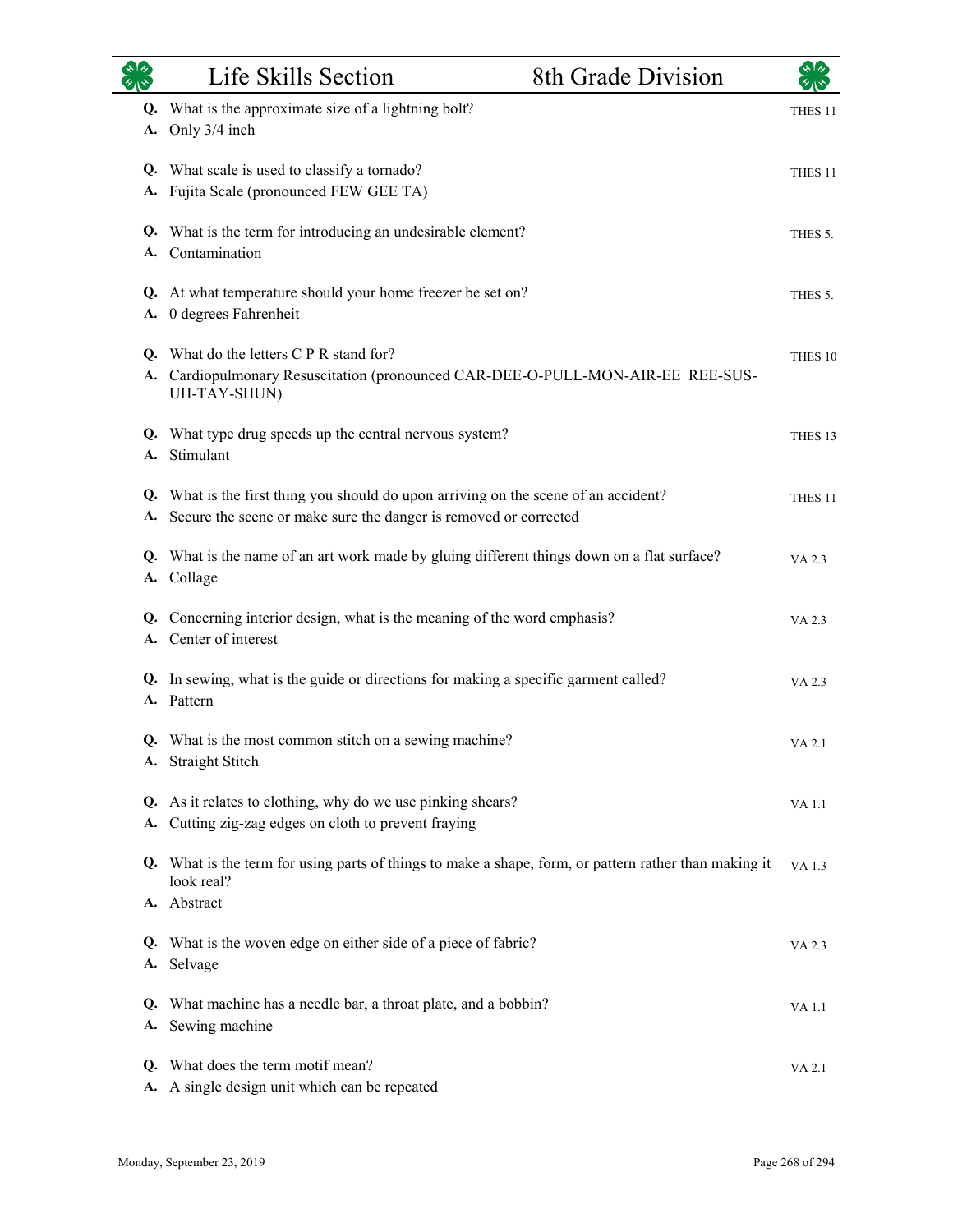| | Life Skills Section | 8th Grade Division |
|---|---|---|

**Q.** What is the approximate size of a lightning bolt? — THES 11
**A.** Only 3/4 inch

**Q.** What scale is used to classify a tornado? — THES 11
**A.** Fujita Scale (pronounced FEW GEE TA)

**Q.** What is the term for introducing an undesirable element? — THES 5.
**A.** Contamination

**Q.** At what temperature should your home freezer be set on? — THES 5.
**A.** 0 degrees Fahrenheit

**Q.** What do the letters C P R stand for? — THES 10
**A.** Cardiopulmonary Resuscitation (pronounced CAR-DEE-O-PULL-MON-AIR-EE REE-SUS-UH-TAY-SHUN)

**Q.** What type drug speeds up the central nervous system? — THES 13
**A.** Stimulant

**Q.** What is the first thing you should do upon arriving on the scene of an accident? — THES 11
**A.** Secure the scene or make sure the danger is removed or corrected

**Q.** What is the name of an art work made by gluing different things down on a flat surface? — VA 2.3
**A.** Collage

**Q.** Concerning interior design, what is the meaning of the word emphasis? — VA 2.3
**A.** Center of interest

**Q.** In sewing, what is the guide or directions for making a specific garment called? — VA 2.3
**A.** Pattern

**Q.** What is the most common stitch on a sewing machine? — VA 2.1
**A.** Straight Stitch

**Q.** As it relates to clothing, why do we use pinking shears? — VA 1.1
**A.** Cutting zig-zag edges on cloth to prevent fraying

**Q.** What is the term for using parts of things to make a shape, form, or pattern rather than making it look real? — VA 1.3
**A.** Abstract

**Q.** What is the woven edge on either side of a piece of fabric? — VA 2.3
**A.** Selvage

**Q.** What machine has a needle bar, a throat plate, and a bobbin? — VA 1.1
**A.** Sewing machine

**Q.** What does the term motif mean? — VA 2.1
**A.** A single design unit which can be repeated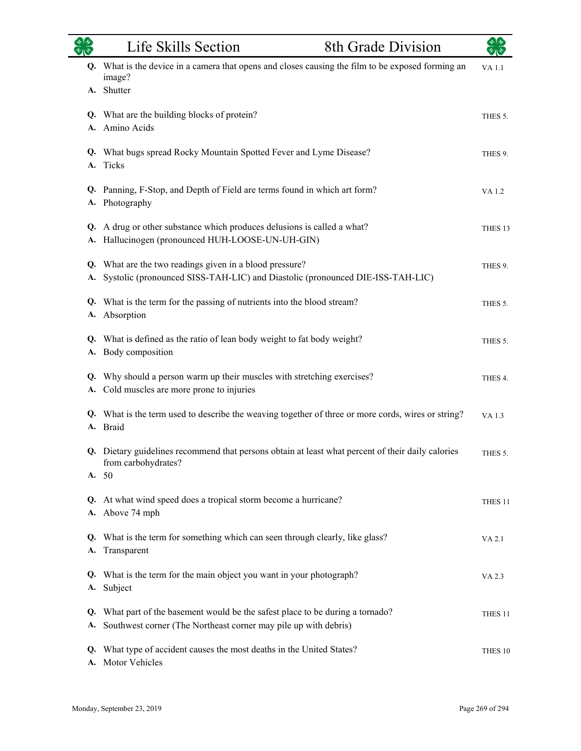**Q.** What is the device in a camera that opens and closes causing the film to be exposed forming an image? VA 1.1
**A.** Shutter

**Q.** What are the building blocks of protein? THES 5.
**A.** Amino Acids

**Q.** What bugs spread Rocky Mountain Spotted Fever and Lyme Disease? THES 9.
**A.** Ticks

**Q.** Panning, F-Stop, and Depth of Field are terms found in which art form? VA 1.2
**A.** Photography

**Q.** A drug or other substance which produces delusions is called a what? THES 13
**A.** Hallucinogen (pronounced HUH-LOOSE-UN-UH-GIN)

**Q.** What are the two readings given in a blood pressure? THES 9.
**A.** Systolic (pronounced SISS-TAH-LIC) and Diastolic (pronounced DIE-ISS-TAH-LIC)

**Q.** What is the term for the passing of nutrients into the blood stream? THES 5.
**A.** Absorption

**Q.** What is defined as the ratio of lean body weight to fat body weight? THES 5.
**A.** Body composition

**Q.** Why should a person warm up their muscles with stretching exercises? THES 4.
**A.** Cold muscles are more prone to injuries

**Q.** What is the term used to describe the weaving together of three or more cords, wires or string? VA 1.3
**A.** Braid

**Q.** Dietary guidelines recommend that persons obtain at least what percent of their daily calories from carbohydrates? THES 5.
**A.** 50

**Q.** At what wind speed does a tropical storm become a hurricane? THES 11
**A.** Above 74 mph

**Q.** What is the term for something which can seen through clearly, like glass? VA 2.1
**A.** Transparent

**Q.** What is the term for the main object you want in your photograph? VA 2.3
**A.** Subject

**Q.** What part of the basement would be the safest place to be during a tornado? THES 11
**A.** Southwest corner (The Northeast corner may pile up with debris)

**Q.** What type of accident causes the most deaths in the United States? THES 10
**A.** Motor Vehicles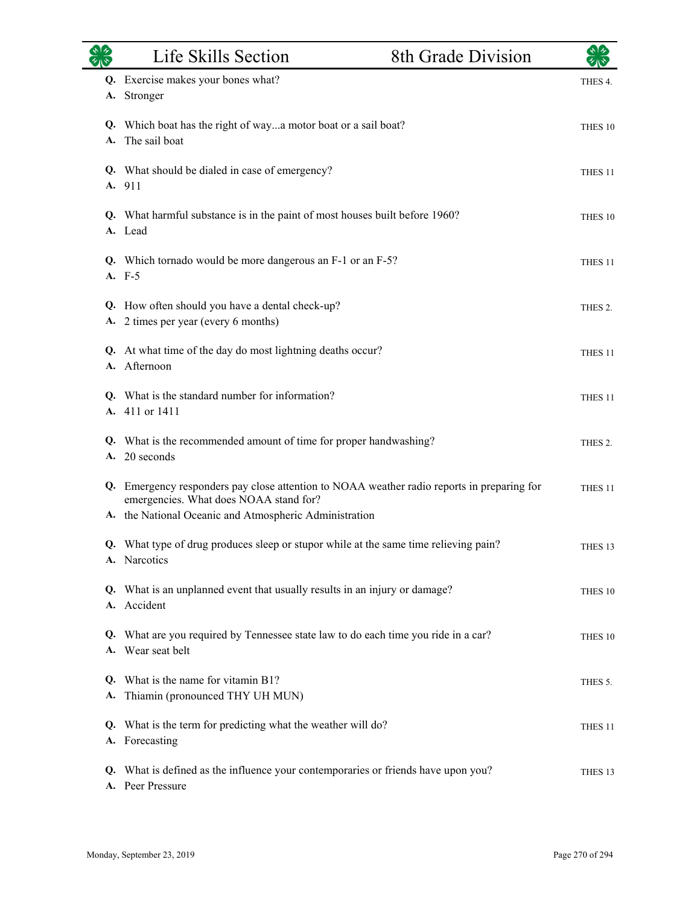**Q.** Exercise makes your bones what?
**A.** Stronger

THES 4.

**Q.** Which boat has the right of way...a motor boat or a sail boat?
**A.** The sail boat

THES 10

**Q.** What should be dialed in case of emergency?
**A.** 911

THES 11

**Q.** What harmful substance is in the paint of most houses built before 1960?
**A.** Lead

THES 10

**Q.** Which tornado would be more dangerous an F-1 or an F-5?
**A.** F-5

THES 11

**Q.** How often should you have a dental check-up?
**A.** 2 times per year (every 6 months)

THES 2.

**Q.** At what time of the day do most lightning deaths occur?
**A.** Afternoon

THES 11

**Q.** What is the standard number for information?
**A.** 411 or 1411

THES 11

**Q.** What is the recommended amount of time for proper handwashing?
**A.** 20 seconds

THES 2.

**Q.** Emergency responders pay close attention to NOAA weather radio reports in preparing for emergencies. What does NOAA stand for?
**A.** the National Oceanic and Atmospheric Administration

THES 11

**Q.** What type of drug produces sleep or stupor while at the same time relieving pain?
**A.** Narcotics

THES 13

**Q.** What is an unplanned event that usually results in an injury or damage?
**A.** Accident

THES 10

**Q.** What are you required by Tennessee state law to do each time you ride in a car?
**A.** Wear seat belt

THES 10

**Q.** What is the name for vitamin B1?
**A.** Thiamin (pronounced THY UH MUN)

THES 5.

**Q.** What is the term for predicting what the weather will do?
**A.** Forecasting

THES 11

**Q.** What is defined as the influence your contemporaries or friends have upon you?
**A.** Peer Pressure

THES 13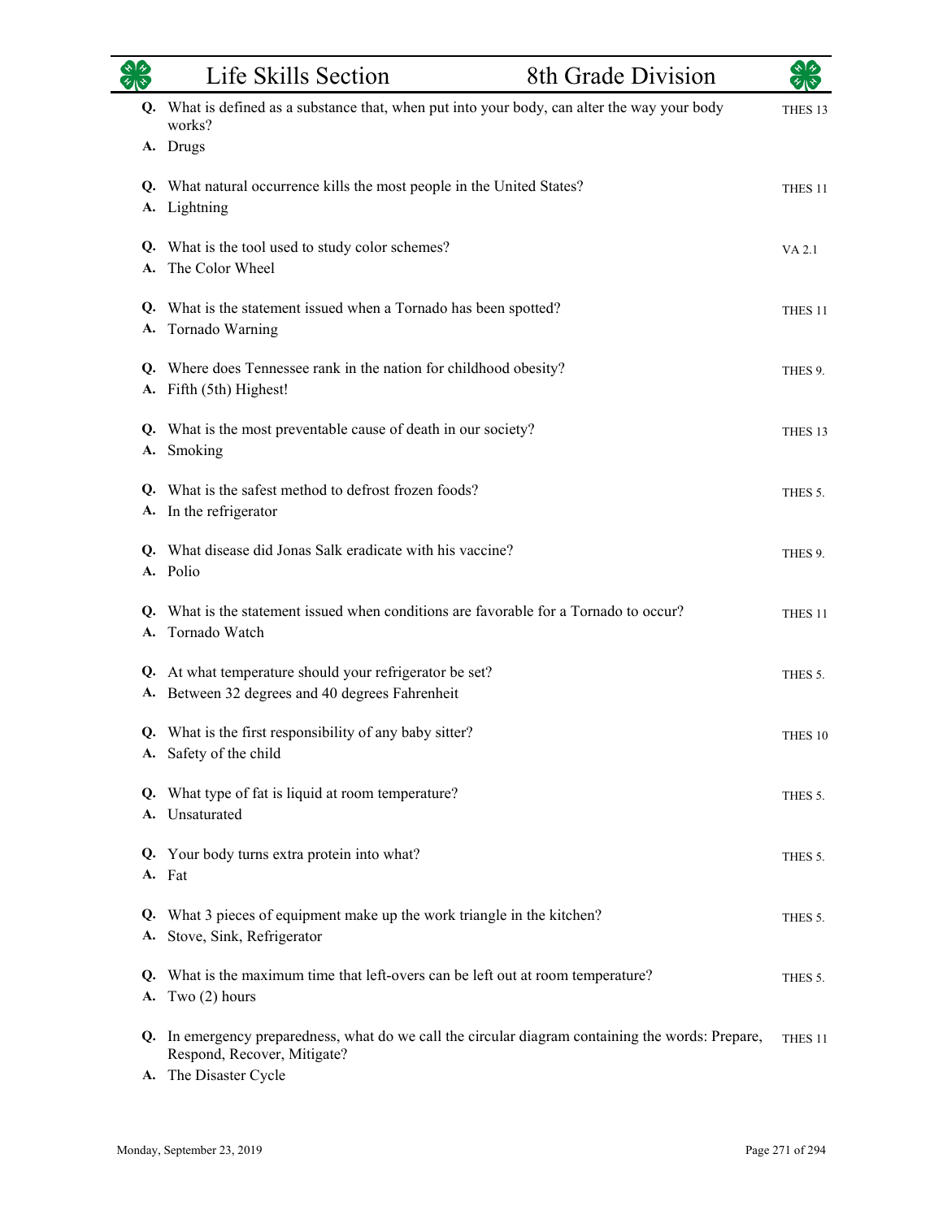**Q.** What is defined as a substance that, when put into your body, can alter the way your body works? — THES 13
**A.** Drugs

**Q.** What natural occurrence kills the most people in the United States? — THES 11
**A.** Lightning

**Q.** What is the tool used to study color schemes? — VA 2.1
**A.** The Color Wheel

**Q.** What is the statement issued when a Tornado has been spotted? — THES 11
**A.** Tornado Warning

**Q.** Where does Tennessee rank in the nation for childhood obesity? — THES 9.
**A.** Fifth (5th) Highest!

**Q.** What is the most preventable cause of death in our society? — THES 13
**A.** Smoking

**Q.** What is the safest method to defrost frozen foods? — THES 5.
**A.** In the refrigerator

**Q.** What disease did Jonas Salk eradicate with his vaccine? — THES 9.
**A.** Polio

**Q.** What is the statement issued when conditions are favorable for a Tornado to occur? — THES 11
**A.** Tornado Watch

**Q.** At what temperature should your refrigerator be set? — THES 5.
**A.** Between 32 degrees and 40 degrees Fahrenheit

**Q.** What is the first responsibility of any baby sitter? — THES 10
**A.** Safety of the child

**Q.** What type of fat is liquid at room temperature? — THES 5.
**A.** Unsaturated

**Q.** Your body turns extra protein into what? — THES 5.
**A.** Fat

**Q.** What 3 pieces of equipment make up the work triangle in the kitchen? — THES 5.
**A.** Stove, Sink, Refrigerator

**Q.** What is the maximum time that left-overs can be left out at room temperature? — THES 5.
**A.** Two (2) hours

**Q.** In emergency preparedness, what do we call the circular diagram containing the words: Prepare, Respond, Recover, Mitigate? — THES 11
**A.** The Disaster Cycle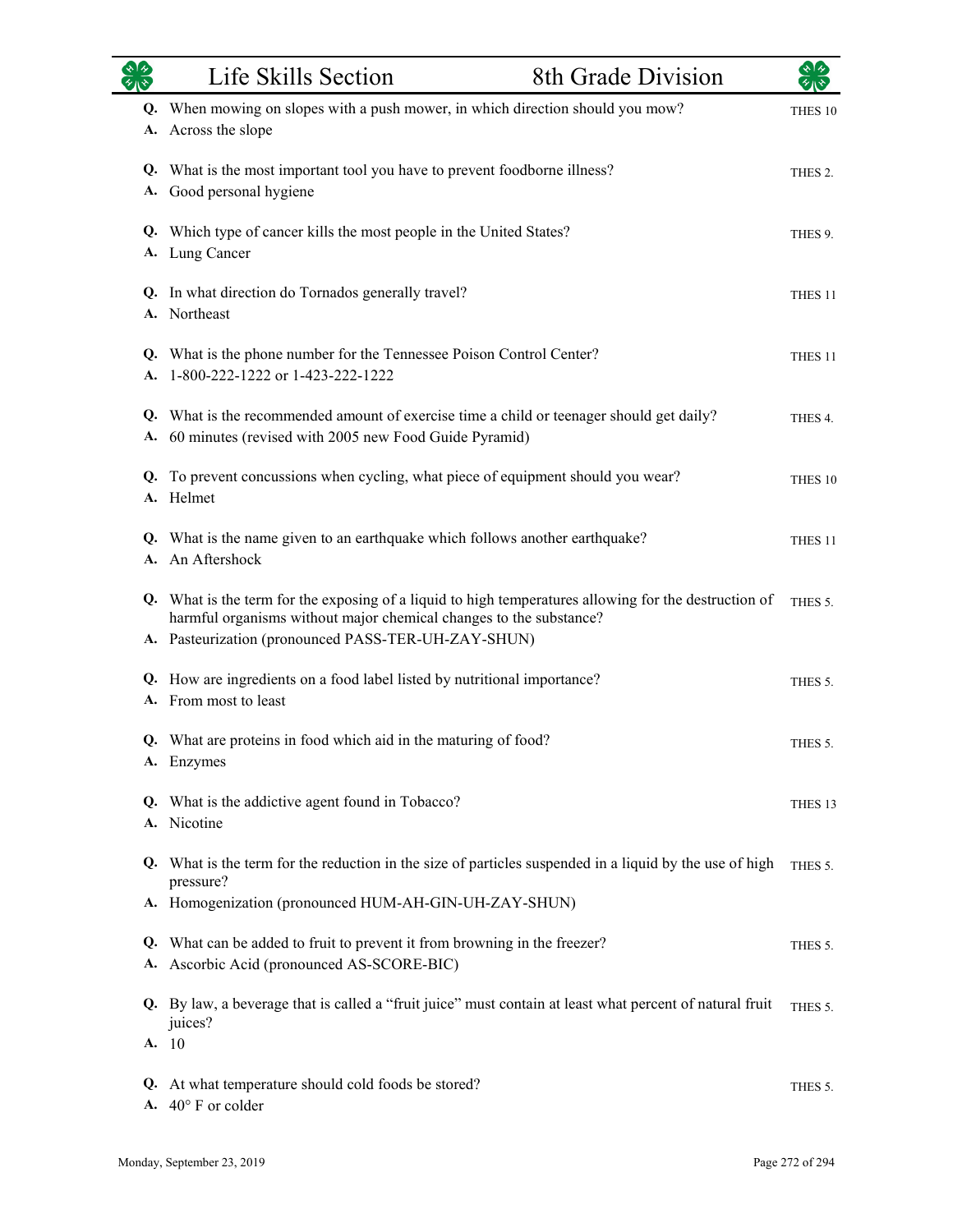**Q.** When mowing on slopes with a push mower, in which direction should you mow? — THES 10
**A.** Across the slope

**Q.** What is the most important tool you have to prevent foodborne illness? — THES 2.
**A.** Good personal hygiene

**Q.** Which type of cancer kills the most people in the United States? — THES 9.
**A.** Lung Cancer

**Q.** In what direction do Tornados generally travel? — THES 11
**A.** Northeast

**Q.** What is the phone number for the Tennessee Poison Control Center? — THES 11
**A.** 1-800-222-1222 or 1-423-222-1222

**Q.** What is the recommended amount of exercise time a child or teenager should get daily? — THES 4.
**A.** 60 minutes (revised with 2005 new Food Guide Pyramid)

**Q.** To prevent concussions when cycling, what piece of equipment should you wear? — THES 10
**A.** Helmet

**Q.** What is the name given to an earthquake which follows another earthquake? — THES 11
**A.** An Aftershock

**Q.** What is the term for the exposing of a liquid to high temperatures allowing for the destruction of harmful organisms without major chemical changes to the substance? — THES 5.
**A.** Pasteurization (pronounced PASS-TER-UH-ZAY-SHUN)

**Q.** How are ingredients on a food label listed by nutritional importance? — THES 5.
**A.** From most to least

**Q.** What are proteins in food which aid in the maturing of food? — THES 5.
**A.** Enzymes

**Q.** What is the addictive agent found in Tobacco? — THES 13
**A.** Nicotine

**Q.** What is the term for the reduction in the size of particles suspended in a liquid by the use of high pressure? — THES 5.
**A.** Homogenization (pronounced HUM-AH-GIN-UH-ZAY-SHUN)

**Q.** What can be added to fruit to prevent it from browning in the freezer? — THES 5.
**A.** Ascorbic Acid (pronounced AS-SCORE-BIC)

**Q.** By law, a beverage that is called a "fruit juice" must contain at least what percent of natural fruit juices? — THES 5.
**A.** 10

**Q.** At what temperature should cold foods be stored? — THES 5.
**A.** 40° F or colder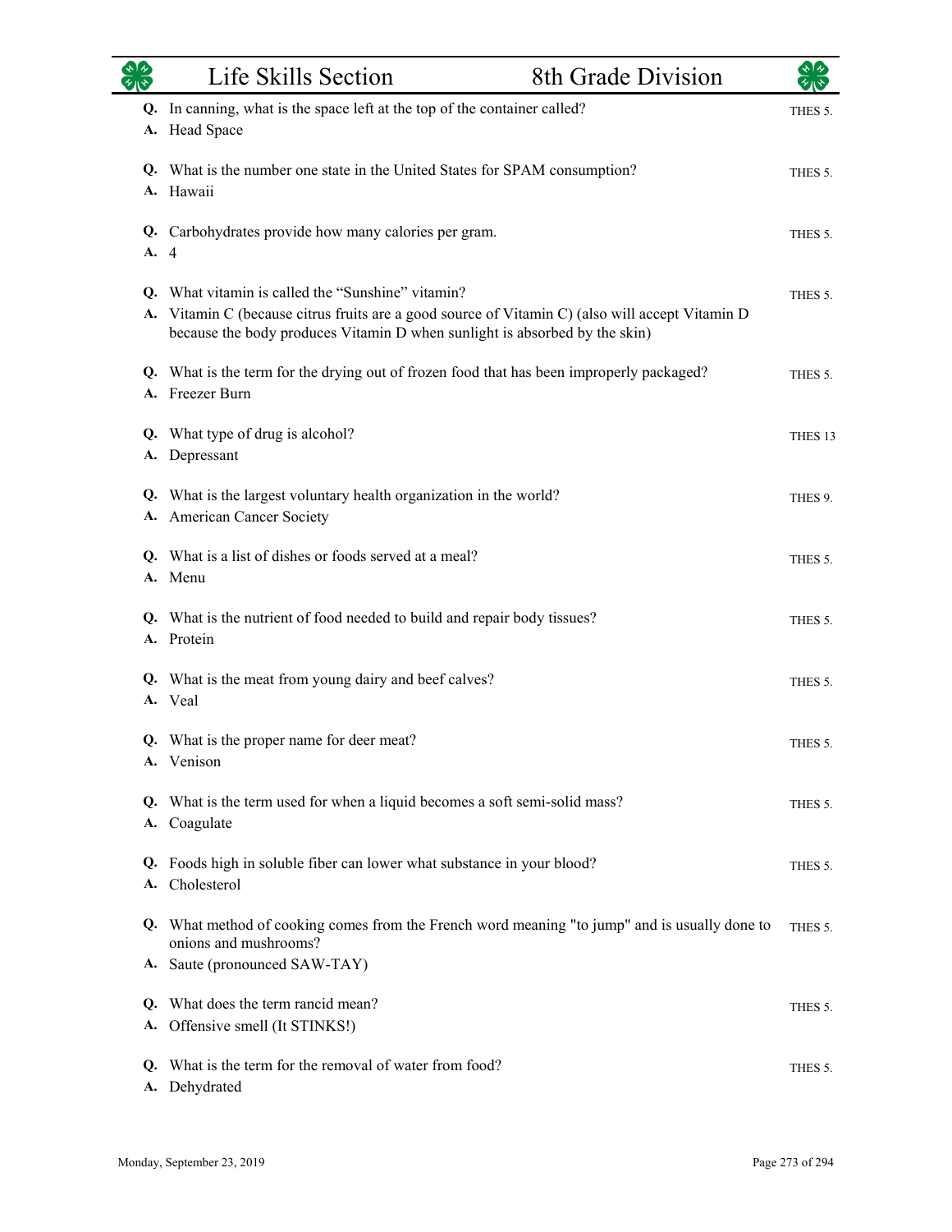**Q.** In canning, what is the space left at the top of the container called? THES 5.
**A.** Head Space

**Q.** What is the number one state in the United States for SPAM consumption? THES 5.
**A.** Hawaii

**Q.** Carbohydrates provide how many calories per gram. THES 5.
**A.** 4

**Q.** What vitamin is called the "Sunshine" vitamin? THES 5.
**A.** Vitamin C (because citrus fruits are a good source of Vitamin C) (also will accept Vitamin D because the body produces Vitamin D when sunlight is absorbed by the skin)

**Q.** What is the term for the drying out of frozen food that has been improperly packaged? THES 5.
**A.** Freezer Burn

**Q.** What type of drug is alcohol? THES 13
**A.** Depressant

**Q.** What is the largest voluntary health organization in the world? THES 9.
**A.** American Cancer Society

**Q.** What is a list of dishes or foods served at a meal? THES 5.
**A.** Menu

**Q.** What is the nutrient of food needed to build and repair body tissues? THES 5.
**A.** Protein

**Q.** What is the meat from young dairy and beef calves? THES 5.
**A.** Veal

**Q.** What is the proper name for deer meat? THES 5.
**A.** Venison

**Q.** What is the term used for when a liquid becomes a soft semi-solid mass? THES 5.
**A.** Coagulate

**Q.** Foods high in soluble fiber can lower what substance in your blood? THES 5.
**A.** Cholesterol

**Q.** What method of cooking comes from the French word meaning "to jump" and is usually done to onions and mushrooms? THES 5.
**A.** Saute (pronounced SAW-TAY)

**Q.** What does the term rancid mean? THES 5.
**A.** Offensive smell (It STINKS!)

**Q.** What is the term for the removal of water from food? THES 5.
**A.** Dehydrated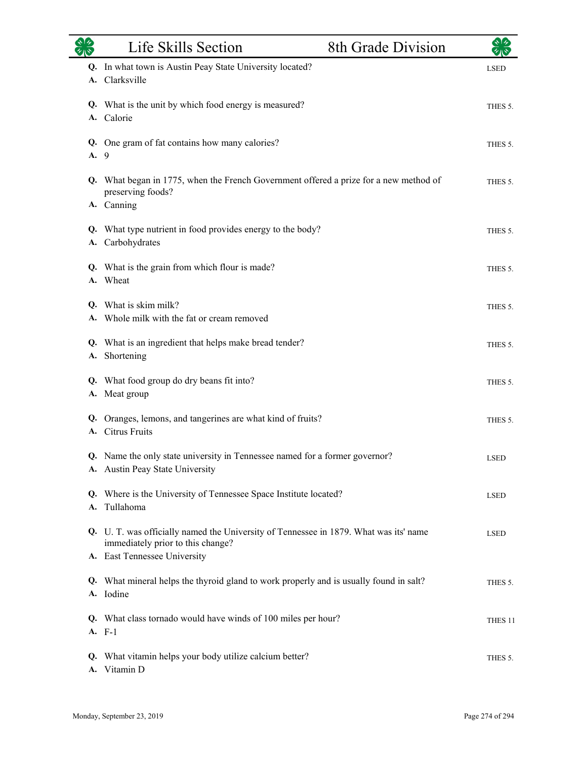**Q.** In what town is Austin Peay State University located? LSED
**A.** Clarksville

**Q.** What is the unit by which food energy is measured? THES 5.
**A.** Calorie

**Q.** One gram of fat contains how many calories? THES 5.
**A.** 9

**Q.** What began in 1775, when the French Government offered a prize for a new method of preserving foods? THES 5.
**A.** Canning

**Q.** What type nutrient in food provides energy to the body? THES 5.
**A.** Carbohydrates

**Q.** What is the grain from which flour is made? THES 5.
**A.** Wheat

**Q.** What is skim milk? THES 5.
**A.** Whole milk with the fat or cream removed

**Q.** What is an ingredient that helps make bread tender? THES 5.
**A.** Shortening

**Q.** What food group do dry beans fit into? THES 5.
**A.** Meat group

**Q.** Oranges, lemons, and tangerines are what kind of fruits? THES 5.
**A.** Citrus Fruits

**Q.** Name the only state university in Tennessee named for a former governor? LSED
**A.** Austin Peay State University

**Q.** Where is the University of Tennessee Space Institute located? LSED
**A.** Tullahoma

**Q.** U. T. was officially named the University of Tennessee in 1879. What was its' name immediately prior to this change? LSED
**A.** East Tennessee University

**Q.** What mineral helps the thyroid gland to work properly and is usually found in salt? THES 5.
**A.** Iodine

**Q.** What class tornado would have winds of 100 miles per hour? THES 11
**A.** F-1

**Q.** What vitamin helps your body utilize calcium better? THES 5.
**A.** Vitamin D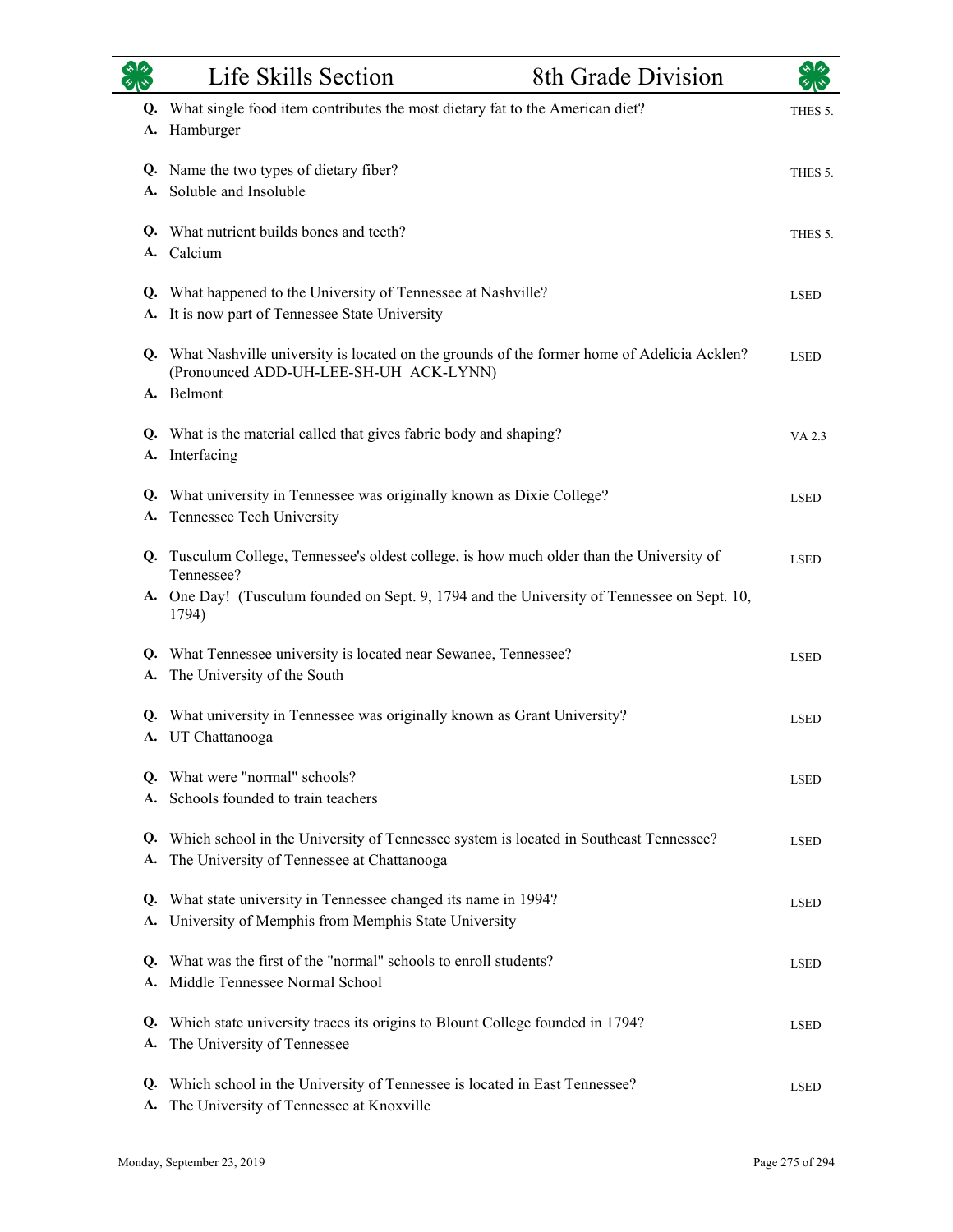**Q.** What single food item contributes the most dietary fat to the American diet? — THES 5.
**A.** Hamburger

**Q.** Name the two types of dietary fiber? — THES 5.
**A.** Soluble and Insoluble

**Q.** What nutrient builds bones and teeth? — THES 5.
**A.** Calcium

**Q.** What happened to the University of Tennessee at Nashville? — LSED
**A.** It is now part of Tennessee State University

**Q.** What Nashville university is located on the grounds of the former home of Adelicia Acklen? (Pronounced ADD-UH-LEE-SH-UH ACK-LYNN) — LSED
**A.** Belmont

**Q.** What is the material called that gives fabric body and shaping? — VA 2.3
**A.** Interfacing

**Q.** What university in Tennessee was originally known as Dixie College? — LSED
**A.** Tennessee Tech University

**Q.** Tusculum College, Tennessee's oldest college, is how much older than the University of Tennessee? — LSED
**A.** One Day! (Tusculum founded on Sept. 9, 1794 and the University of Tennessee on Sept. 10, 1794)

**Q.** What Tennessee university is located near Sewanee, Tennessee? — LSED
**A.** The University of the South

**Q.** What university in Tennessee was originally known as Grant University? — LSED
**A.** UT Chattanooga

**Q.** What were "normal" schools? — LSED
**A.** Schools founded to train teachers

**Q.** Which school in the University of Tennessee system is located in Southeast Tennessee? — LSED
**A.** The University of Tennessee at Chattanooga

**Q.** What state university in Tennessee changed its name in 1994? — LSED
**A.** University of Memphis from Memphis State University

**Q.** What was the first of the "normal" schools to enroll students? — LSED
**A.** Middle Tennessee Normal School

**Q.** Which state university traces its origins to Blount College founded in 1794? — LSED
**A.** The University of Tennessee

**Q.** Which school in the University of Tennessee is located in East Tennessee? — LSED
**A.** The University of Tennessee at Knoxville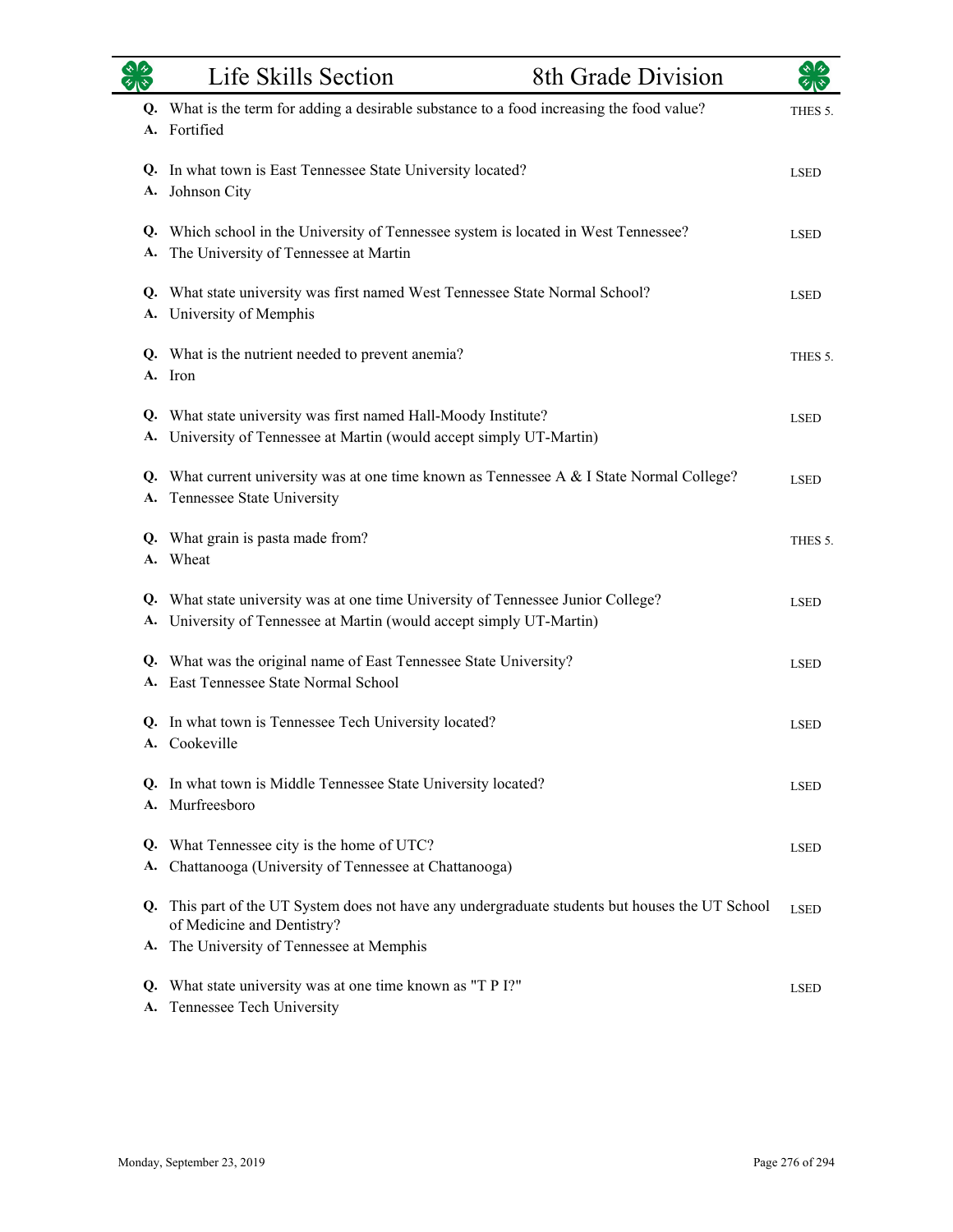**Q.** What is the term for adding a desirable substance to a food increasing the food value? — THES 5.
**A.** Fortified

**Q.** In what town is East Tennessee State University located? — LSED
**A.** Johnson City

**Q.** Which school in the University of Tennessee system is located in West Tennessee? — LSED
**A.** The University of Tennessee at Martin

**Q.** What state university was first named West Tennessee State Normal School? — LSED
**A.** University of Memphis

**Q.** What is the nutrient needed to prevent anemia? — THES 5.
**A.** Iron

**Q.** What state university was first named Hall-Moody Institute? — LSED
**A.** University of Tennessee at Martin (would accept simply UT-Martin)

**Q.** What current university was at one time known as Tennessee A & I State Normal College? — LSED
**A.** Tennessee State University

**Q.** What grain is pasta made from? — THES 5.
**A.** Wheat

**Q.** What state university was at one time University of Tennessee Junior College? — LSED
**A.** University of Tennessee at Martin (would accept simply UT-Martin)

**Q.** What was the original name of East Tennessee State University? — LSED
**A.** East Tennessee State Normal School

**Q.** In what town is Tennessee Tech University located? — LSED
**A.** Cookeville

**Q.** In what town is Middle Tennessee State University located? — LSED
**A.** Murfreesboro

**Q.** What Tennessee city is the home of UTC? — LSED
**A.** Chattanooga (University of Tennessee at Chattanooga)

**Q.** This part of the UT System does not have any undergraduate students but houses the UT School of Medicine and Dentistry? — LSED
**A.** The University of Tennessee at Memphis

**Q.** What state university was at one time known as "T P I?" — LSED
**A.** Tennessee Tech University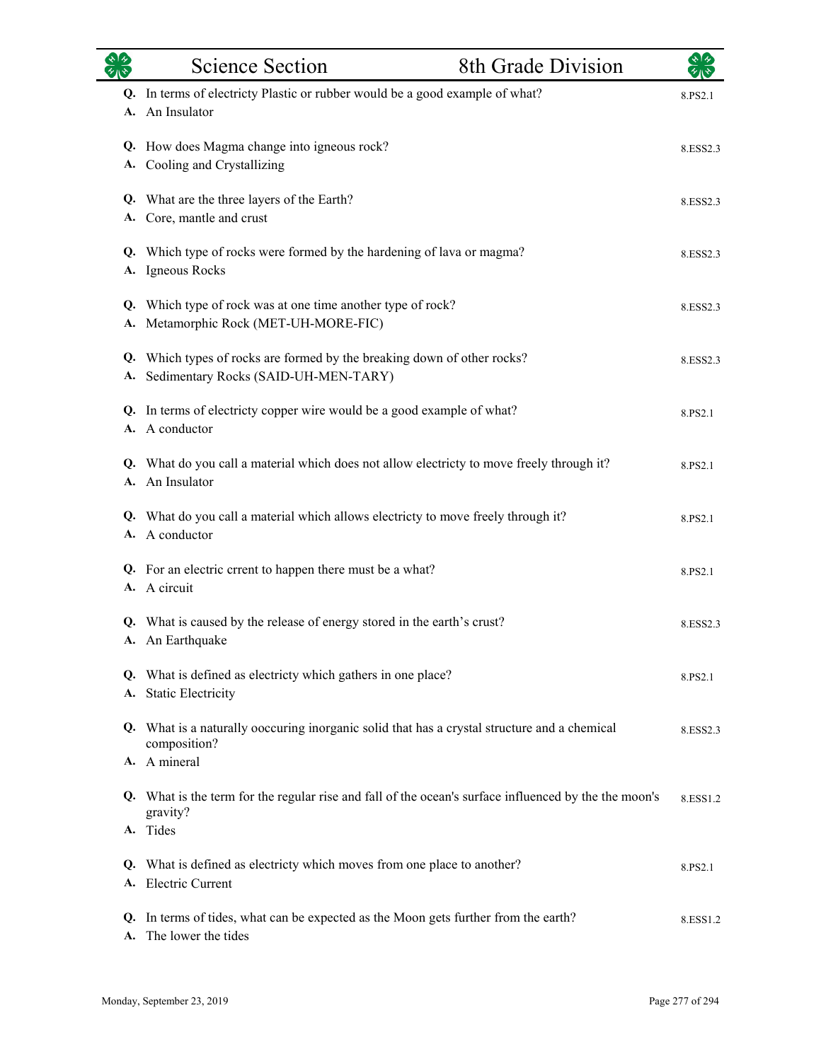| | Science Section | 8th Grade Division |
|---|---|---|

**Q.** In terms of electricty Plastic or rubber would be a good example of what? — 8.PS2.1
**A.** An Insulator

**Q.** How does Magma change into igneous rock? — 8.ESS2.3
**A.** Cooling and Crystallizing

**Q.** What are the three layers of the Earth? — 8.ESS2.3
**A.** Core, mantle and crust

**Q.** Which type of rocks were formed by the hardening of lava or magma? — 8.ESS2.3
**A.** Igneous Rocks

**Q.** Which type of rock was at one time another type of rock? — 8.ESS2.3
**A.** Metamorphic Rock (MET-UH-MORE-FIC)

**Q.** Which types of rocks are formed by the breaking down of other rocks? — 8.ESS2.3
**A.** Sedimentary Rocks (SAID-UH-MEN-TARY)

**Q.** In terms of electricty copper wire would be a good example of what? — 8.PS2.1
**A.** A conductor

**Q.** What do you call a material which does not allow electricty to move freely through it? — 8.PS2.1
**A.** An Insulator

**Q.** What do you call a material which allows electricty to move freely through it? — 8.PS2.1
**A.** A conductor

**Q.** For an electric crrent to happen there must be a what? — 8.PS2.1
**A.** A circuit

**Q.** What is caused by the release of energy stored in the earth's crust? — 8.ESS2.3
**A.** An Earthquake

**Q.** What is defined as electricty which gathers in one place? — 8.PS2.1
**A.** Static Electricity

**Q.** What is a naturally ooccuring inorganic solid that has a crystal structure and a chemical composition? — 8.ESS2.3
**A.** A mineral

**Q.** What is the term for the regular rise and fall of the ocean's surface influenced by the the moon's gravity? — 8.ESS1.2
**A.** Tides

**Q.** What is defined as electricty which moves from one place to another? — 8.PS2.1
**A.** Electric Current

**Q.** In terms of tides, what can be expected as the Moon gets further from the earth? — 8.ESS1.2
**A.** The lower the tides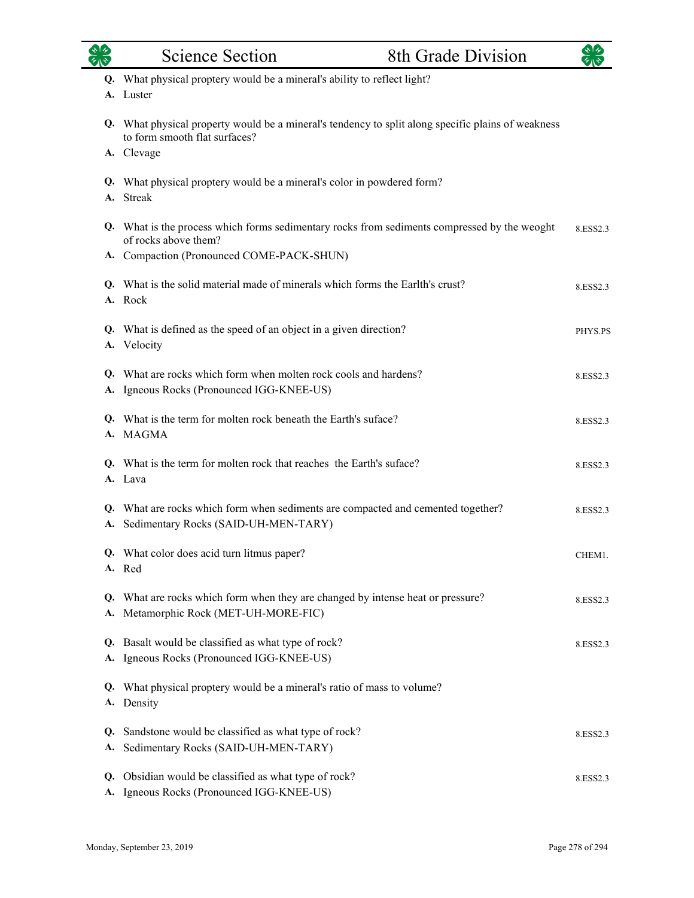**Q.** What physical proptery would be a mineral's ability to reflect light?
**A.** Luster

**Q.** What physical property would be a mineral's tendency to split along specific plains of weakness to form smooth flat surfaces?
**A.** Clevage

**Q.** What physical proptery would be a mineral's color in powdered form?
**A.** Streak

**Q.** What is the process which forms sedimentary rocks from sediments compressed by the weoght of rocks above them? — 8.ESS2.3
**A.** Compaction (Pronounced COME-PACK-SHUN)

**Q.** What is the solid material made of minerals which forms the Earlth's crust? — 8.ESS2.3
**A.** Rock

**Q.** What is defined as the speed of an object in a given direction? — PHYS.PS
**A.** Velocity

**Q.** What are rocks which form when molten rock cools and hardens? — 8.ESS2.3
**A.** Igneous Rocks (Pronounced IGG-KNEE-US)

**Q.** What is the term for molten rock beneath the Earth's suface? — 8.ESS2.3
**A.** MAGMA

**Q.** What is the term for molten rock that reaches the Earth's suface? — 8.ESS2.3
**A.** Lava

**Q.** What are rocks which form when sediments are compacted and cemented together? — 8.ESS2.3
**A.** Sedimentary Rocks (SAID-UH-MEN-TARY)

**Q.** What color does acid turn litmus paper? — CHEM1.
**A.** Red

**Q.** What are rocks which form when they are changed by intense heat or pressure? — 8.ESS2.3
**A.** Metamorphic Rock (MET-UH-MORE-FIC)

**Q.** Basalt would be classified as what type of rock? — 8.ESS2.3
**A.** Igneous Rocks (Pronounced IGG-KNEE-US)

**Q.** What physical proptery would be a mineral's ratio of mass to volume?
**A.** Density

**Q.** Sandstone would be classified as what type of rock? — 8.ESS2.3
**A.** Sedimentary Rocks (SAID-UH-MEN-TARY)

**Q.** Obsidian would be classified as what type of rock? — 8.ESS2.3
**A.** Igneous Rocks (Pronounced IGG-KNEE-US)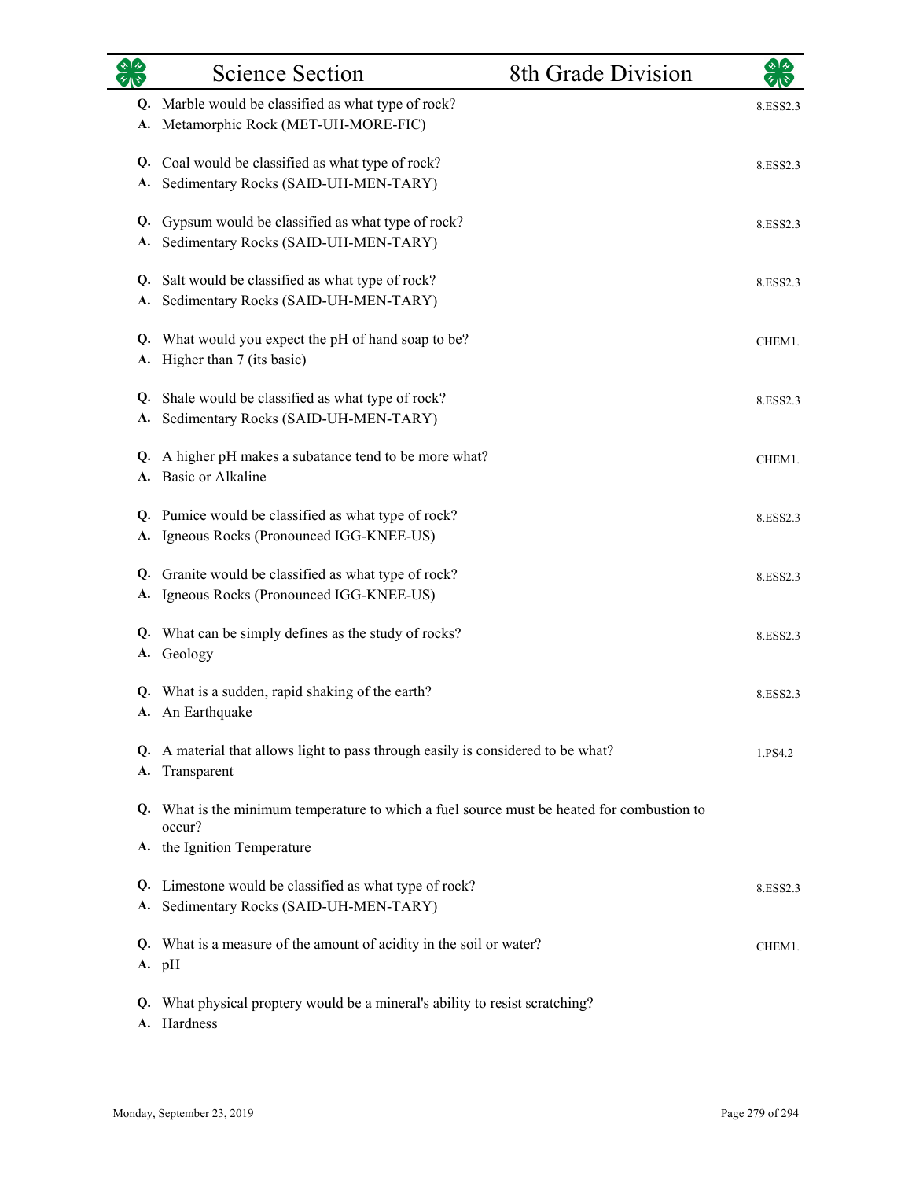**Q.** Marble would be classified as what type of rock? 8.ESS2.3
**A.** Metamorphic Rock (MET-UH-MORE-FIC)

**Q.** Coal would be classified as what type of rock? 8.ESS2.3
**A.** Sedimentary Rocks (SAID-UH-MEN-TARY)

**Q.** Gypsum would be classified as what type of rock? 8.ESS2.3
**A.** Sedimentary Rocks (SAID-UH-MEN-TARY)

**Q.** Salt would be classified as what type of rock? 8.ESS2.3
**A.** Sedimentary Rocks (SAID-UH-MEN-TARY)

**Q.** What would you expect the pH of hand soap to be? CHEM1.
**A.** Higher than 7 (its basic)

**Q.** Shale would be classified as what type of rock? 8.ESS2.3
**A.** Sedimentary Rocks (SAID-UH-MEN-TARY)

**Q.** A higher pH makes a subatance tend to be more what? CHEM1.
**A.** Basic or Alkaline

**Q.** Pumice would be classified as what type of rock? 8.ESS2.3
**A.** Igneous Rocks (Pronounced IGG-KNEE-US)

**Q.** Granite would be classified as what type of rock? 8.ESS2.3
**A.** Igneous Rocks (Pronounced IGG-KNEE-US)

**Q.** What can be simply defines as the study of rocks? 8.ESS2.3
**A.** Geology

**Q.** What is a sudden, rapid shaking of the earth? 8.ESS2.3
**A.** An Earthquake

**Q.** A material that allows light to pass through easily is considered to be what? 1.PS4.2
**A.** Transparent

**Q.** What is the minimum temperature to which a fuel source must be heated for combustion to occur?
**A.** the Ignition Temperature

**Q.** Limestone would be classified as what type of rock? 8.ESS2.3
**A.** Sedimentary Rocks (SAID-UH-MEN-TARY)

**Q.** What is a measure of the amount of acidity in the soil or water? CHEM1.
**A.** pH

**Q.** What physical proptery would be a mineral's ability to resist scratching?
**A.** Hardness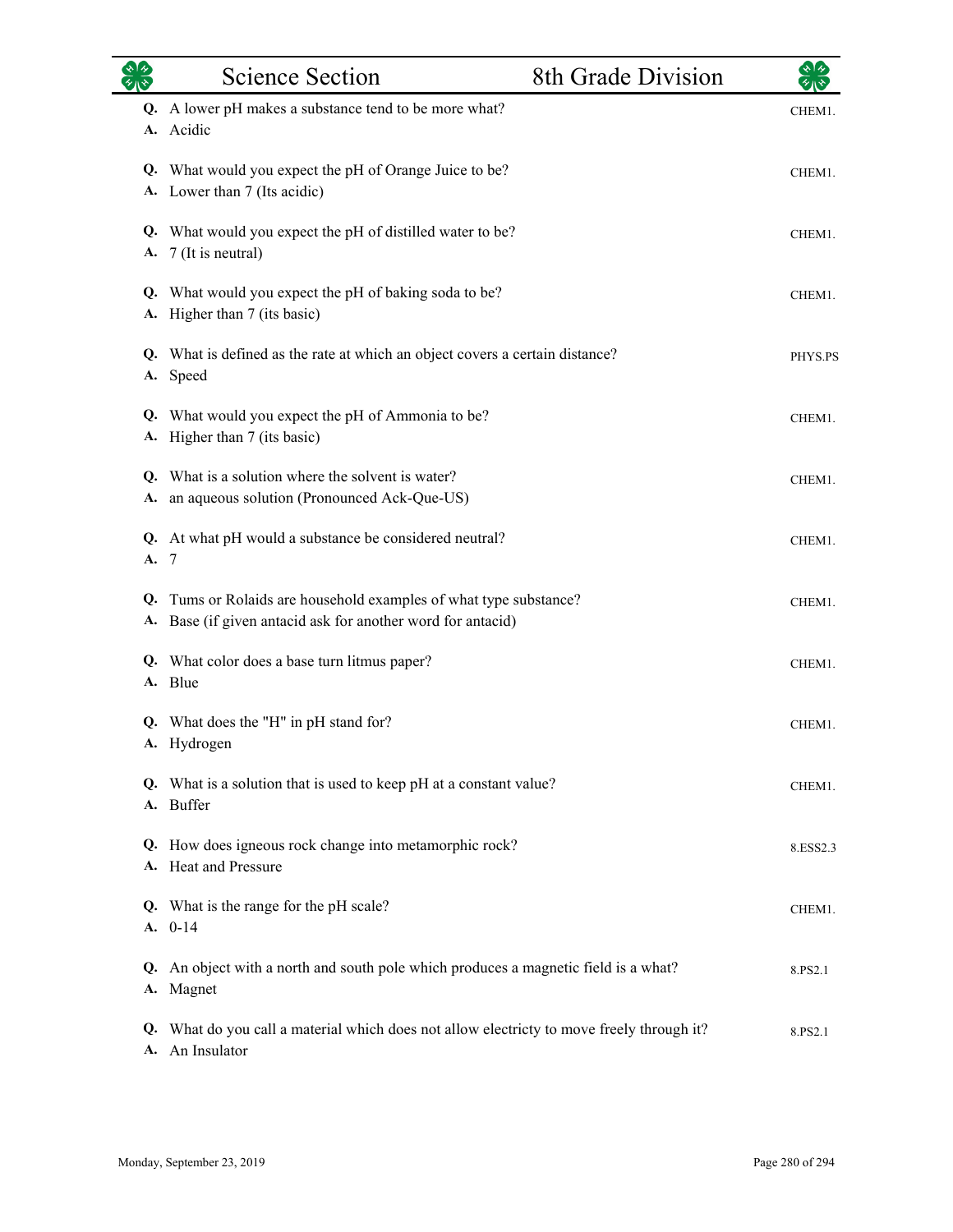| | Science Section | 8th Grade Division |
|---|---|---|

**Q.** A lower pH makes a substance tend to be more what? — CHEM1.
**A.** Acidic

**Q.** What would you expect the pH of Orange Juice to be? — CHEM1.
**A.** Lower than 7 (Its acidic)

**Q.** What would you expect the pH of distilled water to be? — CHEM1.
**A.** 7 (It is neutral)

**Q.** What would you expect the pH of baking soda to be? — CHEM1.
**A.** Higher than 7 (its basic)

**Q.** What is defined as the rate at which an object covers a certain distance? — PHYS.PS
**A.** Speed

**Q.** What would you expect the pH of Ammonia to be? — CHEM1.
**A.** Higher than 7 (its basic)

**Q.** What is a solution where the solvent is water? — CHEM1.
**A.** an aqueous solution (Pronounced Ack-Que-US)

**Q.** At what pH would a substance be considered neutral? — CHEM1.
**A.** 7

**Q.** Tums or Rolaids are household examples of what type substance? — CHEM1.
**A.** Base (if given antacid ask for another word for antacid)

**Q.** What color does a base turn litmus paper? — CHEM1.
**A.** Blue

**Q.** What does the "H" in pH stand for? — CHEM1.
**A.** Hydrogen

**Q.** What is a solution that is used to keep pH at a constant value? — CHEM1.
**A.** Buffer

**Q.** How does igneous rock change into metamorphic rock? — 8.ESS2.3
**A.** Heat and Pressure

**Q.** What is the range for the pH scale? — CHEM1.
**A.** 0-14

**Q.** An object with a north and south pole which produces a magnetic field is a what? — 8.PS2.1
**A.** Magnet

**Q.** What do you call a material which does not allow electricty to move freely through it? — 8.PS2.1
**A.** An Insulator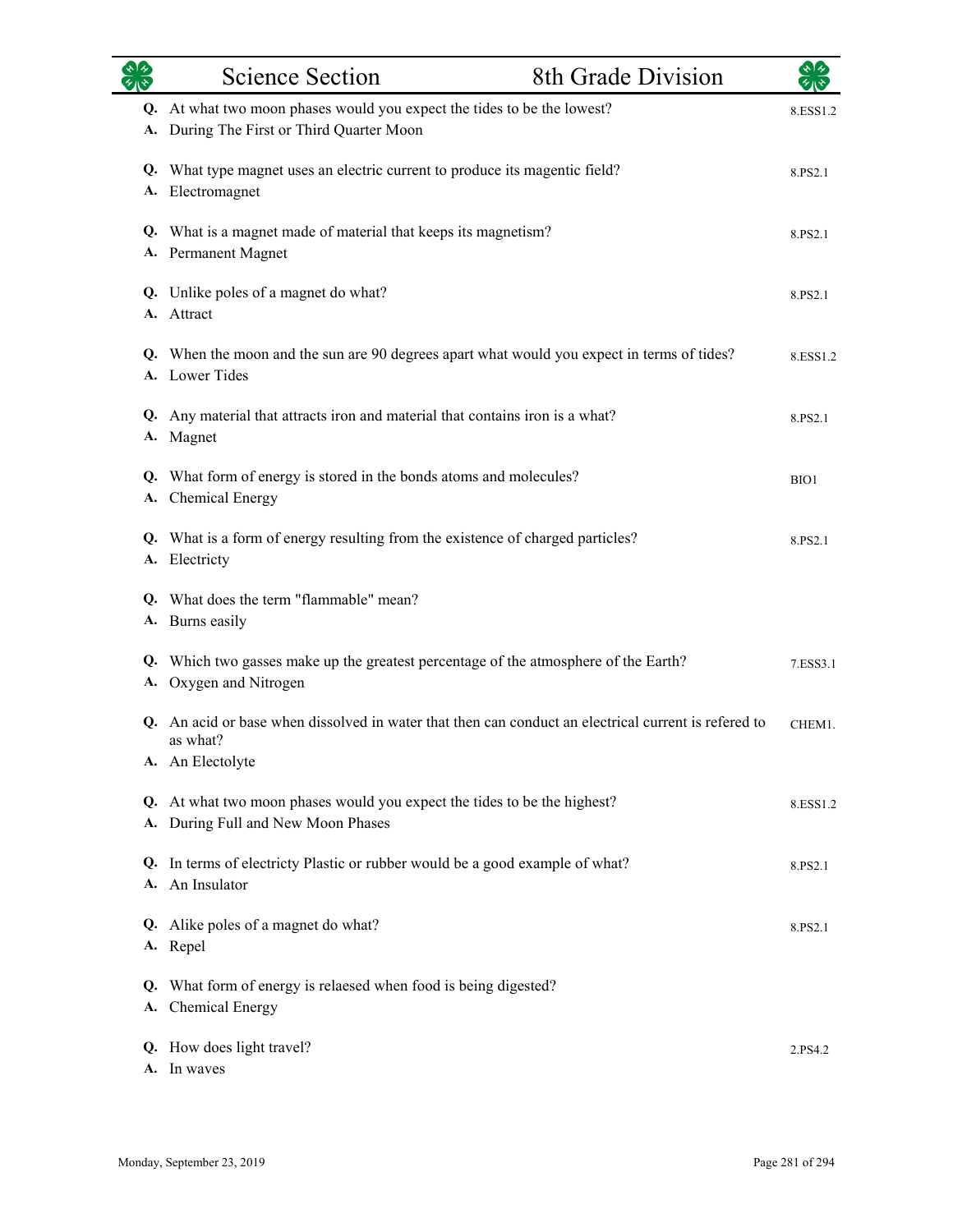| | Science Section | 8th Grade Division |
|---|---|---|

**Q.** At what two moon phases would you expect the tides to be the lowest? — 8.ESS1.2
**A.** During The First or Third Quarter Moon

**Q.** What type magnet uses an electric current to produce its magentic field? — 8.PS2.1
**A.** Electromagnet

**Q.** What is a magnet made of material that keeps its magnetism? — 8.PS2.1
**A.** Permanent Magnet

**Q.** Unlike poles of a magnet do what? — 8.PS2.1
**A.** Attract

**Q.** When the moon and the sun are 90 degrees apart what would you expect in terms of tides? — 8.ESS1.2
**A.** Lower Tides

**Q.** Any material that attracts iron and material that contains iron is a what? — 8.PS2.1
**A.** Magnet

**Q.** What form of energy is stored in the bonds atoms and molecules? — BIO1
**A.** Chemical Energy

**Q.** What is a form of energy resulting from the existence of charged particles? — 8.PS2.1
**A.** Electricty

**Q.** What does the term "flammable" mean?
**A.** Burns easily

**Q.** Which two gasses make up the greatest percentage of the atmosphere of the Earth? — 7.ESS3.1
**A.** Oxygen and Nitrogen

**Q.** An acid or base when dissolved in water that then can conduct an electrical current is refered to as what? — CHEM1.
**A.** An Electolyte

**Q.** At what two moon phases would you expect the tides to be the highest? — 8.ESS1.2
**A.** During Full and New Moon Phases

**Q.** In terms of electricty Plastic or rubber would be a good example of what? — 8.PS2.1
**A.** An Insulator

**Q.** Alike poles of a magnet do what? — 8.PS2.1
**A.** Repel

**Q.** What form of energy is relaesed when food is being digested?
**A.** Chemical Energy

**Q.** How does light travel? — 2.PS4.2
**A.** In waves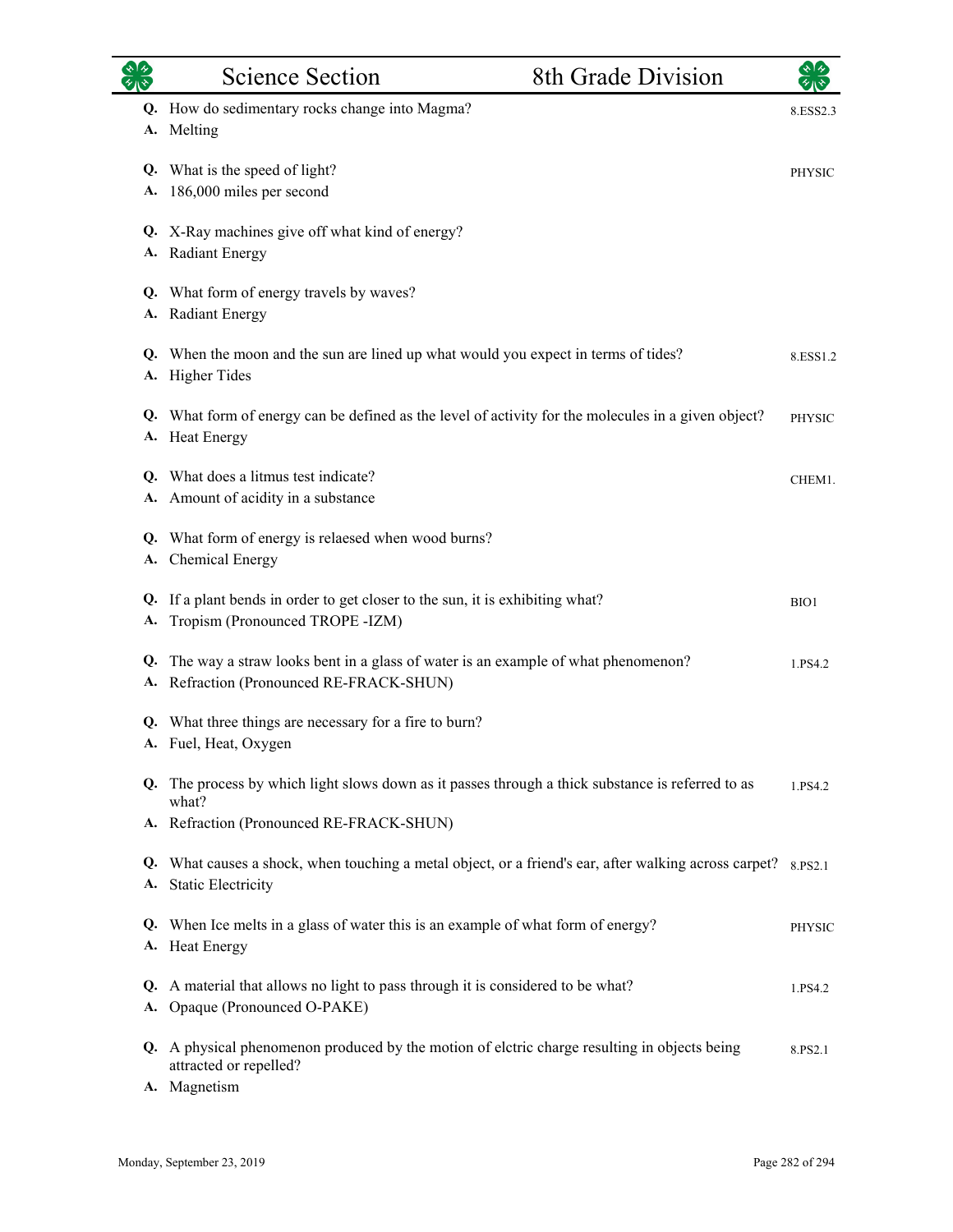**Q.** How do sedimentary rocks change into Magma? — 8.ESS2.3
**A.** Melting

**Q.** What is the speed of light? — PHYSIC
**A.** 186,000 miles per second

**Q.** X-Ray machines give off what kind of energy?
**A.** Radiant Energy

**Q.** What form of energy travels by waves?
**A.** Radiant Energy

**Q.** When the moon and the sun are lined up what would you expect in terms of tides? — 8.ESS1.2
**A.** Higher Tides

**Q.** What form of energy can be defined as the level of activity for the molecules in a given object? — PHYSIC
**A.** Heat Energy

**Q.** What does a litmus test indicate? — CHEM1.
**A.** Amount of acidity in a substance

**Q.** What form of energy is relaesed when wood burns?
**A.** Chemical Energy

**Q.** If a plant bends in order to get closer to the sun, it is exhibiting what? — BIO1
**A.** Tropism (Pronounced TROPE -IZM)

**Q.** The way a straw looks bent in a glass of water is an example of what phenomenon? — 1.PS4.2
**A.** Refraction (Pronounced RE-FRACK-SHUN)

**Q.** What three things are necessary for a fire to burn?
**A.** Fuel, Heat, Oxygen

**Q.** The process by which light slows down as it passes through a thick substance is referred to as what? — 1.PS4.2
**A.** Refraction (Pronounced RE-FRACK-SHUN)

**Q.** What causes a shock, when touching a metal object, or a friend's ear, after walking across carpet? — 8.PS2.1
**A.** Static Electricity

**Q.** When Ice melts in a glass of water this is an example of what form of energy? — PHYSIC
**A.** Heat Energy

**Q.** A material that allows no light to pass through it is considered to be what? — 1.PS4.2
**A.** Opaque (Pronounced O-PAKE)

**Q.** A physical phenomenon produced by the motion of elctric charge resulting in objects being attracted or repelled? — 8.PS2.1
**A.** Magnetism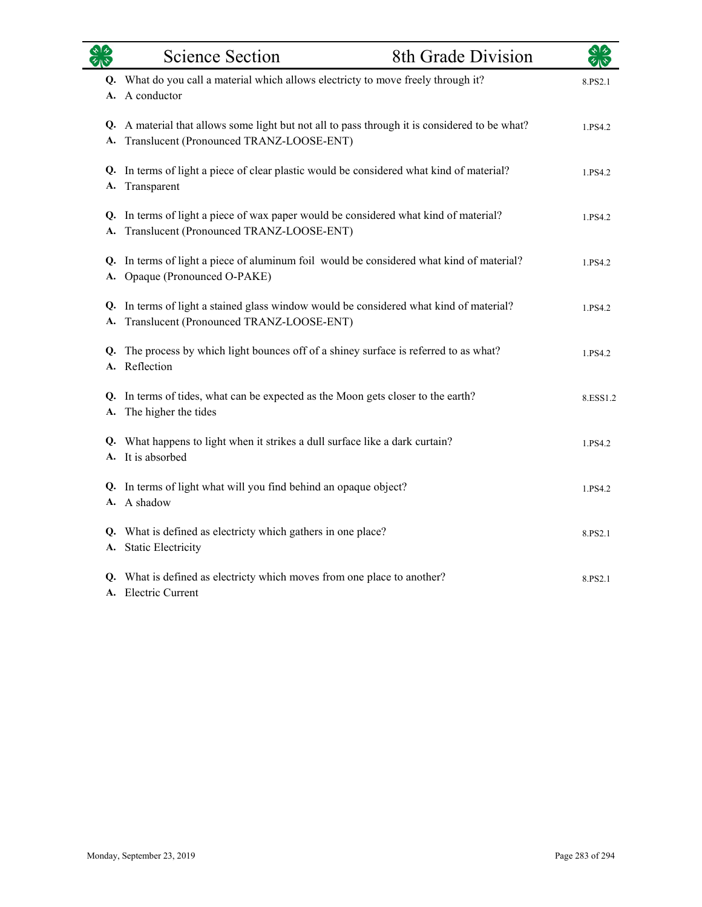## Science Section — 8th Grade Division

**Q.** What do you call a material which allows electricty to move freely through it? — 8.PS2.1
**A.** A conductor

**Q.** A material that allows some light but not all to pass through it is considered to be what? — 1.PS4.2
**A.** Translucent (Pronounced TRANZ-LOOSE-ENT)

**Q.** In terms of light a piece of clear plastic would be considered what kind of material? — 1.PS4.2
**A.** Transparent

**Q.** In terms of light a piece of wax paper would be considered what kind of material? — 1.PS4.2
**A.** Translucent (Pronounced TRANZ-LOOSE-ENT)

**Q.** In terms of light a piece of aluminum foil would be considered what kind of material? — 1.PS4.2
**A.** Opaque (Pronounced O-PAKE)

**Q.** In terms of light a stained glass window would be considered what kind of material? — 1.PS4.2
**A.** Translucent (Pronounced TRANZ-LOOSE-ENT)

**Q.** The process by which light bounces off of a shiney surface is referred to as what? — 1.PS4.2
**A.** Reflection

**Q.** In terms of tides, what can be expected as the Moon gets closer to the earth? — 8.ESS1.2
**A.** The higher the tides

**Q.** What happens to light when it strikes a dull surface like a dark curtain? — 1.PS4.2
**A.** It is absorbed

**Q.** In terms of light what will you find behind an opaque object? — 1.PS4.2
**A.** A shadow

**Q.** What is defined as electricty which gathers in one place? — 8.PS2.1
**A.** Static Electricity

**Q.** What is defined as electricty which moves from one place to another? — 8.PS2.1
**A.** Electric Current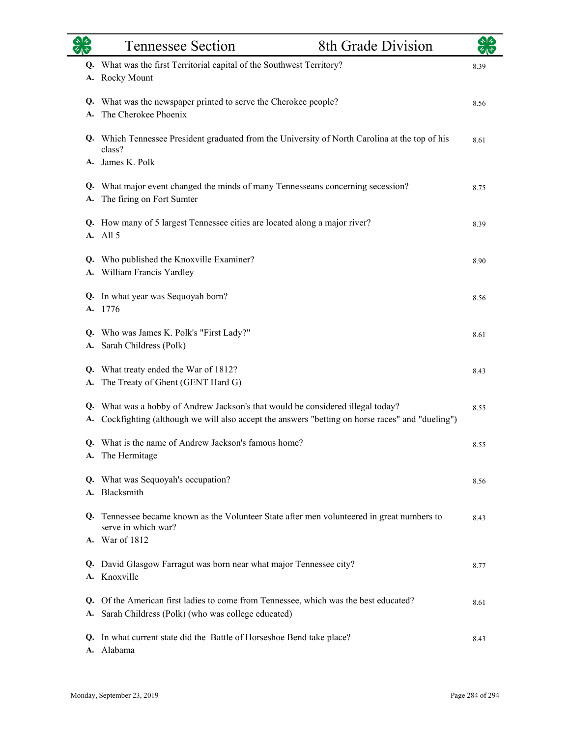| | | |
|---|---|---|
| **Q.** | What was the first Territorial capital of the Southwest Territory? | 8.39 |
| **A.** | Rocky Mount | |
| **Q.** | What was the newspaper printed to serve the Cherokee people? | 8.56 |
| **A.** | The Cherokee Phoenix | |
| **Q.** | Which Tennessee President graduated from the University of North Carolina at the top of his class? | 8.61 |
| **A.** | James K. Polk | |
| **Q.** | What major event changed the minds of many Tennesseans concerning secession? | 8.75 |
| **A.** | The firing on Fort Sumter | |
| **Q.** | How many of 5 largest Tennessee cities are located along a major river? | 8.39 |
| **A.** | All 5 | |
| **Q.** | Who published the Knoxville Examiner? | 8.90 |
| **A.** | William Francis Yardley | |
| **Q.** | In what year was Sequoyah born? | 8.56 |
| **A.** | 1776 | |
| **Q.** | Who was James K. Polk's "First Lady?" | 8.61 |
| **A.** | Sarah Childress (Polk) | |
| **Q.** | What treaty ended the War of 1812? | 8.43 |
| **A.** | The Treaty of Ghent (GENT Hard G) | |
| **Q.** | What was a hobby of Andrew Jackson's that would be considered illegal today? | 8.55 |
| **A.** | Cockfighting (although we will also accept the answers "betting on horse races" and "dueling") | |
| **Q.** | What is the name of Andrew Jackson's famous home? | 8.55 |
| **A.** | The Hermitage | |
| **Q.** | What was Sequoyah's occupation? | 8.56 |
| **A.** | Blacksmith | |
| **Q.** | Tennessee became known as the Volunteer State after men volunteered in great numbers to serve in which war? | 8.43 |
| **A.** | War of 1812 | |
| **Q.** | David Glasgow Farragut was born near what major Tennessee city? | 8.77 |
| **A.** | Knoxville | |
| **Q.** | Of the American first ladies to come from Tennessee, which was the best educated? | 8.61 |
| **A.** | Sarah Childress (Polk) (who was college educated) | |
| **Q.** | In what current state did the Battle of Horseshoe Bend take place? | 8.43 |
| **A.** | Alabama | |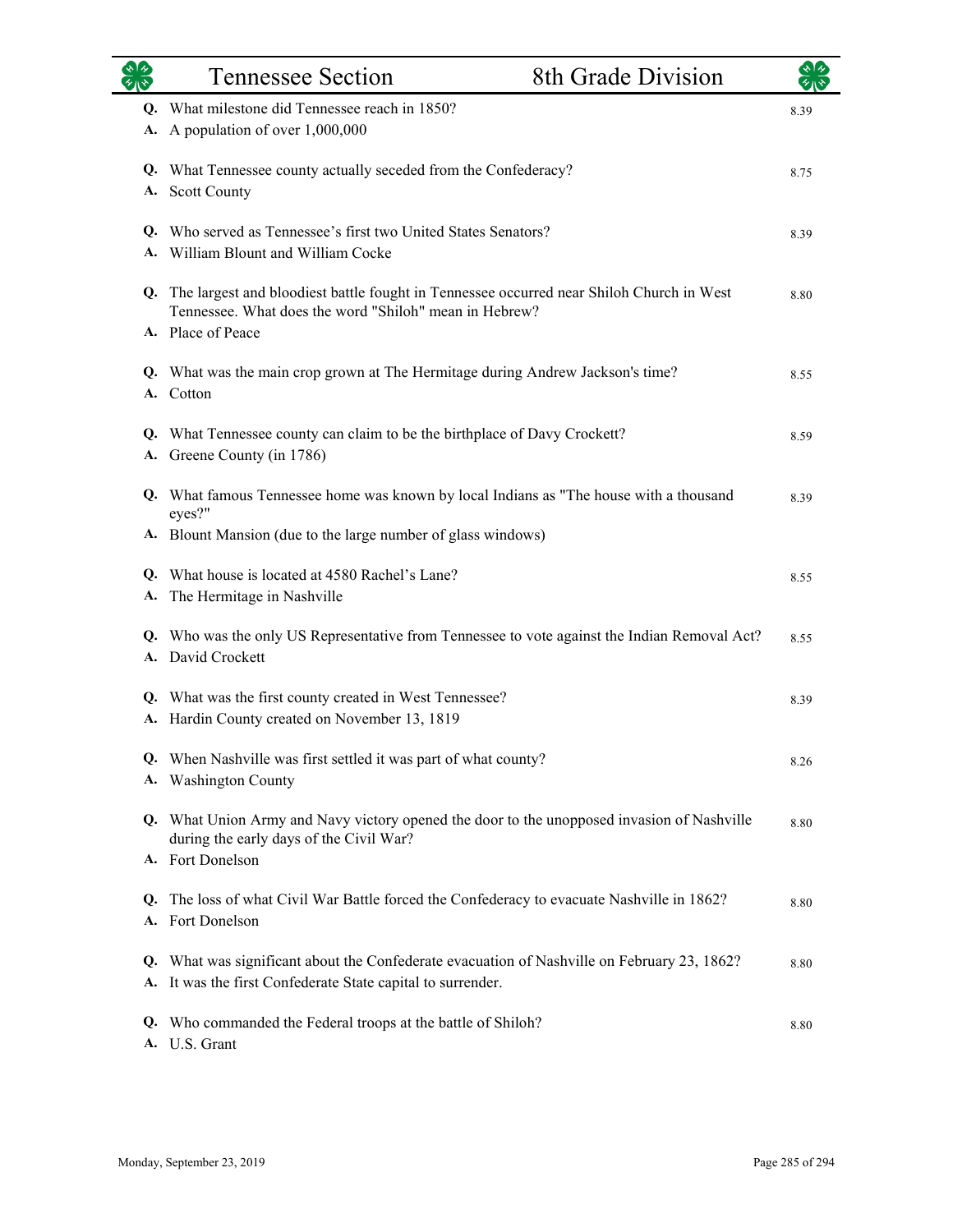## Tennessee Section — 8th Grade Division

**Q.** What milestone did Tennessee reach in 1850? — 8.39
**A.** A population of over 1,000,000

**Q.** What Tennessee county actually seceded from the Confederacy? — 8.75
**A.** Scott County

**Q.** Who served as Tennessee's first two United States Senators? — 8.39
**A.** William Blount and William Cocke

**Q.** The largest and bloodiest battle fought in Tennessee occurred near Shiloh Church in West Tennessee. What does the word "Shiloh" mean in Hebrew? — 8.80
**A.** Place of Peace

**Q.** What was the main crop grown at The Hermitage during Andrew Jackson's time? — 8.55
**A.** Cotton

**Q.** What Tennessee county can claim to be the birthplace of Davy Crockett? — 8.59
**A.** Greene County (in 1786)

**Q.** What famous Tennessee home was known by local Indians as "The house with a thousand eyes?" — 8.39
**A.** Blount Mansion (due to the large number of glass windows)

**Q.** What house is located at 4580 Rachel's Lane? — 8.55
**A.** The Hermitage in Nashville

**Q.** Who was the only US Representative from Tennessee to vote against the Indian Removal Act? — 8.55
**A.** David Crockett

**Q.** What was the first county created in West Tennessee? — 8.39
**A.** Hardin County created on November 13, 1819

**Q.** When Nashville was first settled it was part of what county? — 8.26
**A.** Washington County

**Q.** What Union Army and Navy victory opened the door to the unopposed invasion of Nashville during the early days of the Civil War? — 8.80
**A.** Fort Donelson

**Q.** The loss of what Civil War Battle forced the Confederacy to evacuate Nashville in 1862? — 8.80
**A.** Fort Donelson

**Q.** What was significant about the Confederate evacuation of Nashville on February 23, 1862? — 8.80
**A.** It was the first Confederate State capital to surrender.

**Q.** Who commanded the Federal troops at the battle of Shiloh? — 8.80
**A.** U.S. Grant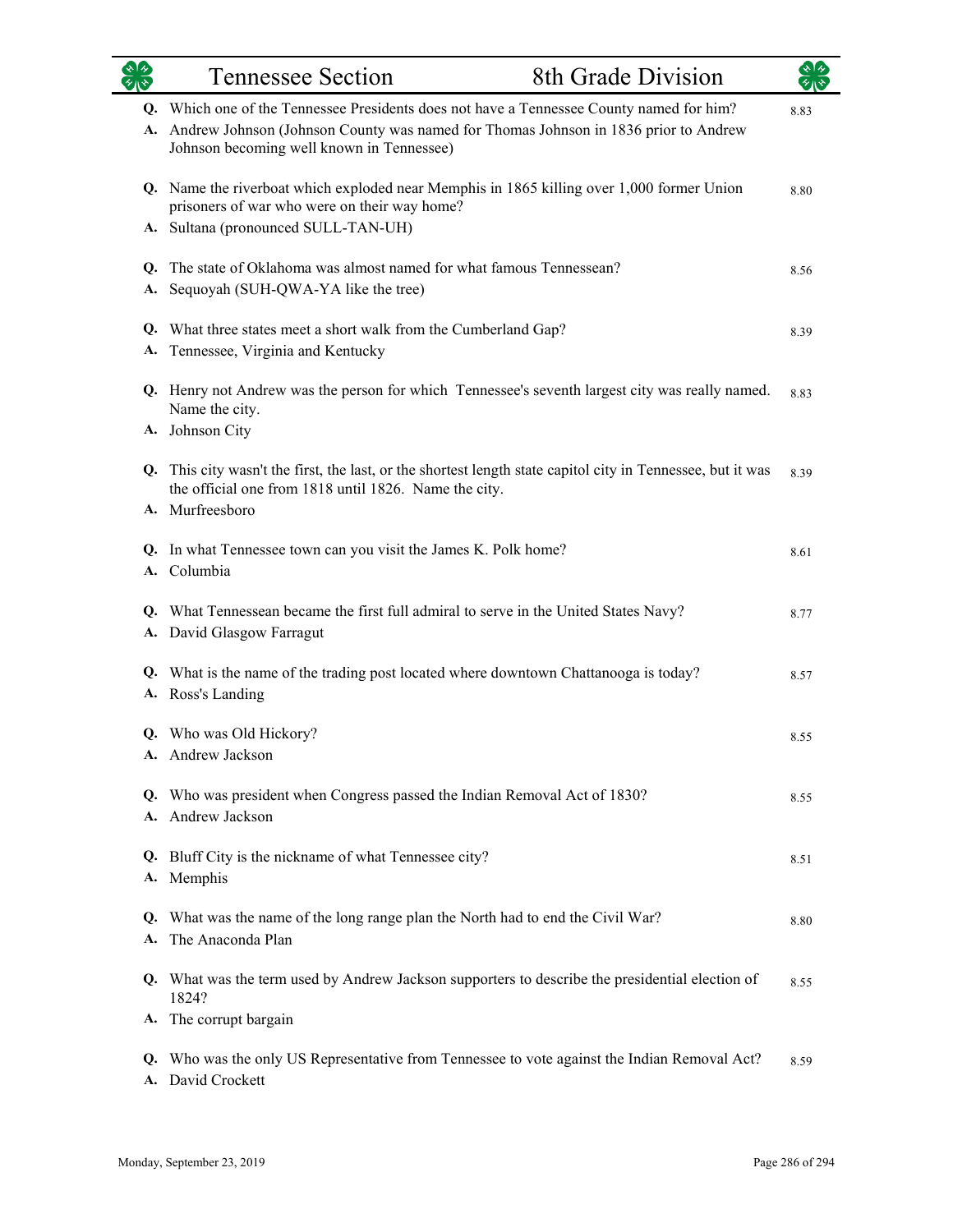| | Tennessee Section | 8th Grade Division |
|---|---|---|

**Q.** Which one of the Tennessee Presidents does not have a Tennessee County named for him? 8.83
**A.** Andrew Johnson (Johnson County was named for Thomas Johnson in 1836 prior to Andrew Johnson becoming well known in Tennessee)

**Q.** Name the riverboat which exploded near Memphis in 1865 killing over 1,000 former Union prisoners of war who were on their way home? 8.80
**A.** Sultana (pronounced SULL-TAN-UH)

**Q.** The state of Oklahoma was almost named for what famous Tennessean? 8.56
**A.** Sequoyah (SUH-QWA-YA like the tree)

**Q.** What three states meet a short walk from the Cumberland Gap? 8.39
**A.** Tennessee, Virginia and Kentucky

**Q.** Henry not Andrew was the person for which Tennessee's seventh largest city was really named. Name the city. 8.83
**A.** Johnson City

**Q.** This city wasn't the first, the last, or the shortest length state capitol city in Tennessee, but it was the official one from 1818 until 1826. Name the city. 8.39
**A.** Murfreesboro

**Q.** In what Tennessee town can you visit the James K. Polk home? 8.61
**A.** Columbia

**Q.** What Tennessean became the first full admiral to serve in the United States Navy? 8.77
**A.** David Glasgow Farragut

**Q.** What is the name of the trading post located where downtown Chattanooga is today? 8.57
**A.** Ross's Landing

**Q.** Who was Old Hickory? 8.55
**A.** Andrew Jackson

**Q.** Who was president when Congress passed the Indian Removal Act of 1830? 8.55
**A.** Andrew Jackson

**Q.** Bluff City is the nickname of what Tennessee city? 8.51
**A.** Memphis

**Q.** What was the name of the long range plan the North had to end the Civil War? 8.80
**A.** The Anaconda Plan

**Q.** What was the term used by Andrew Jackson supporters to describe the presidential election of 1824? 8.55
**A.** The corrupt bargain

**Q.** Who was the only US Representative from Tennessee to vote against the Indian Removal Act? 8.59
**A.** David Crockett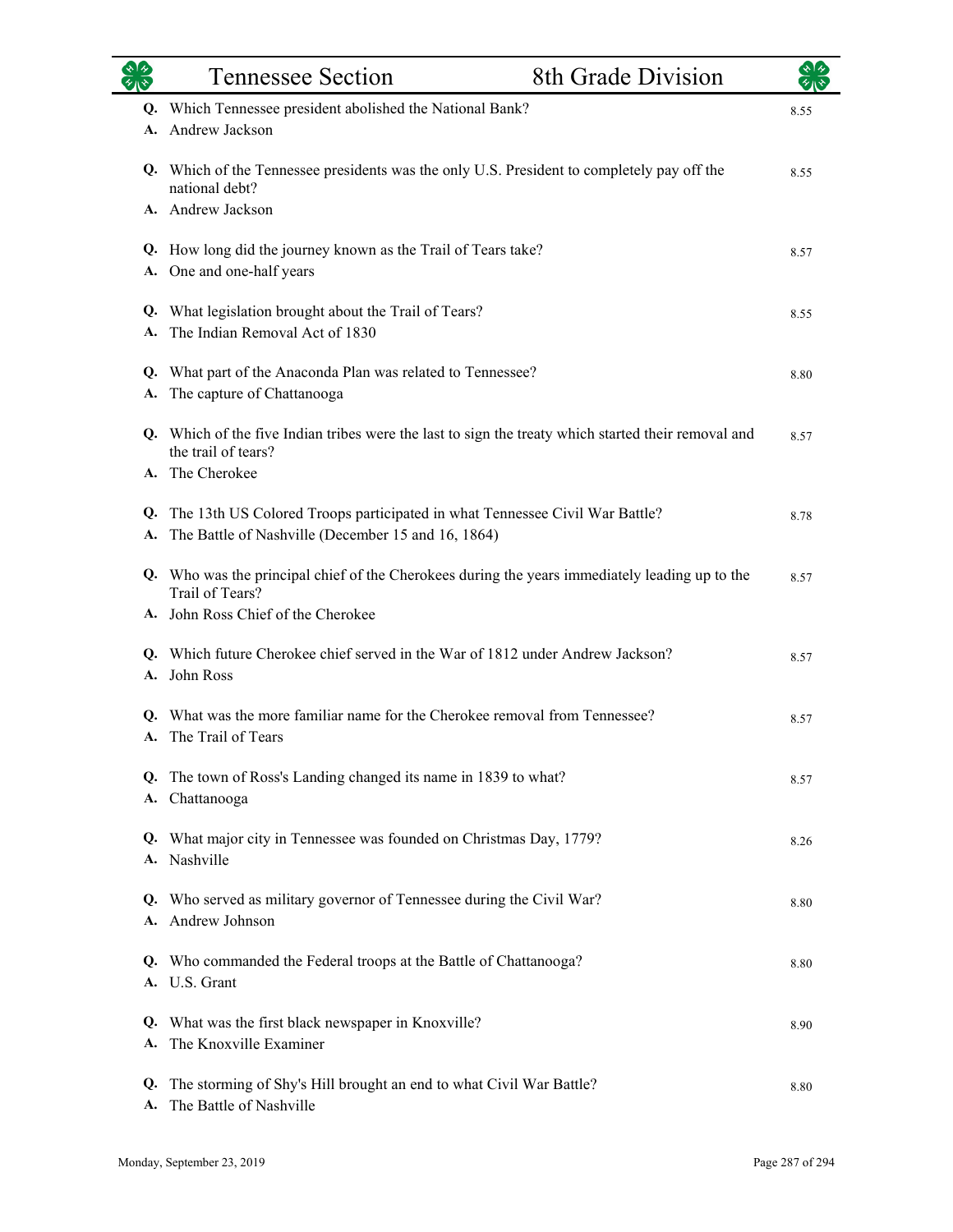| | Tennessee Section | 8th Grade Division |
|---|---|---|

**Q.** Which Tennessee president abolished the National Bank? 8.55
**A.** Andrew Jackson

**Q.** Which of the Tennessee presidents was the only U.S. President to completely pay off the national debt? 8.55
**A.** Andrew Jackson

**Q.** How long did the journey known as the Trail of Tears take? 8.57
**A.** One and one-half years

**Q.** What legislation brought about the Trail of Tears? 8.55
**A.** The Indian Removal Act of 1830

**Q.** What part of the Anaconda Plan was related to Tennessee? 8.80
**A.** The capture of Chattanooga

**Q.** Which of the five Indian tribes were the last to sign the treaty which started their removal and the trail of tears? 8.57
**A.** The Cherokee

**Q.** The 13th US Colored Troops participated in what Tennessee Civil War Battle? 8.78
**A.** The Battle of Nashville (December 15 and 16, 1864)

**Q.** Who was the principal chief of the Cherokees during the years immediately leading up to the Trail of Tears? 8.57
**A.** John Ross Chief of the Cherokee

**Q.** Which future Cherokee chief served in the War of 1812 under Andrew Jackson? 8.57
**A.** John Ross

**Q.** What was the more familiar name for the Cherokee removal from Tennessee? 8.57
**A.** The Trail of Tears

**Q.** The town of Ross's Landing changed its name in 1839 to what? 8.57
**A.** Chattanooga

**Q.** What major city in Tennessee was founded on Christmas Day, 1779? 8.26
**A.** Nashville

**Q.** Who served as military governor of Tennessee during the Civil War? 8.80
**A.** Andrew Johnson

**Q.** Who commanded the Federal troops at the Battle of Chattanooga? 8.80
**A.** U.S. Grant

**Q.** What was the first black newspaper in Knoxville? 8.90
**A.** The Knoxville Examiner

**Q.** The storming of Shy's Hill brought an end to what Civil War Battle? 8.80
**A.** The Battle of Nashville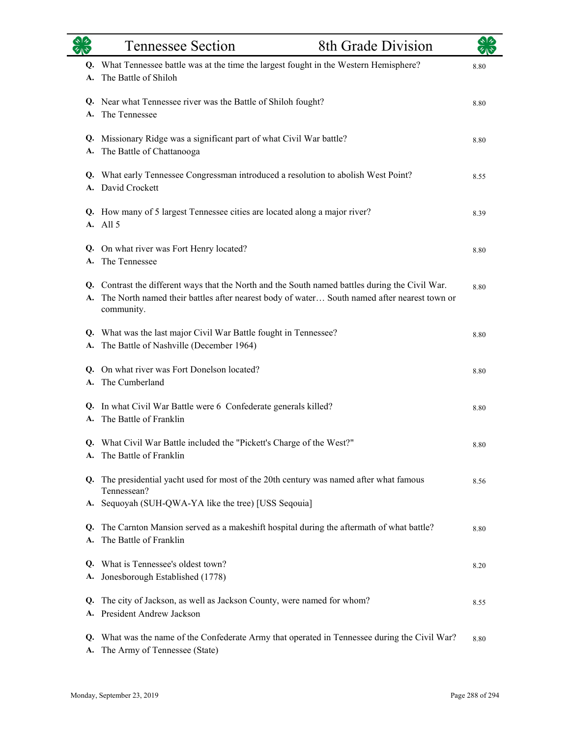| | Question / Answer | Code |
|---|---|---|
| **Q.** | What Tennessee battle was at the time the largest fought in the Western Hemisphere? | 8.80 |
| **A.** | The Battle of Shiloh | |
| **Q.** | Near what Tennessee river was the Battle of Shiloh fought? | 8.80 |
| **A.** | The Tennessee | |
| **Q.** | Missionary Ridge was a significant part of what Civil War battle? | 8.80 |
| **A.** | The Battle of Chattanooga | |
| **Q.** | What early Tennessee Congressman introduced a resolution to abolish West Point? | 8.55 |
| **A.** | David Crockett | |
| **Q.** | How many of 5 largest Tennessee cities are located along a major river? | 8.39 |
| **A.** | All 5 | |
| **Q.** | On what river was Fort Henry located? | 8.80 |
| **A.** | The Tennessee | |
| **Q.** | Contrast the different ways that the North and the South named battles during the Civil War. | 8.80 |
| **A.** | The North named their battles after nearest body of water… South named after nearest town or community. | |
| **Q.** | What was the last major Civil War Battle fought in Tennessee? | 8.80 |
| **A.** | The Battle of Nashville (December 1964) | |
| **Q.** | On what river was Fort Donelson located? | 8.80 |
| **A.** | The Cumberland | |
| **Q.** | In what Civil War Battle were 6 Confederate generals killed? | 8.80 |
| **A.** | The Battle of Franklin | |
| **Q.** | What Civil War Battle included the "Pickett's Charge of the West?" | 8.80 |
| **A.** | The Battle of Franklin | |
| **Q.** | The presidential yacht used for most of the 20th century was named after what famous Tennessean? | 8.56 |
| **A.** | Sequoyah (SUH-QWA-YA like the tree) [USS Seqouia] | |
| **Q.** | The Carnton Mansion served as a makeshift hospital during the aftermath of what battle? | 8.80 |
| **A.** | The Battle of Franklin | |
| **Q.** | What is Tennessee's oldest town? | 8.20 |
| **A.** | Jonesborough Established (1778) | |
| **Q.** | The city of Jackson, as well as Jackson County, were named for whom? | 8.55 |
| **A.** | President Andrew Jackson | |
| **Q.** | What was the name of the Confederate Army that operated in Tennessee during the Civil War? | 8.80 |
| **A.** | The Army of Tennessee (State) | |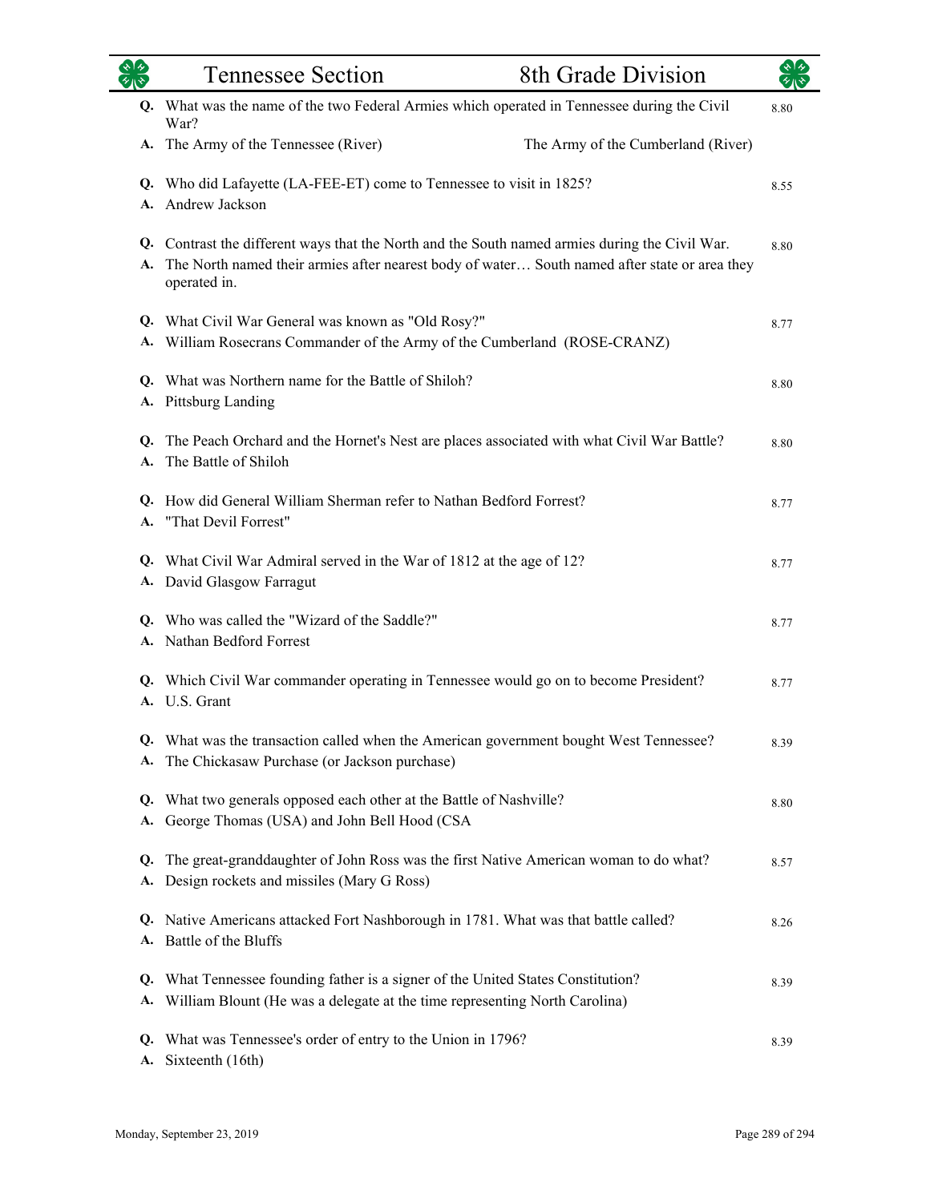| | Tennessee Section | 8th Grade Division | |
|---|---|---|---|

**Q.** What was the name of the two Federal Armies which operated in Tennessee during the Civil War? 8.80
**A.** The Army of the Tennessee (River) The Army of the Cumberland (River)

**Q.** Who did Lafayette (LA-FEE-ET) come to Tennessee to visit in 1825? 8.55
**A.** Andrew Jackson

**Q.** Contrast the different ways that the North and the South named armies during the Civil War. 8.80
**A.** The North named their armies after nearest body of water… South named after state or area they operated in.

**Q.** What Civil War General was known as "Old Rosy?" 8.77
**A.** William Rosecrans Commander of the Army of the Cumberland (ROSE-CRANZ)

**Q.** What was Northern name for the Battle of Shiloh? 8.80
**A.** Pittsburg Landing

**Q.** The Peach Orchard and the Hornet's Nest are places associated with what Civil War Battle? 8.80
**A.** The Battle of Shiloh

**Q.** How did General William Sherman refer to Nathan Bedford Forrest? 8.77
**A.** "That Devil Forrest"

**Q.** What Civil War Admiral served in the War of 1812 at the age of 12? 8.77
**A.** David Glasgow Farragut

**Q.** Who was called the "Wizard of the Saddle?" 8.77
**A.** Nathan Bedford Forrest

**Q.** Which Civil War commander operating in Tennessee would go on to become President? 8.77
**A.** U.S. Grant

**Q.** What was the transaction called when the American government bought West Tennessee? 8.39
**A.** The Chickasaw Purchase (or Jackson purchase)

**Q.** What two generals opposed each other at the Battle of Nashville? 8.80
**A.** George Thomas (USA) and John Bell Hood (CSA

**Q.** The great-granddaughter of John Ross was the first Native American woman to do what? 8.57
**A.** Design rockets and missiles (Mary G Ross)

**Q.** Native Americans attacked Fort Nashborough in 1781. What was that battle called? 8.26
**A.** Battle of the Bluffs

**Q.** What Tennessee founding father is a signer of the United States Constitution? 8.39
**A.** William Blount (He was a delegate at the time representing North Carolina)

**Q.** What was Tennessee's order of entry to the Union in 1796? 8.39
**A.** Sixteenth (16th)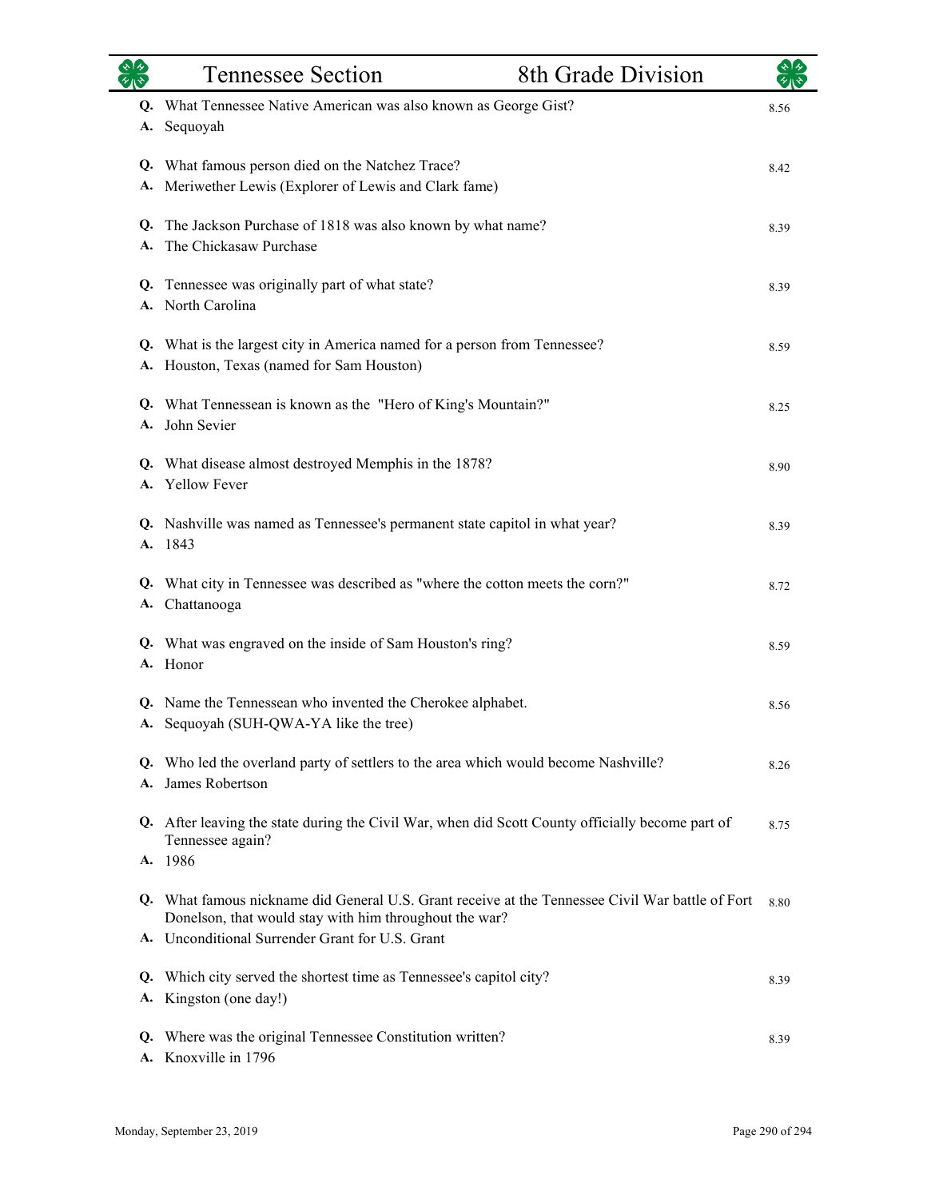## Tennessee Section — 8th Grade Division

**Q.** What Tennessee Native American was also known as George Gist? 8.56
**A.** Sequoyah

**Q.** What famous person died on the Natchez Trace? 8.42
**A.** Meriwether Lewis (Explorer of Lewis and Clark fame)

**Q.** The Jackson Purchase of 1818 was also known by what name? 8.39
**A.** The Chickasaw Purchase

**Q.** Tennessee was originally part of what state? 8.39
**A.** North Carolina

**Q.** What is the largest city in America named for a person from Tennessee? 8.59
**A.** Houston, Texas (named for Sam Houston)

**Q.** What Tennessean is known as the "Hero of King's Mountain?" 8.25
**A.** John Sevier

**Q.** What disease almost destroyed Memphis in the 1878? 8.90
**A.** Yellow Fever

**Q.** Nashville was named as Tennessee's permanent state capitol in what year? 8.39
**A.** 1843

**Q.** What city in Tennessee was described as "where the cotton meets the corn?" 8.72
**A.** Chattanooga

**Q.** What was engraved on the inside of Sam Houston's ring? 8.59
**A.** Honor

**Q.** Name the Tennessean who invented the Cherokee alphabet. 8.56
**A.** Sequoyah (SUH-QWA-YA like the tree)

**Q.** Who led the overland party of settlers to the area which would become Nashville? 8.26
**A.** James Robertson

**Q.** After leaving the state during the Civil War, when did Scott County officially become part of Tennessee again? 8.75
**A.** 1986

**Q.** What famous nickname did General U.S. Grant receive at the Tennessee Civil War battle of Fort Donelson, that would stay with him throughout the war? 8.80
**A.** Unconditional Surrender Grant for U.S. Grant

**Q.** Which city served the shortest time as Tennessee's capitol city? 8.39
**A.** Kingston (one day!)

**Q.** Where was the original Tennessee Constitution written? 8.39
**A.** Knoxville in 1796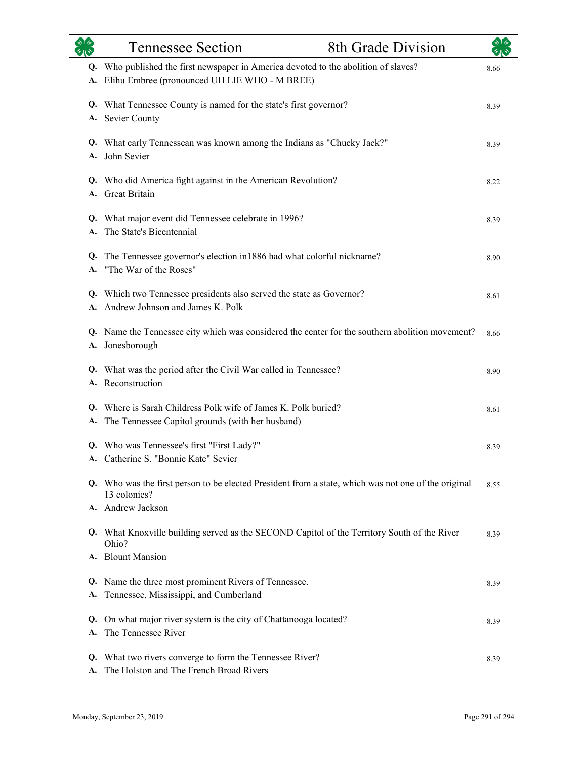| | Tennessee Section | 8th Grade Division |
|---|---|---|

**Q.** Who published the first newspaper in America devoted to the abolition of slaves? 8.66
**A.** Elihu Embree (pronounced UH LIE WHO - M BREE)

**Q.** What Tennessee County is named for the state's first governor? 8.39
**A.** Sevier County

**Q.** What early Tennessean was known among the Indians as "Chucky Jack?" 8.39
**A.** John Sevier

**Q.** Who did America fight against in the American Revolution? 8.22
**A.** Great Britain

**Q.** What major event did Tennessee celebrate in 1996? 8.39
**A.** The State's Bicentennial

**Q.** The Tennessee governor's election in1886 had what colorful nickname? 8.90
**A.** "The War of the Roses"

**Q.** Which two Tennessee presidents also served the state as Governor? 8.61
**A.** Andrew Johnson and James K. Polk

**Q.** Name the Tennessee city which was considered the center for the southern abolition movement? 8.66
**A.** Jonesborough

**Q.** What was the period after the Civil War called in Tennessee? 8.90
**A.** Reconstruction

**Q.** Where is Sarah Childress Polk wife of James K. Polk buried? 8.61
**A.** The Tennessee Capitol grounds (with her husband)

**Q.** Who was Tennessee's first "First Lady?" 8.39
**A.** Catherine S. "Bonnie Kate" Sevier

**Q.** Who was the first person to be elected President from a state, which was not one of the original 13 colonies? 8.55
**A.** Andrew Jackson

**Q.** What Knoxville building served as the SECOND Capitol of the Territory South of the River Ohio? 8.39
**A.** Blount Mansion

**Q.** Name the three most prominent Rivers of Tennessee. 8.39
**A.** Tennessee, Mississippi, and Cumberland

**Q.** On what major river system is the city of Chattanooga located? 8.39
**A.** The Tennessee River

**Q.** What two rivers converge to form the Tennessee River? 8.39
**A.** The Holston and The French Broad Rivers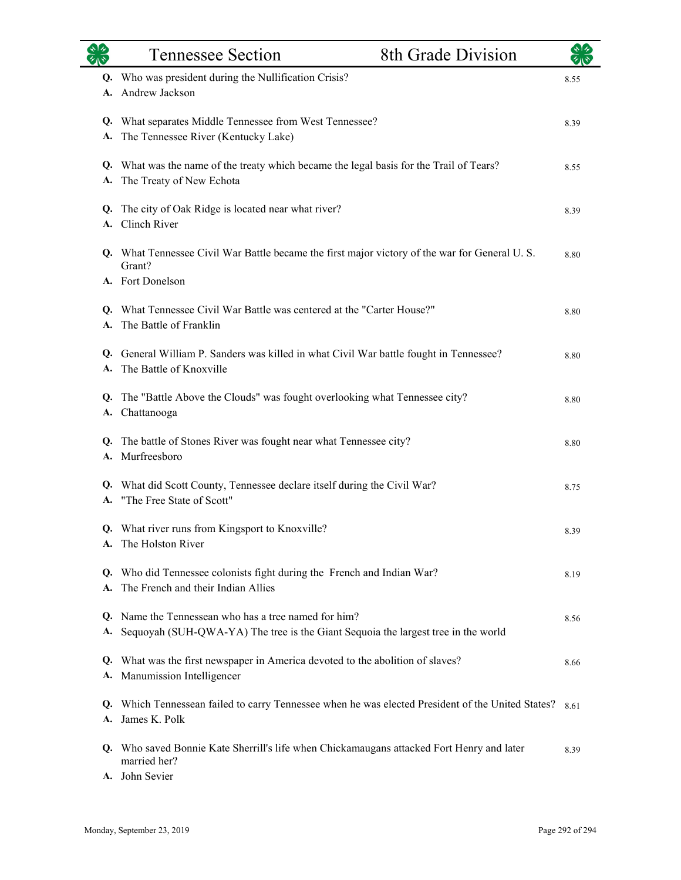# Tennessee Section — 8th Grade Division

**Q.** Who was president during the Nullification Crisis? 8.55
**A.** Andrew Jackson

**Q.** What separates Middle Tennessee from West Tennessee? 8.39
**A.** The Tennessee River (Kentucky Lake)

**Q.** What was the name of the treaty which became the legal basis for the Trail of Tears? 8.55
**A.** The Treaty of New Echota

**Q.** The city of Oak Ridge is located near what river? 8.39
**A.** Clinch River

**Q.** What Tennessee Civil War Battle became the first major victory of the war for General U. S. Grant? 8.80
**A.** Fort Donelson

**Q.** What Tennessee Civil War Battle was centered at the "Carter House?" 8.80
**A.** The Battle of Franklin

**Q.** General William P. Sanders was killed in what Civil War battle fought in Tennessee? 8.80
**A.** The Battle of Knoxville

**Q.** The "Battle Above the Clouds" was fought overlooking what Tennessee city? 8.80
**A.** Chattanooga

**Q.** The battle of Stones River was fought near what Tennessee city? 8.80
**A.** Murfreesboro

**Q.** What did Scott County, Tennessee declare itself during the Civil War? 8.75
**A.** "The Free State of Scott"

**Q.** What river runs from Kingsport to Knoxville? 8.39
**A.** The Holston River

**Q.** Who did Tennessee colonists fight during the French and Indian War? 8.19
**A.** The French and their Indian Allies

**Q.** Name the Tennessean who has a tree named for him? 8.56
**A.** Sequoyah (SUH-QWA-YA) The tree is the Giant Sequoia the largest tree in the world

**Q.** What was the first newspaper in America devoted to the abolition of slaves? 8.66
**A.** Manumission Intelligencer

**Q.** Which Tennessean failed to carry Tennessee when he was elected President of the United States? 8.61
**A.** James K. Polk

**Q.** Who saved Bonnie Kate Sherrill's life when Chickamaugans attacked Fort Henry and later married her? 8.39
**A.** John Sevier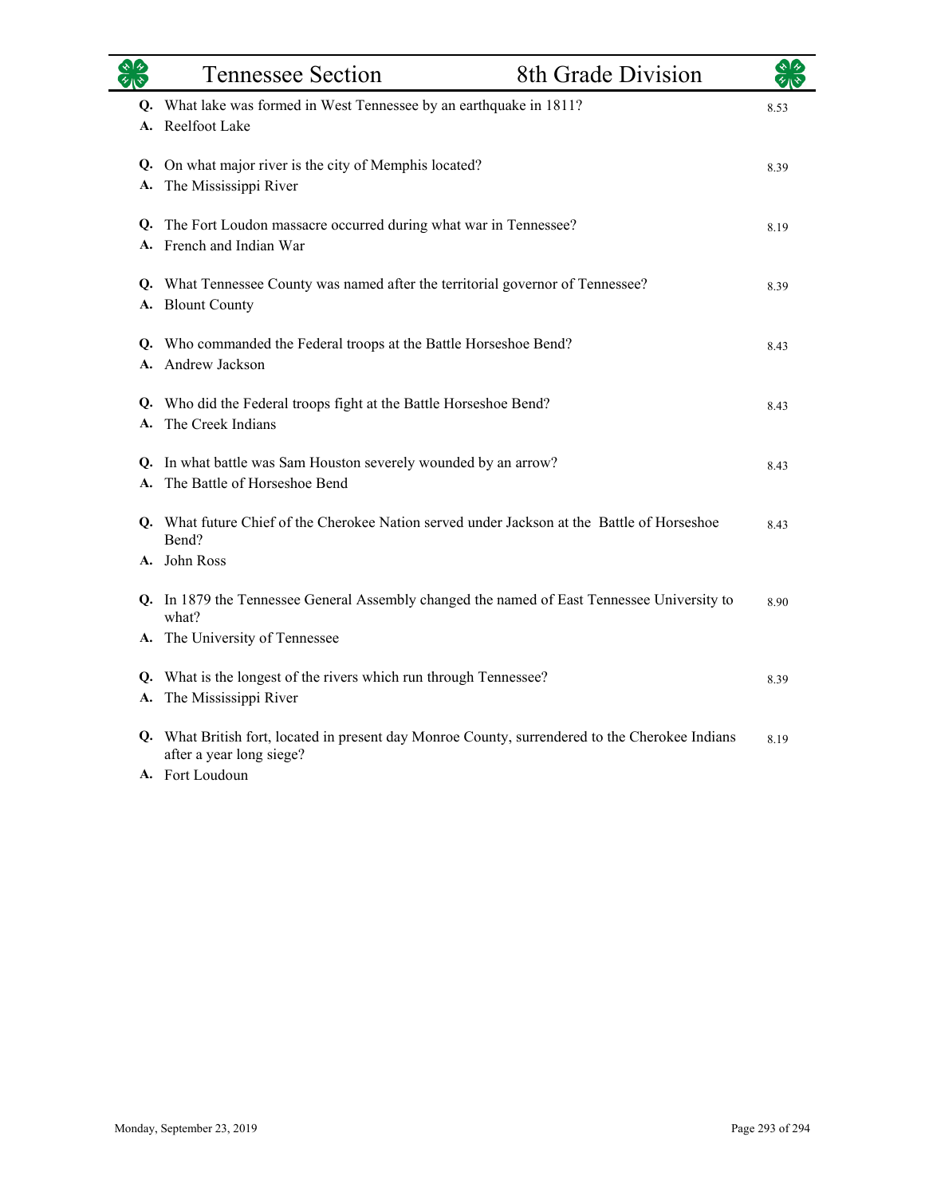**Q.** What lake was formed in West Tennessee by an earthquake in 1811? 8.53
**A.** Reelfoot Lake

**Q.** On what major river is the city of Memphis located? 8.39
**A.** The Mississippi River

**Q.** The Fort Loudon massacre occurred during what war in Tennessee? 8.19
**A.** French and Indian War

**Q.** What Tennessee County was named after the territorial governor of Tennessee? 8.39
**A.** Blount County

**Q.** Who commanded the Federal troops at the Battle Horseshoe Bend? 8.43
**A.** Andrew Jackson

**Q.** Who did the Federal troops fight at the Battle Horseshoe Bend? 8.43
**A.** The Creek Indians

**Q.** In what battle was Sam Houston severely wounded by an arrow? 8.43
**A.** The Battle of Horseshoe Bend

**Q.** What future Chief of the Cherokee Nation served under Jackson at the Battle of Horseshoe Bend? 8.43
**A.** John Ross

**Q.** In 1879 the Tennessee General Assembly changed the named of East Tennessee University to what? 8.90
**A.** The University of Tennessee

**Q.** What is the longest of the rivers which run through Tennessee? 8.39
**A.** The Mississippi River

**Q.** What British fort, located in present day Monroe County, surrendered to the Cherokee Indians after a year long siege? 8.19
**A.** Fort Loudoun